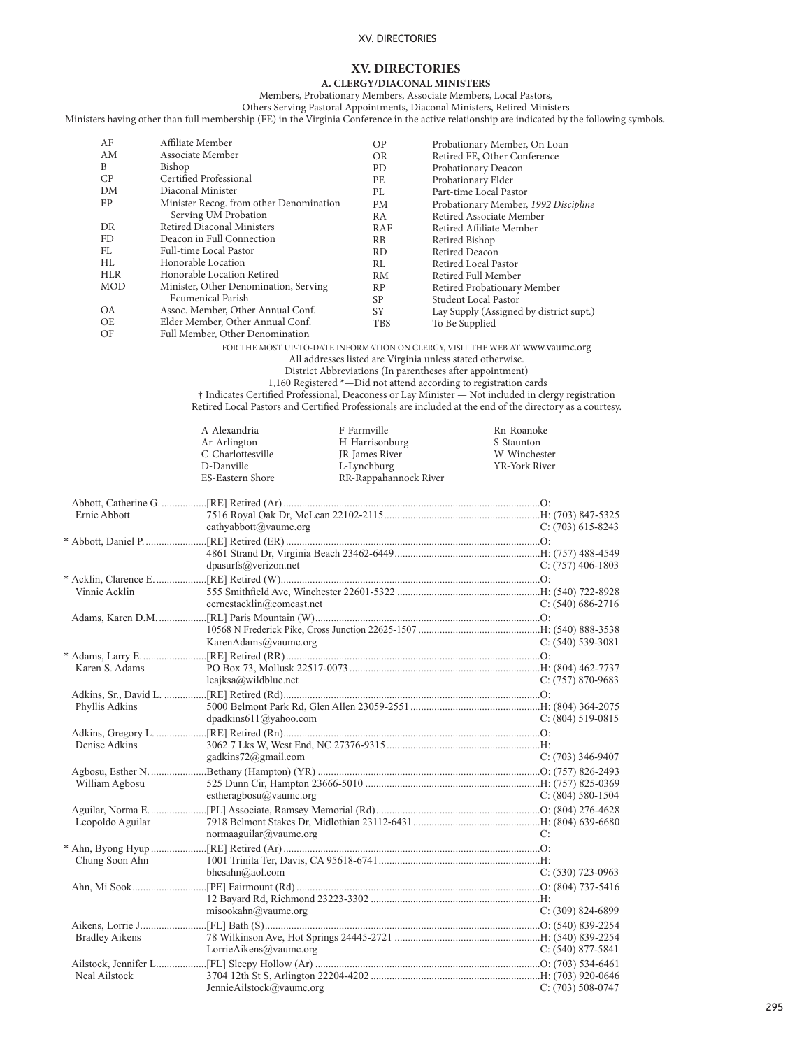# XV. DIRECTORIES

## A. CLERGY/DIACONAL MINISTERS

Members, Probationary Members, Associate Members, Local Pastors, Others Serving Pastoral Appointments, Diaconal Ministers, Retired Ministers

Ministers having other than full membership (FE) in the Virginia Conference in the active relationship are indicated by the following symbols.

| | | | |
|---|---|---|---|
| AF | Affiliate Member | OP | Probationary Member, On Loan |
| AM | Associate Member | OR | Retired FE, Other Conference |
| B | Bishop | PD | Probationary Deacon |
| CP | Certified Professional | PE | Probationary Elder |
| DM | Diaconal Minister | PL | Part-time Local Pastor |
| EP | Minister Recog. from other Denomination Serving UM Probation | PM | Probationary Member, *1992 Discipline* |
| DR | Retired Diaconal Ministers | RA | Retired Associate Member |
| FD | Deacon in Full Connection | RAF | Retired Affiliate Member |
| FL | Full-time Local Pastor | RB | Retired Bishop |
| HL | Honorable Location | RD | Retired Deacon |
| HLR | Honorable Location Retired | RL | Retired Local Pastor |
| MOD | Minister, Other Denomination, Serving Ecumenical Parish | RM | Retired Full Member |
| OA | Assoc. Member, Other Annual Conf. | RP | Retired Probationary Member |
| OE | Elder Member, Other Annual Conf. | SP | Student Local Pastor |
| OF | Full Member, Other Denomination | SY | Lay Supply (Assigned by district supt.) |
| | | TBS | To Be Supplied |

FOR THE MOST UP-TO-DATE INFORMATION ON CLERGY, VISIT THE WEB AT www.vaumc.org

All addresses listed are Virginia unless stated otherwise.

District Abbreviations (In parentheses after appointment)

1,160 Registered *—Did not attend according to registration cards

† Indicates Certified Professional, Deaconess or Lay Minister — Not included in clergy registration

Retired Local Pastors and Certified Professionals are included at the end of the directory as a courtesy.

| | | |
|---|---|---|
| A-Alexandria | F-Farmville | Rn-Roanoke |
| Ar-Arlington | H-Harrisonburg | S-Staunton |
| C-Charlottesville | JR-James River | W-Winchester |
| D-Danville | L-Lynchburg | YR-York River |
| ES-Eastern Shore | RR-Rappahannock River | |

| Name / Spouse | Appointment / Address / Email | Phone |
|---|---|---|
| Abbott, Catherine G. | [RE] Retired (Ar) | O: |
| Ernie Abbott | 7516 Royal Oak Dr, McLean 22102-2115 | H: (703) 847-5325 |
| | cathyabbott@vaumc.org | C: (703) 615-8243 |
| * Abbott, Daniel P. | [RE] Retired (ER) | O: |
| | 4861 Strand Dr, Virginia Beach 23462-6449 | H: (757) 488-4549 |
| | dpasurfs@verizon.net | C: (757) 406-1803 |
| * Acklin, Clarence E. | [RE] Retired (W) | O: |
| Vinnie Acklin | 555 Smithfield Ave, Winchester 22601-5322 | H: (540) 722-8928 |
| | cernestacklin@comcast.net | C: (540) 686-2716 |
| Adams, Karen D.M. | [RL] Paris Mountain (W) | O: |
| | 10568 N Frederick Pike, Cross Junction 22625-1507 | H: (540) 888-3538 |
| | KarenAdams@vaumc.org | C: (540) 539-3081 |
| * Adams, Larry E. | [RE] Retired (RR) | O: |
| Karen S. Adams | PO Box 73, Mollusk 22517-0073 | H: (804) 462-7737 |
| | leajksa@wildblue.net | C: (757) 870-9683 |
| Adkins, Sr., David L. | [RE] Retired (Rd) | O: |
| Phyllis Adkins | 5000 Belmont Park Rd, Glen Allen 23059-2551 | H: (804) 364-2075 |
| | dpadkins611@yahoo.com | C: (804) 519-0815 |
| Adkins, Gregory L. | [RE] Retired (Rn) | O: |
| Denise Adkins | 3062 7 Lks W, West End, NC 27376-9315 | H: |
| | gadkins72@gmail.com | C: (703) 346-9407 |
| Agbosu, Esther N. | Bethany (Hampton) (YR) | O: (757) 826-2493 |
| William Agbosu | 525 Dunn Cir, Hampton 23666-5010 | H: (757) 825-0369 |
| | estheragbosu@vaumc.org | C: (804) 580-1504 |
| Aguilar, Norma E. | [PL] Associate, Ramsey Memorial (Rd) | O: (804) 276-4628 |
| Leopoldo Aguilar | 7918 Belmont Stakes Dr, Midlothian 23112-6431 | H: (804) 639-6680 |
| | normaaguilar@vaumc.org | C: |
| * Ahn, Byong Hyup | [RE] Retired (Ar) | O: |
| Chung Soon Ahn | 1001 Trinita Ter, Davis, CA 95618-6741 | H: |
| | bhcsahn@aol.com | C: (530) 723-0963 |
| Ahn, Mi Sook | [PE] Fairmount (Rd) | O: (804) 737-5416 |
| | 12 Bayard Rd, Richmond 23223-3302 | H: |
| | misookahn@vaumc.org | C: (309) 824-6899 |
| Aikens, Lorrie J. | [FL] Bath (S) | O: (540) 839-2254 |
| Bradley Aikens | 78 Wilkinson Ave, Hot Springs 24445-2721 | H: (540) 839-2254 |
| | LorrieAikens@vaumc.org | C: (540) 877-5841 |
| Ailstock, Jennifer L. | [FL] Sleepy Hollow (Ar) | O: (703) 534-6461 |
| Neal Ailstock | 3704 12th St S, Arlington 22204-4202 | H: (703) 920-0646 |
| | JennieAilstock@vaumc.org | C: (703) 508-0747 |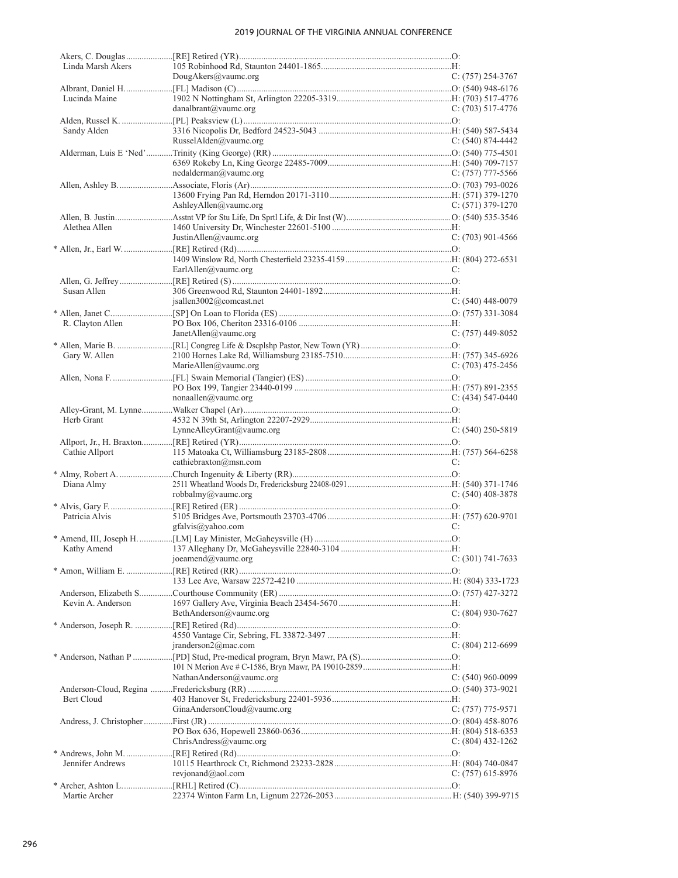| Name / Spouse | Appointment / Address / Email | Phone |
|---|---|---|
| Akers, C. Douglas | [RE] Retired (YR) | O: |
| Linda Marsh Akers | 105 Robinhood Rd, Staunton 24401-1865 | H: |
| | DougAkers@vaumc.org | C: (757) 254-3767 |
| Albrant, Daniel H. | [FL] Madison (C) | O: (540) 948-6176 |
| Lucinda Maine | 1902 N Nottingham St, Arlington 22205-3319 | H: (703) 517-4776 |
| | danalbrant@vaumc.org | C: (703) 517-4776 |
| Alden, Russel K. | [PL] Peaksview (L) | O: |
| Sandy Alden | 3316 Nicopolis Dr, Bedford 24523-5043 | H: (540) 587-5434 |
| | RusselAlden@vaumc.org | C: (540) 874-4442 |
| Alderman, Luis E 'Ned' | Trinity (King George) (RR) | O: (540) 775-4501 |
| | 6369 Rokeby Ln, King George 22485-7009 | H: (540) 709-7157 |
| | nedalderman@vaumc.org | C: (757) 777-5566 |
| Allen, Ashley B. | Associate, Floris (Ar) | O: (703) 793-0026 |
| | 13600 Frying Pan Rd, Herndon 20171-3110 | H: (571) 379-1270 |
| | AshleyAllen@vaumc.org | C: (571) 379-1270 |
| Allen, B. Justin | Asstnt VP for Stu Life, Dn Sprtl Life, & Dir Inst (W) | O: (540) 535-3546 |
| Alethea Allen | 1460 University Dr, Winchester 22601-5100 | H: |
| | JustinAllen@vaumc.org | C: (703) 901-4566 |
| * Allen, Jr., Earl W. | [RE] Retired (Rd) | O: |
| | 1409 Winslow Rd, North Chesterfield 23235-4159 | H: (804) 272-6531 |
| | EarlAllen@vaumc.org | C: |
| Allen, G. Jeffrey | [RE] Retired (S) | O: |
| Susan Allen | 306 Greenwood Rd, Staunton 24401-1892 | H: |
| | jsallen3002@comcast.net | C: (540) 448-0079 |
| * Allen, Janet C. | [SP] On Loan to Florida (ES) | O: (757) 331-3084 |
| R. Clayton Allen | PO Box 106, Cheriton 23316-0106 | H: |
| | JanetAllen@vaumc.org | C: (757) 449-8052 |
| * Allen, Marie B. | [RL] Congreg Life & Dscplshp Pastor, New Town (YR) | O: |
| Gary W. Allen | 2100 Hornes Lake Rd, Williamsburg 23185-7510 | H: (757) 345-6926 |
| | MarieAllen@vaumc.org | C: (703) 475-2456 |
| Allen, Nona F. | [FL] Swain Memorial (Tangier) (ES) | O: |
| | PO Box 199, Tangier 23440-0199 | H: (757) 891-2355 |
| | nonaallen@vaumc.org | C: (434) 547-0440 |
| Alley-Grant, M. Lynne | Walker Chapel (Ar) | O: |
| Herb Grant | 4532 N 39th St, Arlington 22207-2929 | H: |
| | LynneAlleyGrant@vaumc.org | C: (540) 250-5819 |
| Allport, Jr., H. Braxton | [RE] Retired (YR) | O: |
| Cathie Allport | 115 Matoaka Ct, Williamsburg 23185-2808 | H: (757) 564-6258 |
| | cathiebraxton@msn.com | C: |
| * Almy, Robert A. | Church Ingenuity & Liberty (RR) | O: |
| Diana Almy | 2511 Wheatland Woods Dr, Fredericksburg 22408-0291 | H: (540) 371-1746 |
| | robbalmy@vaumc.org | C: (540) 408-3878 |
| * Alvis, Gary F. | [RE] Retired (ER) | O: |
| Patricia Alvis | 5105 Bridges Ave, Portsmouth 23703-4706 | H: (757) 620-9701 |
| | gfalvis@yahoo.com | C: |
| * Amend, III, Joseph H. | [LM] Lay Minister, McGaheysville (H) | O: |
| Kathy Amend | 137 Alleghany Dr, McGaheysville 22840-3104 | H: |
| | joeamend@vaumc.org | C: (301) 741-7633 |
| * Amon, William E. | [RE] Retired (RR) | O: |
| | 133 Lee Ave, Warsaw 22572-4210 | H: (804) 333-1723 |
| Anderson, Elizabeth S. | Courthouse Community (ER) | O: (757) 427-3272 |
| Kevin A. Anderson | 1697 Gallery Ave, Virginia Beach 23454-5670 | H: |
| | BethAnderson@vaumc.org | C: (804) 930-7627 |
| * Anderson, Joseph R. | [RE] Retired (Rd) | O: |
| | 4550 Vantage Cir, Sebring, FL 33872-3497 | H: |
| | jranderson2@mac.com | C: (804) 212-6699 |
| * Anderson, Nathan P | [PD] Stud, Pre-medical program, Bryn Mawr, PA (S) | O: |
| | 101 N Merion Ave # C-1586, Bryn Mawr, PA 19010-2859 | H: |
| | NathanAnderson@vaumc.org | C: (540) 960-0099 |
| Anderson-Cloud, Regina | Fredericksburg (RR) | O: (540) 373-9021 |
| Bert Cloud | 403 Hanover St, Fredericksburg 22401-5936 | H: |
| | GinaAndersonCloud@vaumc.org | C: (757) 775-9571 |
| Andress, J. Christopher | First (JR) | O: (804) 458-8076 |
| | PO Box 636, Hopewell 23860-0636 | H: (804) 518-6353 |
| | ChrisAndress@vaumc.org | C: (804) 432-1262 |
| * Andrews, John M. | [RE] Retired (Rd) | O: |
| Jennifer Andrews | 10115 Hearthrock Ct, Richmond 23233-2828 | H: (804) 740-0847 |
| | revjonand@aol.com | C: (757) 615-8976 |
| * Archer, Ashton L. | [RHL] Retired (C) | O: |
| Martie Archer | 22374 Winton Farm Ln, Lignum 22726-2053 | H: (540) 399-9715 |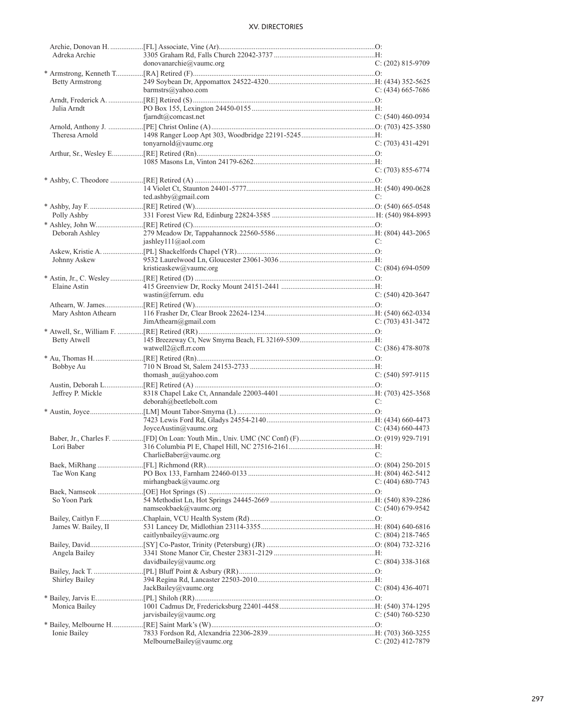| Name / Spouse | Appointment / Address / Email | Phone |
|---|---|---|
| Archie, Donovan H. | [FL] Associate, Vine (Ar) | O: |
| Adreka Archie | 3305 Graham Rd, Falls Church 22042-3737 | H: |
| | donovanarchie@vaumc.org | C: (202) 815-9709 |
| * Armstrong, Kenneth T. | [RA] Retired (F) | O: |
| Betty Armstrong | 249 Soybean Dr, Appomattox 24522-4320 | H: (434) 352-5625 |
| | barmstrs@yahoo.com | C: (434) 665-7686 |
| Arndt, Frederick A. | [RE] Retired (S) | O: |
| Julia Arndt | PO Box 155, Lexington 24450-0155 | H: |
| | fjarndt@comcast.net | C: (540) 460-0934 |
| Arnold, Anthony J. | [PE] Christ Online (A) | O: (703) 425-3580 |
| Theresa Arnold | 1498 Ranger Loop Apt 303, Woodbridge 22191-5245 | H: |
| | tonyarnold@vaumc.org | C: (703) 431-4291 |
| Arthur, Sr., Wesley E. | [RE] Retired (Rn) | O: |
| | 1085 Masons Ln, Vinton 24179-6262 | H: |
| | | C: (703) 855-6774 |
| * Ashby, C. Theodore | [RE] Retired (A) | O: |
| | 14 Violet Ct, Staunton 24401-5777 | H: (540) 490-0628 |
| | ted.ashby@gmail.com | C: |
| * Ashby, Jay F. | [RE] Retired (W) | O: (540) 665-0548 |
| Polly Ashby | 331 Forest View Rd, Edinburg 22824-3585 | H: (540) 984-8993 |
| * Ashley, John W. | [RE] Retired (C) | O: |
| Deborah Ashley | 279 Meadow Dr, Tappahannock 22560-5586 | H: (804) 443-2065 |
| | jashley111@aol.com | C: |
| Askew, Kristie A. | [PL] Shackelfords Chapel (YR) | O: |
| Johnny Askew | 9532 Laurelwood Ln, Gloucester 23061-3036 | H: |
| | kristieaskew@vaumc.org | C: (804) 694-0509 |
| * Astin, Jr., C. Wesley | [RE] Retired (D) | O: |
| Elaine Astin | 415 Greenview Dr, Rocky Mount 24151-2441 | H: |
| | wastin@ferrum. edu | C: (540) 420-3647 |
| Athearn, W. James | [RE] Retired (W) | O: |
| Mary Ashton Athearn | 116 Frasher Dr, Clear Brook 22624-1234 | H: (540) 662-0334 |
| | JimAthearn@gmail.com | C: (703) 431-3472 |
| * Atwell, Sr., William F. | [RE] Retired (RR) | O: |
| Betty Atwell | 145 Breezeway Ct, New Smyrna Beach, FL 32169-5309 | H: |
| | watwell2@cfl.rr.com | C: (386) 478-8078 |
| * Au, Thomas H. | [RE] Retired (Rn) | O: |
| Bobbye Au | 710 N Broad St, Salem 24153-2733 | H: |
| | thomash_au@yahoo.com | C: (540) 597-9115 |
| Austin, Deborah L. | [RE] Retired (A) | O: |
| Jeffrey P. Mickle | 8318 Chapel Lake Ct, Annandale 22003-4401 | H: (703) 425-3568 |
| | deborah@beetlebolt.com | C: |
| * Austin, Joyce | [LM] Mount Tabor-Smyrna (L) | O: |
| | 7423 Lewis Ford Rd, Gladys 24554-2140 | H: (434) 660-4473 |
| | JoyceAustin@vaumc.org | C: (434) 660-4473 |
| Baber, Jr., Charles F. | [FD] On Loan: Youth Min., Univ. UMC (NC Conf) (F) | O: (919) 929-7191 |
| Lori Baber | 316 Columbia Pl E, Chapel Hill, NC 27516-2161 | H: |
| | CharlieBaber@vaumc.org | C: |
| Baek, MiRhang | [FL] Richmond (RR) | O: (804) 250-2015 |
| Tae Won Kang | PO Box 133, Farnham 22460-0133 | H: (804) 462-5412 |
| | mirhangbaek@vaumc.org | C: (404) 680-7743 |
| Baek, Namseok | [OE] Hot Springs (S) | O: |
| So Yoon Park | 54 Methodist Ln, Hot Springs 24445-2669 | H: (540) 839-2286 |
| | namseokbaek@vaumc.org | C: (540) 679-9542 |
| Bailey, Caitlyn F. | Chaplain, VCU Health System (Rd) | O: |
| James W. Bailey, II | 531 Lancey Dr, Midlothian 23114-3355 | H: (804) 640-6816 |
| | caitlynbailey@vaumc.org | C: (804) 218-7465 |
| Bailey, David | [SY] Co-Pastor, Trinity (Petersburg) (JR) | O: (804) 732-3216 |
| Angela Bailey | 3341 Stone Manor Cir, Chester 23831-2129 | H: |
| | davidbailey@vaumc.org | C: (804) 338-3168 |
| Bailey, Jack T. | [PL] Bluff Point & Asbury (RR) | O: |
| Shirley Bailey | 394 Regina Rd, Lancaster 22503-2010 | H: |
| | JackBailey@vaumc.org | C: (804) 436-4071 |
| * Bailey, Jarvis E. | [PL] Shiloh (RR) | O: |
| Monica Bailey | 1001 Cadmus Dr, Fredericksburg 22401-4458 | H: (540) 374-1295 |
| | jarvisbailey@vaumc.org | C: (540) 760-5230 |
| * Bailey, Melbourne H. | [RE] Saint Mark's (W) | O: |
| Ionie Bailey | 7833 Fordson Rd, Alexandria 22306-2839 | H: (703) 360-3255 |
| | MelbourneBailey@vaumc.org | C: (202) 412-7879 |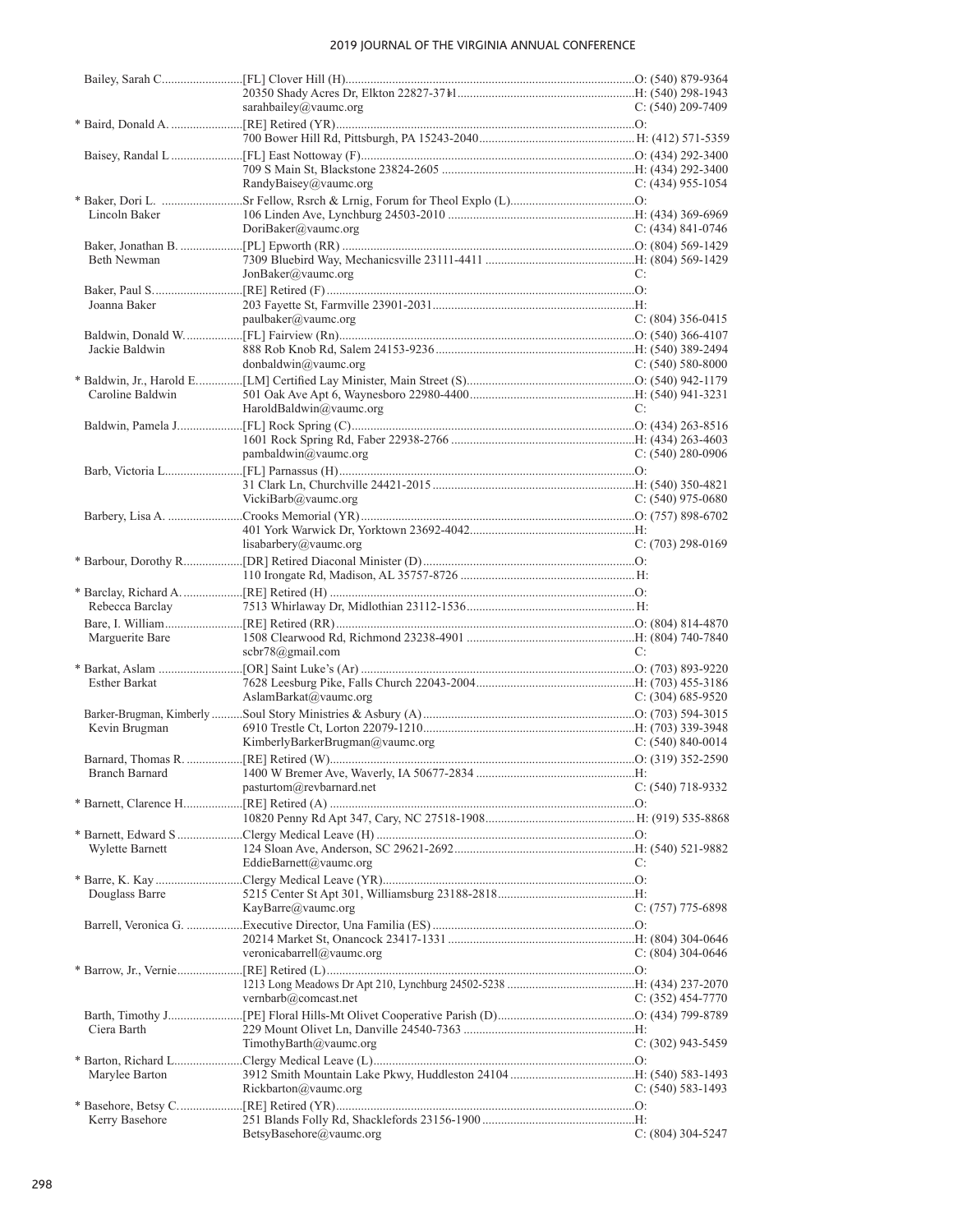| Name | Appointment / Address / Email | Phone |
|---|---|---|
| Bailey, Sarah C. | [FL] Clover Hill (H) | O: (540) 879-9364 |
| | 20350 Shady Acres Dr, Elkton 22827-3741 | H: (540) 298-1943 |
| | sarahbailey@vaumc.org | C: (540) 209-7409 |
| * Baird, Donald A. | [RE] Retired (YR) | O: |
| | 700 Bower Hill Rd, Pittsburgh, PA 15243-2040 | H: (412) 571-5359 |
| Baisey, Randal L | [FL] East Nottoway (F) | O: (434) 292-3400 |
| | 709 S Main St, Blackstone 23824-2605 | H: (434) 292-3400 |
| | RandyBaisey@vaumc.org | C: (434) 955-1054 |
| * Baker, Dori L. | Sr Fellow, Rsrch & Lrnig, Forum for Theol Explo (L) | O: |
| Lincoln Baker | 106 Linden Ave, Lynchburg 24503-2010 | H: (434) 369-6969 |
| | DoriBaker@vaumc.org | C: (434) 841-0746 |
| Baker, Jonathan B. | [PL] Epworth (RR) | O: (804) 569-1429 |
| Beth Newman | 7309 Bluebird Way, Mechanicsville 23111-4411 | H: (804) 569-1429 |
| | JonBaker@vaumc.org | C: |
| Baker, Paul S. | [RE] Retired (F) | O: |
| Joanna Baker | 203 Fayette St, Farmville 23901-2031 | H: |
| | paulbaker@vaumc.org | C: (804) 356-0415 |
| Baldwin, Donald W. | [FL] Fairview (Rn) | O: (540) 366-4107 |
| Jackie Baldwin | 888 Rob Knob Rd, Salem 24153-9236 | H: (540) 389-2494 |
| | donbaldwin@vaumc.org | C: (540) 580-8000 |
| * Baldwin, Jr., Harold E. | [LM] Certified Lay Minister, Main Street (S) | O: (540) 942-1179 |
| Caroline Baldwin | 501 Oak Ave Apt 6, Waynesboro 22980-4400 | H: (540) 941-3231 |
| | HaroldBaldwin@vaumc.org | C: |
| Baldwin, Pamela J. | [FL] Rock Spring (C) | O: (434) 263-8516 |
| | 1601 Rock Spring Rd, Faber 22938-2766 | H: (434) 263-4603 |
| | pambaldwin@vaumc.org | C: (540) 280-0906 |
| Barb, Victoria L. | [FL] Parnassus (H) | O: |
| | 31 Clark Ln, Churchville 24421-2015 | H: (540) 350-4821 |
| | VickiBarb@vaumc.org | C: (540) 975-0680 |
| Barbery, Lisa A. | Crooks Memorial (YR) | O: (757) 898-6702 |
| | 401 York Warwick Dr, Yorktown 23692-4042 | H: |
| | lisabarbery@vaumc.org | C: (703) 298-0169 |
| * Barbour, Dorothy R. | [DR] Retired Diaconal Minister (D) | O: |
| | 110 Irongate Rd, Madison, AL 35757-8726 | H: |
| * Barclay, Richard A. | [RE] Retired (H) | O: |
| Rebecca Barclay | 7513 Whirlaway Dr, Midlothian 23112-1536 | H: |
| Bare, I. William | [RE] Retired (RR) | O: (804) 814-4870 |
| Marguerite Bare | 1508 Clearwood Rd, Richmond 23238-4901 | H: (804) 740-7840 |
| | scbr78@gmail.com | C: |
| * Barkat, Aslam | [OR] Saint Luke's (Ar) | O: (703) 893-9220 |
| Esther Barkat | 7628 Leesburg Pike, Falls Church 22043-2004 | H: (703) 455-3186 |
| | AslamBarkat@vaumc.org | C: (304) 685-9520 |
| Barker-Brugman, Kimberly | Soul Story Ministries & Asbury (A) | O: (703) 594-3015 |
| Kevin Brugman | 6910 Trestle Ct, Lorton 22079-1210 | H: (703) 339-3948 |
| | KimberlyBarkerBrugman@vaumc.org | C: (540) 840-0014 |
| Barnard, Thomas R. | [RE] Retired (W) | O: (319) 352-2590 |
| Branch Barnard | 1400 W Bremer Ave, Waverly, IA 50677-2834 | H: |
| | pasturtom@revbarnard.net | C: (540) 718-9332 |
| * Barnett, Clarence H. | [RE] Retired (A) | O: |
| | 10820 Penny Rd Apt 347, Cary, NC 27518-1908 | H: (919) 535-8868 |
| * Barnett, Edward S | Clergy Medical Leave (H) | O: |
| Wylette Barnett | 124 Sloan Ave, Anderson, SC 29621-2692 | H: (540) 521-9882 |
| | EddieBarnett@vaumc.org | C: |
| * Barre, K. Kay | Clergy Medical Leave (YR) | O: |
| Douglass Barre | 5215 Center St Apt 301, Williamsburg 23188-2818 | H: |
| | KayBarre@vaumc.org | C: (757) 775-6898 |
| Barrell, Veronica G. | Executive Director, Una Familia (ES) | O: |
| | 20214 Market St, Onancock 23417-1331 | H: (804) 304-0646 |
| | veronicabarrell@vaumc.org | C: (804) 304-0646 |
| * Barrow, Jr., Vernie | [RE] Retired (L) | O: |
| | 1213 Long Meadows Dr Apt 210, Lynchburg 24502-5238 | H: (434) 237-2070 |
| | vernbarb@comcast.net | C: (352) 454-7770 |
| Barth, Timothy J. | [PE] Floral Hills-Mt Olivet Cooperative Parish (D) | O: (434) 799-8789 |
| Ciera Barth | 229 Mount Olivet Ln, Danville 24540-7363 | H: |
| | TimothyBarth@vaumc.org | C: (302) 943-5459 |
| * Barton, Richard L. | Clergy Medical Leave (L) | O: |
| Marylee Barton | 3912 Smith Mountain Lake Pkwy, Huddleston 24104 | H: (540) 583-1493 |
| | Rickbarton@vaumc.org | C: (540) 583-1493 |
| * Basehore, Betsy C. | [RE] Retired (YR) | O: |
| Kerry Basehore | 251 Blands Folly Rd, Shacklefords 23156-1900 | H: |
| | BetsyBasehore@vaumc.org | C: (804) 304-5247 |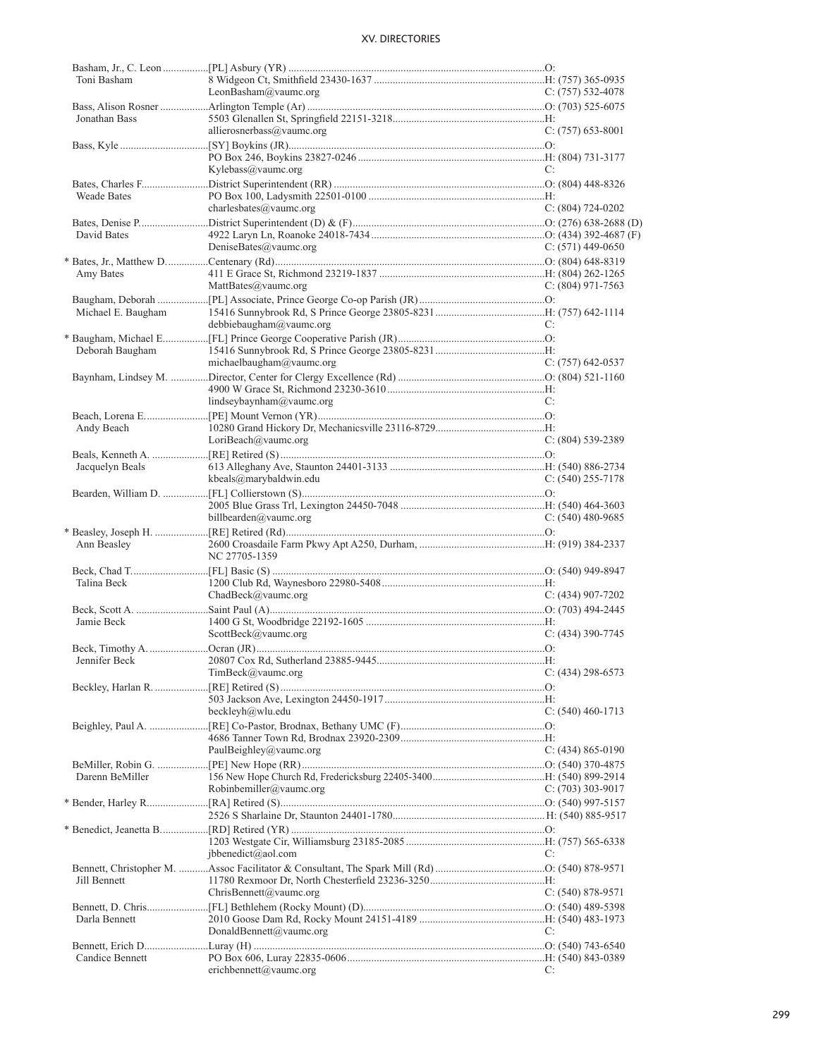| Name | Appointment / Address | Phone |
|---|---|---|
| Basham, Jr., C. Leon | [PL] Asbury (YR) | O: |
| Toni Basham | 8 Widgeon Ct, Smithfield 23430-1637 | H: (757) 365-0935 |
| | LeonBasham@vaumc.org | C: (757) 532-4078 |
| Bass, Alison Rosner | Arlington Temple (Ar) | O: (703) 525-6075 |
| Jonathan Bass | 5503 Glenallen St, Springfield 22151-3218 | H: |
| | allierosnerbass@vaumc.org | C: (757) 653-8001 |
| Bass, Kyle | [SY] Boykins (JR) | O: |
| | PO Box 246, Boykins 23827-0246 | H: (804) 731-3177 |
| | Kylebass@vaumc.org | C: |
| Bates, Charles F. | District Superintendent (RR) | O: (804) 448-8326 |
| Weade Bates | PO Box 100, Ladysmith 22501-0100 | H: |
| | charlesbates@vaumc.org | C: (804) 724-0202 |
| Bates, Denise P. | District Superintendent (D) & (F) | O: (276) 638-2688 (D) |
| David Bates | 4922 Laryn Ln, Roanoke 24018-7434 | O: (434) 392-4687 (F) |
| | DeniseBates@vaumc.org | C: (571) 449-0650 |
| * Bates, Jr., Matthew D. | Centenary (Rd) | O: (804) 648-8319 |
| Amy Bates | 411 E Grace St, Richmond 23219-1837 | H: (804) 262-1265 |
| | MattBates@vaumc.org | C: (804) 971-7563 |
| Baugham, Deborah | [PL] Associate, Prince George Co-op Parish (JR) | O: |
| Michael E. Baugham | 15416 Sunnybrook Rd, S Prince George 23805-8231 | H: (757) 642-1114 |
| | debbiebaugham@vaumc.org | C: |
| * Baugham, Michael E. | [FL] Prince George Cooperative Parish (JR) | O: |
| Deborah Baugham | 15416 Sunnybrook Rd, S Prince George 23805-8231 | H: |
| | michaelbaugham@vaumc.org | C: (757) 642-0537 |
| Baynham, Lindsey M. | Director, Center for Clergy Excellence (Rd) | O: (804) 521-1160 |
| | 4900 W Grace St, Richmond 23230-3610 | H: |
| | lindseybaynham@vaumc.org | C: |
| Beach, Lorena E. | [PE] Mount Vernon (YR) | O: |
| Andy Beach | 10280 Grand Hickory Dr, Mechanicsville 23116-8729 | H: |
| | LoriBeach@vaumc.org | C: (804) 539-2389 |
| Beals, Kenneth A. | [RE] Retired (S) | O: |
| Jacquelyn Beals | 613 Alleghany Ave, Staunton 24401-3133 | H: (540) 886-2734 |
| | kbeals@marybaldwin.edu | C: (540) 255-7178 |
| Bearden, William D. | [FL] Collierstown (S) | O: |
| | 2005 Blue Grass Trl, Lexington 24450-7048 | H: (540) 464-3603 |
| | billbearden@vaumc.org | C: (540) 480-9685 |
| * Beasley, Joseph H. | [RE] Retired (Rd) | O: |
| Ann Beasley | 2600 Croasdaile Farm Pkwy Apt A250, Durham, NC 27705-1359 | H: (919) 384-2337 |
| Beck, Chad T. | [FL] Basic (S) | O: (540) 949-8947 |
| Talina Beck | 1200 Club Rd, Waynesboro 22980-5408 | H: |
| | ChadBeck@vaumc.org | C: (434) 907-7202 |
| Beck, Scott A. | Saint Paul (A) | O: (703) 494-2445 |
| Jamie Beck | 1400 G St, Woodbridge 22192-1605 | H: |
| | ScottBeck@vaumc.org | C: (434) 390-7745 |
| Beck, Timothy A. | Ocran (JR) | O: |
| Jennifer Beck | 20807 Cox Rd, Sutherland 23885-9445 | H: |
| | TimBeck@vaumc.org | C: (434) 298-6573 |
| Beckley, Harlan R. | [RE] Retired (S) | O: |
| | 503 Jackson Ave, Lexington 24450-1917 | H: |
| | beckleyh@wlu.edu | C: (540) 460-1713 |
| Beighley, Paul A. | [RE] Co-Pastor, Brodnax, Bethany UMC (F) | O: |
| | 4686 Tanner Town Rd, Brodnax 23920-2309 | H: |
| | PaulBeighley@vaumc.org | C: (434) 865-0190 |
| BeMiller, Robin G. | [PE] New Hope (RR) | O: (540) 370-4875 |
| Darenn BeMiller | 156 New Hope Church Rd, Fredericksburg 22405-3400 | H: (540) 899-2914 |
| | Robinbemiller@vaumc.org | C: (703) 303-9017 |
| * Bender, Harley R. | [RA] Retired (S) | O: (540) 997-5157 |
| | 2526 S Sharlaine Dr, Staunton 24401-1780 | H: (540) 885-9517 |
| * Benedict, Jeanetta B. | [RD] Retired (YR) | O: |
| | 1203 Westgate Cir, Williamsburg 23185-2085 | H: (757) 565-6338 |
| | jbbenedict@aol.com | C: |
| Bennett, Christopher M. | Assoc Facilitator & Consultant, The Spark Mill (Rd) | O: (540) 878-9571 |
| Jill Bennett | 11780 Rexmoor Dr, North Chesterfield 23236-3250 | H: |
| | ChrisBennett@vaumc.org | C: (540) 878-9571 |
| Bennett, D. Chris | [FL] Bethlehem (Rocky Mount) (D) | O: (540) 489-5398 |
| Darla Bennett | 2010 Goose Dam Rd, Rocky Mount 24151-4189 | H: (540) 483-1973 |
| | DonaldBennett@vaumc.org | C: |
| Bennett, Erich D. | Luray (H) | O: (540) 743-6540 |
| Candice Bennett | PO Box 606, Luray 22835-0606 | H: (540) 843-0389 |
| | erichbennett@vaumc.org | C: |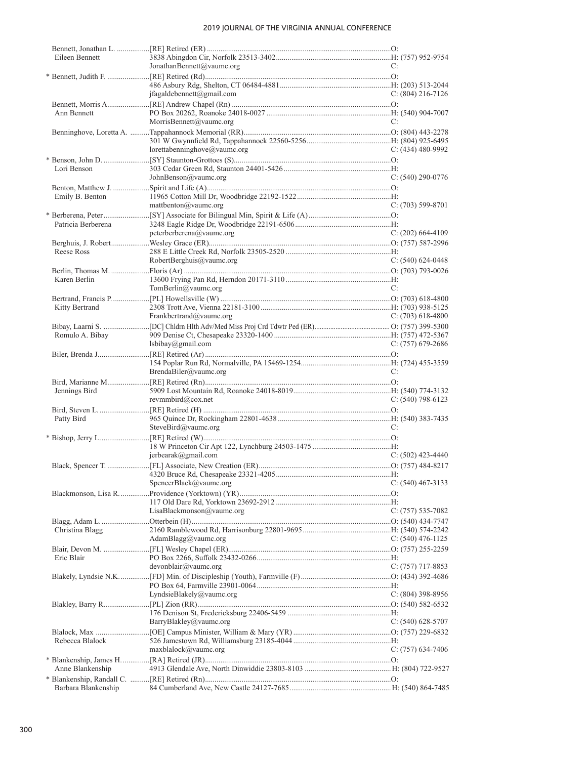| Name / Spouse | Appointment / Address / Email | Phone |
|---|---|---|
| Bennett, Jonathan L. | [RE] Retired (ER) | O: |
| Eileen Bennett | 3838 Abingdon Cir, Norfolk 23513-3402 | H: (757) 952-9754 |
| | JonathanBennett@vaumc.org | C: |
| * Bennett, Judith F. | [RE] Retired (Rd) | O: |
| | 486 Asbury Rdg, Shelton, CT 06484-4881 | H: (203) 513-2044 |
| | jfagaldebennett@gmail.com | C: (804) 216-7126 |
| Bennett, Morris A. | [RE] Andrew Chapel (Rn) | O: |
| Ann Bennett | PO Box 20262, Roanoke 24018-0027 | H: (540) 904-7007 |
| | MorrisBennett@vaumc.org | C: |
| Benninghove, Loretta A. | Tappahannock Memorial (RR) | O: (804) 443-2278 |
| | 301 W Gwynnfield Rd, Tappahannock 22560-5256 | H: (804) 925-6495 |
| | lorettabenninghove@vaumc.org | C: (434) 480-9992 |
| * Benson, John D. | [SY] Staunton-Grottoes (S) | O: |
| Lori Benson | 303 Cedar Green Rd, Staunton 24401-5426 | H: |
| | JohnBenson@vaumc.org | C: (540) 290-0776 |
| Benton, Matthew J. | Spirit and Life (A) | O: |
| Emily B. Benton | 11965 Cotton Mill Dr, Woodbridge 22192-1522 | H: |
| | mattbenton@vaumc.org | C: (703) 599-8701 |
| * Berberena, Peter | [SY] Associate for Bilingual Min, Spirit & Life (A) | O: |
| Patricia Berberena | 3248 Eagle Ridge Dr, Woodbridge 22191-6506 | H: |
| | peterberberena@vaumc.org | C: (202) 664-4109 |
| Berghuis, J. Robert | Wesley Grace (ER) | O: (757) 587-2996 |
| Reese Ross | 288 E Little Creek Rd, Norfolk 23505-2520 | H: |
| | RobertBerghuis@vaumc.org | C: (540) 624-0448 |
| Berlin, Thomas M. | Floris (Ar) | O: (703) 793-0026 |
| Karen Berlin | 13600 Frying Pan Rd, Herndon 20171-3110 | H: |
| | TomBerlin@vaumc.org | C: |
| Bertrand, Francis P. | [PL] Howellsville (W) | O: (703) 618-4800 |
| Kitty Bertrand | 2308 Trott Ave, Vienna 22181-3100 | H: (703) 938-5125 |
| | Frankbertrand@vaumc.org | C: (703) 618-4800 |
| Bibay, Laarni S. | [DC] Chldrn Hlth Adv/Med Miss Proj Crd Tdwtr Ped (ER) | O: (757) 399-5300 |
| Romulo A. Bibay | 909 Denise Ct, Chesapeake 23320-1400 | H: (757) 472-5367 |
| | lsbibay@gmail.com | C: (757) 679-2686 |
| Biler, Brenda J. | [RE] Retired (Ar) | O: |
| | 154 Poplar Run Rd, Normalville, PA 15469-1254 | H: (724) 455-3559 |
| | BrendaBiler@vaumc.org | C: |
| Bird, Marianne M. | [RE] Retired (Rn) | O: |
| Jennings Bird | 5909 Lost Mountain Rd, Roanoke 24018-8019 | H: (540) 774-3132 |
| | revmmbird@cox.net | C: (540) 798-6123 |
| Bird, Steven L. | [RE] Retired (H) | O: |
| Patty Bird | 965 Quince Dr, Rockingham 22801-4638 | H: (540) 383-7435 |
| | SteveBird@vaumc.org | C: |
| * Bishop, Jerry L. | [RE] Retired (W) | O: |
| | 18 W Princeton Cir Apt 122, Lynchburg 24503-1475 | H: |
| | jerbearak@gmail.com | C: (502) 423-4440 |
| Black, Spencer T. | [FL] Associate, New Creation (ER) | O: (757) 484-8217 |
| | 4320 Bruce Rd, Chesapeake 23321-4205 | H: |
| | SpencerBlack@vaumc.org | C: (540) 467-3133 |
| Blackmonson, Lisa R. | Providence (Yorktown) (YR) | O: |
| | 117 Old Dare Rd, Yorktown 23692-2912 | H: |
| | LisaBlackmonson@vaumc.org | C: (757) 535-7082 |
| Blagg, Adam L. | Otterbein (H) | O: (540) 434-7747 |
| Christina Blagg | 2160 Ramblewood Rd, Harrisonburg 22801-9695 | H: (540) 574-2242 |
| | AdamBlagg@vaumc.org | C: (540) 476-1125 |
| Blair, Devon M. | [FL] Wesley Chapel (ER) | O: (757) 255-2259 |
| Eric Blair | PO Box 2266, Suffolk 23432-0266 | H: |
| | devonblair@vaumc.org | C: (757) 717-8853 |
| Blakely, Lyndsie N.K. | [FD] Min. of Discipleship (Youth), Farmville (F) | O: (434) 392-4686 |
| | PO Box 64, Farmville 23901-0064 | H: |
| | LyndsieBlakely@vaumc.org | C: (804) 398-8956 |
| Blakley, Barry R. | [PL] Zion (RR) | O: (540) 582-6532 |
| | 176 Denison St, Fredericksburg 22406-5459 | H: |
| | BarryBlakley@vaumc.org | C: (540) 628-5707 |
| Blalock, Max | [OE] Campus Minister, William & Mary (YR) | O: (757) 229-6832 |
| Rebecca Blalock | 526 Jamestown Rd, Williamsburg 23185-4044 | H: |
| | maxblalock@vaumc.org | C: (757) 634-7406 |
| * Blankenship, James H. | [RA] Retired (JR) | O: |
| Anne Blankenship | 4913 Glendale Ave, North Dinwiddie 23803-8103 | H: (804) 722-9527 |
| * Blankenship, Randall C. | [RE] Retired (Rn) | O: |
| Barbara Blankenship | 84 Cumberland Ave, New Castle 24127-7685 | H: (540) 864-7485 |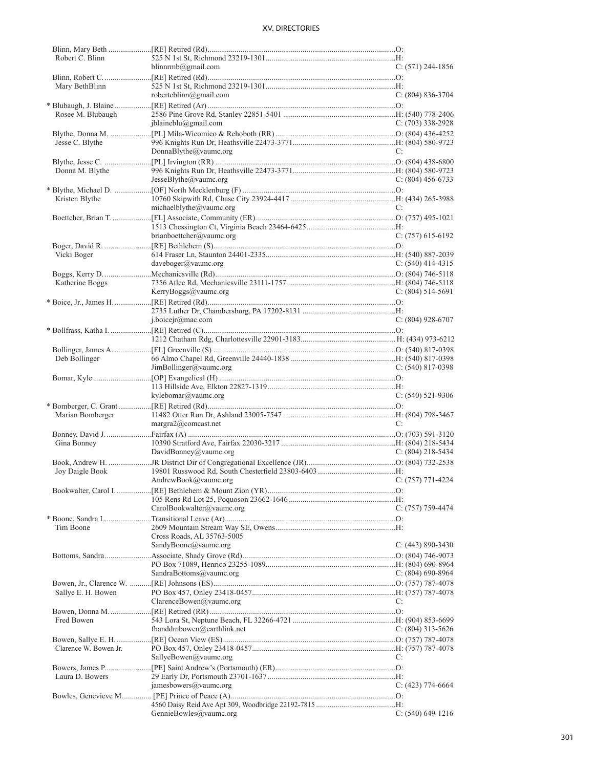| Name / Spouse | Appointment / Address / Email | Phone |
|---|---|---|
| Blinn, Mary Beth | [RE] Retired (Rd) | O: |
| Robert C. Blinn | 525 N 1st St, Richmond 23219-1301 | H: |
| | blinnrmb@gmail.com | C: (571) 244-1856 |
| Blinn, Robert C. | [RE] Retired (Rd) | O: |
| Mary BethBlinn | 525 N 1st St, Richmond 23219-1301 | H: |
| | robertcblinn@gmail.com | C: (804) 836-3704 |
| * Blubaugh, J. Blaine | [RE] Retired (Ar) | O: |
| Rosee M. Blubaugh | 2586 Pine Grove Rd, Stanley 22851-5401 | H: (540) 778-2406 |
| | jblaineblu@gmail.com | C: (703) 338-2928 |
| Blythe, Donna M. | [PL] Mila-Wicomico & Rehoboth (RR) | O: (804) 436-4252 |
| Jesse C. Blythe | 996 Knights Run Dr, Heathsville 22473-3771 | H: (804) 580-9723 |
| | DonnaBlythe@vaumc.org | C: |
| Blythe, Jesse C. | [PL] Irvington (RR) | O: (804) 438-6800 |
| Donna M. Blythe | 996 Knights Run Dr, Heathsville 22473-3771 | H: (804) 580-9723 |
| | JesseBlythe@vaumc.org | C: (804) 456-6733 |
| * Blythe, Michael D. | [OF] North Mecklenburg (F) | O: |
| Kristen Blythe | 10760 Skipwith Rd, Chase City 23924-4417 | H: (434) 265-3988 |
| | michaelblythe@vaumc.org | C: |
| Boettcher, Brian T. | [FL] Associate, Community (ER) | O: (757) 495-1021 |
| | 1513 Chessington Ct, Virginia Beach 23464-6425 | H: |
| | brianboettcher@vaumc.org | C: (757) 615-6192 |
| Boger, David R. | [RE] Bethlehem (S) | O: |
| Vicki Boger | 614 Fraser Ln, Staunton 24401-2335 | H: (540) 887-2039 |
| | daveboger@vaumc.org | C: (540) 414-4315 |
| Boggs, Kerry D. | Mechanicsville (Rd) | O: (804) 746-5118 |
| Katherine Boggs | 7356 Atlee Rd, Mechanicsville 23111-1757 | H: (804) 746-5118 |
| | KerryBoggs@vaumc.org | C: (804) 514-5691 |
| * Boice, Jr., James H. | [RE] Retired (Rd) | O: |
| | 2735 Luther Dr, Chambersburg, PA 17202-8131 | H: |
| | j.boicejr@mac.com | C: (804) 928-6707 |
| * Bollfrass, Katha I. | [RE] Retired (C) | O: |
| | 1212 Chatham Rdg, Charlottesville 22901-3183 | H: (434) 973-6212 |
| Bollinger, James A. | [FL] Greenville (S) | O: (540) 817-0398 |
| Deb Bollinger | 66 Almo Chapel Rd, Greenville 24440-1838 | H: (540) 817-0398 |
| | JimBollinger@vaumc.org | C: (540) 817-0398 |
| Bomar, Kyle | [OP] Evangelical (H) | O: |
| | 113 Hillside Ave, Elkton 22827-1319 | H: |
| | kylebomar@vaumc.org | C: (540) 521-9306 |
| * Bomberger, C. Grant | [RE] Retired (Rd) | O: |
| Marian Bomberger | 11482 Otter Run Dr, Ashland 23005-7547 | H: (804) 798-3467 |
| | margra2@comcast.net | C: |
| Bonney, David J. | Fairfax (A) | O: (703) 591-3120 |
| Gina Bonney | 10390 Stratford Ave, Fairfax 22030-3217 | H: (804) 218-5434 |
| | DavidBonney@vaumc.org | C: (804) 218-5434 |
| Book, Andrew H. | JR District Dir of Congregational Excellence (JR) | O: (804) 732-2538 |
| Joy Daigle Book | 19801 Russwood Rd, South Chesterfield 23803-6403 | H: |
| | AndrewBook@vaumc.org | C: (757) 771-4224 |
| Bookwalter, Carol I. | [RE] Bethlehem & Mount Zion (YR) | O: |
| | 105 Rens Rd Lot 25, Poquoson 23662-1646 | H: |
| | CarolBookwalter@vaumc.org | C: (757) 759-4474 |
| * Boone, Sandra L | Transitional Leave (Ar) | O: |
| Tim Boone | 2609 Mountain Stream Way SE, Owens Cross Roads, AL 35763-5005 | H: |
| | SandyBoone@vaumc.org | C: (443) 890-3430 |
| Bottoms, Sandra | Associate, Shady Grove (Rd) | O: (804) 746-9073 |
| | PO Box 71089, Henrico 23255-1089 | H: (804) 690-8964 |
| | SandraBottoms@vaumc.org | C: (804) 690-8964 |
| Bowen, Jr., Clarence W. | [RE] Johnsons (ES) | O: (757) 787-4078 |
| Sallye E. H. Bowen | PO Box 457, Onley 23418-0457 | H: (757) 787-4078 |
| | ClarenceBowen@vaumc.org | C: |
| Bowen, Donna M. | [RE] Retired (RR) | O: |
| Fred Bowen | 543 Lora St, Neptune Beach, FL 32266-4721 | H: (904) 853-6699 |
| | fhanddmbowen@earthlink.net | C: (804) 313-5626 |
| Bowen, Sallye E. H. | [RE] Ocean View (ES) | O: (757) 787-4078 |
| Clarence W. Bowen Jr. | PO Box 457, Onley 23418-0457 | H: (757) 787-4078 |
| | SallyeBowen@vaumc.org | C: |
| Bowers, James P. | [PE] Saint Andrew's (Portsmouth) (ER) | O: |
| Laura D. Bowers | 29 Early Dr, Portsmouth 23701-1637 | H: |
| | jamesbowers@vaumc.org | C: (423) 774-6664 |
| Bowles, Genevieve M. | [PE] Prince of Peace (A) | O: |
| | 4560 Daisy Reid Ave Apt 309, Woodbridge 22192-7815 | H: |
| | GennieBowles@vaumc.org | C: (540) 649-1216 |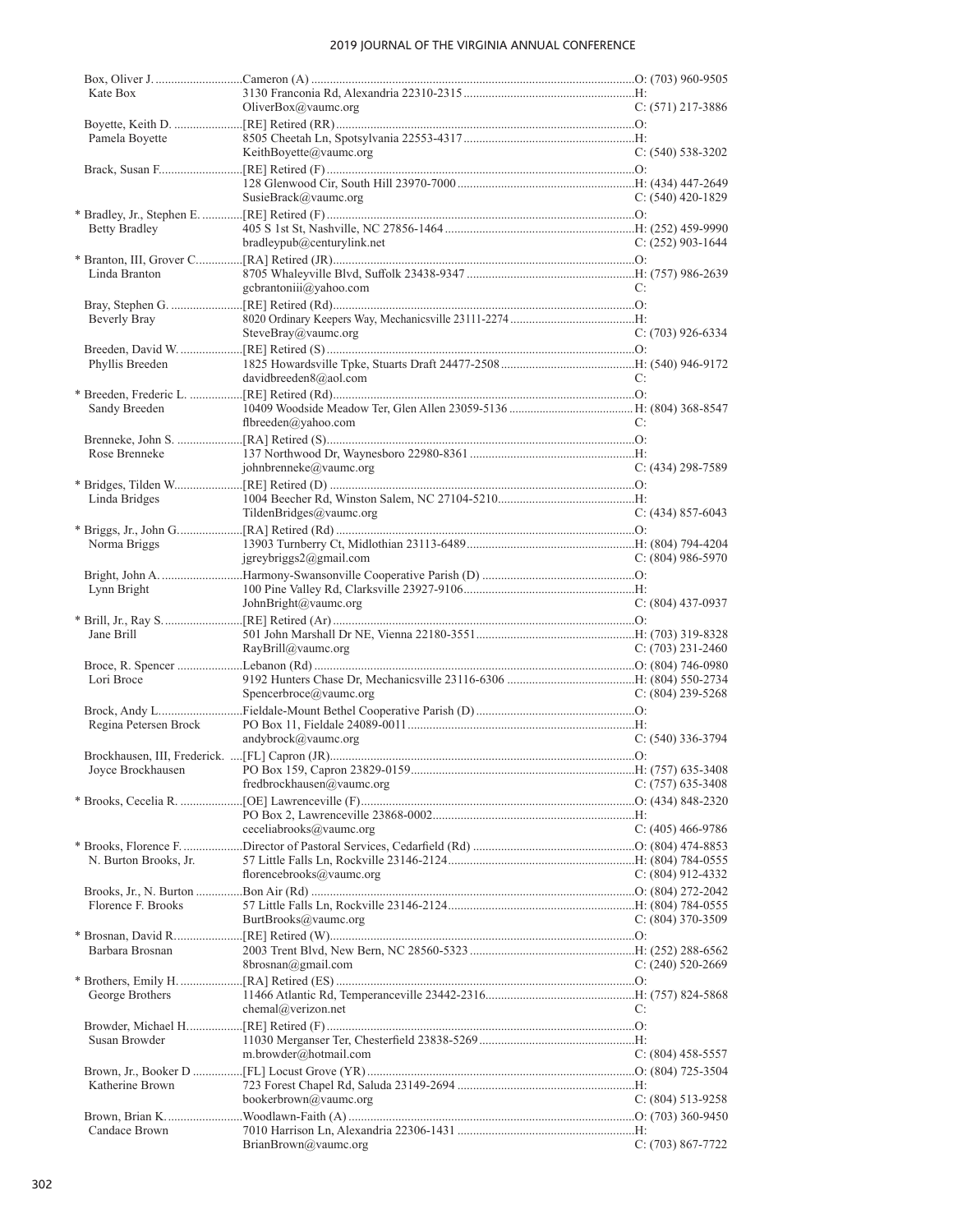| Name / Spouse | Appointment / Address / Email | Phone |
|---|---|---|
| Box, Oliver J. | Cameron (A) | O: (703) 960-9505 |
| Kate Box | 3130 Franconia Rd, Alexandria 22310-2315 | H: |
| | OliverBox@vaumc.org | C: (571) 217-3886 |
| Boyette, Keith D. | [RE] Retired (RR) | O: |
| Pamela Boyette | 8505 Cheetah Ln, Spotsylvania 22553-4317 | H: |
| | KeithBoyette@vaumc.org | C: (540) 538-3202 |
| Brack, Susan F. | [RE] Retired (F) | O: |
| | 128 Glenwood Cir, South Hill 23970-7000 | H: (434) 447-2649 |
| | SusieBrack@vaumc.org | C: (540) 420-1829 |
| * Bradley, Jr., Stephen E. | [RE] Retired (F) | O: |
| Betty Bradley | 405 S 1st St, Nashville, NC 27856-1464 | H: (252) 459-9990 |
| | bradleypub@centurylink.net | C: (252) 903-1644 |
| * Branton, III, Grover C. | [RA] Retired (JR) | O: |
| Linda Branton | 8705 Whaleyville Blvd, Suffolk 23438-9347 | H: (757) 986-2639 |
| | gcbrantoniii@yahoo.com | C: |
| Bray, Stephen G. | [RE] Retired (Rd) | O: |
| Beverly Bray | 8020 Ordinary Keepers Way, Mechanicsville 23111-2274 | H: |
| | SteveBray@vaumc.org | C: (703) 926-6334 |
| Breeden, David W. | [RE] Retired (S) | O: |
| Phyllis Breeden | 1825 Howardsville Tpke, Stuarts Draft 24477-2508 | H: (540) 946-9172 |
| | davidbreeden8@aol.com | C: |
| * Breeden, Frederic L. | [RE] Retired (Rd) | O: |
| Sandy Breeden | 10409 Woodside Meadow Ter, Glen Allen 23059-5136 | H: (804) 368-8547 |
| | flbreeden@yahoo.com | C: |
| Brenneke, John S. | [RA] Retired (S) | O: |
| Rose Brenneke | 137 Northwood Dr, Waynesboro 22980-8361 | H: |
| | johnbrenneke@vaumc.org | C: (434) 298-7589 |
| * Bridges, Tilden W. | [RE] Retired (D) | O: |
| Linda Bridges | 1004 Beecher Rd, Winston Salem, NC 27104-5210 | H: |
| | TildenBridges@vaumc.org | C: (434) 857-6043 |
| * Briggs, Jr., John G. | [RA] Retired (Rd) | O: |
| Norma Briggs | 13903 Turnberry Ct, Midlothian 23113-6489 | H: (804) 794-4204 |
| | jgreybriggs2@gmail.com | C: (804) 986-5970 |
| Bright, John A. | Harmony-Swansonville Cooperative Parish (D) | O: |
| Lynn Bright | 100 Pine Valley Rd, Clarksville 23927-9106 | H: |
| | JohnBright@vaumc.org | C: (804) 437-0937 |
| * Brill, Jr., Ray S. | [RE] Retired (Ar) | O: |
| Jane Brill | 501 John Marshall Dr NE, Vienna 22180-3551 | H: (703) 319-8328 |
| | RayBrill@vaumc.org | C: (703) 231-2460 |
| Broce, R. Spencer | Lebanon (Rd) | O: (804) 746-0980 |
| Lori Broce | 9192 Hunters Chase Dr, Mechanicsville 23116-6306 | H: (804) 550-2734 |
| | Spencerbroce@vaumc.org | C: (804) 239-5268 |
| Brock, Andy L. | Fieldale-Mount Bethel Cooperative Parish (D) | O: |
| Regina Petersen Brock | PO Box 11, Fieldale 24089-0011 | H: |
| | andybrock@vaumc.org | C: (540) 336-3794 |
| Brockhausen, III, Frederick. | [FL] Capron (JR) | O: |
| Joyce Brockhausen | PO Box 159, Capron 23829-0159 | H: (757) 635-3408 |
| | fredbrockhausen@vaumc.org | C: (757) 635-3408 |
| * Brooks, Cecelia R. | [OE] Lawrenceville (F) | O: (434) 848-2320 |
| | PO Box 2, Lawrenceville 23868-0002 | H: |
| | ceceliabrooks@vaumc.org | C: (405) 466-9786 |
| * Brooks, Florence F. | Director of Pastoral Services, Cedarfield (Rd) | O: (804) 474-8853 |
| N. Burton Brooks, Jr. | 57 Little Falls Ln, Rockville 23146-2124 | H: (804) 784-0555 |
| | florencebrooks@vaumc.org | C: (804) 912-4332 |
| Brooks, Jr., N. Burton | Bon Air (Rd) | O: (804) 272-2042 |
| Florence F. Brooks | 57 Little Falls Ln, Rockville 23146-2124 | H: (804) 784-0555 |
| | BurtBrooks@vaumc.org | C: (804) 370-3509 |
| * Brosnan, David R. | [RE] Retired (W) | O: |
| Barbara Brosnan | 2003 Trent Blvd, New Bern, NC 28560-5323 | H: (252) 288-6562 |
| | 8brosnan@gmail.com | C: (240) 520-2669 |
| * Brothers, Emily H. | [RA] Retired (ES) | O: |
| George Brothers | 11466 Atlantic Rd, Temperanceville 23442-2316 | H: (757) 824-5868 |
| | chemal@verizon.net | C: |
| Browder, Michael H. | [RE] Retired (F) | O: |
| Susan Browder | 11030 Merganser Ter, Chesterfield 23838-5269 | H: |
| | m.browder@hotmail.com | C: (804) 458-5557 |
| Brown, Jr., Booker D | [FL] Locust Grove (YR) | O: (804) 725-3504 |
| Katherine Brown | 723 Forest Chapel Rd, Saluda 23149-2694 | H: |
| | bookerbrown@vaumc.org | C: (804) 513-9258 |
| Brown, Brian K. | Woodlawn-Faith (A) | O: (703) 360-9450 |
| Candace Brown | 7010 Harrison Ln, Alexandria 22306-1431 | H: |
| | BrianBrown@vaumc.org | C: (703) 867-7722 |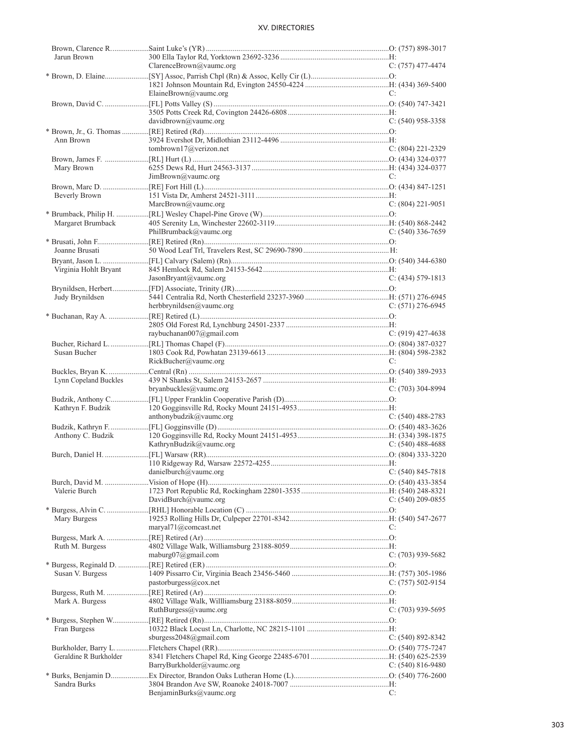| Name | Appointment / Address / Email | Phone |
|---|---|---|
| Brown, Clarence R. | Saint Luke's (YR) | O: (757) 898-3017 |
| Jarun Brown | 300 Ella Taylor Rd, Yorktown 23692-3236 | H: |
| | ClarenceBrown@vaumc.org | C: (757) 477-4474 |
| * Brown, D. Elaine | [SY] Assoc, Parrish Chpl (Rn) & Assoc, Kelly Cir (L) | O: |
| | 1821 Johnson Mountain Rd, Evington 24550-4224 | H: (434) 369-5400 |
| | ElaineBrown@vaumc.org | C: |
| Brown, David C. | [FL] Potts Valley (S) | O: (540) 747-3421 |
| | 3505 Potts Creek Rd, Covington 24426-6808 | H: |
| | davidbrown@vaumc.org | C: (540) 958-3358 |
| * Brown, Jr., G. Thomas | [RE] Retired (Rd) | O: |
| Ann Brown | 3924 Evershot Dr, Midlothian 23112-4496 | H: |
| | tombrown17@verizon.net | C: (804) 221-2329 |
| Brown, James F. | [RL] Hurt (L) | O: (434) 324-0377 |
| Mary Brown | 6255 Dews Rd, Hurt 24563-3137 | H: (434) 324-0377 |
| | JimBrown@vaumc.org | C: |
| Brown, Marc D. | [RE] Fort Hill (L) | O: (434) 847-1251 |
| Beverly Brown | 151 Vista Dr, Amherst 24521-3111 | H: |
| | MarcBrown@vaumc.org | C: (804) 221-9051 |
| * Brumback, Philip H. | [RL] Wesley Chapel-Pine Grove (W) | O: |
| Margaret Brumback | 405 Serenity Ln, Winchester 22602-3119 | H: (540) 868-2442 |
| | PhilBrumback@vaumc.org | C: (540) 336-7659 |
| * Brusati, John F. | [RE] Retired (Rn) | O: |
| Joanne Brusati | 50 Wood Leaf Trl, Travelers Rest, SC 29690-7890 | H: |
| Bryant, Jason L. | [FL] Calvary (Salem) (Rn) | O: (540) 344-6380 |
| Virginia Hohlt Bryant | 845 Hemlock Rd, Salem 24153-5642 | H: |
| | JasonBryant@vaumc.org | C: (434) 579-1813 |
| Brynildsen, Herbert | [FD] Associate, Trinity (JR) | O: |
| Judy Brynildsen | 5441 Centralia Rd, North Chesterfield 23237-3960 | H: (571) 276-6945 |
| | herbbrynildsen@vaumc.org | C: (571) 276-6945 |
| * Buchanan, Ray A. | [RE] Retired (L) | O: |
| | 2805 Old Forest Rd, Lynchburg 24501-2337 | H: |
| | raybuchanan007@gmail.com | C: (919) 427-4638 |
| Bucher, Richard L. | [RL] Thomas Chapel (F) | O: (804) 387-0327 |
| Susan Bucher | 1803 Cook Rd, Powhatan 23139-6613 | H: (804) 598-2382 |
| | RickBucher@vaumc.org | C: |
| Buckles, Bryan K. | Central (Rn) | O: (540) 389-2933 |
| Lynn Copeland Buckles | 439 N Shanks St, Salem 24153-2657 | H: |
| | bryanbuckles@vaumc.org | C: (703) 304-8994 |
| Budzik, Anthony C. | [FL] Upper Franklin Cooperative Parish (D) | O: |
| Kathryn F. Budzik | 120 Gogginsville Rd, Rocky Mount 24151-4953 | H: |
| | anthonybudzik@vaumc.org | C: (540) 488-2783 |
| Budzik, Kathryn F. | [FL] Gogginsville (D) | O: (540) 483-3626 |
| Anthony C. Budzik | 120 Gogginsville Rd, Rocky Mount 24151-4953 | H: (334) 398-1875 |
| | KathrynBudzik@vaumc.org | C: (540) 488-4688 |
| Burch, Daniel H. | [FL] Warsaw (RR) | O: (804) 333-3220 |
| | 110 Ridgeway Rd, Warsaw 22572-4255 | H: |
| | danielburch@vaumc.org | C: (540) 845-7818 |
| Burch, David M. | Vision of Hope (H) | O: (540) 433-3854 |
| Valerie Burch | 1723 Port Republic Rd, Rockingham 22801-3535 | H: (540) 248-8321 |
| | DavidBurch@vaumc.org | C: (540) 209-0855 |
| * Burgess, Alvin C. | [RHL] Honorable Location (C) | O: |
| Mary Burgess | 19253 Rolling Hills Dr, Culpeper 22701-8342 | H: (540) 547-2677 |
| | maryal71@comcast.net | C: |
| Burgess, Mark A. | [RE] Retired (Ar) | O: |
| Ruth M. Burgess | 4802 Village Walk, Williamsburg 23188-8059 | H: |
| | maburg07@gmail.com | C: (703) 939-5682 |
| * Burgess, Reginald D. | [RE] Retired (ER) | O: |
| Susan V. Burgess | 1409 Pissarro Cir, Virginia Beach 23456-5460 | H: (757) 305-1986 |
| | pastorburgess@cox.net | C: (757) 502-9154 |
| Burgess, Ruth M. | [RE] Retired (Ar) | O: |
| Mark A. Burgess | 4802 Village Walk, Willliamsburg 23188-8059 | H: |
| | RuthBurgess@vaumc.org | C: (703) 939-5695 |
| * Burgess, Stephen W. | [RE] Retired (Rn) | O: |
| Fran Burgess | 10322 Black Locust Ln, Charlotte, NC 28215-1101 | H: |
| | sburgess2048@gmail.com | C: (540) 892-8342 |
| Burkholder, Barry L. | Fletchers Chapel (RR) | O: (540) 775-7247 |
| Geraldine R Burkholder | 8341 Fletchers Chapel Rd, King George 22485-6701 | H: (540) 625-2539 |
| | BarryBurkholder@vaumc.org | C: (540) 816-9480 |
| * Burks, Benjamin D. | Ex Director, Brandon Oaks Lutheran Home (L) | O: (540) 776-2600 |
| Sandra Burks | 3804 Brandon Ave SW, Roanoke 24018-7007 | H: |
| | BenjaminBurks@vaumc.org | C: |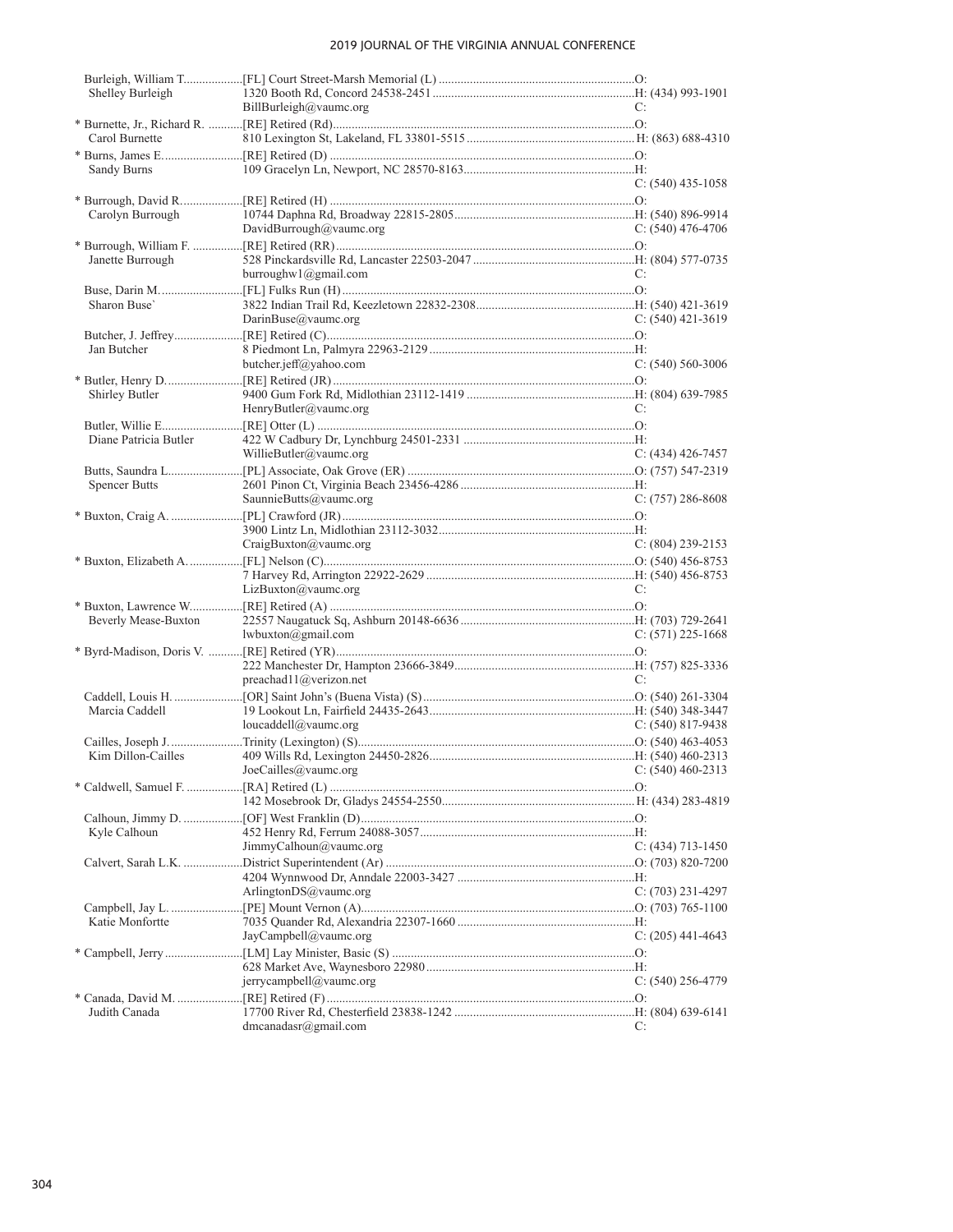| Name | Appointment / Address | Phone |
|---|---|---|
| Burleigh, William T. | [FL] Court Street-Marsh Memorial (L) | O: |
| Shelley Burleigh | 1320 Booth Rd, Concord 24538-2451 | H: (434) 993-1901 |
| | BillBurleigh@vaumc.org | C: |
| * Burnette, Jr., Richard R. | [RE] Retired (Rd) | O: |
| Carol Burnette | 810 Lexington St, Lakeland, FL 33801-5515 | H: (863) 688-4310 |
| * Burns, James E. | [RE] Retired (D) | O: |
| Sandy Burns | 109 Gracelyn Ln, Newport, NC 28570-8163 | H: |
| | | C: (540) 435-1058 |
| * Burrough, David R. | [RE] Retired (H) | O: |
| Carolyn Burrough | 10744 Daphna Rd, Broadway 22815-2805 | H: (540) 896-9914 |
| | DavidBurrough@vaumc.org | C: (540) 476-4706 |
| * Burrough, William F. | [RE] Retired (RR) | O: |
| Janette Burrough | 528 Pinckardsville Rd, Lancaster 22503-2047 | H: (804) 577-0735 |
| | burroughw1@gmail.com | C: |
| Buse, Darin M. | [FL] Fulks Run (H) | O: |
| Sharon Buse` | 3822 Indian Trail Rd, Keezletown 22832-2308 | H: (540) 421-3619 |
| | DarinBuse@vaumc.org | C: (540) 421-3619 |
| Butcher, J. Jeffrey | [RE] Retired (C) | O: |
| Jan Butcher | 8 Piedmont Ln, Palmyra 22963-2129 | H: |
| | butcher.jeff@yahoo.com | C: (540) 560-3006 |
| * Butler, Henry D. | [RE] Retired (JR) | O: |
| Shirley Butler | 9400 Gum Fork Rd, Midlothian 23112-1419 | H: (804) 639-7985 |
| | HenryButler@vaumc.org | C: |
| Butler, Willie E. | [RE] Otter (L) | O: |
| Diane Patricia Butler | 422 W Cadbury Dr, Lynchburg 24501-2331 | H: |
| | WillieButler@vaumc.org | C: (434) 426-7457 |
| Butts, Saundra L. | [PL] Associate, Oak Grove (ER) | O: (757) 547-2319 |
| Spencer Butts | 2601 Pinon Ct, Virginia Beach 23456-4286 | H: |
| | SaunnieButts@vaumc.org | C: (757) 286-8608 |
| * Buxton, Craig A. | [PL] Crawford (JR) | O: |
| | 3900 Lintz Ln, Midlothian 23112-3032 | H: |
| | CraigBuxton@vaumc.org | C: (804) 239-2153 |
| * Buxton, Elizabeth A. | [FL] Nelson (C) | O: (540) 456-8753 |
| | 7 Harvey Rd, Arrington 22922-2629 | H: (540) 456-8753 |
| | LizBuxton@vaumc.org | C: |
| * Buxton, Lawrence W. | [RE] Retired (A) | O: |
| Beverly Mease-Buxton | 22557 Naugatuck Sq, Ashburn 20148-6636 | H: (703) 729-2641 |
| | lwbuxton@gmail.com | C: (571) 225-1668 |
| * Byrd-Madison, Doris V. | [RE] Retired (YR) | O: |
| | 222 Manchester Dr, Hampton 23666-3849 | H: (757) 825-3336 |
| | preachad11@verizon.net | C: |
| Caddell, Louis H. | [OR] Saint John's (Buena Vista) (S) | O: (540) 261-3304 |
| Marcia Caddell | 19 Lookout Ln, Fairfield 24435-2643 | H: (540) 348-3447 |
| | loucaddell@vaumc.org | C: (540) 817-9438 |
| Cailles, Joseph J. | Trinity (Lexington) (S) | O: (540) 463-4053 |
| Kim Dillon-Cailles | 409 Wills Rd, Lexington 24450-2826 | H: (540) 460-2313 |
| | JoeCailles@vaumc.org | C: (540) 460-2313 |
| * Caldwell, Samuel F. | [RA] Retired (L) | O: |
| | 142 Mosebrook Dr, Gladys 24554-2550 | H: (434) 283-4819 |
| Calhoun, Jimmy D. | [OF] West Franklin (D) | O: |
| Kyle Calhoun | 452 Henry Rd, Ferrum 24088-3057 | H: |
| | JimmyCalhoun@vaumc.org | C: (434) 713-1450 |
| Calvert, Sarah L.K. | District Superintendent (Ar) | O: (703) 820-7200 |
| | 4204 Wynnwood Dr, Anndale 22003-3427 | H: |
| | ArlingtonDS@vaumc.org | C: (703) 231-4297 |
| Campbell, Jay L. | [PE] Mount Vernon (A) | O: (703) 765-1100 |
| Katie Monfortte | 7035 Quander Rd, Alexandria 22307-1660 | H: |
| | JayCampbell@vaumc.org | C: (205) 441-4643 |
| * Campbell, Jerry | [LM] Lay Minister, Basic (S) | O: |
| | 628 Market Ave, Waynesboro 22980 | H: |
| | jerrycampbell@vaumc.org | C: (540) 256-4779 |
| * Canada, David M. | [RE] Retired (F) | O: |
| Judith Canada | 17700 River Rd, Chesterfield 23838-1242 | H: (804) 639-6141 |
| | dmcanadasr@gmail.com | C: |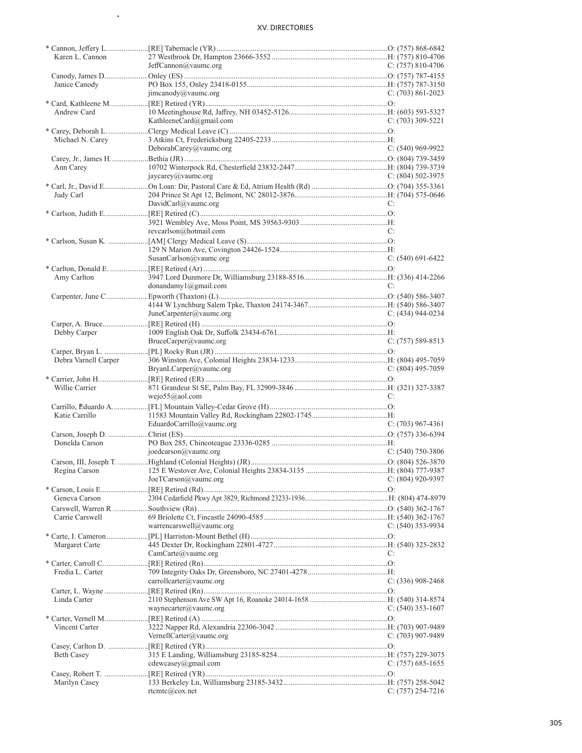| Name | Appointment / Address / Email | Phone |
|---|---|---|
| * Cannon, Jeffery L. | [RE] Tabernacle (YR) | O: (757) 868-6842 |
| Karen L. Cannon | 27 Westbrook Dr, Hampton 23666-3552 | H: (757) 810-4706 |
| | JeffCannon@vaumc.org | C: (757) 810-4706 |
| Canody, James D. | Onley (ES) | O: (757) 787-4155 |
| Janice Canody | PO Box 155, Onley 23418-0155 | H: (757) 787-3150 |
| | jimcanody@vaumc.org | C: (703) 861-2023 |
| * Card, Kathleene M. | [RE] Retired (YR) | O: |
| Andrew Card | 10 Meetinghouse Rd, Jaffrey, NH 03452-5126 | H: (603) 593-5327 |
| | KathleeneCard@gmail.com | C: (703) 309-5221 |
| * Carey, Deborah L. | Clergy Medical Leave (C) | O: |
| Michael N. Carey | 3 Atkins Ct, Fredericksburg 22405-2233 | H: |
| | DeborahCarey@vaumc.org | C: (540) 969-9922 |
| Carey, Jr., James H. | Bethia (JR) | O: (804) 739-3459 |
| Ann Carey | 10702 Winterpock Rd, Chesterfield 23832-2447 | H: (804) 739-3739 |
| | jaycarey@vaumc.org | C: (804) 502-3975 |
| * Carl, Jr., David E. | On Loan: Dir, Pastoral Care & Ed, Atrium Health (Rd) | O: (704) 355-3361 |
| Judy Carl | 204 Prince St Apt 12, Belmont, NC 28012-3876 | H: (704) 575-0646 |
| | DavidCarl@vaumc.org | C: |
| * Carlson, Judith E. | [RE] Retired (C) | O: |
| | 3921 Wembley Ave, Moss Point, MS 39563-9303 | H: |
| | revcarlson@hotmail.com | C: |
| * Carlson, Susan K. | [AM] Clergy Medical Leave (S) | O: |
| | 129 N Marion Ave, Covington 24426-1524 | H: |
| | SusanCarlson@vaumc.org | C: (540) 691-6422 |
| * Carlton, Donald E. | [RE] Retired (Ar) | O: |
| Amy Carlton | 3947 Lord Dunmore Dr, Williamsburg 23188-8516 | H: (336) 414-2266 |
| | donandamy1@gmail.com | C: |
| Carpenter, June C | Epworth (Thaxton) (L) | O: (540) 586-3407 |
| | 4144 W Lynchburg Salem Tpke, Thaxton 24174-3467 | H: (540) 586-3407 |
| | JuneCarpenter@vaumc.org | C: (434) 944-0234 |
| Carper, A. Bruce | [RE] Retired (H) | O: |
| Debby Carper | 1009 English Oak Dr, Suffolk 23434-6761 | H: |
| | BruceCarper@vaumc.org | C: (757) 589-8513 |
| Carper, Bryan L. | [PL] Rocky Run (JR) | O: |
| Debra Varnell Carper | 306 Winston Ave, Colonial Heights 23834-1233 | H: (804) 495-7059 |
| | BryanLCarper@vaumc.org | C: (804) 495-7059 |
| * Carrier, John H. | [RE] Retired (ER) | O: |
| Willie Carrier | 871 Grandeur St SE, Palm Bay, FL 32909-3846 | H: (321) 327-3387 |
| | wejo55@aol.com | C: |
| Carrillo, Eduardo A. | [FL] Mountain Valley-Cedar Grove (H) | O: |
| Katie Carrillo | 11583 Mountain Valley Rd, Rockingham 22802-1745 | H: |
| | EduardoCarrillo@vaumc.org | C: (703) 967-4361 |
| Carson, Joseph D. | Christ (ES) | O: (757) 336-6394 |
| Donelda Carson | PO Box 285, Chincoteague 23336-0285 | H: |
| | joedcarson@vaumc.org | C: (540) 750-3806 |
| Carson, III, Joseph T. | Highland (Colonial Heights) (JR) | O: (804) 526-3870 |
| Regina Carson | 125 E Westover Ave, Colonial Heights 23834-3135 | H: (804) 777-9387 |
| | JoeTCarson@vaumc.org | C: (804) 920-9397 |
| * Carson, Louis E. | [RE] Retired (Rd) | O: |
| Geneva Carson | 2304 Cedarfield Pkwy Apt 3829, Richmond 23233-1936 | H: (804) 474-8979 |
| Carswell, Warren R. | Southview (Rn) | O: (540) 362-1767 |
| Carrie Carswell | 69 Briolette Ct, Fincastle 24090-4585 | H: (540) 362-1767 |
| | warrencarswell@vaumc.org | C: (540) 353-9934 |
| * Carte, I. Cameron | [PL] Harriston-Mount Bethel (H) | O: |
| Margaret Carte | 445 Dexter Dr, Rockingham 22801-4727 | H: (540) 325-2832 |
| | CamCarte@vaumc.org | C: |
| * Carter, Carroll C. | [RE] Retired (Rn) | O: |
| Fredia L. Carter | 709 Integrity Oaks Dr, Greensboro, NC 27401-4278 | H: |
| | carrollcarter@vaumc.org | C: (336) 908-2468 |
| Carter, L. Wayne | [RE] Retired (Rn) | O: |
| Linda Carter | 2110 Stephenson Ave SW Apt 16, Roanoke 24014-1658 | H: (540) 314-8574 |
| | waynecarter@vaumc.org | C: (540) 353-1607 |
| * Carter, Vernell M. | [RE] Retired (A) | O: |
| Vincent Carter | 3222 Napper Rd, Alexandria 22306-3042 | H: (703) 907-9489 |
| | VernellCarter@vaumc.org | C: (703) 907-9489 |
| Casey, Carlton D. | [RE] Retired (YR) | O: |
| Beth Casey | 315 E Landing, Williamsburg 23185-8254 | H: (757) 229-3075 |
| | cdewcasey@gmail.com | C: (757) 685-1655 |
| Casey, Robert T. | [RE] Retired (YR) | O: |
| Marilyn Casey | 133 Berkeley Ln, Williamsburg 23185-3432 | H: (757) 258-5042 |
| | rtcmtc@cox.net | C: (757) 254-7216 |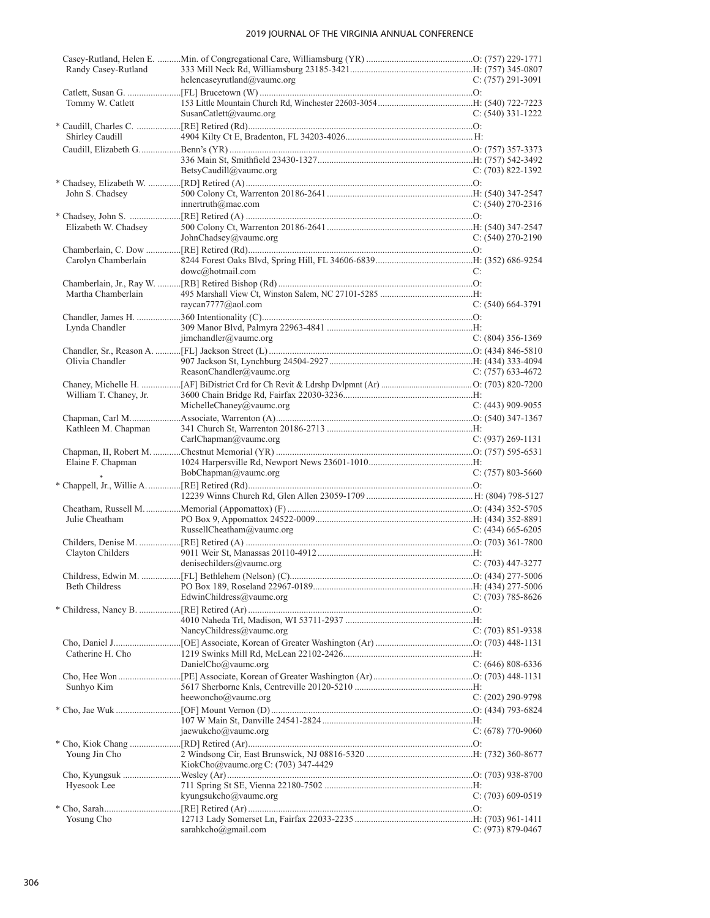| | | |
|---|---|---|
| Casey-Rutland, Helen E. | Min. of Congregational Care, Williamsburg (YR) | O: (757) 229-1771 |
| Randy Casey-Rutland | 333 Mill Neck Rd, Williamsburg 23185-3421 | H: (757) 345-0807 |
| | helencaseyrutland@vaumc.org | C: (757) 291-3091 |
| Catlett, Susan G. | [FL] Brucetown (W) | O: |
| Tommy W. Catlett | 153 Little Mountain Church Rd, Winchester 22603-3054 | H: (540) 722-7223 |
| | SusanCatlett@vaumc.org | C: (540) 331-1222 |
| * Caudill, Charles C. | [RE] Retired (Rd) | O: |
| Shirley Caudill | 4904 Kilty Ct E, Bradenton, FL 34203-4026 | H: |
| Caudill, Elizabeth G. | Benn's (YR) | O: (757) 357-3373 |
| | 336 Main St, Smithfield 23430-1327 | H: (757) 542-3492 |
| | BetsyCaudill@vaumc.org | C: (703) 822-1392 |
| * Chadsey, Elizabeth W. | [RD] Retired (A) | O: |
| John S. Chadsey | 500 Colony Ct, Warrenton 20186-2641 | H: (540) 347-2547 |
| | innertruth@mac.com | C: (540) 270-2316 |
| * Chadsey, John S. | [RE] Retired (A) | O: |
| Elizabeth W. Chadsey | 500 Colony Ct, Warrenton 20186-2641 | H: (540) 347-2547 |
| | JohnChadsey@vaumc.org | C: (540) 270-2190 |
| Chamberlain, C. Dow | [RE] Retired (Rd) | O: |
| Carolyn Chamberlain | 8244 Forest Oaks Blvd, Spring Hill, FL 34606-6839 | H: (352) 686-9254 |
| | dowc@hotmail.com | C: |
| Chamberlain, Jr., Ray W. | [RB] Retired Bishop (Rd) | O: |
| Martha Chamberlain | 495 Marshall View Ct, Winston Salem, NC 27101-5285 | H: |
| | raycan7777@aol.com | C: (540) 664-3791 |
| Chandler, James H. | 360 Intentionality (C) | O: |
| Lynda Chandler | 309 Manor Blvd, Palmyra 22963-4841 | H: |
| | jimchandler@vaumc.org | C: (804) 356-1369 |
| Chandler, Sr., Reason A. | [FL] Jackson Street (L) | O: (434) 846-5810 |
| Olivia Chandler | 907 Jackson St, Lynchburg 24504-2927 | H: (434) 333-4094 |
| | ReasonChandler@vaumc.org | C: (757) 633-4672 |
| Chaney, Michelle H. | [AF] BiDistrict Crd for Ch Revit & Ldrshp Dvlpmnt (Ar) | O: (703) 820-7200 |
| William T. Chaney, Jr. | 3600 Chain Bridge Rd, Fairfax 22030-3236 | H: |
| | MichelleChaney@vaumc.org | C: (443) 909-9055 |
| Chapman, Carl M. | Associate, Warrenton (A) | O: (540) 347-1367 |
| Kathleen M. Chapman | 341 Church St, Warrenton 20186-2713 | H: |
| | CarlChapman@vaumc.org | C: (937) 269-1131 |
| Chapman, II, Robert M. | Chestnut Memorial (YR) | O: (757) 595-6531 |
| Elaine F. Chapman | 1024 Harpersville Rd, Newport News 23601-1010 | H: |
| | BobChapman@vaumc.org | C: (757) 803-5660 |
| * Chappell, Jr., Willie A. | [RE] Retired (Rd) | O: |
| | 12239 Winns Church Rd, Glen Allen 23059-1709 | H: (804) 798-5127 |
| Cheatham, Russell M. | Memorial (Appomattox) (F) | O: (434) 352-5705 |
| Julie Cheatham | PO Box 9, Appomattox 24522-0009 | H: (434) 352-8891 |
| | RussellCheatham@vaumc.org | C: (434) 665-6205 |
| Childers, Denise M. | [RE] Retired (A) | O: (703) 361-7800 |
| Clayton Childers | 9011 Weir St, Manassas 20110-4912 | H: |
| | denisechilders@vaumc.org | C: (703) 447-3277 |
| Childress, Edwin M. | [FL] Bethlehem (Nelson) (C) | O: (434) 277-5006 |
| Beth Childress | PO Box 189, Roseland 22967-0189 | H: (434) 277-5006 |
| | EdwinChildress@vaumc.org | C: (703) 785-8626 |
| * Childress, Nancy B. | [RE] Retired (Ar) | O: |
| | 4010 Naheda Trl, Madison, WI 53711-2937 | H: |
| | NancyChildress@vaumc.org | C: (703) 851-9338 |
| Cho, Daniel J. | [OE] Associate, Korean of Greater Washington (Ar) | O: (703) 448-1131 |
| Catherine H. Cho | 1219 Swinks Mill Rd, McLean 22102-2426 | H: |
| | DanielCho@vaumc.org | C: (646) 808-6336 |
| Cho, Hee Won | [PE] Associate, Korean of Greater Washington (Ar) | O: (703) 448-1131 |
| Sunhyo Kim | 5617 Sherborne Knls, Centreville 20120-5210 | H: |
| | heewoncho@vaumc.org | C: (202) 290-9798 |
| * Cho, Jae Wuk | [OF] Mount Vernon (D) | O: (434) 793-6824 |
| | 107 W Main St, Danville 24541-2824 | H: |
| | jaewukcho@vaumc.org | C: (678) 770-9060 |
| * Cho, Kiok Chang | [RD] Retired (Ar) | O: |
| Young Jin Cho | 2 Windsong Cir, East Brunswick, NJ 08816-5320 | H: (732) 360-8677 |
| | KiokCho@vaumc.org C: (703) 347-4429 | |
| Cho, Kyungsuk | Wesley (Ar) | O: (703) 938-8700 |
| Hyesook Lee | 711 Spring St SE, Vienna 22180-7502 | H: |
| | kyungsukcho@vaumc.org | C: (703) 609-0519 |
| * Cho, Sarah | [RE] Retired (Ar) | O: |
| Yosung Cho | 12713 Lady Somerset Ln, Fairfax 22033-2235 | H: (703) 961-1411 |
| | sarahkcho@gmail.com | C: (973) 879-0467 |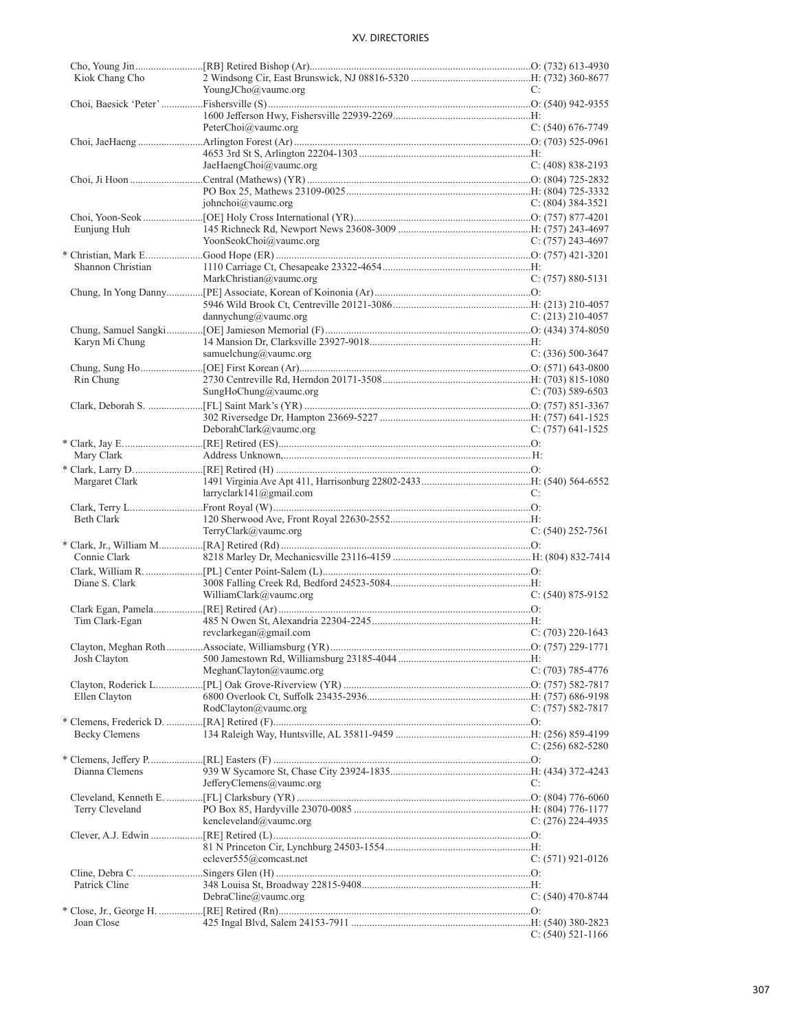Cho, Young Jin..........................[RB] Retired Bishop (Ar)....................................................................................O: (732) 613-4930
Kiok Chang Cho 2 Windsong Cir, East Brunswick, NJ 08816-5320 ..............................................H: (732) 360-8677
YoungJCho@vaumc.org C:

Choi, Baesick 'Peter' ................Fishersville (S)..................................................................................................O: (540) 942-9355
1600 Jefferson Hwy, Fishersville 22939-2269....................................................H:
PeterChoi@vaumc.org C: (540) 676-7749

Choi, JaeHaeng .........................Arlington Forest (Ar) ..........................................................................................O: (703) 525-0961
4653 3rd St S, Arlington 22204-1303 .................................................................H:
JaeHaengChoi@vaumc.org C: (408) 838-2193

Choi, Ji Hoon ............................Central (Mathews) (YR) .....................................................................................O: (804) 725-2832
PO Box 25, Mathews 23109-0025......................................................................H: (804) 725-3332
johnchoi@vaumc.org C: (804) 384-3521

Choi, Yoon-Seok .......................[OE] Holy Cross International (YR)...................................................................O: (757) 877-4201
Eunjung Huh 145 Richneck Rd, Newport News 23608-3009 ..................................................H: (757) 243-4697
YoonSeokChoi@vaumc.org C: (757) 243-4697

* Christian, Mark E......................Good Hope (ER) .................................................................................................O: (757) 421-3201
Shannon Christian 1110 Carriage Ct, Chesapeake 23322-4654........................................................H:
MarkChristian@vaumc.org C: (757) 880-5131

Chung, In Yong Danny..............[PE] Associate, Korean of Koinonia (Ar)...........................................................O:
5946 Wild Brook Ct, Centreville 20121-3086....................................................H: (213) 210-4057
dannychung@vaumc.org C: (213) 210-4057

Chung, Samuel Sangki..............[OE] Jamieson Memorial (F)..............................................................................O: (434) 374-8050
Karyn Mi Chung 14 Mansion Dr, Clarksville 23927-9018.............................................................H:
samuelchung@vaumc.org C: (336) 500-3647

Chung, Sung Ho........................[OE] First Korean (Ar)........................................................................................O: (571) 643-0800
Rin Chung 2730 Centreville Rd, Herndon 20171-3508........................................................H: (703) 815-1080
SungHoChung@vaumc.org C: (703) 589-6503

Clark, Deborah S. .....................[FL] Saint Mark's (YR) ......................................................................................O: (757) 851-3367
302 Riversedge Dr, Hampton 23669-5227 .........................................................H: (757) 641-1525
DeborahClark@vaumc.org C: (757) 641-1525

* Clark, Jay E..............................[RE] Retired (ES).............................................................................................O:
Mary Clark Address Unknown,.............................................................................................. H:

* Clark, Larry D...........................[RE] Retired (H) ................................................................................................O:
Margaret Clark 1491 Virginia Ave Apt 411, Harrisonburg 22802-2433..........................................H: (540) 564-6552
larryclark141@gmail.com C:

Clark, Terry L............................Front Royal (W)..................................................................................................O:
Beth Clark 120 Sherwood Ave, Front Royal 22630-2552.....................................................H:
TerryClark@vaumc.org C: (540) 252-7561

* Clark, Jr., William M.................[RA] Retired (Rd) ..............................................................................................O:
Connie Clark 8218 Marley Dr, Mechanicsville 23116-4159 .................................................... H: (804) 832-7414

Clark, William R. ......................[PL] Center Point-Salem (L)...............................................................................O:
Diane S. Clark 3008 Falling Creek Rd, Bedford 24523-5084.....................................................H:
WilliamClark@vaumc.org C: (540) 875-9152

Clark Egan, Pamela...................[RE] Retired (Ar) ................................................................................................O:
Tim Clark-Egan 485 N Owen St, Alexandria 22304-2245............................................................H:
revclarkegan@gmail.com C: (703) 220-1643

Clayton, Meghan Roth..............Associate, Williamsburg (YR)...........................................................................O: (757) 229-1771
Josh Clayton 500 Jamestown Rd, Williamsburg 23185-4044 ..................................................H:
MeghanClayton@vaumc.org C: (703) 785-4776

Clayton, Roderick L..................[PL] Oak Grove-Riverview (YR) .......................................................................O: (757) 582-7817
Ellen Clayton 6800 Overlook Ct, Suffolk 23435-2936..............................................................H: (757) 686-9198
RodClayton@vaumc.org C: (757) 582-7817

* Clemens, Frederick D. ..............[RA] Retired (F).................................................................................................O:
Becky Clemens 134 Raleigh Way, Huntsville, AL 35811-9459 ....................................................H: (256) 859-4199
C: (256) 682-5280

* Clemens, Jeffery P....................[RL] Easters (F) .................................................................................................O:
Dianna Clemens 939 W Sycamore St, Chase City 23924-1835.....................................................H: (434) 372-4243
JefferyClemens@vaumc.org C:

Cleveland, Kenneth E. ..............[FL] Clarksbury (YR) .........................................................................................O: (804) 776-6060
Terry Cleveland PO Box 85, Hardyville 23070-0085 ...................................................................H: (804) 776-1177
kencleveland@vaumc.org C: (276) 224-4935

Clever, A.J. Edwin ....................[RE] Retired (L).................................................................................................O:
81 N Princeton Cir, Lynchburg 24503-1554........................................................H:
eclever555@comcast.net C: (571) 921-0126

Cline, Debra C. .........................Singers Glen (H) ................................................................................................O:
Patrick Cline 348 Louisa St, Broadway 22815-9408................................................................H:
DebraCline@vaumc.org C: (540) 470-8744

* Close, Jr., George H. .................[RE] Retired (Rn)...............................................................................................O:
Joan Close 425 Ingal Blvd, Salem 24153-7911 ....................................................................H: (540) 380-2823
C: (540) 521-1166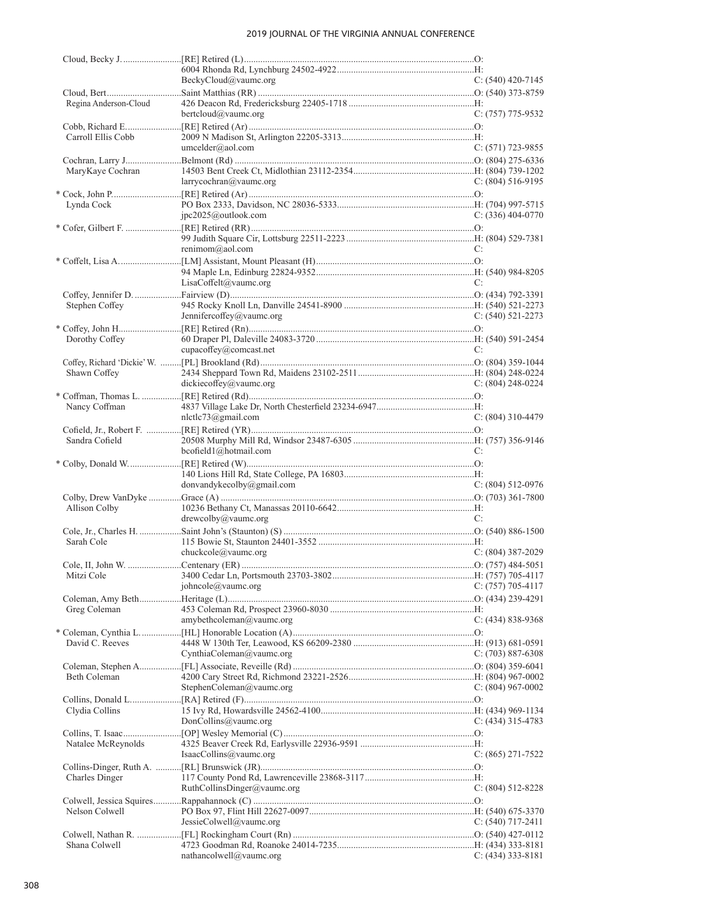| Name | Appointment / Address / Email | Phone |
|---|---|---|
| Cloud, Becky J. | [RE] Retired (L) | O: |
| | 6004 Rhonda Rd, Lynchburg 24502-4922 | H: |
| | BeckyCloud@vaumc.org | C: (540) 420-7145 |
| Cloud, Bert | Saint Matthias (RR) | O: (540) 373-8759 |
| Regina Anderson-Cloud | 426 Deacon Rd, Fredericksburg 22405-1718 | H: |
| | bertcloud@vaumc.org | C: (757) 775-9532 |
| Cobb, Richard E. | [RE] Retired (Ar) | O: |
| Carroll Ellis Cobb | 2009 N Madison St, Arlington 22205-3313 | H: |
| | umcelder@aol.com | C: (571) 723-9855 |
| Cochran, Larry J. | Belmont (Rd) | O: (804) 275-6336 |
| MaryKaye Cochran | 14503 Bent Creek Ct, Midlothian 23112-2354 | H: (804) 739-1202 |
| | larrycochran@vaumc.org | C: (804) 516-9195 |
| * Cock, John P. | [RE] Retired (Ar) | O: |
| Lynda Cock | PO Box 2333, Davidson, NC 28036-5333 | H: (704) 997-5715 |
| | jpc2025@outlook.com | C: (336) 404-0770 |
| * Cofer, Gilbert F. | [RE] Retired (RR) | O: |
| | 99 Judith Square Cir, Lottsburg 22511-2223 | H: (804) 529-7381 |
| | renimom@aol.com | C: |
| * Coffelt, Lisa A. | [LM] Assistant, Mount Pleasant (H) | O: |
| | 94 Maple Ln, Edinburg 22824-9352 | H: (540) 984-8205 |
| | LisaCoffelt@vaumc.org | C: |
| Coffey, Jennifer D. | Fairview (D) | O: (434) 792-3391 |
| Stephen Coffey | 945 Rocky Knoll Ln, Danville 24541-8900 | H: (540) 521-2273 |
| | Jennifercoffey@vaumc.org | C: (540) 521-2273 |
| * Coffey, John H. | [RE] Retired (Rn) | O: |
| Dorothy Coffey | 60 Draper Pl, Daleville 24083-3720 | H: (540) 591-2454 |
| | cupacoffey@comcast.net | C: |
| Coffey, Richard 'Dickie' W. | [PL] Brookland (Rd) | O: (804) 359-1044 |
| Shawn Coffey | 2434 Sheppard Town Rd, Maidens 23102-2511 | H: (804) 248-0224 |
| | dickiecoffey@vaumc.org | C: (804) 248-0224 |
| * Coffman, Thomas L. | [RE] Retired (Rd) | O: |
| Nancy Coffman | 4837 Village Lake Dr, North Chesterfield 23234-6947 | H: |
| | nlctlc73@gmail.com | C: (804) 310-4479 |
| Cofield, Jr., Robert F. | [RE] Retired (YR) | O: |
| Sandra Cofield | 20508 Murphy Mill Rd, Windsor 23487-6305 | H: (757) 356-9146 |
| | bcofield1@hotmail.com | C: |
| * Colby, Donald W. | [RE] Retired (W) | O: |
| | 140 Lions Hill Rd, State College, PA 16803 | H: |
| | donvandykecolby@gmail.com | C: (804) 512-0976 |
| Colby, Drew VanDyke | Grace (A) | O: (703) 361-7800 |
| Allison Colby | 10236 Bethany Ct, Manassas 20110-6642 | H: |
| | drewcolby@vaumc.org | C: |
| Cole, Jr., Charles H. | Saint John's (Staunton) (S) | O: (540) 886-1500 |
| Sarah Cole | 115 Bowie St, Staunton 24401-3552 | H: |
| | chuckcole@vaumc.org | C: (804) 387-2029 |
| Cole, II, John W. | Centenary (ER) | O: (757) 484-5051 |
| Mitzi Cole | 3400 Cedar Ln, Portsmouth 23703-3802 | H: (757) 705-4117 |
| | johncole@vaumc.org | C: (757) 705-4117 |
| Coleman, Amy Beth | Heritage (L) | O: (434) 239-4291 |
| Greg Coleman | 453 Coleman Rd, Prospect 23960-8030 | H: |
| | amybethcoleman@vaumc.org | C: (434) 838-9368 |
| * Coleman, Cynthia L. | [HL] Honorable Location (A) | O: |
| David C. Reeves | 4448 W 130th Ter, Leawood, KS 66209-2380 | H: (913) 681-0591 |
| | CynthiaColeman@vaumc.org | C: (703) 887-6308 |
| Coleman, Stephen A. | [FL] Associate, Reveille (Rd) | O: (804) 359-6041 |
| Beth Coleman | 4200 Cary Street Rd, Richmond 23221-2526 | H: (804) 967-0002 |
| | StephenColeman@vaumc.org | C: (804) 967-0002 |
| Collins, Donald L. | [RA] Retired (F) | O: |
| Clydia Collins | 15 Ivy Rd, Howardsville 24562-4100 | H: (434) 969-1134 |
| | DonCollins@vaumc.org | C: (434) 315-4783 |
| Collins, T. Isaac | [OP] Wesley Memorial (C) | O: |
| Natalee McReynolds | 4325 Beaver Creek Rd, Earlysville 22936-9591 | H: |
| | IsaacCollins@vaumc.org | C: (865) 271-7522 |
| Collins-Dinger, Ruth A. | [RL] Brunswick (JR) | O: |
| Charles Dinger | 117 County Pond Rd, Lawrenceville 23868-3117 | H: |
| | RuthCollinsDinger@vaumc.org | C: (804) 512-8228 |
| Colwell, Jessica Squires | Rappahannock (C) | O: |
| Nelson Colwell | PO Box 97, Flint Hill 22627-0097 | H: (540) 675-3370 |
| | JessieColwell@vaumc.org | C: (540) 717-2411 |
| Colwell, Nathan R. | [FL] Rockingham Court (Rn) | O: (540) 427-0112 |
| Shana Colwell | 4723 Goodman Rd, Roanoke 24014-7235 | H: (434) 333-8181 |
| | nathancolwell@vaumc.org | C: (434) 333-8181 |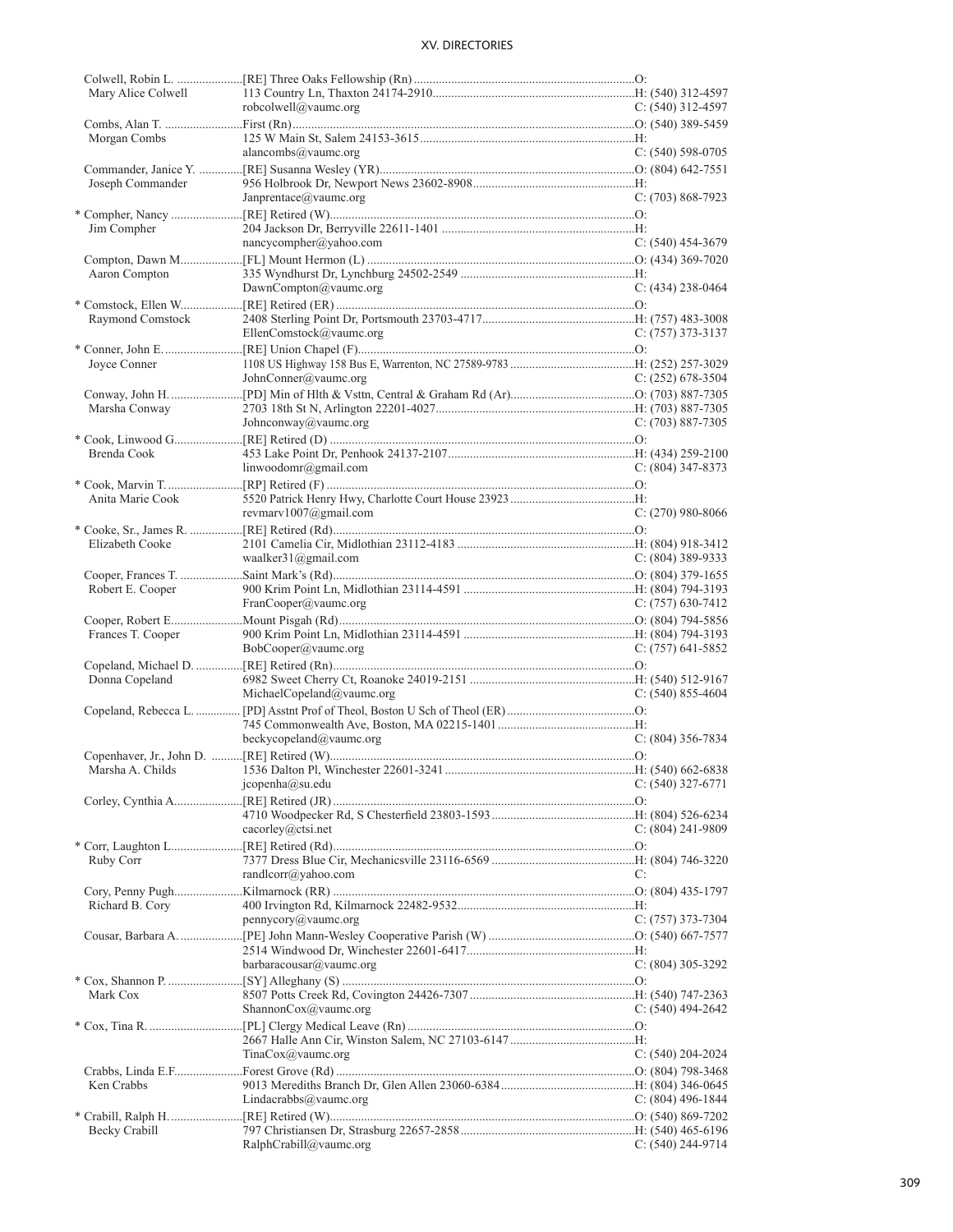| Name | Appointment / Address | Phone |
|---|---|---|
| Colwell, Robin L. | [RE] Three Oaks Fellowship (Rn) | O: |
| Mary Alice Colwell | 113 Country Ln, Thaxton 24174-2910 | H: (540) 312-4597 |
| | robcolwell@vaumc.org | C: (540) 312-4597 |
| Combs, Alan T. | First (Rn) | O: (540) 389-5459 |
| Morgan Combs | 125 W Main St, Salem 24153-3615 | H: |
| | alancombs@vaumc.org | C: (540) 598-0705 |
| Commander, Janice Y. | [RE] Susanna Wesley (YR) | O: (804) 642-7551 |
| Joseph Commander | 956 Holbrook Dr, Newport News 23602-8908 | H: |
| | Janprentace@vaumc.org | C: (703) 868-7923 |
| * Compher, Nancy | [RE] Retired (W) | O: |
| Jim Compher | 204 Jackson Dr, Berryville 22611-1401 | H: |
| | nancycompher@yahoo.com | C: (540) 454-3679 |
| Compton, Dawn M. | [FL] Mount Hermon (L) | O: (434) 369-7020 |
| Aaron Compton | 335 Wyndhurst Dr, Lynchburg 24502-2549 | H: |
| | DawnCompton@vaumc.org | C: (434) 238-0464 |
| * Comstock, Ellen W. | [RE] Retired (ER) | O: |
| Raymond Comstock | 2408 Sterling Point Dr, Portsmouth 23703-4717 | H: (757) 483-3008 |
| | EllenComstock@vaumc.org | C: (757) 373-3137 |
| * Conner, John E. | [RE] Union Chapel (F) | O: |
| Joyce Conner | 1108 US Highway 158 Bus E, Warrenton, NC 27589-9783 | H: (252) 257-3029 |
| | JohnConner@vaumc.org | C: (252) 678-3504 |
| Conway, John H. | [PD] Min of Hlth & Vsttn, Central & Graham Rd (Ar) | O: (703) 887-7305 |
| Marsha Conway | 2703 18th St N, Arlington 22201-4027 | H: (703) 887-7305 |
| | Johnconway@vaumc.org | C: (703) 887-7305 |
| * Cook, Linwood G. | [RE] Retired (D) | O: |
| Brenda Cook | 453 Lake Point Dr, Penhook 24137-2107 | H: (434) 259-2100 |
| | linwoodomr@gmail.com | C: (804) 347-8373 |
| * Cook, Marvin T. | [RP] Retired (F) | O: |
| Anita Marie Cook | 5520 Patrick Henry Hwy, Charlotte Court House 23923 | H: |
| | revmarv1007@gmail.com | C: (270) 980-8066 |
| * Cooke, Sr., James R. | [RE] Retired (Rd) | O: |
| Elizabeth Cooke | 2101 Camelia Cir, Midlothian 23112-4183 | H: (804) 918-3412 |
| | waalker31@gmail.com | C: (804) 389-9333 |
| Cooper, Frances T. | Saint Mark's (Rd) | O: (804) 379-1655 |
| Robert E. Cooper | 900 Krim Point Ln, Midlothian 23114-4591 | H: (804) 794-3193 |
| | FranCooper@vaumc.org | C: (757) 630-7412 |
| Cooper, Robert E. | Mount Pisgah (Rd) | O: (804) 794-5856 |
| Frances T. Cooper | 900 Krim Point Ln, Midlothian 23114-4591 | H: (804) 794-3193 |
| | BobCooper@vaumc.org | C: (757) 641-5852 |
| Copeland, Michael D. | [RE] Retired (Rn) | O: |
| Donna Copeland | 6982 Sweet Cherry Ct, Roanoke 24019-2151 | H: (540) 512-9167 |
| | MichaelCopeland@vaumc.org | C: (540) 855-4604 |
| Copeland, Rebecca L. | [PD] Asstnt Prof of Theol, Boston U Sch of Theol (ER) | O: |
| | 745 Commonwealth Ave, Boston, MA 02215-1401 | H: |
| | beckycopeland@vaumc.org | C: (804) 356-7834 |
| Copenhaver, Jr., John D. | [RE] Retired (W) | O: |
| Marsha A. Childs | 1536 Dalton Pl, Winchester 22601-3241 | H: (540) 662-6838 |
| | jcopenha@su.edu | C: (540) 327-6771 |
| Corley, Cynthia A. | [RE] Retired (JR) | O: |
| | 4710 Woodpecker Rd, S Chesterfield 23803-1593 | H: (804) 526-6234 |
| | cacorley@ctsi.net | C: (804) 241-9809 |
| * Corr, Laughton L. | [RE] Retired (Rd) | O: |
| Ruby Corr | 7377 Dress Blue Cir, Mechanicsville 23116-6569 | H: (804) 746-3220 |
| | randlcorr@yahoo.com | C: |
| Cory, Penny Pugh | Kilmarnock (RR) | O: (804) 435-1797 |
| Richard B. Cory | 400 Irvington Rd, Kilmarnock 22482-9532 | H: |
| | pennycory@vaumc.org | C: (757) 373-7304 |
| Cousar, Barbara A. | [PE] John Mann-Wesley Cooperative Parish (W) | O: (540) 667-7577 |
| | 2514 Windwood Dr, Winchester 22601-6417 | H: |
| | barbaracousar@vaumc.org | C: (804) 305-3292 |
| * Cox, Shannon P. | [SY] Alleghany (S) | O: |
| Mark Cox | 8507 Potts Creek Rd, Covington 24426-7307 | H: (540) 747-2363 |
| | ShannonCox@vaumc.org | C: (540) 494-2642 |
| * Cox, Tina R. | [PL] Clergy Medical Leave (Rn) | O: |
| | 2667 Halle Ann Cir, Winston Salem, NC 27103-6147 | H: |
| | TinaCox@vaumc.org | C: (540) 204-2024 |
| Crabbs, Linda E.F. | Forest Grove (Rd) | O: (804) 798-3468 |
| Ken Crabbs | 9013 Merediths Branch Dr, Glen Allen 23060-6384 | H: (804) 346-0645 |
| | Lindacrabbs@vaumc.org | C: (804) 496-1844 |
| * Crabill, Ralph H. | [RE] Retired (W) | O: (540) 869-7202 |
| Becky Crabill | 797 Christiansen Dr, Strasburg 22657-2858 | H: (540) 465-6196 |
| | RalphCrabill@vaumc.org | C: (540) 244-9714 |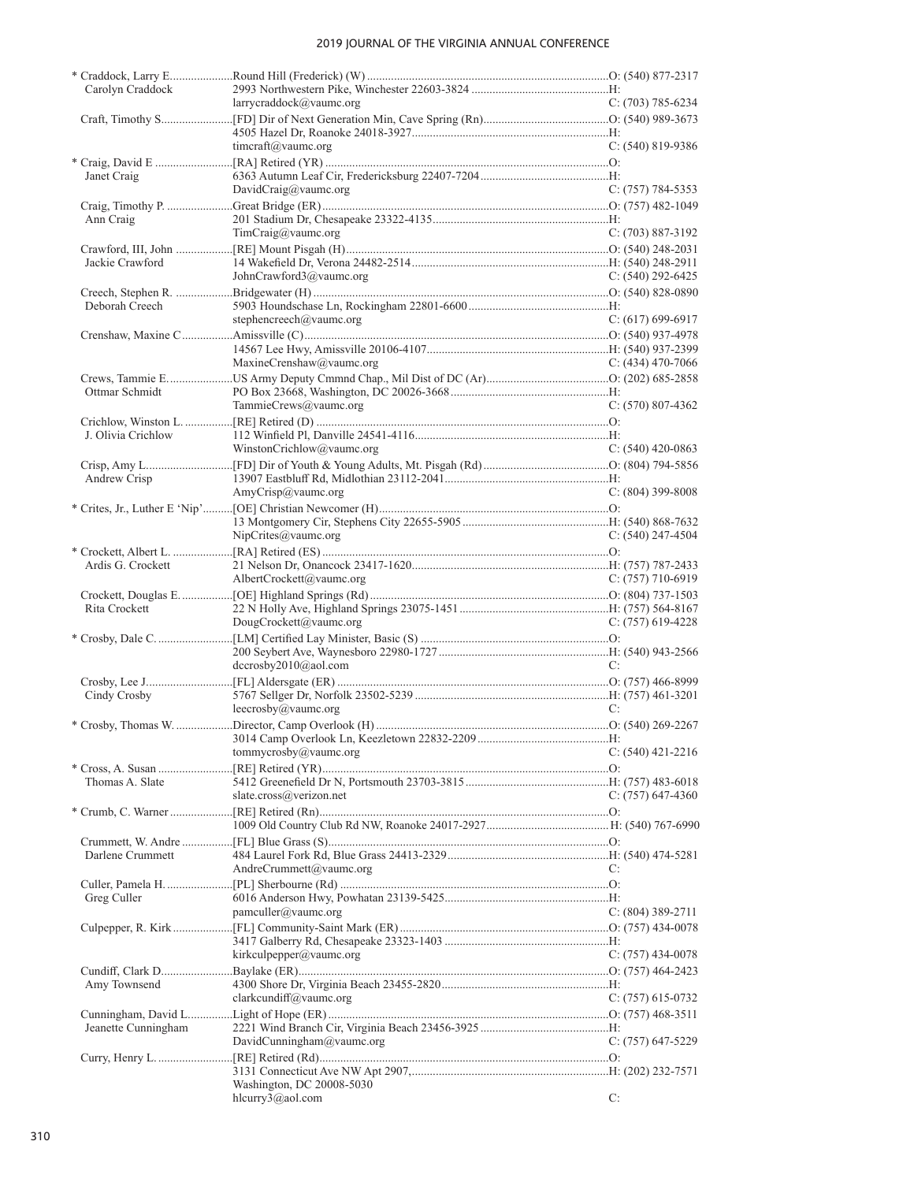| Name | Appointment / Address / Email | Phone |
|---|---|---|
| * Craddock, Larry E. | Round Hill (Frederick) (W) | O: (540) 877-2317 |
| Carolyn Craddock | 2993 Northwestern Pike, Winchester 22603-3824 | H: |
| | larrycraddock@vaumc.org | C: (703) 785-6234 |
| Craft, Timothy S. | [FD] Dir of Next Generation Min, Cave Spring (Rn) | O: (540) 989-3673 |
| | 4505 Hazel Dr, Roanoke 24018-3927 | H: |
| | timcraft@vaumc.org | C: (540) 819-9386 |
| * Craig, David E | [RA] Retired (YR) | O: |
| Janet Craig | 6363 Autumn Leaf Cir, Fredericksburg 22407-7204 | H: |
| | DavidCraig@vaumc.org | C: (757) 784-5353 |
| Craig, Timothy P. | Great Bridge (ER) | O: (757) 482-1049 |
| Ann Craig | 201 Stadium Dr, Chesapeake 23322-4135 | H: |
| | TimCraig@vaumc.org | C: (703) 887-3192 |
| Crawford, III, John | [RE] Mount Pisgah (H) | O: (540) 248-2031 |
| Jackie Crawford | 14 Wakefield Dr, Verona 24482-2514 | H: (540) 248-2911 |
| | JohnCrawford3@vaumc.org | C: (540) 292-6425 |
| Creech, Stephen R. | Bridgewater (H) | O: (540) 828-0890 |
| Deborah Creech | 5903 Houndschase Ln, Rockingham 22801-6600 | H: |
| | stephencreech@vaumc.org | C: (617) 699-6917 |
| Crenshaw, Maxine C | Amissville (C) | O: (540) 937-4978 |
| | 14567 Lee Hwy, Amissville 20106-4107 | H: (540) 937-2399 |
| | MaxineCrenshaw@vaumc.org | C: (434) 470-7066 |
| Crews, Tammie E. | US Army Deputy Cmmnd Chap., Mil Dist of DC (Ar) | O: (202) 685-2858 |
| Ottmar Schmidt | PO Box 23668, Washington, DC 20026-3668 | H: |
| | TammieCrews@vaumc.org | C: (570) 807-4362 |
| Crichlow, Winston L. | [RE] Retired (D) | O: |
| J. Olivia Crichlow | 112 Winfield Pl, Danville 24541-4116 | H: |
| | WinstonCrichlow@vaumc.org | C: (540) 420-0863 |
| Crisp, Amy L. | [FD] Dir of Youth & Young Adults, Mt. Pisgah (Rd) | O: (804) 794-5856 |
| Andrew Crisp | 13907 Eastbluff Rd, Midlothian 23112-2041 | H: |
| | AmyCrisp@vaumc.org | C: (804) 399-8008 |
| * Crites, Jr., Luther E 'Nip' | [OE] Christian Newcomer (H) | O: |
| | 13 Montgomery Cir, Stephens City 22655-5905 | H: (540) 868-7632 |
| | NipCrites@vaumc.org | C: (540) 247-4504 |
| * Crockett, Albert L. | [RA] Retired (ES) | O: |
| Ardis G. Crockett | 21 Nelson Dr, Onancock 23417-1620 | H: (757) 787-2433 |
| | AlbertCrockett@vaumc.org | C: (757) 710-6919 |
| Crockett, Douglas E. | [OE] Highland Springs (Rd) | O: (804) 737-1503 |
| Rita Crockett | 22 N Holly Ave, Highland Springs 23075-1451 | H: (757) 564-8167 |
| | DougCrockett@vaumc.org | C: (757) 619-4228 |
| * Crosby, Dale C. | [LM] Certified Lay Minister, Basic (S) | O: |
| | 200 Seybert Ave, Waynesboro 22980-1727 | H: (540) 943-2566 |
| | dccrosby2010@aol.com | C: |
| Crosby, Lee J. | [FL] Aldersgate (ER) | O: (757) 466-8999 |
| Cindy Crosby | 5767 Sellger Dr, Norfolk 23502-5239 | H: (757) 461-3201 |
| | leecrosby@vaumc.org | C: |
| * Crosby, Thomas W. | Director, Camp Overlook (H) | O: (540) 269-2267 |
| | 3014 Camp Overlook Ln, Keezletown 22832-2209 | H: |
| | tommycrosby@vaumc.org | C: (540) 421-2216 |
| * Cross, A. Susan | [RE] Retired (YR) | O: |
| Thomas A. Slate | 5412 Greenefield Dr N, Portsmouth 23703-3815 | H: (757) 483-6018 |
| | slate.cross@verizon.net | C: (757) 647-4360 |
| * Crumb, C. Warner | [RE] Retired (Rn) | O: |
| | 1009 Old Country Club Rd NW, Roanoke 24017-2927 | H: (540) 767-6990 |
| Crummett, W. Andre | [FL] Blue Grass (S) | O: |
| Darlene Crummett | 484 Laurel Fork Rd, Blue Grass 24413-2329 | H: (540) 474-5281 |
| | AndreCrummett@vaumc.org | C: |
| Culler, Pamela H. | [PL] Sherbourne (Rd) | O: |
| Greg Culler | 6016 Anderson Hwy, Powhatan 23139-5425 | H: |
| | pamculler@vaumc.org | C: (804) 389-2711 |
| Culpepper, R. Kirk | [FL] Community-Saint Mark (ER) | O: (757) 434-0078 |
| | 3417 Galberry Rd, Chesapeake 23323-1403 | H: |
| | kirkculpepper@vaumc.org | C: (757) 434-0078 |
| Cundiff, Clark D. | Baylake (ER) | O: (757) 464-2423 |
| Amy Townsend | 4300 Shore Dr, Virginia Beach 23455-2820 | H: |
| | clarkcundiff@vaumc.org | C: (757) 615-0732 |
| Cunningham, David L. | Light of Hope (ER) | O: (757) 468-3511 |
| Jeanette Cunningham | 2221 Wind Branch Cir, Virginia Beach 23456-3925 | H: |
| | DavidCunningham@vaumc.org | C: (757) 647-5229 |
| Curry, Henry L. | [RE] Retired (Rd) | O: |
| | 3131 Connecticut Ave NW Apt 2907, Washington, DC 20008-5030 | H: (202) 232-7571 |
| | hlcurry3@aol.com | C: |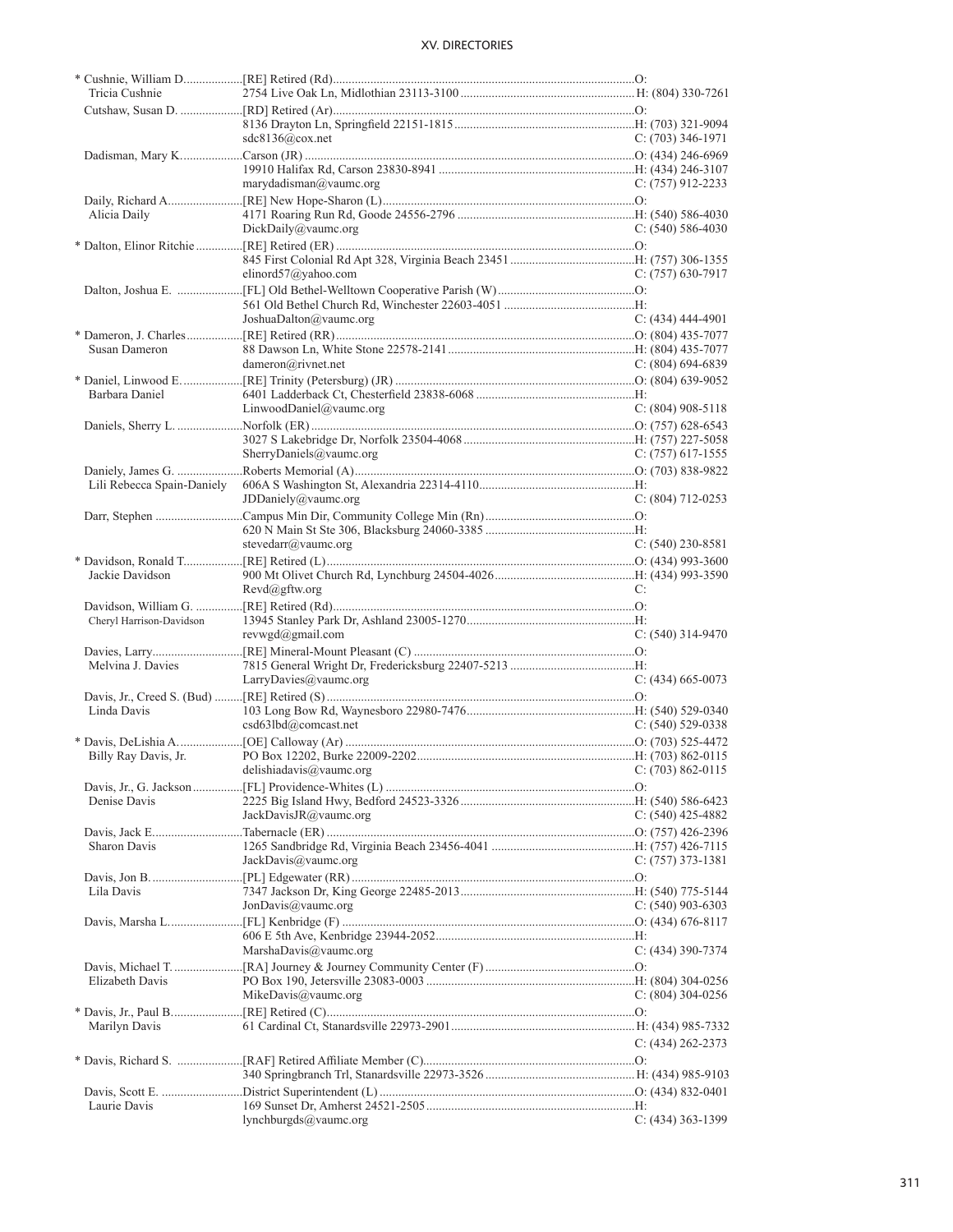| | | |
|---|---|---|
| * Cushnie, William D. | [RE] Retired (Rd) | O: |
| Tricia Cushnie | 2754 Live Oak Ln, Midlothian 23113-3100 | H: (804) 330-7261 |
| Cutshaw, Susan D. | [RD] Retired (Ar) | O: |
| | 8136 Drayton Ln, Springfield 22151-1815 | H: (703) 321-9094 |
| | sdc8136@cox.net | C: (703) 346-1971 |
| Dadisman, Mary K. | Carson (JR) | O: (434) 246-6969 |
| | 19910 Halifax Rd, Carson 23830-8941 | H: (434) 246-3107 |
| | marydadisman@vaumc.org | C: (757) 912-2233 |
| Daily, Richard A. | [RE] New Hope-Sharon (L) | O: |
| Alicia Daily | 4171 Roaring Run Rd, Goode 24556-2796 | H: (540) 586-4030 |
| | DickDaily@vaumc.org | C: (540) 586-4030 |
| * Dalton, Elinor Ritchie | [RE] Retired (ER) | O: |
| | 845 First Colonial Rd Apt 328, Virginia Beach 23451 | H: (757) 306-1355 |
| | elinord57@yahoo.com | C: (757) 630-7917 |
| Dalton, Joshua E. | [FL] Old Bethel-Welltown Cooperative Parish (W) | O: |
| | 561 Old Bethel Church Rd, Winchester 22603-4051 | H: |
| | JoshuaDalton@vaumc.org | C: (434) 444-4901 |
| * Dameron, J. Charles | [RE] Retired (RR) | O: (804) 435-7077 |
| Susan Dameron | 88 Dawson Ln, White Stone 22578-2141 | H: (804) 435-7077 |
| | dameron@rivnet.net | C: (804) 694-6839 |
| * Daniel, Linwood E. | [RE] Trinity (Petersburg) (JR) | O: (804) 639-9052 |
| Barbara Daniel | 6401 Ladderback Ct, Chesterfield 23838-6068 | H: |
| | LinwoodDaniel@vaumc.org | C: (804) 908-5118 |
| Daniels, Sherry L. | Norfolk (ER) | O: (757) 628-6543 |
| | 3027 S Lakebridge Dr, Norfolk 23504-4068 | H: (757) 227-5058 |
| | SherryDaniels@vaumc.org | C: (757) 617-1555 |
| Daniely, James G. | Roberts Memorial (A) | O: (703) 838-9822 |
| Lili Rebecca Spain-Daniely | 606A S Washington St, Alexandria 22314-4110 | H: |
| | JDDaniely@vaumc.org | C: (804) 712-0253 |
| Darr, Stephen | Campus Min Dir, Community College Min (Rn) | O: |
| | 620 N Main St Ste 306, Blacksburg 24060-3385 | H: |
| | stevedarr@vaumc.org | C: (540) 230-8581 |
| * Davidson, Ronald T. | [RE] Retired (L) | O: (434) 993-3600 |
| Jackie Davidson | 900 Mt Olivet Church Rd, Lynchburg 24504-4026 | H: (434) 993-3590 |
| | Revd@gftw.org | C: |
| Davidson, William G. | [RE] Retired (Rd) | O: |
| Cheryl Harrison-Davidson | 13945 Stanley Park Dr, Ashland 23005-1270 | H: |
| | revwgd@gmail.com | C: (540) 314-9470 |
| Davies, Larry | [RE] Mineral-Mount Pleasant (C) | O: |
| Melvina J. Davies | 7815 General Wright Dr, Fredericksburg 22407-5213 | H: |
| | LarryDavies@vaumc.org | C: (434) 665-0073 |
| Davis, Jr., Creed S. (Bud) | [RE] Retired (S) | O: |
| Linda Davis | 103 Long Bow Rd, Waynesboro 22980-7476 | H: (540) 529-0340 |
| | csd63lbd@comcast.net | C: (540) 529-0338 |
| * Davis, DeLishia A. | [OE] Calloway (Ar) | O: (703) 525-4472 |
| Billy Ray Davis, Jr. | PO Box 12202, Burke 22009-2202 | H: (703) 862-0115 |
| | delishiadavis@vaumc.org | C: (703) 862-0115 |
| Davis, Jr., G. Jackson | [FL] Providence-Whites (L) | O: |
| Denise Davis | 2225 Big Island Hwy, Bedford 24523-3326 | H: (540) 586-6423 |
| | JackDavisJR@vaumc.org | C: (540) 425-4882 |
| Davis, Jack E. | Tabernacle (ER) | O: (757) 426-2396 |
| Sharon Davis | 1265 Sandbridge Rd, Virginia Beach 23456-4041 | H: (757) 426-7115 |
| | JackDavis@vaumc.org | C: (757) 373-1381 |
| Davis, Jon B. | [PL] Edgewater (RR) | O: |
| Lila Davis | 7347 Jackson Dr, King George 22485-2013 | H: (540) 775-5144 |
| | JonDavis@vaumc.org | C: (540) 903-6303 |
| Davis, Marsha L. | [FL] Kenbridge (F) | O: (434) 676-8117 |
| | 606 E 5th Ave, Kenbridge 23944-2052 | H: |
| | MarshaDavis@vaumc.org | C: (434) 390-7374 |
| Davis, Michael T. | [RA] Journey & Journey Community Center (F) | O: |
| Elizabeth Davis | PO Box 190, Jetersville 23083-0003 | H: (804) 304-0256 |
| | MikeDavis@vaumc.org | C: (804) 304-0256 |
| * Davis, Jr., Paul B. | [RE] Retired (C) | O: |
| Marilyn Davis | 61 Cardinal Ct, Stanardsville 22973-2901 | H: (434) 985-7332 |
| | | C: (434) 262-2373 |
| * Davis, Richard S. | [RAF] Retired Affiliate Member (C) | O: |
| | 340 Springbranch Trl, Stanardsville 22973-3526 | H: (434) 985-9103 |
| Davis, Scott E. | District Superintendent (L) | O: (434) 832-0401 |
| Laurie Davis | 169 Sunset Dr, Amherst 24521-2505 | H: |
| | lynchburgds@vaumc.org | C: (434) 363-1399 |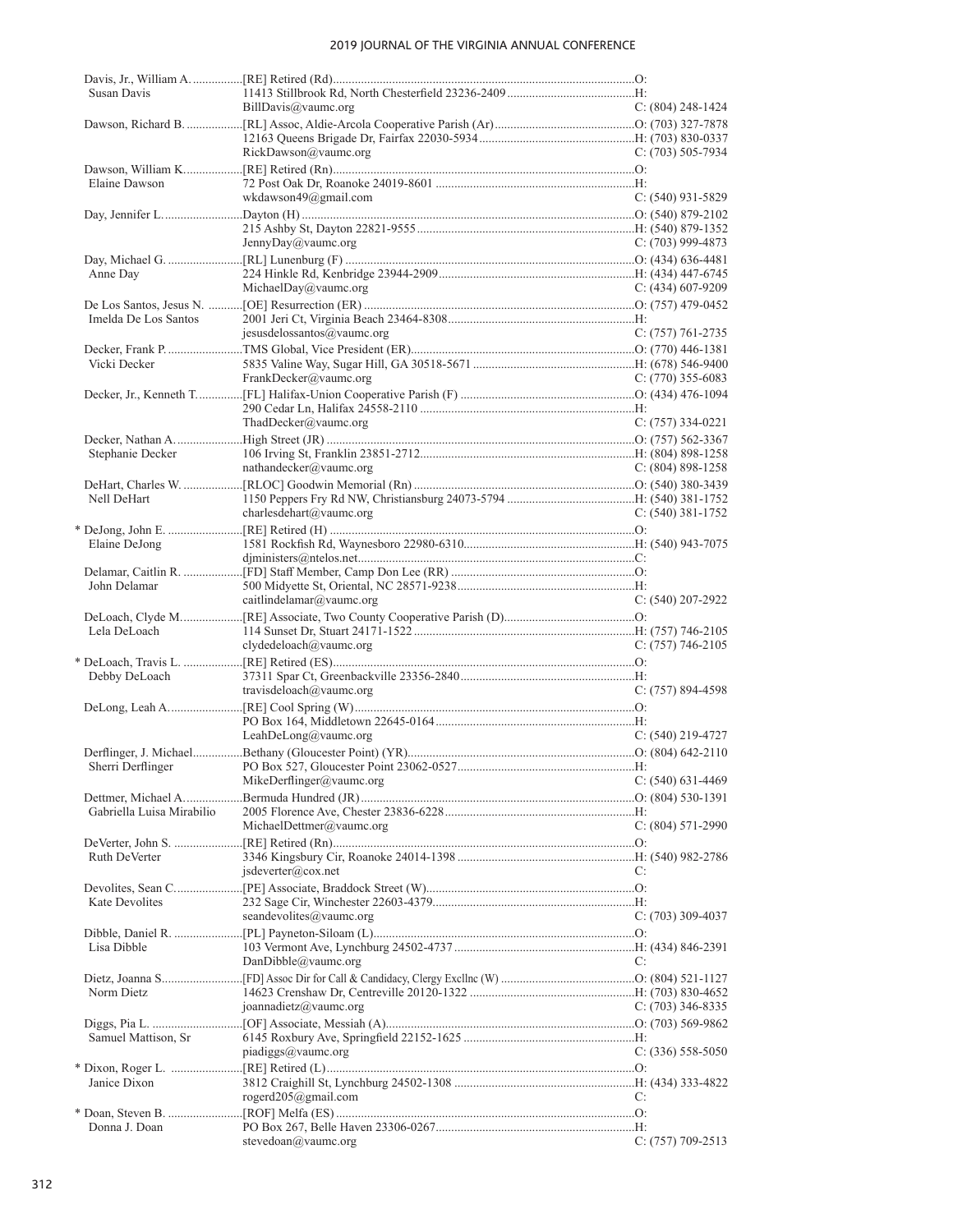| Name | Appointment / Address / Email | Phone |
|---|---|---|
| Davis, Jr., William A. | [RE] Retired (Rd) | O: |
| Susan Davis | 11413 Stillbrook Rd, North Chesterfield 23236-2409 | H: |
| | BillDavis@vaumc.org | C: (804) 248-1424 |
| Dawson, Richard B. | [RL] Assoc, Aldie-Arcola Cooperative Parish (Ar) | O: (703) 327-7878 |
| | 12163 Queens Brigade Dr, Fairfax 22030-5934 | H: (703) 830-0337 |
| | RickDawson@vaumc.org | C: (703) 505-7934 |
| Dawson, William K. | [RE] Retired (Rn) | O: |
| Elaine Dawson | 72 Post Oak Dr, Roanoke 24019-8601 | H: |
| | wkdawson49@gmail.com | C: (540) 931-5829 |
| Day, Jennifer L. | Dayton (H) | O: (540) 879-2102 |
| | 215 Ashby St, Dayton 22821-9555 | H: (540) 879-1352 |
| | JennyDay@vaumc.org | C: (703) 999-4873 |
| Day, Michael G. | [RL] Lunenburg (F) | O: (434) 636-4481 |
| Anne Day | 224 Hinkle Rd, Kenbridge 23944-2909 | H: (434) 447-6745 |
| | MichaelDay@vaumc.org | C: (434) 607-9209 |
| De Los Santos, Jesus N. | [OE] Resurrection (ER) | O: (757) 479-0452 |
| Imelda De Los Santos | 2001 Jeri Ct, Virginia Beach 23464-8308 | H: |
| | jesusdelossantos@vaumc.org | C: (757) 761-2735 |
| Decker, Frank P. | TMS Global, Vice President (ER) | O: (770) 446-1381 |
| Vicki Decker | 5835 Valine Way, Sugar Hill, GA 30518-5671 | H: (678) 546-9400 |
| | FrankDecker@vaumc.org | C: (770) 355-6083 |
| Decker, Jr., Kenneth T. | [FL] Halifax-Union Cooperative Parish (F) | O: (434) 476-1094 |
| | 290 Cedar Ln, Halifax 24558-2110 | H: |
| | ThadDecker@vaumc.org | C: (757) 334-0221 |
| Decker, Nathan A. | High Street (JR) | O: (757) 562-3367 |
| Stephanie Decker | 106 Irving St, Franklin 23851-2712 | H: (804) 898-1258 |
| | nathandecker@vaumc.org | C: (804) 898-1258 |
| DeHart, Charles W. | [RLOC] Goodwin Memorial (Rn) | O: (540) 380-3439 |
| Nell DeHart | 1150 Peppers Fry Rd NW, Christiansburg 24073-5794 | H: (540) 381-1752 |
| | charlesdehart@vaumc.org | C: (540) 381-1752 |
| * DeJong, John E. | [RE] Retired (H) | O: |
| Elaine DeJong | 1581 Rockfish Rd, Waynesboro 22980-6310 | H: (540) 943-7075 |
| | djministers@ntelos.net | C: |
| Delamar, Caitlin R. | [FD] Staff Member, Camp Don Lee (RR) | O: |
| John Delamar | 500 Midyette St, Oriental, NC 28571-9238 | H: |
| | caitlindelamar@vaumc.org | C: (540) 207-2922 |
| DeLoach, Clyde M. | [RE] Associate, Two County Cooperative Parish (D) | O: |
| Lela DeLoach | 114 Sunset Dr, Stuart 24171-1522 | H: (757) 746-2105 |
| | clydedeloach@vaumc.org | C: (757) 746-2105 |
| * DeLoach, Travis L. | [RE] Retired (ES) | O: |
| Debby DeLoach | 37311 Spar Ct, Greenbackville 23356-2840 | H: |
| | travisdeloach@vaumc.org | C: (757) 894-4598 |
| DeLong, Leah A. | [RE] Cool Spring (W) | O: |
| | PO Box 164, Middletown 22645-0164 | H: |
| | LeahDeLong@vaumc.org | C: (540) 219-4727 |
| Derflinger, J. Michael | Bethany (Gloucester Point) (YR) | O: (804) 642-2110 |
| Sherri Derflinger | PO Box 527, Gloucester Point 23062-0527 | H: |
| | MikeDerflinger@vaumc.org | C: (540) 631-4469 |
| Dettmer, Michael A. | Bermuda Hundred (JR) | O: (804) 530-1391 |
| Gabriella Luisa Mirabilio | 2005 Florence Ave, Chester 23836-6228 | H: |
| | MichaelDettmer@vaumc.org | C: (804) 571-2990 |
| DeVerter, John S. | [RE] Retired (Rn) | O: |
| Ruth DeVerter | 3346 Kingsbury Cir, Roanoke 24014-1398 | H: (540) 982-2786 |
| | jsdeverter@cox.net | C: |
| Devolites, Sean C. | [PE] Associate, Braddock Street (W) | O: |
| Kate Devolites | 232 Sage Cir, Winchester 22603-4379 | H: |
| | seandevolites@vaumc.org | C: (703) 309-4037 |
| Dibble, Daniel R. | [PL] Payneton-Siloam (L) | O: |
| Lisa Dibble | 103 Vermont Ave, Lynchburg 24502-4737 | H: (434) 846-2391 |
| | DanDibble@vaumc.org | C: |
| Dietz, Joanna S. | [FD] Assoc Dir for Call & Candidacy, Clergy Excllnc (W) | O: (804) 521-1127 |
| Norm Dietz | 14623 Crenshaw Dr, Centreville 20120-1322 | H: (703) 830-4652 |
| | joannadietz@vaumc.org | C: (703) 346-8335 |
| Diggs, Pia L. | [OF] Associate, Messiah (A) | O: (703) 569-9862 |
| Samuel Mattison, Sr | 6145 Roxbury Ave, Springfield 22152-1625 | H: |
| | piadiggs@vaumc.org | C: (336) 558-5050 |
| * Dixon, Roger L. | [RE] Retired (L) | O: |
| Janice Dixon | 3812 Craighill St, Lynchburg 24502-1308 | H: (434) 333-4822 |
| | rogerd205@gmail.com | C: |
| * Doan, Steven B. | [ROF] Melfa (ES) | O: |
| Donna J. Doan | PO Box 267, Belle Haven 23306-0267 | H: |
| | stevedoan@vaumc.org | C: (757) 709-2513 |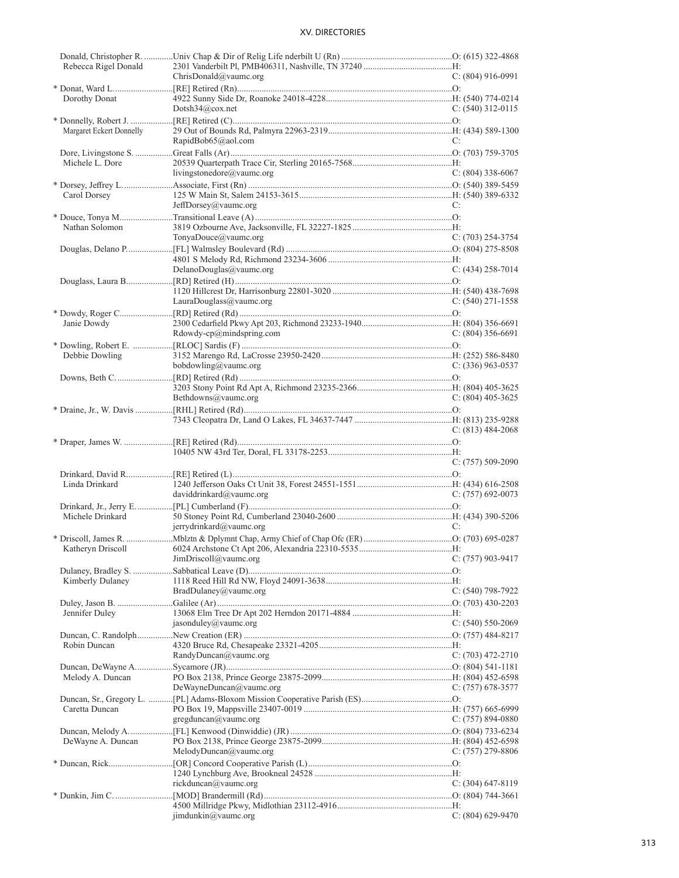| Name / Spouse | Appointment / Address / Email | Phone |
|---|---|---|
| Donald, Christopher R. | Univ Chap & Dir of Relig Life nderbilt U (Rn) | O: (615) 322-4868 |
| Rebecca Rigel Donald | 2301 Vanderbilt Pl, PMB406311, Nashville, TN 37240 | H: |
| | ChrisDonald@vaumc.org | C: (804) 916-0991 |
| * Donat, Ward L. | [RE] Retired (Rn) | O: |
| Dorothy Donat | 4922 Sunny Side Dr, Roanoke 24018-4228 | H: (540) 774-0214 |
| | Dotsh34@cox.net | C: (540) 312-0115 |
| * Donnelly, Robert J. | [RE] Retired (C) | O: |
| Margaret Eckert Donnelly | 29 Out of Bounds Rd, Palmyra 22963-2319 | H: (434) 589-1300 |
| | RapidBob65@aol.com | C: |
| Dore, Livingstone S. | Great Falls (Ar) | O: (703) 759-3705 |
| Michele L. Dore | 20539 Quarterpath Trace Cir, Sterling 20165-7568 | H: |
| | livingstonedore@vaumc.org | C: (804) 338-6067 |
| * Dorsey, Jeffrey L. | Associate, First (Rn) | O: (540) 389-5459 |
| Carol Dorsey | 125 W Main St, Salem 24153-3615 | H: (540) 389-6332 |
| | JeffDorsey@vaumc.org | C: |
| * Douce, Tonya M. | Transitional Leave (A) | O: |
| Nathan Solomon | 3819 Ozbourne Ave, Jacksonville, FL 32227-1825 | H: |
| | TonyaDouce@vaumc.org | C: (703) 254-3754 |
| Douglas, Delano P. | [FL] Walmsley Boulevard (Rd) | O: (804) 275-8508 |
| | 4801 S Melody Rd, Richmond 23234-3606 | H: |
| | DelanoDouglas@vaumc.org | C: (434) 258-7014 |
| Douglass, Laura B. | [RD] Retired (H) | O: |
| | 1120 Hillcrest Dr, Harrisonburg 22801-3020 | H: (540) 438-7698 |
| | LauraDouglass@vaumc.org | C: (540) 271-1558 |
| * Dowdy, Roger C. | [RD] Retired (Rd) | O: |
| Janie Dowdy | 2300 Cedarfield Pkwy Apt 203, Richmond 23233-1940 | H: (804) 356-6691 |
| | Rdowdy-cp@mindspring.com | C: (804) 356-6691 |
| * Dowling, Robert E. | [RLOC] Sardis (F) | O: |
| Debbie Dowling | 3152 Marengo Rd, LaCrosse 23950-2420 | H: (252) 586-8480 |
| | bobdowling@vaumc.org | C: (336) 963-0537 |
| Downs, Beth C. | [RD] Retired (Rd) | O: |
| | 3203 Stony Point Rd Apt A, Richmond 23235-2366 | H: (804) 405-3625 |
| | Bethdowns@vaumc.org | C: (804) 405-3625 |
| * Draine, Jr., W. Davis | [RHL] Retired (Rd) | O: |
| | 7343 Cleopatra Dr, Land O Lakes, FL 34637-7447 | H: (813) 235-9288 |
| | | C: (813) 484-2068 |
| * Draper, James W. | [RE] Retired (Rd) | O: |
| | 10405 NW 43rd Ter, Doral, FL 33178-2253 | H: |
| | | C: (757) 509-2090 |
| Drinkard, David R. | [RE] Retired (L) | O: |
| Linda Drinkard | 1240 Jefferson Oaks Ct Unit 38, Forest 24551-1551 | H: (434) 616-2508 |
| | daviddrinkard@vaumc.org | C: (757) 692-0073 |
| Drinkard, Jr., Jerry E. | [PL] Cumberland (F) | O: |
| Michele Drinkard | 50 Stoney Point Rd, Cumberland 23040-2600 | H: (434) 390-5206 |
| | jerrydrinkard@vaumc.org | C: |
| * Driscoll, James R. | Mblztn & Dplymnt Chap, Army Chief of Chap Ofc (ER) | O: (703) 695-0287 |
| Katheryn Driscoll | 6024 Archstone Ct Apt 206, Alexandria 22310-5535 | H: |
| | JimDriscoll@vaumc.org | C: (757) 903-9417 |
| Dulaney, Bradley S. | Sabbatical Leave (D) | O: |
| Kimberly Dulaney | 1118 Reed Hill Rd NW, Floyd 24091-3638 | H: |
| | BradDulaney@vaumc.org | C: (540) 798-7922 |
| Duley, Jason B. | Galilee (Ar) | O: (703) 430-2203 |
| Jennifer Duley | 13068 Elm Tree Dr Apt 202 Herndon 20171-4884 | H: |
| | jasonduley@vaumc.org | C: (540) 550-2069 |
| Duncan, C. Randolph | New Creation (ER) | O: (757) 484-8217 |
| Robin Duncan | 4320 Bruce Rd, Chesapeake 23321-4205 | H: |
| | RandyDuncan@vaumc.org | C: (703) 472-2710 |
| Duncan, DeWayne A. | Sycamore (JR) | O: (804) 541-1181 |
| Melody A. Duncan | PO Box 2138, Prince George 23875-2099 | H: (804) 452-6598 |
| | DeWayneDuncan@vaumc.org | C: (757) 678-3577 |
| Duncan, Sr., Gregory L. | [PL] Adams-Bloxom Mission Cooperative Parish (ES) | O: |
| Caretta Duncan | PO Box 19, Mappsville 23407-0019 | H: (757) 665-6999 |
| | gregduncan@vaumc.org | C: (757) 894-0880 |
| Duncan, Melody A. | [FL] Kenwood (Dinwiddie) (JR) | O: (804) 733-6234 |
| DeWayne A. Duncan | PO Box 2138, Prince George 23875-2099 | H: (804) 452-6598 |
| | MelodyDuncan@vaumc.org | C: (757) 279-8806 |
| * Duncan, Rick | [OR] Concord Cooperative Parish (L) | O: |
| | 1240 Lynchburg Ave, Brookneal 24528 | H: |
| | rickduncan@vaumc.org | C: (304) 647-8119 |
| * Dunkin, Jim C. | [MOD] Brandermill (Rd) | O: (804) 744-3661 |
| | 4500 Millridge Pkwy, Midlothian 23112-4916 | H: |
| | jimdunkin@vaumc.org | C: (804) 629-9470 |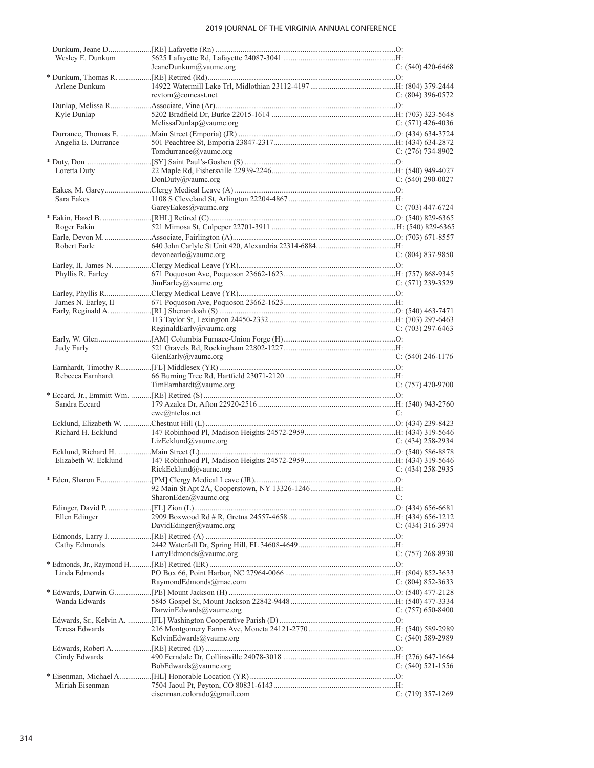| Name | Appointment / Address | Phone |
|---|---|---|
| Dunkum, Jeane D. | [RE] Lafayette (Rn) | O: |
| Wesley E. Dunkum | 5625 Lafayette Rd, Lafayette 24087-3041 | H: |
| | JeaneDunkum@vaumc.org | C: (540) 420-6468 |
| * Dunkum, Thomas R. | [RE] Retired (Rd) | O: |
| Arlene Dunkum | 14922 Watermill Lake Trl, Midlothian 23112-4197 | H: (804) 379-2444 |
| | revtom@comcast.net | C: (804) 396-0572 |
| Dunlap, Melissa R. | Associate, Vine (Ar) | O: |
| Kyle Dunlap | 5202 Bradfield Dr, Burke 22015-1614 | H: (703) 323-5648 |
| | MelissaDunlap@vaumc.org | C: (571) 426-4036 |
| Durrance, Thomas E. | Main Street (Emporia) (JR) | O: (434) 634-3724 |
| Angelia E. Durrance | 501 Peachtree St, Emporia 23847-2317 | H: (434) 634-2872 |
| | Tomdurrance@vaumc.org | C: (276) 734-8902 |
| * Duty, Don | [SY] Saint Paul's-Goshen (S) | O: |
| Loretta Duty | 22 Maple Rd, Fishersville 22939-2246 | H: (540) 949-4027 |
| | DonDuty@vaumc.org | C: (540) 290-0027 |
| Eakes, M. Garey | Clergy Medical Leave (A) | O: |
| Sara Eakes | 1108 S Cleveland St, Arlington 22204-4867 | H: |
| | GareyEakes@vaumc.org | C: (703) 447-6724 |
| * Eakin, Hazel B. | [RHL] Retired (C) | O: (540) 829-6365 |
| Roger Eakin | 521 Mimosa St, Culpeper 22701-3911 | H: (540) 829-6365 |
| Earle, Devon M. | Associate, Fairlington (A) | O: (703) 671-8557 |
| Robert Earle | 640 John Carlyle St Unit 420, Alexandria 22314-6884 | H: |
| | devonearle@vaumc.org | C: (804) 837-9850 |
| Earley, II, James N. | Clergy Medical Leave (YR) | O: |
| Phyllis R. Earley | 671 Poquoson Ave, Poquoson 23662-1623 | H: (757) 868-9345 |
| | JimEarley@vaumc.org | C: (571) 239-3529 |
| Earley, Phyllis R. | Clergy Medical Leave (YR) | O: |
| James N. Earley, II | 671 Poquoson Ave, Poquoson 23662-1623 | H: |
| Early, Reginald A. | [RL] Shenandoah (S) | O: (540) 463-7471 |
| | 113 Taylor St, Lexington 24450-2332 | H: (703) 297-6463 |
| | ReginaldEarly@vaumc.org | C: (703) 297-6463 |
| Early, W. Glen | [AM] Columbia Furnace-Union Forge (H) | O: |
| Judy Early | 521 Gravels Rd, Rockingham 22802-1227 | H: |
| | GlenEarly@vaumc.org | C: (540) 246-1176 |
| Earnhardt, Timothy R. | [FL] Middlesex (YR) | O: |
| Rebecca Earnhardt | 66 Burning Tree Rd, Hartfield 23071-2120 | H: |
| | TimEarnhardt@vaumc.org | C: (757) 470-9700 |
| * Eccard, Jr., Emmitt Wm. | [RE] Retired (S) | O: |
| Sandra Eccard | 179 Azalea Dr, Afton 22920-2516 | H: (540) 943-2760 |
| | ewe@ntelos.net | C: |
| Ecklund, Elizabeth W. | Chestnut Hill (L) | O: (434) 239-8423 |
| Richard H. Ecklund | 147 Robinhood Pl, Madison Heights 24572-2959 | H: (434) 319-5646 |
| | LizEcklund@vaumc.org | C: (434) 258-2934 |
| Ecklund, Richard H. | Main Street (L) | O: (540) 586-8878 |
| Elizabeth W. Ecklund | 147 Robinhood Pl, Madison Heights 24572-2959 | H: (434) 319-5646 |
| | RickEcklund@vaumc.org | C: (434) 258-2935 |
| * Eden, Sharon E. | [PM] Clergy Medical Leave (JR) | O: |
| | 92 Main St Apt 2A, Cooperstown, NY 13326-1246 | H: |
| | SharonEden@vaumc.org | C: |
| Edinger, David P. | [FL] Zion (L) | O: (434) 656-6681 |
| Ellen Edinger | 2909 Boxwood Rd # R, Gretna 24557-4658 | H: (434) 656-1212 |
| | DavidEdinger@vaumc.org | C: (434) 316-3974 |
| Edmonds, Larry J. | [RE] Retired (A) | O: |
| Cathy Edmonds | 2442 Waterfall Dr, Spring Hill, FL 34608-4649 | H: |
| | LarryEdmonds@vaumc.org | C: (757) 268-8930 |
| * Edmonds, Jr., Raymond H. | [RE] Retired (ER) | O: |
| Linda Edmonds | PO Box 66, Point Harbor, NC 27964-0066 | H: (804) 852-3633 |
| | RaymondEdmonds@mac.com | C: (804) 852-3633 |
| * Edwards, Darwin G. | [PE] Mount Jackson (H) | O: (540) 477-2128 |
| Wanda Edwards | 5845 Gospel St, Mount Jackson 22842-9448 | H: (540) 477-3334 |
| | DarwinEdwards@vaumc.org | C: (757) 650-8400 |
| Edwards, Sr., Kelvin A. | [FL] Washington Cooperative Parish (D) | O: |
| Teresa Edwards | 216 Montgomery Farms Ave, Moneta 24121-2770 | H: (540) 589-2989 |
| | KelvinEdwards@vaumc.org | C: (540) 589-2989 |
| Edwards, Robert A. | [RE] Retired (D) | O: |
| Cindy Edwards | 490 Ferndale Dr, Collinsville 24078-3018 | H: (276) 647-1664 |
| | BobEdwards@vaumc.org | C: (540) 521-1556 |
| * Eisenman, Michael A. | [HL] Honorable Location (YR) | O: |
| Miriah Eisenman | 7504 Jaoul Pt, Peyton, CO 80831-6143 | H: |
| | eisenman.colorado@gmail.com | C: (719) 357-1269 |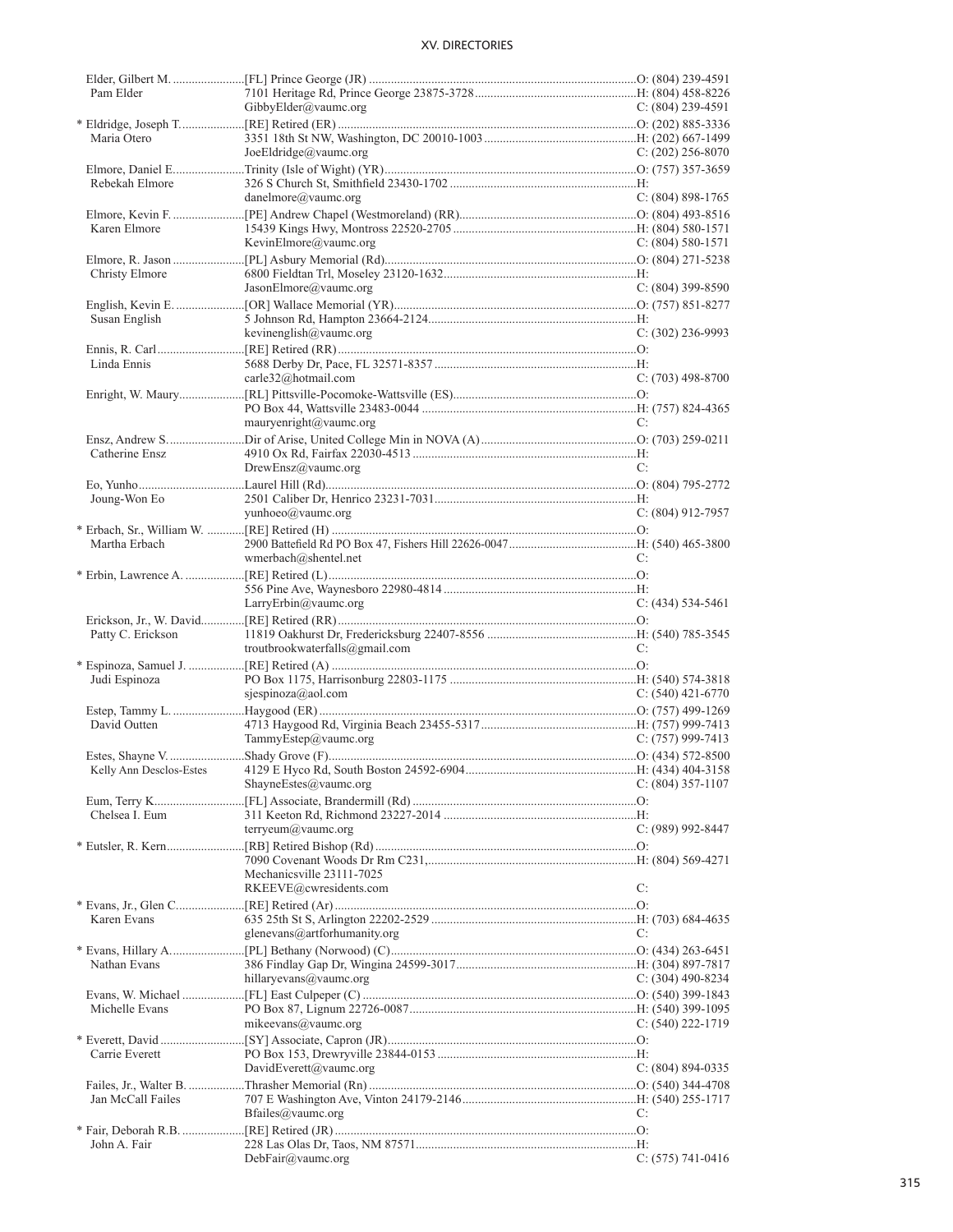| Name | Appointment / Address / Email | Phone |
|---|---|---|
| Elder, Gilbert M. | [FL] Prince George (JR) | O: (804) 239-4591 |
| Pam Elder | 7101 Heritage Rd, Prince George 23875-3728 | H: (804) 458-8226 |
| | GibbyElder@vaumc.org | C: (804) 239-4591 |
| * Eldridge, Joseph T. | [RE] Retired (ER) | O: (202) 885-3336 |
| Maria Otero | 3351 18th St NW, Washington, DC 20010-1003 | H: (202) 667-1499 |
| | JoeEldridge@vaumc.org | C: (202) 256-8070 |
| Elmore, Daniel E. | Trinity (Isle of Wight) (YR) | O: (757) 357-3659 |
| Rebekah Elmore | 326 S Church St, Smithfield 23430-1702 | H: |
| | danelmore@vaumc.org | C: (804) 898-1765 |
| Elmore, Kevin F. | [PE] Andrew Chapel (Westmoreland) (RR) | O: (804) 493-8516 |
| Karen Elmore | 15439 Kings Hwy, Montross 22520-2705 | H: (804) 580-1571 |
| | KevinElmore@vaumc.org | C: (804) 580-1571 |
| Elmore, R. Jason | [PL] Asbury Memorial (Rd) | O: (804) 271-5238 |
| Christy Elmore | 6800 Fieldtan Trl, Moseley 23120-1632 | H: |
| | JasonElmore@vaumc.org | C: (804) 399-8590 |
| English, Kevin E. | [OR] Wallace Memorial (YR) | O: (757) 851-8277 |
| Susan English | 5 Johnson Rd, Hampton 23664-2124 | H: |
| | kevinenglish@vaumc.org | C: (302) 236-9993 |
| Ennis, R. Carl | [RE] Retired (RR) | O: |
| Linda Ennis | 5688 Derby Dr, Pace, FL 32571-8357 | H: |
| | carle32@hotmail.com | C: (703) 498-8700 |
| Enright, W. Maury | [RL] Pittsville-Pocomoke-Wattsville (ES) | O: |
| | PO Box 44, Wattsville 23483-0044 | H: (757) 824-4365 |
| | mauryenright@vaumc.org | C: |
| Ensz, Andrew S. | Dir of Arise, United College Min in NOVA (A) | O: (703) 259-0211 |
| Catherine Ensz | 4910 Ox Rd, Fairfax 22030-4513 | H: |
| | DrewEnsz@vaumc.org | C: |
| Eo, Yunho | Laurel Hill (Rd) | O: (804) 795-2772 |
| Joung-Won Eo | 2501 Caliber Dr, Henrico 23231-7031 | H: |
| | yunhoeo@vaumc.org | C: (804) 912-7957 |
| * Erbach, Sr., William W. | [RE] Retired (H) | O: |
| Martha Erbach | 2900 Battefield Rd PO Box 47, Fishers Hill 22626-0047 | H: (540) 465-3800 |
| | wmerbach@shentel.net | C: |
| * Erbin, Lawrence A. | [RE] Retired (L) | O: |
| | 556 Pine Ave, Waynesboro 22980-4814 | H: |
| | LarryErbin@vaumc.org | C: (434) 534-5461 |
| Erickson, Jr., W. David | [RE] Retired (RR) | O: |
| Patty C. Erickson | 11819 Oakhurst Dr, Fredericksburg 22407-8556 | H: (540) 785-3545 |
| | troutbrookwaterfalls@gmail.com | C: |
| * Espinoza, Samuel J. | [RE] Retired (A) | O: |
| Judi Espinoza | PO Box 1175, Harrisonburg 22803-1175 | H: (540) 574-3818 |
| | sjespinoza@aol.com | C: (540) 421-6770 |
| Estep, Tammy L. | Haygood (ER) | O: (757) 499-1269 |
| David Outten | 4713 Haygood Rd, Virginia Beach 23455-5317 | H: (757) 999-7413 |
| | TammyEstep@vaumc.org | C: (757) 999-7413 |
| Estes, Shayne V. | Shady Grove (F) | O: (434) 572-8500 |
| Kelly Ann Desclos-Estes | 4129 E Hyco Rd, South Boston 24592-6904 | H: (434) 404-3158 |
| | ShayneEstes@vaumc.org | C: (804) 357-1107 |
| Eum, Terry K. | [FL] Associate, Brandermill (Rd) | O: |
| Chelsea I. Eum | 311 Keeton Rd, Richmond 23227-2014 | H: |
| | terryeum@vaumc.org | C: (989) 992-8447 |
| * Eutsler, R. Kern | [RB] Retired Bishop (Rd) | O: |
| | 7090 Covenant Woods Dr Rm C231, Mechanicsville 23111-7025 | H: (804) 569-4271 |
| | RKEEVE@cwresidents.com | C: |
| * Evans, Jr., Glen C. | [RE] Retired (Ar) | O: |
| Karen Evans | 635 25th St S, Arlington 22202-2529 | H: (703) 684-4635 |
| | glenevans@artforhumanity.org | C: |
| * Evans, Hillary A. | [PL] Bethany (Norwood) (C) | O: (434) 263-6451 |
| Nathan Evans | 386 Findlay Gap Dr, Wingina 24599-3017 | H: (304) 897-7817 |
| | hillaryevans@vaumc.org | C: (304) 490-8234 |
| Evans, W. Michael | [FL] East Culpeper (C) | O: (540) 399-1843 |
| Michelle Evans | PO Box 87, Lignum 22726-0087 | H: (540) 399-1095 |
| | mikeevans@vaumc.org | C: (540) 222-1719 |
| * Everett, David | [SY] Associate, Capron (JR) | O: |
| Carrie Everett | PO Box 153, Drewryville 23844-0153 | H: |
| | DavidEverett@vaumc.org | C: (804) 894-0335 |
| Failes, Jr., Walter B. | Thrasher Memorial (Rn) | O: (540) 344-4708 |
| Jan McCall Failes | 707 E Washington Ave, Vinton 24179-2146 | H: (540) 255-1717 |
| | Bfailes@vaumc.org | C: |
| * Fair, Deborah R.B. | [RE] Retired (JR) | O: |
| John A. Fair | 228 Las Olas Dr, Taos, NM 87571 | H: |
| | DebFair@vaumc.org | C: (575) 741-0416 |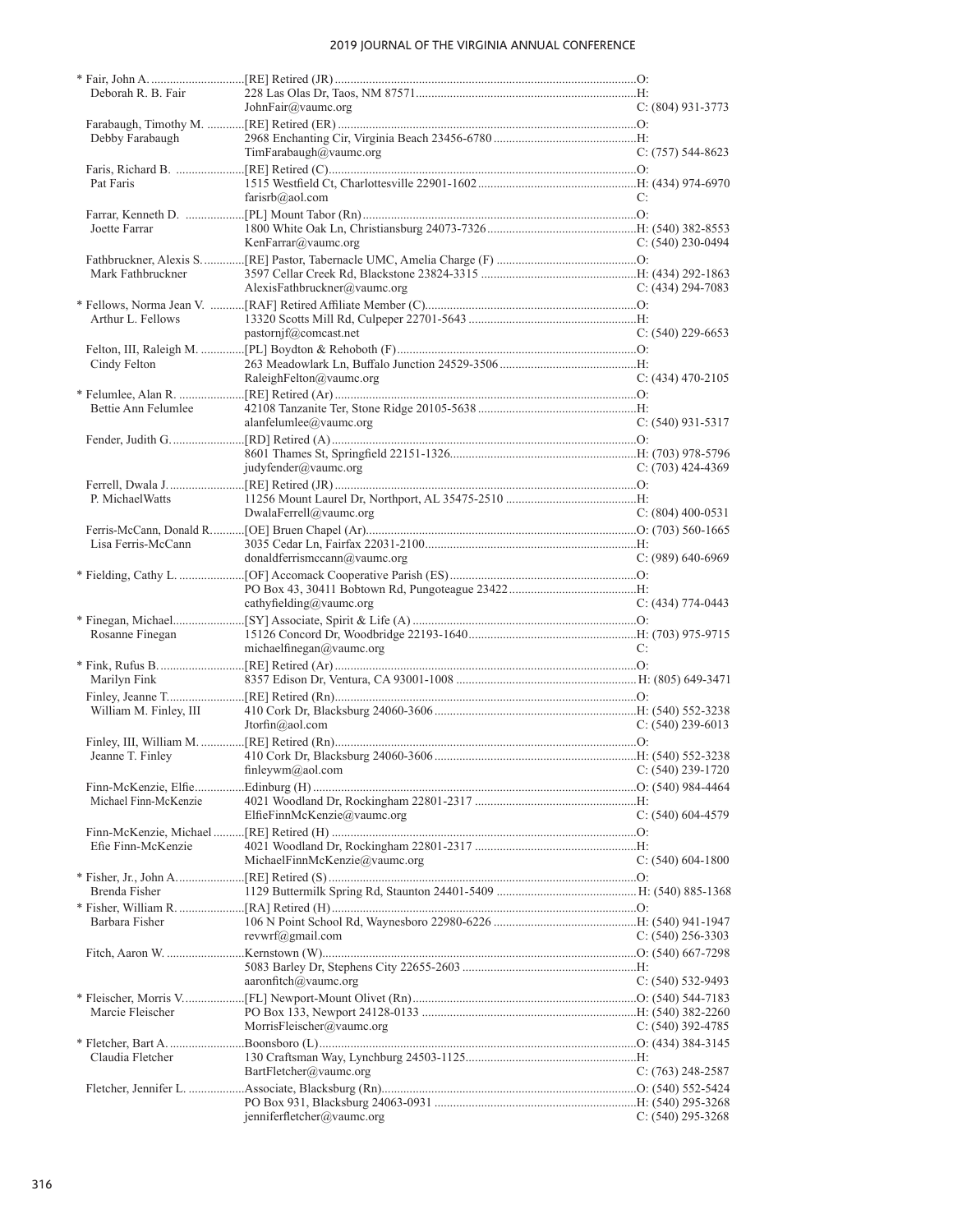| Name / Spouse | Appointment / Address / Email | Phone |
|---|---|---|
| * Fair, John A. | [RE] Retired (JR) | O: |
| Deborah R. B. Fair | 228 Las Olas Dr, Taos, NM 87571 | H: |
| | JohnFair@vaumc.org | C: (804) 931-3773 |
| Farabaugh, Timothy M. | [RE] Retired (ER) | O: |
| Debby Farabaugh | 2968 Enchanting Cir, Virginia Beach 23456-6780 | H: |
| | TimFarabaugh@vaumc.org | C: (757) 544-8623 |
| Faris, Richard B. | [RE] Retired (C) | O: |
| Pat Faris | 1515 Westfield Ct, Charlottesville 22901-1602 | H: (434) 974-6970 |
| | farisrb@aol.com | C: |
| Farrar, Kenneth D. | [PL] Mount Tabor (Rn) | O: |
| Joette Farrar | 1800 White Oak Ln, Christiansburg 24073-7326 | H: (540) 382-8553 |
| | KenFarrar@vaumc.org | C: (540) 230-0494 |
| Fathbruckner, Alexis S. | [RE] Pastor, Tabernacle UMC, Amelia Charge (F) | O: |
| Mark Fathbruckner | 3597 Cellar Creek Rd, Blackstone 23824-3315 | H: (434) 292-1863 |
| | AlexisFathbruckner@vaumc.org | C: (434) 294-7083 |
| * Fellows, Norma Jean V. | [RAF] Retired Affiliate Member (C) | O: |
| Arthur L. Fellows | 13320 Scotts Mill Rd, Culpeper 22701-5643 | H: |
| | pastornjf@comcast.net | C: (540) 229-6653 |
| Felton, III, Raleigh M. | [PL] Boydton & Rehoboth (F) | O: |
| Cindy Felton | 263 Meadowlark Ln, Buffalo Junction 24529-3506 | H: |
| | RaleighFelton@vaumc.org | C: (434) 470-2105 |
| * Felumlee, Alan R. | [RE] Retired (Ar) | O: |
| Bettie Ann Felumlee | 42108 Tanzanite Ter, Stone Ridge 20105-5638 | H: |
| | alanfelumlee@vaumc.org | C: (540) 931-5317 |
| Fender, Judith G. | [RD] Retired (A) | O: |
| | 8601 Thames St, Springfield 22151-1326 | H: (703) 978-5796 |
| | judyfender@vaumc.org | C: (703) 424-4369 |
| Ferrell, Dwala J. | [RE] Retired (JR) | O: |
| P. MichaelWatts | 11256 Mount Laurel Dr, Northport, AL 35475-2510 | H: |
| | DwalaFerrell@vaumc.org | C: (804) 400-0531 |
| Ferris-McCann, Donald R. | [OE] Bruen Chapel (Ar) | O: (703) 560-1665 |
| Lisa Ferris-McCann | 3035 Cedar Ln, Fairfax 22031-2100 | H: |
| | donaldferrismccann@vaumc.org | C: (989) 640-6969 |
| * Fielding, Cathy L. | [OF] Accomack Cooperative Parish (ES) | O: |
| | PO Box 43, 30411 Bobtown Rd, Pungoteague 23422 | H: |
| | cathyfielding@vaumc.org | C: (434) 774-0443 |
| * Finegan, Michael | [SY] Associate, Spirit & Life (A) | O: |
| Rosanne Finegan | 15126 Concord Dr, Woodbridge 22193-1640 | H: (703) 975-9715 |
| | michaelfinegan@vaumc.org | C: |
| * Fink, Rufus B. | [RE] Retired (Ar) | O: |
| Marilyn Fink | 8357 Edison Dr, Ventura, CA 93001-1008 | H: (805) 649-3471 |
| Finley, Jeanne T. | [RE] Retired (Rn) | O: |
| William M. Finley, III | 410 Cork Dr, Blacksburg 24060-3606 | H: (540) 552-3238 |
| | Jtorfin@aol.com | C: (540) 239-6013 |
| Finley, III, William M. | [RE] Retired (Rn) | O: |
| Jeanne T. Finley | 410 Cork Dr, Blacksburg 24060-3606 | H: (540) 552-3238 |
| | finleywm@aol.com | C: (540) 239-1720 |
| Finn-McKenzie, Elfie | Edinburg (H) | O: (540) 984-4464 |
| Michael Finn-McKenzie | 4021 Woodland Dr, Rockingham 22801-2317 | H: |
| | ElfieFinnMcKenzie@vaumc.org | C: (540) 604-4579 |
| Finn-McKenzie, Michael | [RE] Retired (H) | O: |
| Efie Finn-McKenzie | 4021 Woodland Dr, Rockingham 22801-2317 | H: |
| | MichaelFinnMcKenzie@vaumc.org | C: (540) 604-1800 |
| * Fisher, Jr., John A. | [RE] Retired (S) | O: |
| Brenda Fisher | 1129 Buttermilk Spring Rd, Staunton 24401-5409 | H: (540) 885-1368 |
| * Fisher, William R. | [RA] Retired (H) | O: |
| Barbara Fisher | 106 N Point School Rd, Waynesboro 22980-6226 | H: (540) 941-1947 |
| | revwrf@gmail.com | C: (540) 256-3303 |
| Fitch, Aaron W. | Kernstown (W) | O: (540) 667-7298 |
| | 5083 Barley Dr, Stephens City 22655-2603 | H: |
| | aaronfitch@vaumc.org | C: (540) 532-9493 |
| * Fleischer, Morris V. | [FL] Newport-Mount Olivet (Rn) | O: (540) 544-7183 |
| Marcie Fleischer | PO Box 133, Newport 24128-0133 | H: (540) 382-2260 |
| | MorrisFleischer@vaumc.org | C: (540) 392-4785 |
| * Fletcher, Bart A. | Boonsboro (L) | O: (434) 384-3145 |
| Claudia Fletcher | 130 Craftsman Way, Lynchburg 24503-1125 | H: |
| | BartFletcher@vaumc.org | C: (763) 248-2587 |
| Fletcher, Jennifer L. | Associate, Blacksburg (Rn) | O: (540) 552-5424 |
| | PO Box 931, Blacksburg 24063-0931 | H: (540) 295-3268 |
| | jenniferfletcher@vaumc.org | C: (540) 295-3268 |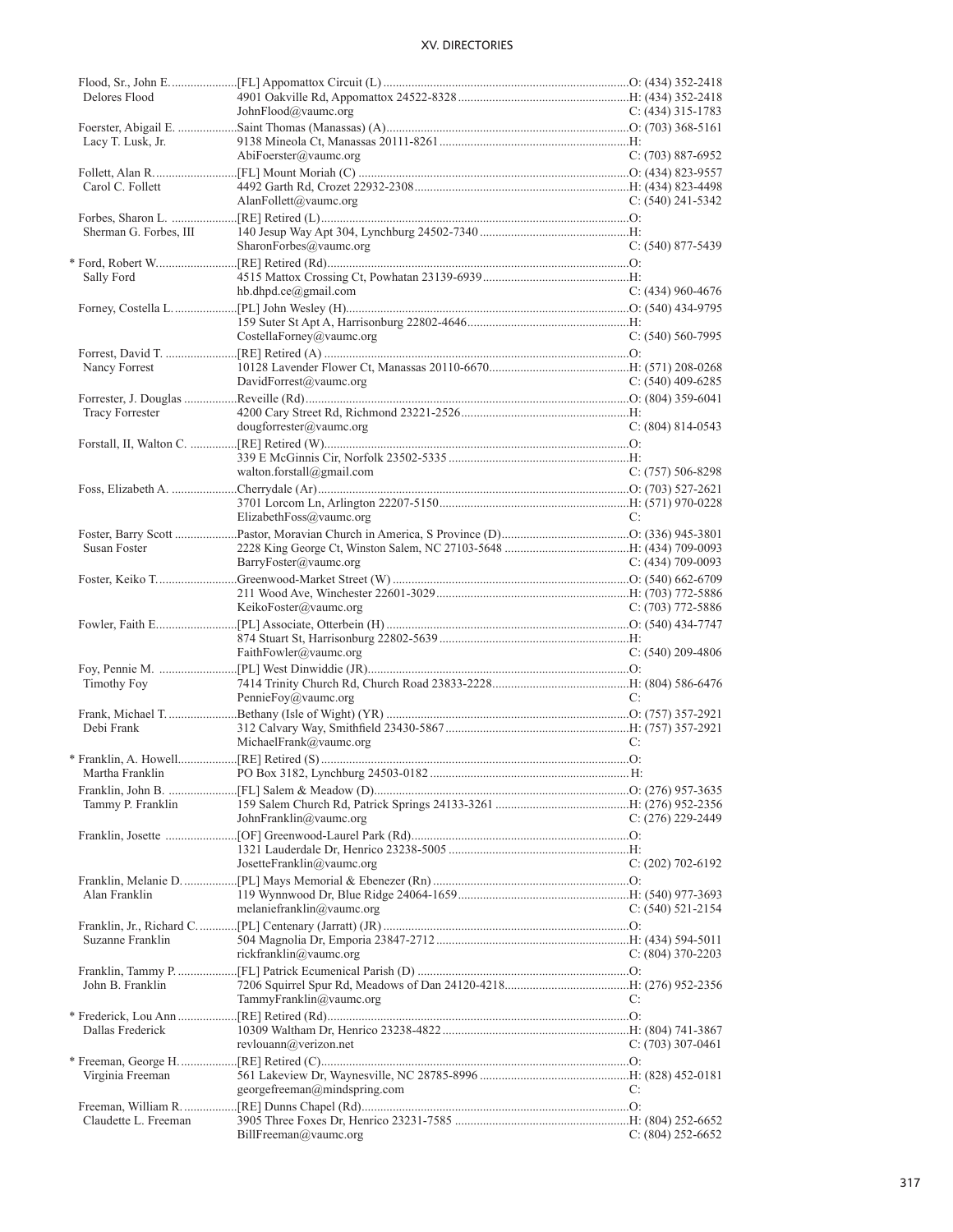Flood, Sr., John E. [FL] Appomattox Circuit (L) O: (434) 352-2418
Delores Flood 4901 Oakville Rd, Appomattox 24522-8328 H: (434) 352-2418
JohnFlood@vaumc.org C: (434) 315-1783

Foerster, Abigail E. Saint Thomas (Manassas) (A) O: (703) 368-5161
Lacy T. Lusk, Jr. 9138 Mineola Ct, Manassas 20111-8261 H:
AbiFoerster@vaumc.org C: (703) 887-6952

Follett, Alan R. [FL] Mount Moriah (C) O: (434) 823-9557
Carol C. Follett 4492 Garth Rd, Crozet 22932-2308 H: (434) 823-4498
AlanFollett@vaumc.org C: (540) 241-5342

Forbes, Sharon L. [RE] Retired (L) O:
Sherman G. Forbes, III 140 Jesup Way Apt 304, Lynchburg 24502-7340 H:
SharonForbes@vaumc.org C: (540) 877-5439

* Ford, Robert W. [RE] Retired (Rd) O:
Sally Ford 4515 Mattox Crossing Ct, Powhatan 23139-6939 H:
hb.dhpd.ce@gmail.com C: (434) 960-4676

Forney, Costella L. [PL] John Wesley (H) O: (540) 434-9795
159 Suter St Apt A, Harrisonburg 22802-4646 H:
CostellaForney@vaumc.org C: (540) 560-7995

Forrest, David T. [RE] Retired (A) O:
Nancy Forrest 10128 Lavender Flower Ct, Manassas 20110-6670 H: (571) 208-0268
DavidForrest@vaumc.org C: (540) 409-6285

Forrester, J. Douglas Reveille (Rd) O: (804) 359-6041
Tracy Forrester 4200 Cary Street Rd, Richmond 23221-2526 H:
dougforrester@vaumc.org C: (804) 814-0543

Forstall, II, Walton C. [RE] Retired (W) O:
339 E McGinnis Cir, Norfolk 23502-5335 H:
walton.forstall@gmail.com C: (757) 506-8298

Foss, Elizabeth A. Cherrydale (Ar) O: (703) 527-2621
3701 Lorcom Ln, Arlington 22207-5150 H: (571) 970-0228
ElizabethFoss@vaumc.org C:

Foster, Barry Scott Pastor, Moravian Church in America, S Province (D) O: (336) 945-3801
Susan Foster 2228 King George Ct, Winston Salem, NC 27103-5648 H: (434) 709-0093
BarryFoster@vaumc.org C: (434) 709-0093

Foster, Keiko T. Greenwood-Market Street (W) O: (540) 662-6709
211 Wood Ave, Winchester 22601-3029 H: (703) 772-5886
KeikoFoster@vaumc.org C: (703) 772-5886

Fowler, Faith E. [PL] Associate, Otterbein (H) O: (540) 434-7747
874 Stuart St, Harrisonburg 22802-5639 H:
FaithFowler@vaumc.org C: (540) 209-4806

Foy, Pennie M. [PL] West Dinwiddie (JR) O:
Timothy Foy 7414 Trinity Church Rd, Church Road 23833-2228 H: (804) 586-6476
PennieFoy@vaumc.org C:

Frank, Michael T. Bethany (Isle of Wight) (YR) O: (757) 357-2921
Debi Frank 312 Calvary Way, Smithfield 23430-5867 H: (757) 357-2921
MichaelFrank@vaumc.org C:

* Franklin, A. Howell [RE] Retired (S) O:
Martha Franklin PO Box 3182, Lynchburg 24503-0182 H:

Franklin, John B. [FL] Salem & Meadow (D) O: (276) 957-3635
Tammy P. Franklin 159 Salem Church Rd, Patrick Springs 24133-3261 H: (276) 952-2356
JohnFranklin@vaumc.org C: (276) 229-2449

Franklin, Josette [OF] Greenwood-Laurel Park (Rd) O:
1321 Lauderdale Dr, Henrico 23238-5005 H:
JosetteFranklin@vaumc.org C: (202) 702-6192

Franklin, Melanie D. [PL] Mays Memorial & Ebenezer (Rn) O:
Alan Franklin 119 Wynnwood Dr, Blue Ridge 24064-1659 H: (540) 977-3693
melaniefranklin@vaumc.org C: (540) 521-2154

Franklin, Jr., Richard C. [PL] Centenary (Jarratt) (JR) O:
Suzanne Franklin 504 Magnolia Dr, Emporia 23847-2712 H: (434) 594-5011
rickfranklin@vaumc.org C: (804) 370-2203

Franklin, Tammy P. [FL] Patrick Ecumenical Parish (D) O:
John B. Franklin 7206 Squirrel Spur Rd, Meadows of Dan 24120-4218 H: (276) 952-2356
TammyFranklin@vaumc.org C:

* Frederick, Lou Ann [RE] Retired (Rd) O:
Dallas Frederick 10309 Waltham Dr, Henrico 23238-4822 H: (804) 741-3867
revlouann@verizon.net C: (703) 307-0461

* Freeman, George H. [RE] Retired (C) O:
Virginia Freeman 561 Lakeview Dr, Waynesville, NC 28785-8996 H: (828) 452-0181
georgefreeman@mindspring.com C:

Freeman, William R. [RE] Dunns Chapel (Rd) O:
Claudette L. Freeman 3905 Three Foxes Dr, Henrico 23231-7585 H: (804) 252-6652
BillFreeman@vaumc.org C: (804) 252-6652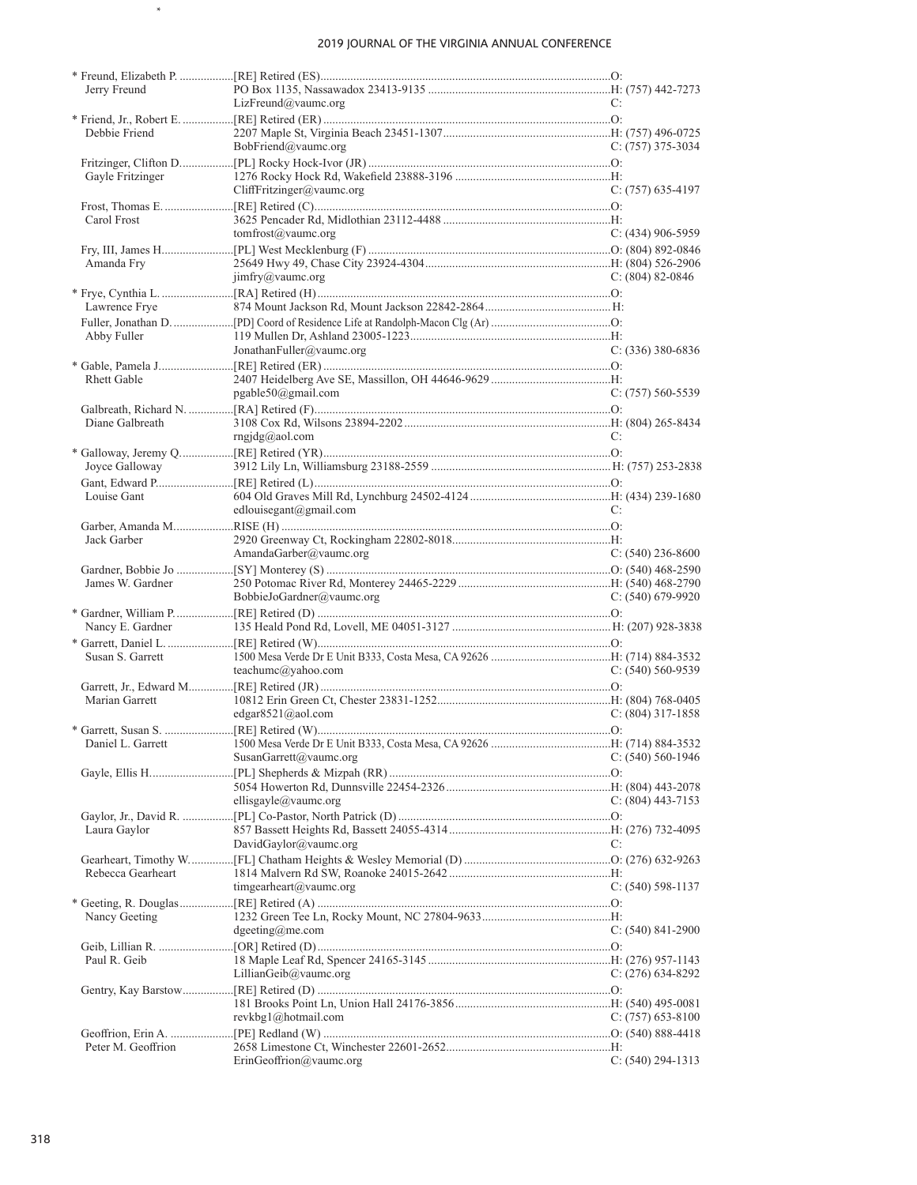| Name / Spouse | Appointment / Address / Email | Phone |
|---|---|---|
| * Freund, Elizabeth P. | [RE] Retired (ES) | O: |
| Jerry Freund | PO Box 1135, Nassawadox 23413-9135 | H: (757) 442-7273 |
| | LizFreund@vaumc.org | C: |
| * Friend, Jr., Robert E. | [RE] Retired (ER) | O: |
| Debbie Friend | 2207 Maple St, Virginia Beach 23451-1307 | H: (757) 496-0725 |
| | BobFriend@vaumc.org | C: (757) 375-3034 |
| Fritzinger, Clifton D. | [PL] Rocky Hock-Ivor (JR) | O: |
| Gayle Fritzinger | 1276 Rocky Hock Rd, Wakefield 23888-3196 | H: |
| | CliffFritzinger@vaumc.org | C: (757) 635-4197 |
| Frost, Thomas E. | [RE] Retired (C) | O: |
| Carol Frost | 3625 Pencader Rd, Midlothian 23112-4488 | H: |
| | tomfrost@vaumc.org | C: (434) 906-5959 |
| Fry, III, James H. | [PL] West Mecklenburg (F) | O: (804) 892-0846 |
| Amanda Fry | 25649 Hwy 49, Chase City 23924-4304 | H: (804) 526-2906 |
| | jimfry@vaumc.org | C: (804) 82-0846 |
| * Frye, Cynthia L. | [RA] Retired (H) | O: |
| Lawrence Frye | 874 Mount Jackson Rd, Mount Jackson 22842-2864 | H: |
| Fuller, Jonathan D. | [PD] Coord of Residence Life at Randolph-Macon Clg (Ar) | O: |
| Abby Fuller | 119 Mullen Dr, Ashland 23005-1223 | H: |
| | JonathanFuller@vaumc.org | C: (336) 380-6836 |
| * Gable, Pamela J. | [RE] Retired (ER) | O: |
| Rhett Gable | 2407 Heidelberg Ave SE, Massillon, OH 44646-9629 | H: |
| | pgable50@gmail.com | C: (757) 560-5539 |
| Galbreath, Richard N. | [RA] Retired (F) | O: |
| Diane Galbreath | 3108 Cox Rd, Wilsons 23894-2202 | H: (804) 265-8434 |
| | rngjdg@aol.com | C: |
| * Galloway, Jeremy Q. | [RE] Retired (YR) | O: |
| Joyce Galloway | 3912 Lily Ln, Williamsburg 23188-2559 | H: (757) 253-2838 |
| Gant, Edward P. | [RE] Retired (L) | O: |
| Louise Gant | 604 Old Graves Mill Rd, Lynchburg 24502-4124 | H: (434) 239-1680 |
| | edlouisegant@gmail.com | C: |
| Garber, Amanda M. | RISE (H) | O: |
| Jack Garber | 2920 Greenway Ct, Rockingham 22802-8018 | H: |
| | AmandaGarber@vaumc.org | C: (540) 236-8600 |
| Gardner, Bobbie Jo | [SY] Monterey (S) | O: (540) 468-2590 |
| James W. Gardner | 250 Potomac River Rd, Monterey 24465-2229 | H: (540) 468-2790 |
| | BobbieJoGardner@vaumc.org | C: (540) 679-9920 |
| * Gardner, William P. | [RE] Retired (D) | O: |
| Nancy E. Gardner | 135 Heald Pond Rd, Lovell, ME 04051-3127 | H: (207) 928-3838 |
| * Garrett, Daniel L. | [RE] Retired (W) | O: |
| Susan S. Garrett | 1500 Mesa Verde Dr E Unit B333, Costa Mesa, CA 92626 | H: (714) 884-3532 |
| | teachumc@yahoo.com | C: (540) 560-9539 |
| Garrett, Jr., Edward M. | [RE] Retired (JR) | O: |
| Marian Garrett | 10812 Erin Green Ct, Chester 23831-1252 | H: (804) 768-0405 |
| | edgar8521@aol.com | C: (804) 317-1858 |
| * Garrett, Susan S. | [RE] Retired (W) | O: |
| Daniel L. Garrett | 1500 Mesa Verde Dr E Unit B333, Costa Mesa, CA 92626 | H: (714) 884-3532 |
| | SusanGarrett@vaumc.org | C: (540) 560-1946 |
| Gayle, Ellis H. | [PL] Shepherds & Mizpah (RR) | O: |
| | 5054 Howerton Rd, Dunnsville 22454-2326 | H: (804) 443-2078 |
| | ellisgayle@vaumc.org | C: (804) 443-7153 |
| Gaylor, Jr., David R. | [PL] Co-Pastor, North Patrick (D) | O: |
| Laura Gaylor | 857 Bassett Heights Rd, Bassett 24055-4314 | H: (276) 732-4095 |
| | DavidGaylor@vaumc.org | C: |
| Gearheart, Timothy W. | [FL] Chatham Heights & Wesley Memorial (D) | O: (276) 632-9263 |
| Rebecca Gearheart | 1814 Malvern Rd SW, Roanoke 24015-2642 | H: |
| | timgearheart@vaumc.org | C: (540) 598-1137 |
| * Geeting, R. Douglas | [RE] Retired (A) | O: |
| Nancy Geeting | 1232 Green Tee Ln, Rocky Mount, NC 27804-9633 | H: |
| | dgeeting@me.com | C: (540) 841-2900 |
| Geib, Lillian R. | [OR] Retired (D) | O: |
| Paul R. Geib | 18 Maple Leaf Rd, Spencer 24165-3145 | H: (276) 957-1143 |
| | LillianGeib@vaumc.org | C: (276) 634-8292 |
| Gentry, Kay Barstow | [RE] Retired (D) | O: |
| | 181 Brooks Point Ln, Union Hall 24176-3856 | H: (540) 495-0081 |
| | revkbg1@hotmail.com | C: (757) 653-8100 |
| Geoffrion, Erin A. | [PE] Redland (W) | O: (540) 888-4418 |
| Peter M. Geoffrion | 2658 Limestone Ct, Winchester 22601-2652 | H: |
| | ErinGeoffrion@vaumc.org | C: (540) 294-1313 |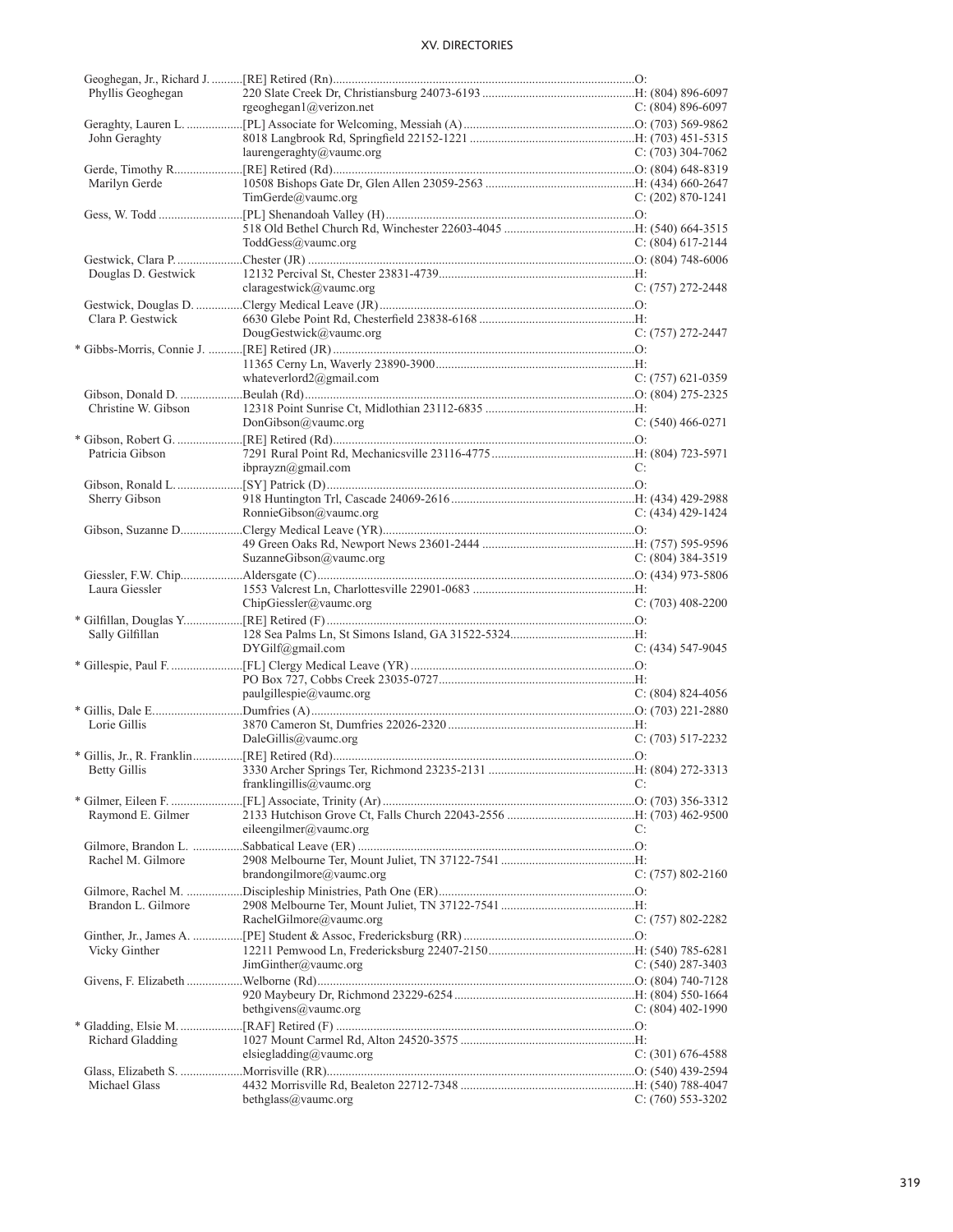| Name / Spouse | Appointment / Address / Email | Phone |
|---|---|---|
| Geoghegan, Jr., Richard J. | [RE] Retired (Rn) | O: |
| Phyllis Geoghegan | 220 Slate Creek Dr, Christiansburg 24073-6193 | H: (804) 896-6097 |
| | rgeoghegan1@verizon.net | C: (804) 896-6097 |
| Geraghty, Lauren L. | [PL] Associate for Welcoming, Messiah (A) | O: (703) 569-9862 |
| John Geraghty | 8018 Langbrook Rd, Springfield 22152-1221 | H: (703) 451-5315 |
| | laurengeraghty@vaumc.org | C: (703) 304-7062 |
| Gerde, Timothy R. | [RE] Retired (Rd) | O: (804) 648-8319 |
| Marilyn Gerde | 10508 Bishops Gate Dr, Glen Allen 23059-2563 | H: (434) 660-2647 |
| | TimGerde@vaumc.org | C: (202) 870-1241 |
| Gess, W. Todd | [PL] Shenandoah Valley (H) | O: |
| | 518 Old Bethel Church Rd, Winchester 22603-4045 | H: (540) 664-3515 |
| | ToddGess@vaumc.org | C: (804) 617-2144 |
| Gestwick, Clara P. | Chester (JR) | O: (804) 748-6006 |
| Douglas D. Gestwick | 12132 Percival St, Chester 23831-4739 | H: |
| | claragestwick@vaumc.org | C: (757) 272-2448 |
| Gestwick, Douglas D. | Clergy Medical Leave (JR) | O: |
| Clara P. Gestwick | 6630 Glebe Point Rd, Chesterfield 23838-6168 | H: |
| | DougGestwick@vaumc.org | C: (757) 272-2447 |
| * Gibbs-Morris, Connie J. | [RE] Retired (JR) | O: |
| | 11365 Cerny Ln, Waverly 23890-3900 | H: |
| | whateverlord2@gmail.com | C: (757) 621-0359 |
| Gibson, Donald D. | Beulah (Rd) | O: (804) 275-2325 |
| Christine W. Gibson | 12318 Point Sunrise Ct, Midlothian 23112-6835 | H: |
| | DonGibson@vaumc.org | C: (540) 466-0271 |
| * Gibson, Robert G. | [RE] Retired (Rd) | O: |
| Patricia Gibson | 7291 Rural Point Rd, Mechanicsville 23116-4775 | H: (804) 723-5971 |
| | ibprayzn@gmail.com | C: |
| Gibson, Ronald L. | [SY] Patrick (D) | O: |
| Sherry Gibson | 918 Huntington Trl, Cascade 24069-2616 | H: (434) 429-2988 |
| | RonnieGibson@vaumc.org | C: (434) 429-1424 |
| Gibson, Suzanne D. | Clergy Medical Leave (YR) | O: |
| | 49 Green Oaks Rd, Newport News 23601-2444 | H: (757) 595-9596 |
| | SuzanneGibson@vaumc.org | C: (804) 384-3519 |
| Giessler, F.W. Chip | Aldersgate (C) | O: (434) 973-5806 |
| Laura Giessler | 1553 Valcrest Ln, Charlottesville 22901-0683 | H: |
| | ChipGiessler@vaumc.org | C: (703) 408-2200 |
| * Gilfillan, Douglas Y. | [RE] Retired (F) | O: |
| Sally Gilfillan | 128 Sea Palms Ln, St Simons Island, GA 31522-5324 | H: |
| | DYGilf@gmail.com | C: (434) 547-9045 |
| * Gillespie, Paul F. | [FL] Clergy Medical Leave (YR) | O: |
| | PO Box 727, Cobbs Creek 23035-0727 | H: |
| | paulgillespie@vaumc.org | C: (804) 824-4056 |
| * Gillis, Dale E. | Dumfries (A) | O: (703) 221-2880 |
| Lorie Gillis | 3870 Cameron St, Dumfries 22026-2320 | H: |
| | DaleGillis@vaumc.org | C: (703) 517-2232 |
| * Gillis, Jr., R. Franklin | [RE] Retired (Rd) | O: |
| Betty Gillis | 3330 Archer Springs Ter, Richmond 23235-2131 | H: (804) 272-3313 |
| | franklingillis@vaumc.org | C: |
| * Gilmer, Eileen F. | [FL] Associate, Trinity (Ar) | O: (703) 356-3312 |
| Raymond E. Gilmer | 2133 Hutchison Grove Ct, Falls Church 22043-2556 | H: (703) 462-9500 |
| | eileengilmer@vaumc.org | C: |
| Gilmore, Brandon L. | Sabbatical Leave (ER) | O: |
| Rachel M. Gilmore | 2908 Melbourne Ter, Mount Juliet, TN 37122-7541 | H: |
| | brandongilmore@vaumc.org | C: (757) 802-2160 |
| Gilmore, Rachel M. | Discipleship Ministries, Path One (ER) | O: |
| Brandon L. Gilmore | 2908 Melbourne Ter, Mount Juliet, TN 37122-7541 | H: |
| | RachelGilmore@vaumc.org | C: (757) 802-2282 |
| Ginther, Jr., James A. | [PE] Student & Assoc, Fredericksburg (RR) | O: |
| Vicky Ginther | 12211 Pemwood Ln, Fredericksburg 22407-2150 | H: (540) 785-6281 |
| | JimGinther@vaumc.org | C: (540) 287-3403 |
| Givens, F. Elizabeth | Welborne (Rd) | O: (804) 740-7128 |
| | 920 Maybeury Dr, Richmond 23229-6254 | H: (804) 550-1664 |
| | bethgivens@vaumc.org | C: (804) 402-1990 |
| * Gladding, Elsie M. | [RAF] Retired (F) | O: |
| Richard Gladding | 1027 Mount Carmel Rd, Alton 24520-3575 | H: |
| | elsiegladding@vaumc.org | C: (301) 676-4588 |
| Glass, Elizabeth S. | Morrisville (RR) | O: (540) 439-2594 |
| Michael Glass | 4432 Morrisville Rd, Bealeton 22712-7348 | H: (540) 788-4047 |
| | bethglass@vaumc.org | C: (760) 553-3202 |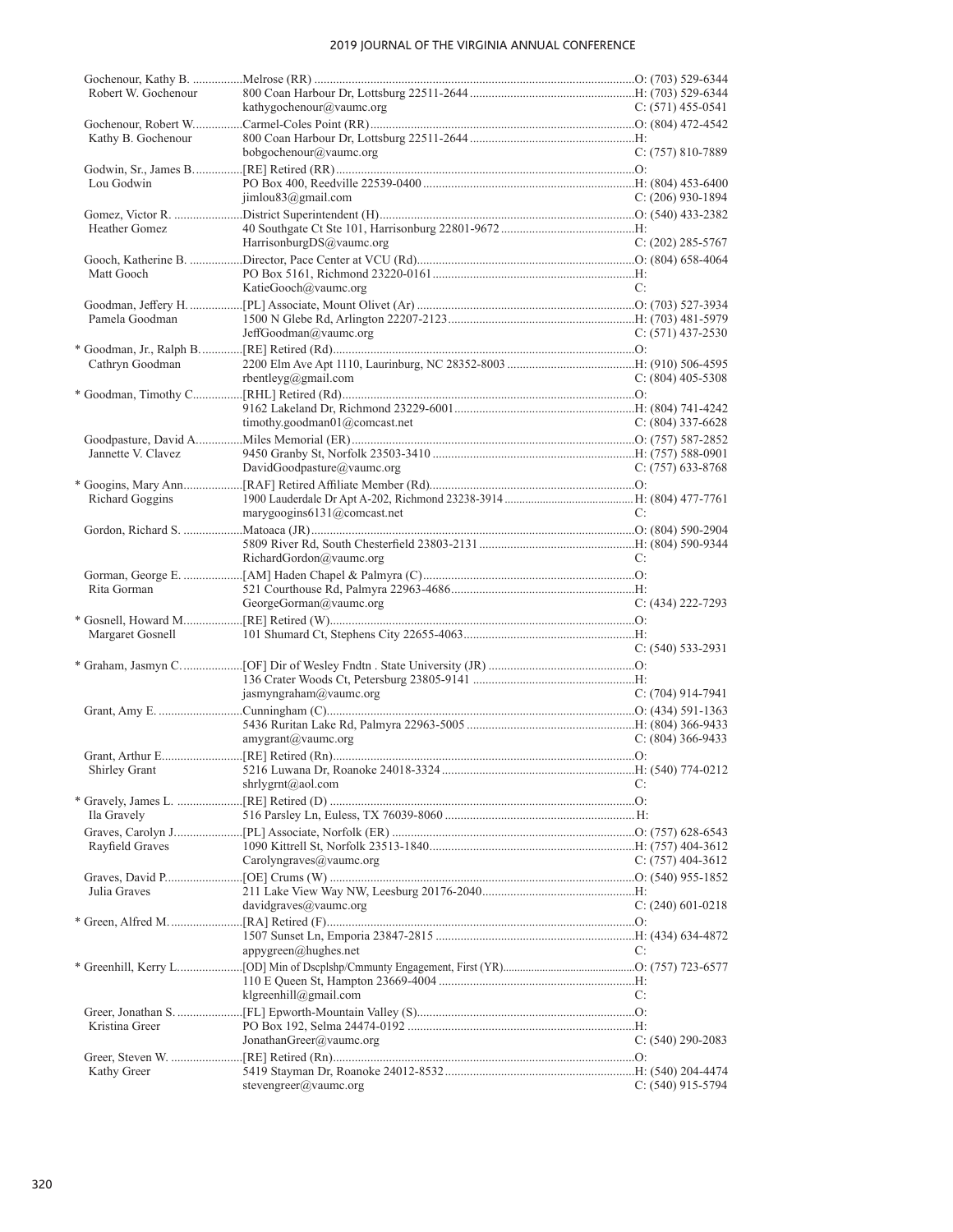| Name / Spouse | Appointment / Address / Email | Phone |
|---|---|---|
| Gochenour, Kathy B. | Melrose (RR) | O: (703) 529-6344 |
| Robert W. Gochenour | 800 Coan Harbour Dr, Lottsburg 22511-2644 | H: (703) 529-6344 |
| | kathygochenour@vaumc.org | C: (571) 455-0541 |
| Gochenour, Robert W. | Carmel-Coles Point (RR) | O: (804) 472-4542 |
| Kathy B. Gochenour | 800 Coan Harbour Dr, Lottsburg 22511-2644 | H: |
| | bobgochenour@vaumc.org | C: (757) 810-7889 |
| Godwin, Sr., James B. | [RE] Retired (RR) | O: |
| Lou Godwin | PO Box 400, Reedville 22539-0400 | H: (804) 453-6400 |
| | jimlou83@gmail.com | C: (206) 930-1894 |
| Gomez, Victor R. | District Superintendent (H) | O: (540) 433-2382 |
| Heather Gomez | 40 Southgate Ct Ste 101, Harrisonburg 22801-9672 | H: |
| | HarrisonburgDS@vaumc.org | C: (202) 285-5767 |
| Gooch, Katherine B. | Director, Pace Center at VCU (Rd) | O: (804) 658-4064 |
| Matt Gooch | PO Box 5161, Richmond 23220-0161 | H: |
| | KatieGooch@vaumc.org | C: |
| Goodman, Jeffery H. | [PL] Associate, Mount Olivet (Ar) | O: (703) 527-3934 |
| Pamela Goodman | 1500 N Glebe Rd, Arlington 22207-2123 | H: (703) 481-5979 |
| | JeffGoodman@vaumc.org | C: (571) 437-2530 |
| * Goodman, Jr., Ralph B. | [RE] Retired (Rd) | O: |
| Cathryn Goodman | 2200 Elm Ave Apt 1110, Laurinburg, NC 28352-8003 | H: (910) 506-4595 |
| | rbentleyg@gmail.com | C: (804) 405-5308 |
| * Goodman, Timothy C. | [RHL] Retired (Rd) | O: |
| | 9162 Lakeland Dr, Richmond 23229-6001 | H: (804) 741-4242 |
| | timothy.goodman01@comcast.net | C: (804) 337-6628 |
| Goodpasture, David A. | Miles Memorial (ER) | O: (757) 587-2852 |
| Jannette V. Clavez | 9450 Granby St, Norfolk 23503-3410 | H: (757) 588-0901 |
| | DavidGoodpasture@vaumc.org | C: (757) 633-8768 |
| * Googins, Mary Ann | [RAF] Retired Affiliate Member (Rd) | O: |
| Richard Goggins | 1900 Lauderdale Dr Apt A-202, Richmond 23238-3914 | H: (804) 477-7761 |
| | marygoogins6131@comcast.net | C: |
| Gordon, Richard S. | Matoaca (JR) | O: (804) 590-2904 |
| | 5809 River Rd, South Chesterfield 23803-2131 | H: (804) 590-9344 |
| | RichardGordon@vaumc.org | C: |
| Gorman, George E. | [AM] Haden Chapel & Palmyra (C) | O: |
| Rita Gorman | 521 Courthouse Rd, Palmyra 22963-4686 | H: |
| | GeorgeGorman@vaumc.org | C: (434) 222-7293 |
| * Gosnell, Howard M. | [RE] Retired (W) | O: |
| Margaret Gosnell | 101 Shumard Ct, Stephens City 22655-4063 | H: |
| | | C: (540) 533-2931 |
| * Graham, Jasmyn C. | [OF] Dir of Wesley Fndtn . State University (JR) | O: |
| | 136 Crater Woods Ct, Petersburg 23805-9141 | H: |
| | jasmyngraham@vaumc.org | C: (704) 914-7941 |
| Grant, Amy E. | Cunningham (C) | O: (434) 591-1363 |
| | 5436 Ruritan Lake Rd, Palmyra 22963-5005 | H: (804) 366-9433 |
| | amygrant@vaumc.org | C: (804) 366-9433 |
| Grant, Arthur E. | [RE] Retired (Rn) | O: |
| Shirley Grant | 5216 Luwana Dr, Roanoke 24018-3324 | H: (540) 774-0212 |
| | shrlygrnt@aol.com | C: |
| * Gravely, James L. | [RE] Retired (D) | O: |
| Ila Gravely | 516 Parsley Ln, Euless, TX 76039-8060 | H: |
| Graves, Carolyn J. | [PL] Associate, Norfolk (ER) | O: (757) 628-6543 |
| Rayfield Graves | 1090 Kittrell St, Norfolk 23513-1840 | H: (757) 404-3612 |
| | Carolyngraves@vaumc.org | C: (757) 404-3612 |
| Graves, David P. | [OE] Crums (W) | O: (540) 955-1852 |
| Julia Graves | 211 Lake View Way NW, Leesburg 20176-2040 | H: |
| | davidgraves@vaumc.org | C: (240) 601-0218 |
| * Green, Alfred M. | [RA] Retired (F) | O: |
| | 1507 Sunset Ln, Emporia 23847-2815 | H: (434) 634-4872 |
| | appygreen@hughes.net | C: |
| * Greenhill, Kerry L. | [OD] Min of Dscplshp/Cmmunty Engagement, First (YR) | O: (757) 723-6577 |
| | 110 E Queen St, Hampton 23669-4004 | H: |
| | klgreenhill@gmail.com | C: |
| Greer, Jonathan S. | [FL] Epworth-Mountain Valley (S) | O: |
| Kristina Greer | PO Box 192, Selma 24474-0192 | H: |
| | JonathanGreer@vaumc.org | C: (540) 290-2083 |
| Greer, Steven W. | [RE] Retired (Rn) | O: |
| Kathy Greer | 5419 Stayman Dr, Roanoke 24012-8532 | H: (540) 204-4474 |
| | stevengreer@vaumc.org | C: (540) 915-5794 |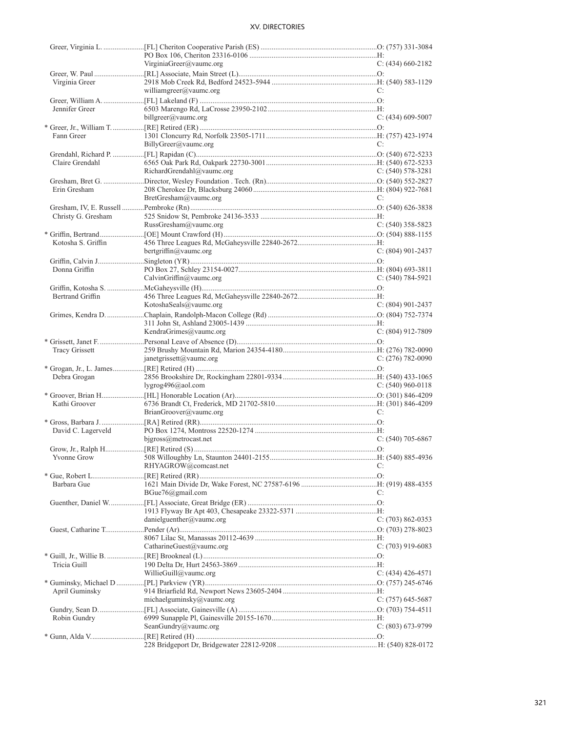| Name / Spouse | Appointment / Address / Email | Phone |
|---|---|---|
| Greer, Virginia L. | [FL] Cheriton Cooperative Parish (ES) | O: (757) 331-3084 |
| | PO Box 106, Cheriton 23316-0106 | H: |
| | VirginiaGreer@vaumc.org | C: (434) 660-2182 |
| Greer, W. Paul | [RL] Associate, Main Street (L) | O: |
| Virginia Greer | 2918 Mob Creek Rd, Bedford 24523-5944 | H: (540) 583-1129 |
| | williamgreer@vaumc.org | C: |
| Greer, William A. | [FL] Lakeland (F) | O: |
| Jennifer Greer | 6503 Marengo Rd, LaCrosse 23950-2102 | H: |
| | billgreer@vaumc.org | C: (434) 609-5007 |
| * Greer, Jr., William T. | [RE] Retired (ER) | O: |
| Fann Greer | 1301 Cloncurry Rd, Norfolk 23505-1711 | H: (757) 423-1974 |
| | BillyGreer@vaumc.org | C: |
| Grendahl, Richard P. | [FL] Rapidan (C) | O: (540) 672-5233 |
| Claire Grendahl | 6565 Oak Park Rd, Oakpark 22730-3001 | H: (540) 672-5233 |
| | RichardGrendahl@vaumc.org | C: (540) 578-3281 |
| Gresham, Bret G. | Director, Wesley Foundation . Tech. (Rn) | O: (540) 552-2827 |
| Erin Gresham | 208 Cherokee Dr, Blacksburg 24060 | H: (804) 922-7681 |
| | BretGresham@vaumc.org | C: |
| Gresham, IV, E. Russell | Pembroke (Rn) | O: (540) 626-3838 |
| Christy G. Gresham | 525 Snidow St, Pembroke 24136-3533 | H: |
| | RussGresham@vaumc.org | C: (540) 358-5823 |
| * Griffin, Bertrand | [OE] Mount Crawford (H) | O: (504) 888-1155 |
| Kotosha S. Griffin | 456 Three Leagues Rd, McGaheysville 22840-2672 | H: |
| | bertgriffin@vaumc.org | C: (804) 901-2437 |
| Griffin, Calvin J. | Singleton (YR) | O: |
| Donna Griffin | PO Box 27, Schley 23154-0027 | H: (804) 693-3811 |
| | CalvinGriffin@vaumc.org | C: (540) 784-5921 |
| Griffin, Kotosha S. | McGaheysville (H) | O: |
| Bertrand Griffin | 456 Three Leagues Rd, McGaheysville 22840-2672 | H: |
| | KotoshaSeals@vaumc.org | C: (804) 901-2437 |
| Grimes, Kendra D. | Chaplain, Randolph-Macon College (Rd) | O: (804) 752-7374 |
| | 311 John St, Ashland 23005-1439 | H: |
| | KendraGrimes@vaumc.org | C: (804) 912-7809 |
| * Grissett, Janet F. | Personal Leave of Absence (D) | O: |
| Tracy Grissett | 259 Brushy Mountain Rd, Marion 24354-4180 | H: (276) 782-0090 |
| | janetgrissett@vaumc.org | C: (276) 782-0090 |
| * Grogan, Jr., L. James | [RE] Retired (H) | O: |
| Debra Grogan | 2856 Brookshire Dr, Rockingham 22801-9334 | H: (540) 433-1065 |
| | lygrog496@aol.com | C: (540) 960-0118 |
| * Groover, Brian H. | [HL] Honorable Location (Ar) | O: (301) 846-4209 |
| Kathi Groover | 6736 Brandt Ct, Frederick, MD 21702-5810 | H: (301) 846-4209 |
| | BrianGroover@vaumc.org | C: |
| * Gross, Barbara J. | [RA] Retired (RR) | O: |
| David C. Lagerveld | PO Box 1274, Montross 22520-1274 | H: |
| | bjgross@metrocast.net | C: (540) 705-6867 |
| Grow, Jr., Ralph H. | [RE] Retired (S) | O: |
| Yvonne Grow | 508 Willoughby Ln, Staunton 24401-2155 | H: (540) 885-4936 |
| | RHYAGROW@comcast.net | C: |
| * Gue, Robert L. | [RE] Retired (RR) | O: |
| Barbara Gue | 1621 Main Divide Dr, Wake Forest, NC 27587-6196 | H: (919) 488-4355 |
| | BGue76@gmail.com | C: |
| Guenther, Daniel W. | [FL] Associate, Great Bridge (ER) | O: |
| | 1913 Flyway Br Apt 403, Chesapeake 23322-5371 | H: |
| | danielguenther@vaumc.org | C: (703) 862-0353 |
| Guest, Catharine T. | Pender (Ar) | O: (703) 278-8023 |
| | 8067 Lilac St, Manassas 20112-4639 | H: |
| | CatharineGuest@vaumc.org | C: (703) 919-6083 |
| * Guill, Jr., Willie B. | [RE] Brookneal (L) | O: |
| Tricia Guill | 190 Delta Dr, Hurt 24563-3869 | H: |
| | WillieGuill@vaumc.org | C: (434) 426-4571 |
| * Guminsky, Michael D | [PL] Parkview (YR) | O: (757) 245-6746 |
| April Guminsky | 914 Briarfield Rd, Newport News 23605-2404 | H: |
| | michaelguminsky@vaumc.org | C: (757) 645-5687 |
| Gundry, Sean D. | [FL] Associate, Gainesville (A) | O: (703) 754-4511 |
| Robin Gundry | 6999 Sunapple Pl, Gainesville 20155-1670 | H: |
| | SeanGundry@vaumc.org | C: (803) 673-9799 |
| * Gunn, Alda V. | [RE] Retired (H) | O: |
| | 228 Bridgeport Dr, Bridgewater 22812-9208 | H: (540) 828-0172 |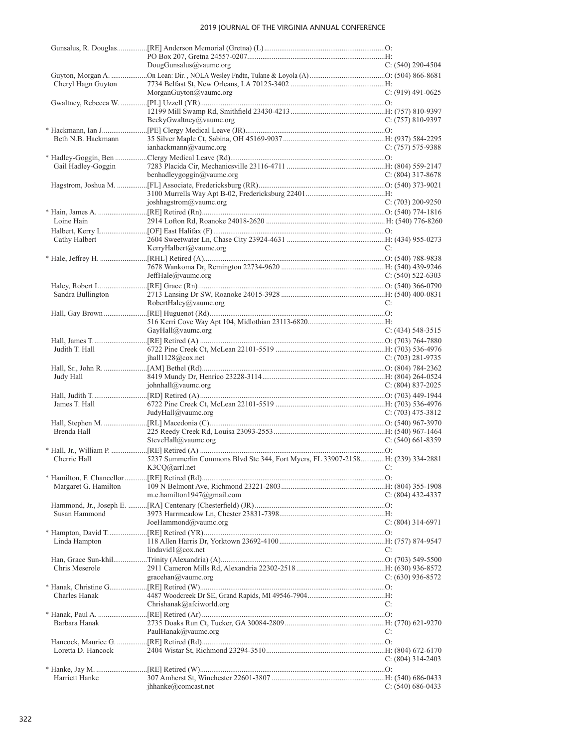| Name | Appointment / Address / Email | Phone |
|---|---|---|
| Gunsalus, R. Douglas | [RE] Anderson Memorial (Gretna) (L) | O: |
| | PO Box 207, Gretna 24557-0207 | H: |
| | DougGunsalus@vaumc.org | C: (540) 290-4504 |
| Guyton, Morgan A. | On Loan: Dir. , NOLA Wesley Fndtn, Tulane & Loyola (A) | O: (504) 866-8681 |
| Cheryl Hagn Guyton | 7734 Belfast St, New Orleans, LA 70125-3402 | H: |
| | MorganGuyton@vaumc.org | C: (919) 491-0625 |
| Gwaltney, Rebecca W. | [PL] Uzzell (YR) | O: |
| | 12199 Mill Swamp Rd, Smithfield 23430-4213 | H: (757) 810-9397 |
| | BeckyGwaltney@vaumc.org | C: (757) 810-9397 |
| * Hackmann, Ian J | [PE] Clergy Medical Leave (JR) | O: |
| Beth N.B. Hackmann | 35 Silver Maple Ct, Sabina, OH 45169-9037 | H: (937) 584-2295 |
| | ianhackmann@vaumc.org | C: (757) 575-9388 |
| * Hadley-Goggin, Ben | Clergy Medical Leave (Rd) | O: |
| Gail Hadley-Goggin | 7283 Placida Cir, Mechanicsville 23116-4711 | H: (804) 559-2147 |
| | benhadleygoggin@vaumc.org | C: (804) 317-8678 |
| Hagstrom, Joshua M. | [FL] Associate, Fredericksburg (RR) | O: (540) 373-9021 |
| | 3100 Murrells Way Apt B-02, Fredericksburg 22401 | H: |
| | joshhagstrom@vaumc.org | C: (703) 200-9250 |
| * Hain, James A. | [RE] Retired (Rn) | O: (540) 774-1816 |
| Loine Hain | 2914 Lofton Rd, Roanoke 24018-2620 | H: (540) 776-8260 |
| Halbert, Kerry L. | [OF] East Halifax (F) | O: |
| Cathy Halbert | 2604 Sweetwater Ln, Chase City 23924-4631 | H: (434) 955-0273 |
| | KerryHalbert@vaumc.org | C: |
| * Hale, Jeffrey H. | [RHL] Retired (A) | O: (540) 788-9838 |
| | 7678 Wankoma Dr, Remington 22734-9620 | H: (540) 439-9246 |
| | JeffHale@vaumc.org | C: (540) 522-6303 |
| Haley, Robert L. | [RE] Grace (Rn) | O: (540) 366-0790 |
| Sandra Bullington | 2713 Lansing Dr SW, Roanoke 24015-3928 | H: (540) 400-0831 |
| | RobertHaley@vaumc.org | C: |
| Hall, Gay Brown | [RE] Huguenot (Rd) | O: |
| | 516 Kerri Cove Way Apt 104, Midlothian 23113-6820 | H: |
| | GayHall@vaumc.org | C: (434) 548-3515 |
| Hall, James T. | [RE] Retired (A) | O: (703) 764-7880 |
| Judith T. Hall | 6722 Pine Creek Ct, McLean 22101-5519 | H: (703) 536-4976 |
| | jhall1128@cox.net | C: (703) 281-9735 |
| Hall, Sr., John R. | [AM] Bethel (Rd) | O: (804) 784-2362 |
| Judy Hall | 8419 Mundy Dr, Henrico 23228-3114 | H: (804) 264-0524 |
| | johnhall@vaumc.org | C: (804) 837-2025 |
| Hall, Judith T. | [RD] Retired (A) | O: (703) 449-1944 |
| James T. Hall | 6722 Pine Creek Ct, McLean 22101-5519 | H: (703) 536-4976 |
| | JudyHall@vaumc.org | C: (703) 475-3812 |
| Hall, Stephen M. | [RL] Macedonia (C) | O: (540) 967-3970 |
| Brenda Hall | 225 Reedy Creek Rd, Louisa 23093-2553 | H: (540) 967-1464 |
| | SteveHall@vaumc.org | C: (540) 661-8359 |
| * Hall, Jr., William P. | [RE] Retired (A) | O: |
| Cherrie Hall | 5237 Summerlin Commons Blvd Ste 344, Fort Myers, FL 33907-2158 | H: (239) 334-2881 |
| | K3CQ@arrl.net | C: |
| * Hamilton, F. Chancellor | [RE] Retired (Rd) | O: |
| Margaret G. Hamilton | 109 N Belmont Ave, Richmond 23221-2803 | H: (804) 355-1908 |
| | m.e.hamilton1947@gmail.com | C: (804) 432-4337 |
| Hammond, Jr., Joseph E. | [RA] Centenary (Chesterfield) (JR) | O: |
| Susan Hammond | 3973 Harrmeadow Ln, Chester 23831-7398 | H: |
| | JoeHammond@vaumc.org | C: (804) 314-6971 |
| * Hampton, David T. | [RE] Retired (YR) | O: |
| Linda Hampton | 118 Allen Harris Dr, Yorktown 23692-4100 | H: (757) 874-9547 |
| | lindavid1@cox.net | C: |
| Han, Grace Sun-khil | Trinity (Alexandria) (A) | O: (703) 549-5500 |
| Chris Meserole | 2911 Cameron Mills Rd, Alexandria 22302-2518 | H: (630) 936-8572 |
| | gracehan@vaumc.org | C: (630) 936-8572 |
| * Hanak, Christine G. | [RE] Retired (W) | O: |
| Charles Hanak | 4487 Woodcreek Dr SE, Grand Rapids, MI 49546-7904 | H: |
| | Chrishanak@afciworld.org | C: |
| * Hanak, Paul A. | [RE] Retired (Ar) | O: |
| Barbara Hanak | 2735 Doaks Run Ct, Tucker, GA 30084-2809 | H: (770) 621-9270 |
| | PaulHanak@vaumc.org | C: |
| Hancock, Maurice G. | [RE] Retired (Rd) | O: |
| Loretta D. Hancock | 2404 Wistar St, Richmond 23294-3510 | H: (804) 672-6170 |
| | | C: (804) 314-2403 |
| * Hanke, Jay M. | [RE] Retired (W) | O: |
| Harriett Hanke | 307 Amherst St, Winchester 22601-3807 | H: (540) 686-0433 |
| | jhhanke@comcast.net | C: (540) 686-0433 |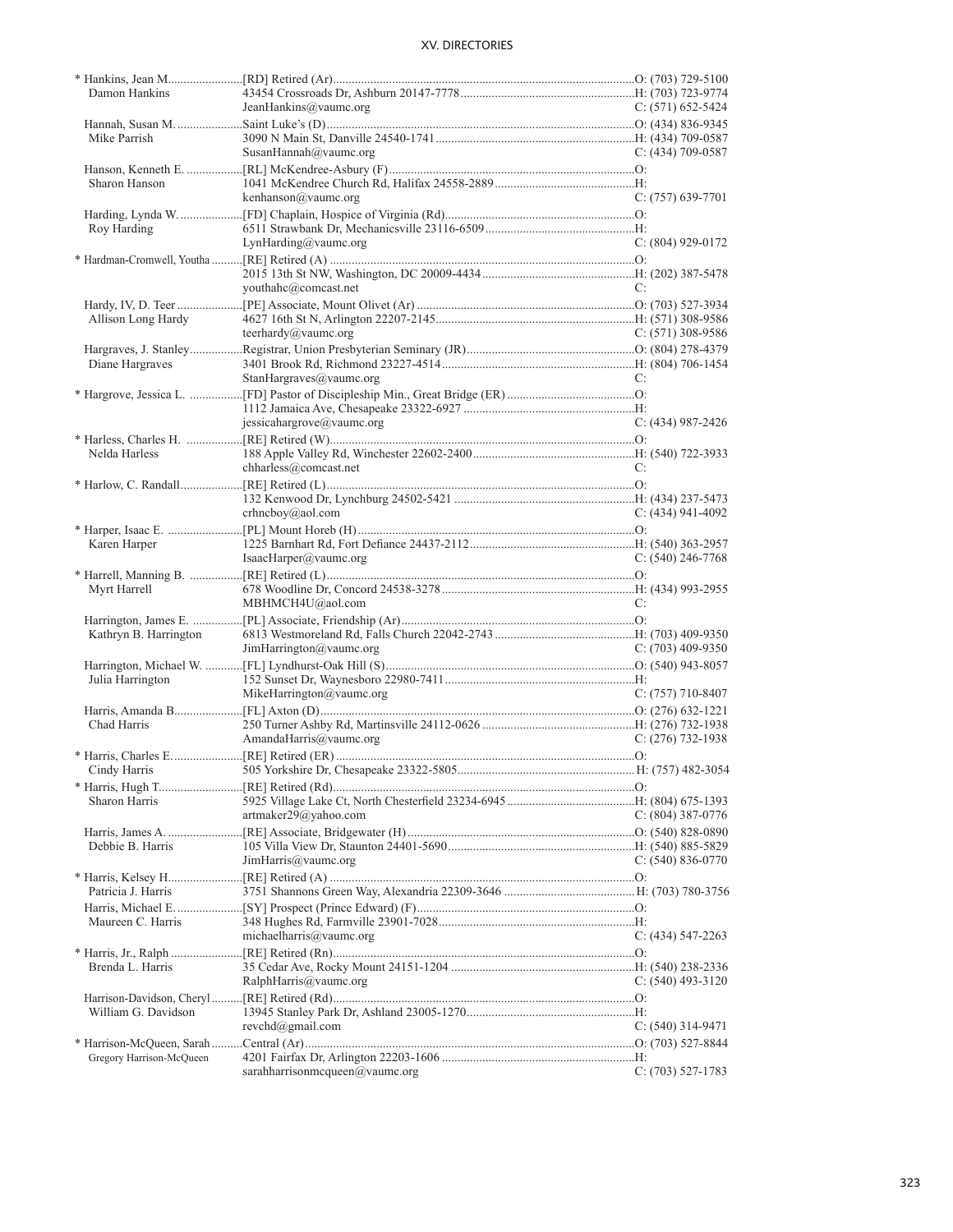| Name / Spouse | Appointment / Address / Email | Phone |
|---|---|---|
| * Hankins, Jean M. | [RD] Retired (Ar) | O: (703) 729-5100 |
| Damon Hankins | 43454 Crossroads Dr, Ashburn 20147-7778 | H: (703) 723-9774 |
| | JeanHankins@vaumc.org | C: (571) 652-5424 |
| Hannah, Susan M. | Saint Luke's (D) | O: (434) 836-9345 |
| Mike Parrish | 3090 N Main St, Danville 24540-1741 | H: (434) 709-0587 |
| | SusanHannah@vaumc.org | C: (434) 709-0587 |
| Hanson, Kenneth E. | [RL] McKendree-Asbury (F) | O: |
| Sharon Hanson | 1041 McKendree Church Rd, Halifax 24558-2889 | H: |
| | kenhanson@vaumc.org | C: (757) 639-7701 |
| Harding, Lynda W. | [FD] Chaplain, Hospice of Virginia (Rd) | O: |
| Roy Harding | 6511 Strawbank Dr, Mechanicsville 23116-6509 | H: |
| | LynHarding@vaumc.org | C: (804) 929-0172 |
| * Hardman-Cromwell, Youtha | [RE] Retired (A) | O: |
| | 2015 13th St NW, Washington, DC 20009-4434 | H: (202) 387-5478 |
| | youthahc@comcast.net | C: |
| Hardy, IV, D. Teer | [PE] Associate, Mount Olivet (Ar) | O: (703) 527-3934 |
| Allison Long Hardy | 4627 16th St N, Arlington 22207-2145 | H: (571) 308-9586 |
| | teerhardy@vaumc.org | C: (571) 308-9586 |
| Hargraves, J. Stanley | Registrar, Union Presbyterian Seminary (JR) | O: (804) 278-4379 |
| Diane Hargraves | 3401 Brook Rd, Richmond 23227-4514 | H: (804) 706-1454 |
| | StanHargraves@vaumc.org | C: |
| * Hargrove, Jessica L. | [FD] Pastor of Discipleship Min., Great Bridge (ER) | O: |
| | 1112 Jamaica Ave, Chesapeake 23322-6927 | H: |
| | jessicahargrove@vaumc.org | C: (434) 987-2426 |
| * Harless, Charles H. | [RE] Retired (W) | O: |
| Nelda Harless | 188 Apple Valley Rd, Winchester 22602-2400 | H: (540) 722-3933 |
| | chharless@comcast.net | C: |
| * Harlow, C. Randall | [RE] Retired (L) | O: |
| | 132 Kenwood Dr, Lynchburg 24502-5421 | H: (434) 237-5473 |
| | crhncboy@aol.com | C: (434) 941-4092 |
| * Harper, Isaac E. | [PL] Mount Horeb (H) | O: |
| Karen Harper | 1225 Barnhart Rd, Fort Defiance 24437-2112 | H: (540) 363-2957 |
| | IsaacHarper@vaumc.org | C: (540) 246-7768 |
| * Harrell, Manning B. | [RE] Retired (L) | O: |
| Myrt Harrell | 678 Woodline Dr, Concord 24538-3278 | H: (434) 993-2955 |
| | MBHMCH4U@aol.com | C: |
| Harrington, James E. | [PL] Associate, Friendship (Ar) | O: |
| Kathryn B. Harrington | 6813 Westmoreland Rd, Falls Church 22042-2743 | H: (703) 409-9350 |
| | JimHarrington@vaumc.org | C: (703) 409-9350 |
| Harrington, Michael W. | [FL] Lyndhurst-Oak Hill (S) | O: (540) 943-8057 |
| Julia Harrington | 152 Sunset Dr, Waynesboro 22980-7411 | H: |
| | MikeHarrington@vaumc.org | C: (757) 710-8407 |
| Harris, Amanda B. | [FL] Axton (D) | O: (276) 632-1221 |
| Chad Harris | 250 Turner Ashby Rd, Martinsville 24112-0626 | H: (276) 732-1938 |
| | AmandaHarris@vaumc.org | C: (276) 732-1938 |
| * Harris, Charles E. | [RE] Retired (ER) | O: |
| Cindy Harris | 505 Yorkshire Dr, Chesapeake 23322-5805 | H: (757) 482-3054 |
| * Harris, Hugh T. | [RE] Retired (Rd) | O: |
| Sharon Harris | 5925 Village Lake Ct, North Chesterfield 23234-6945 | H: (804) 675-1393 |
| | artmaker29@yahoo.com | C: (804) 387-0776 |
| Harris, James A. | [RE] Associate, Bridgewater (H) | O: (540) 828-0890 |
| Debbie B. Harris | 105 Villa View Dr, Staunton 24401-5690 | H: (540) 885-5829 |
| | JimHarris@vaumc.org | C: (540) 836-0770 |
| * Harris, Kelsey H. | [RE] Retired (A) | O: |
| Patricia J. Harris | 3751 Shannons Green Way, Alexandria 22309-3646 | H: (703) 780-3756 |
| Harris, Michael E. | [SY] Prospect (Prince Edward) (F) | O: |
| Maureen C. Harris | 348 Hughes Rd, Farmville 23901-7028 | H: |
| | michaelharris@vaumc.org | C: (434) 547-2263 |
| * Harris, Jr., Ralph | [RE] Retired (Rn) | O: |
| Brenda L. Harris | 35 Cedar Ave, Rocky Mount 24151-1204 | H: (540) 238-2336 |
| | RalphHarris@vaumc.org | C: (540) 493-3120 |
| Harrison-Davidson, Cheryl | [RE] Retired (Rd) | O: |
| William G. Davidson | 13945 Stanley Park Dr, Ashland 23005-1270 | H: |
| | revchd@gmail.com | C: (540) 314-9471 |
| * Harrison-McQueen, Sarah | Central (Ar) | O: (703) 527-8844 |
| Gregory Harrison-McQueen | 4201 Fairfax Dr, Arlington 22203-1606 | H: |
| | sarahharrisonmcqueen@vaumc.org | C: (703) 527-1783 |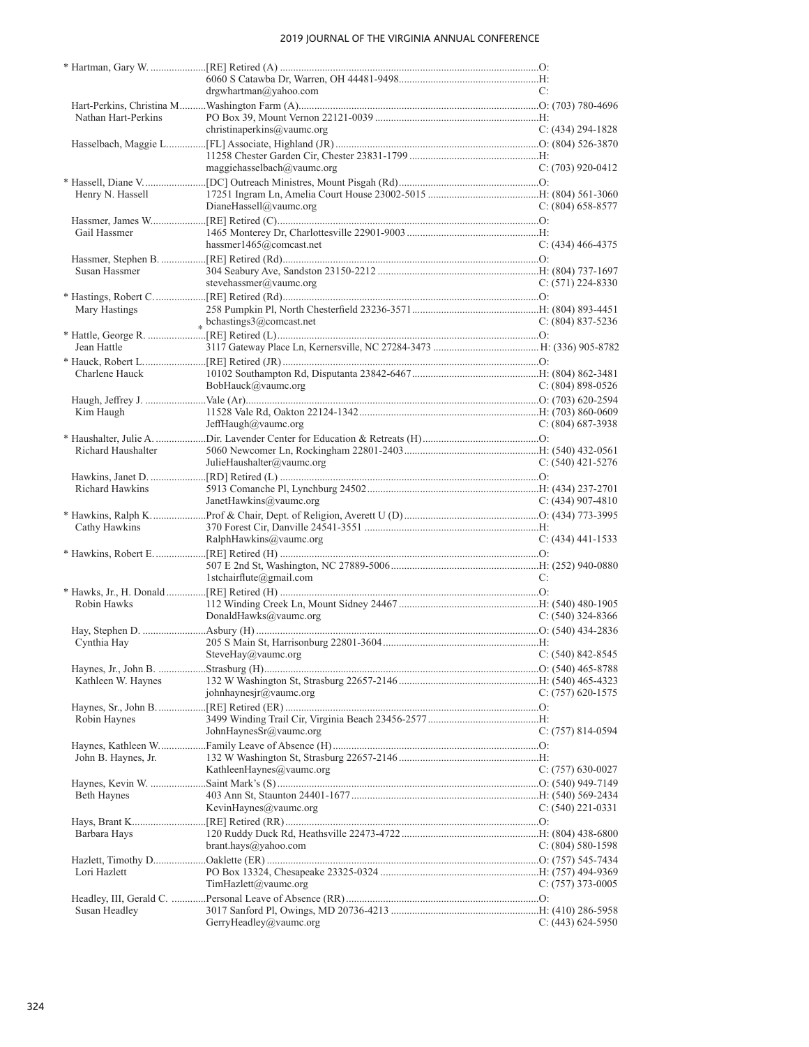| Name | Appointment / Address | Phone |
|---|---|---|
| * Hartman, Gary W. | [RE] Retired (A) | O: |
| | 6060 S Catawba Dr, Warren, OH 44481-9498 | H: |
| | drgwhartman@yahoo.com | C: |
| Hart-Perkins, Christina M. | Washington Farm (A) | O: (703) 780-4696 |
| Nathan Hart-Perkins | PO Box 39, Mount Vernon 22121-0039 | H: |
| | christinaperkins@vaumc.org | C: (434) 294-1828 |
| Hasselbach, Maggie L. | [FL] Associate, Highland (JR) | O: (804) 526-3870 |
| | 11258 Chester Garden Cir, Chester 23831-1799 | H: |
| | maggiehasselbach@vaumc.org | C: (703) 920-0412 |
| * Hassell, Diane V. | [DC] Outreach Ministres, Mount Pisgah (Rd) | O: |
| Henry N. Hassell | 17251 Ingram Ln, Amelia Court House 23002-5015 | H: (804) 561-3060 |
| | DianeHassell@vaumc.org | C: (804) 658-8577 |
| Hassmer, James W. | [RE] Retired (C) | O: |
| Gail Hassmer | 1465 Monterey Dr, Charlottesville 22901-9003 | H: |
| | hassmer1465@comcast.net | C: (434) 466-4375 |
| Hassmer, Stephen B. | [RE] Retired (Rd) | O: |
| Susan Hassmer | 304 Seabury Ave, Sandston 23150-2212 | H: (804) 737-1697 |
| | stevehassmer@vaumc.org | C: (571) 224-8330 |
| * Hastings, Robert C. | [RE] Retired (Rd) | O: |
| Mary Hastings | 258 Pumpkin Pl, North Chesterfield 23236-3571 | H: (804) 893-4451 |
| | bchastings3@comcast.net | C: (804) 837-5236 |
| * Hattle, George R. | [RE] Retired (L) | O: |
| Jean Hattle | 3117 Gateway Place Ln, Kernersville, NC 27284-3473 | H: (336) 905-8782 |
| * Hauck, Robert L. | [RE] Retired (JR) | O: |
| Charlene Hauck | 10102 Southampton Rd, Disputanta 23842-6467 | H: (804) 862-3481 |
| | BobHauck@vaumc.org | C: (804) 898-0526 |
| Haugh, Jeffrey J. | Vale (Ar) | O: (703) 620-2594 |
| Kim Haugh | 11528 Vale Rd, Oakton 22124-1342 | H: (703) 860-0609 |
| | JeffHaugh@vaumc.org | C: (804) 687-3938 |
| * Haushalter, Julie A. | Dir. Lavender Center for Education & Retreats (H) | O: |
| Richard Haushalter | 5060 Newcomer Ln, Rockingham 22801-2403 | H: (540) 432-0561 |
| | JulieHaushalter@vaumc.org | C: (540) 421-5276 |
| Hawkins, Janet D. | [RD] Retired (L) | O: |
| Richard Hawkins | 5913 Comanche Pl, Lynchburg 24502 | H: (434) 237-2701 |
| | JanetHawkins@vaumc.org | C: (434) 907-4810 |
| * Hawkins, Ralph K. | Prof & Chair, Dept. of Religion, Averett U (D) | O: (434) 773-3995 |
| Cathy Hawkins | 370 Forest Cir, Danville 24541-3551 | H: |
| | RalphHawkins@vaumc.org | C: (434) 441-1533 |
| * Hawkins, Robert E. | [RE] Retired (H) | O: |
| | 507 E 2nd St, Washington, NC 27889-5006 | H: (252) 940-0880 |
| | 1stchairflute@gmail.com | C: |
| * Hawks, Jr., H. Donald | [RE] Retired (H) | O: |
| Robin Hawks | 112 Winding Creek Ln, Mount Sidney 24467 | H: (540) 480-1905 |
| | DonaldHawks@vaumc.org | C: (540) 324-8366 |
| Hay, Stephen D. | Asbury (H) | O: (540) 434-2836 |
| Cynthia Hay | 205 S Main St, Harrisonburg 22801-3604 | H: |
| | SteveHay@vaumc.org | C: (540) 842-8545 |
| Haynes, Jr., John B. | Strasburg (H) | O: (540) 465-8788 |
| Kathleen W. Haynes | 132 W Washington St, Strasburg 22657-2146 | H: (540) 465-4323 |
| | johnhaynesjr@vaumc.org | C: (757) 620-1575 |
| Haynes, Sr., John B. | [RE] Retired (ER) | O: |
| Robin Haynes | 3499 Winding Trail Cir, Virginia Beach 23456-2577 | H: |
| | JohnHaynesSr@vaumc.org | C: (757) 814-0594 |
| Haynes, Kathleen W. | Family Leave of Absence (H) | O: |
| John B. Haynes, Jr. | 132 W Washington St, Strasburg 22657-2146 | H: |
| | KathleenHaynes@vaumc.org | C: (757) 630-0027 |
| Haynes, Kevin W. | Saint Mark's (S) | O: (540) 949-7149 |
| Beth Haynes | 403 Ann St, Staunton 24401-1677 | H: (540) 569-2434 |
| | KevinHaynes@vaumc.org | C: (540) 221-0331 |
| Hays, Brant K. | [RE] Retired (RR) | O: |
| Barbara Hays | 120 Ruddy Duck Rd, Heathsville 22473-4722 | H: (804) 438-6800 |
| | brant.hays@yahoo.com | C: (804) 580-1598 |
| Hazlett, Timothy D. | Oaklette (ER) | O: (757) 545-7434 |
| Lori Hazlett | PO Box 13324, Chesapeake 23325-0324 | H: (757) 494-9369 |
| | TimHazlett@vaumc.org | C: (757) 373-0005 |
| Headley, III, Gerald C. | Personal Leave of Absence (RR) | O: |
| Susan Headley | 3017 Sanford Pl, Owings, MD 20736-4213 | H: (410) 286-5958 |
| | GerryHeadley@vaumc.org | C: (443) 624-5950 |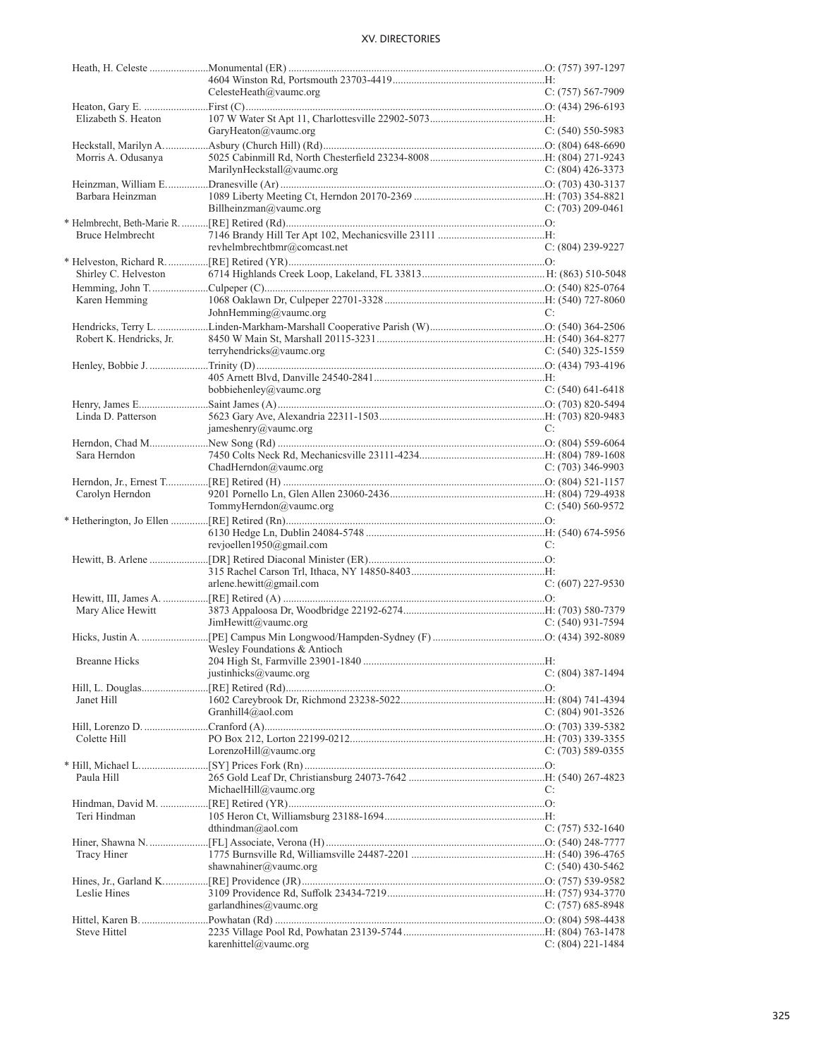| Name / Spouse | Appointment / Address / Email | Phone |
|---|---|---|
| Heath, H. Celeste | Monumental (ER) | O: (757) 397-1297 |
| | 4604 Winston Rd, Portsmouth 23703-4419 | H: |
| | CelesteHeath@vaumc.org | C: (757) 567-7909 |
| Heaton, Gary E. | First (C) | O: (434) 296-6193 |
| Elizabeth S. Heaton | 107 W Water St Apt 11, Charlottesville 22902-5073 | H: |
| | GaryHeaton@vaumc.org | C: (540) 550-5983 |
| Heckstall, Marilyn A. | Asbury (Church Hill) (Rd) | O: (804) 648-6690 |
| Morris A. Odusanya | 5025 Cabinmill Rd, North Chesterfield 23234-8008 | H: (804) 271-9243 |
| | MarilynHeckstall@vaumc.org | C: (804) 426-3373 |
| Heinzman, William E. | Dranesville (Ar) | O: (703) 430-3137 |
| Barbara Heinzman | 1089 Liberty Meeting Ct, Herndon 20170-2369 | H: (703) 354-8821 |
| | Billheinzman@vaumc.org | C: (703) 209-0461 |
| * Helmbrecht, Beth-Marie R. | [RE] Retired (Rd) | O: |
| Bruce Helmbrecht | 7146 Brandy Hill Ter Apt 102, Mechanicsville 23111 | H: |
| | revhelmbrechtbmr@comcast.net | C: (804) 239-9227 |
| * Helveston, Richard R. | [RE] Retired (YR) | O: |
| Shirley C. Helveston | 6714 Highlands Creek Loop, Lakeland, FL 33813 | H: (863) 510-5048 |
| Hemming, John T. | Culpeper (C) | O: (540) 825-0764 |
| Karen Hemming | 1068 Oaklawn Dr, Culpeper 22701-3328 | H: (540) 727-8060 |
| | JohnHemming@vaumc.org | C: |
| Hendricks, Terry L. | Linden-Markham-Marshall Cooperative Parish (W) | O: (540) 364-2506 |
| Robert K. Hendricks, Jr. | 8450 W Main St, Marshall 20115-3231 | H: (540) 364-8277 |
| | terryhendricks@vaumc.org | C: (540) 325-1559 |
| Henley, Bobbie J. | Trinity (D) | O: (434) 793-4196 |
| | 405 Arnett Blvd, Danville 24540-2841 | H: |
| | bobbiehenley@vaumc.org | C: (540) 641-6418 |
| Henry, James E. | Saint James (A) | O: (703) 820-5494 |
| Linda D. Patterson | 5623 Gary Ave, Alexandria 22311-1503 | H: (703) 820-9483 |
| | jameshenry@vaumc.org | C: |
| Herndon, Chad M. | New Song (Rd) | O: (804) 559-6064 |
| Sara Herndon | 7450 Colts Neck Rd, Mechanicsville 23111-4234 | H: (804) 789-1608 |
| | ChadHerndon@vaumc.org | C: (703) 346-9903 |
| Herndon, Jr., Ernest T. | [RE] Retired (H) | O: (804) 521-1157 |
| Carolyn Herndon | 9201 Pornello Ln, Glen Allen 23060-2436 | H: (804) 729-4938 |
| | TommyHerndon@vaumc.org | C: (540) 560-9572 |
| * Hetherington, Jo Ellen | [RE] Retired (Rn) | O: |
| | 6130 Hedge Ln, Dublin 24084-5748 | H: (540) 674-5956 |
| | revjoellen1950@gmail.com | C: |
| Hewitt, B. Arlene | [DR] Retired Diaconal Minister (ER) | O: |
| | 315 Rachel Carson Trl, Ithaca, NY 14850-8403 | H: |
| | arlene.hewitt@gmail.com | C: (607) 227-9530 |
| Hewitt, III, James A. | [RE] Retired (A) | O: |
| Mary Alice Hewitt | 3873 Appaloosa Dr, Woodbridge 22192-6274 | H: (703) 580-7379 |
| | JimHewitt@vaumc.org | C: (540) 931-7594 |
| Hicks, Justin A. | [PE] Campus Min Longwood/Hampden-Sydney (F) Wesley Foundations & Antioch | O: (434) 392-8089 |
| Breanne Hicks | 204 High St, Farmville 23901-1840 | H: |
| | justinhicks@vaumc.org | C: (804) 387-1494 |
| Hill, L. Douglas | [RE] Retired (Rd) | O: |
| Janet Hill | 1602 Careybrook Dr, Richmond 23238-5022 | H: (804) 741-4394 |
| | Granhill4@aol.com | C: (804) 901-3526 |
| Hill, Lorenzo D. | Cranford (A) | O: (703) 339-5382 |
| Colette Hill | PO Box 212, Lorton 22199-0212 | H: (703) 339-3355 |
| | LorenzoHill@vaumc.org | C: (703) 589-0355 |
| * Hill, Michael L. | [SY] Prices Fork (Rn) | O: |
| Paula Hill | 265 Gold Leaf Dr, Christiansburg 24073-7642 | H: (540) 267-4823 |
| | MichaelHill@vaumc.org | C: |
| Hindman, David M. | [RE] Retired (YR) | O: |
| Teri Hindman | 105 Heron Ct, Williamsburg 23188-1694 | H: |
| | dthindman@aol.com | C: (757) 532-1640 |
| Hiner, Shawna N. | [FL] Associate, Verona (H) | O: (540) 248-7777 |
| Tracy Hiner | 1775 Burnsville Rd, Williamsville 24487-2201 | H: (540) 396-4765 |
| | shawnahiner@vaumc.org | C: (540) 430-5462 |
| Hines, Jr., Garland K. | [RE] Providence (JR) | O: (757) 539-9582 |
| Leslie Hines | 3109 Providence Rd, Suffolk 23434-7219 | H: (757) 934-3770 |
| | garlandhines@vaumc.org | C: (757) 685-8948 |
| Hittel, Karen B. | Powhatan (Rd) | O: (804) 598-4438 |
| Steve Hittel | 2235 Village Pool Rd, Powhatan 23139-5744 | H: (804) 763-1478 |
| | karenhittel@vaumc.org | C: (804) 221-1484 |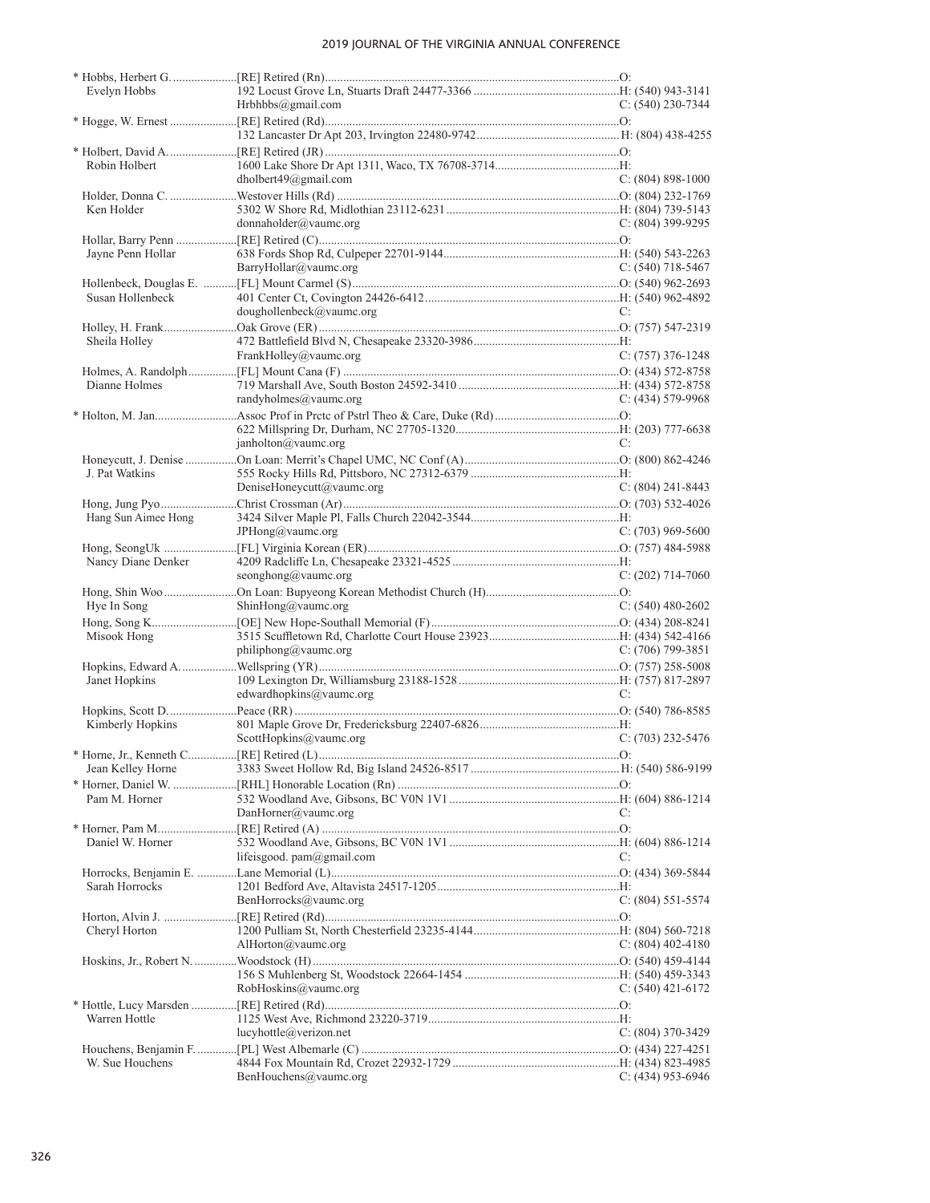| Name | Appointment / Address / Email | Phone |
|---|---|---|
| * Hobbs, Herbert G. | [RE] Retired (Rn) | O: |
| Evelyn Hobbs | 192 Locust Grove Ln, Stuarts Draft 24477-3366 | H: (540) 943-3141 |
| | Hrbhbbs@gmail.com | C: (540) 230-7344 |
| * Hogge, W. Ernest | [RE] Retired (Rd) | O: |
| | 132 Lancaster Dr Apt 203, Irvington 22480-9742 | H: (804) 438-4255 |
| * Holbert, David A. | [RE] Retired (JR) | O: |
| Robin Holbert | 1600 Lake Shore Dr Apt 1311, Waco, TX 76708-3714 | H: |
| | dholbert49@gmail.com | C: (804) 898-1000 |
| Holder, Donna C. | Westover Hills (Rd) | O: (804) 232-1769 |
| Ken Holder | 5302 W Shore Rd, Midlothian 23112-6231 | H: (804) 739-5143 |
| | donnaholder@vaumc.org | C: (804) 399-9295 |
| Hollar, Barry Penn | [RE] Retired (C) | O: |
| Jayne Penn Hollar | 638 Fords Shop Rd, Culpeper 22701-9144 | H: (540) 543-2263 |
| | BarryHollar@vaumc.org | C: (540) 718-5467 |
| Hollenbeck, Douglas E. | [FL] Mount Carmel (S) | O: (540) 962-2693 |
| Susan Hollenbeck | 401 Center Ct, Covington 24426-6412 | H: (540) 962-4892 |
| | doughollenbeck@vaumc.org | C: |
| Holley, H. Frank | Oak Grove (ER) | O: (757) 547-2319 |
| Sheila Holley | 472 Battlefield Blvd N, Chesapeake 23320-3986 | H: |
| | FrankHolley@vaumc.org | C: (757) 376-1248 |
| Holmes, A. Randolph | [FL] Mount Cana (F) | O: (434) 572-8758 |
| Dianne Holmes | 719 Marshall Ave, South Boston 24592-3410 | H: (434) 572-8758 |
| | randyholmes@vaumc.org | C: (434) 579-9968 |
| * Holton, M. Jan | Assoc Prof in Prctc of Pstrl Theo & Care, Duke (Rd) | O: |
| | 622 Millspring Dr, Durham, NC 27705-1320 | H: (203) 777-6638 |
| | janholton@vaumc.org | C: |
| Honeycutt, J. Denise | On Loan: Merrit's Chapel UMC, NC Conf (A) | O: (800) 862-4246 |
| J. Pat Watkins | 555 Rocky Hills Rd, Pittsboro, NC 27312-6379 | H: |
| | DeniseHoneycutt@vaumc.org | C: (804) 241-8443 |
| Hong, Jung Pyo | Christ Crossman (Ar) | O: (703) 532-4026 |
| Hang Sun Aimee Hong | 3424 Silver Maple Pl, Falls Church 22042-3544 | H: |
| | JPHong@vaumc.org | C: (703) 969-5600 |
| Hong, SeongUk | [FL] Virginia Korean (ER) | O: (757) 484-5988 |
| Nancy Diane Denker | 4209 Radcliffe Ln, Chesapeake 23321-4525 | H: |
| | seonghong@vaumc.org | C: (202) 714-7060 |
| Hong, Shin Woo | On Loan: Bupyeong Korean Methodist Church (H) | O: |
| Hye In Song | ShinHong@vaumc.org | C: (540) 480-2602 |
| Hong, Song K. | [OE] New Hope-Southall Memorial (F) | O: (434) 208-8241 |
| Misook Hong | 3515 Scuffletown Rd, Charlotte Court House 23923 | H: (434) 542-4166 |
| | philiphong@vaumc.org | C: (706) 799-3851 |
| Hopkins, Edward A. | Wellspring (YR) | O: (757) 258-5008 |
| Janet Hopkins | 109 Lexington Dr, Williamsburg 23188-1528 | H: (757) 817-2897 |
| | edwardhopkins@vaumc.org | C: |
| Hopkins, Scott D. | Peace (RR) | O: (540) 786-8585 |
| Kimberly Hopkins | 801 Maple Grove Dr, Fredericksburg 22407-6826 | H: |
| | ScottHopkins@vaumc.org | C: (703) 232-5476 |
| * Horne, Jr., Kenneth C. | [RE] Retired (L) | O: |
| Jean Kelley Horne | 3383 Sweet Hollow Rd, Big Island 24526-8517 | H: (540) 586-9199 |
| * Horner, Daniel W. | [RHL] Honorable Location (Rn) | O: |
| Pam M. Horner | 532 Woodland Ave, Gibsons, BC V0N 1V1 | H: (604) 886-1214 |
| | DanHorner@vaumc.org | C: |
| * Horner, Pam M. | [RE] Retired (A) | O: |
| Daniel W. Horner | 532 Woodland Ave, Gibsons, BC V0N 1V1 | H: (604) 886-1214 |
| | lifeisgood. pam@gmail.com | C: |
| Horrocks, Benjamin E. | Lane Memorial (L) | O: (434) 369-5844 |
| Sarah Horrocks | 1201 Bedford Ave, Altavista 24517-1205 | H: |
| | BenHorrocks@vaumc.org | C: (804) 551-5574 |
| Horton, Alvin J. | [RE] Retired (Rd) | O: |
| Cheryl Horton | 1200 Pulliam St, North Chesterfield 23235-4144 | H: (804) 560-7218 |
| | AlHorton@vaumc.org | C: (804) 402-4180 |
| Hoskins, Jr., Robert N. | Woodstock (H) | O: (540) 459-4144 |
| | 156 S Muhlenberg St, Woodstock 22664-1454 | H: (540) 459-3343 |
| | RobHoskins@vaumc.org | C: (540) 421-6172 |
| * Hottle, Lucy Marsden | [RE] Retired (Rd) | O: |
| Warren Hottle | 1125 West Ave, Richmond 23220-3719 | H: |
| | lucyhottle@verizon.net | C: (804) 370-3429 |
| Houchens, Benjamin F. | [PL] West Albemarle (C) | O: (434) 227-4251 |
| W. Sue Houchens | 4844 Fox Mountain Rd, Crozet 22932-1729 | H: (434) 823-4985 |
| | BenHouchens@vaumc.org | C: (434) 953-6946 |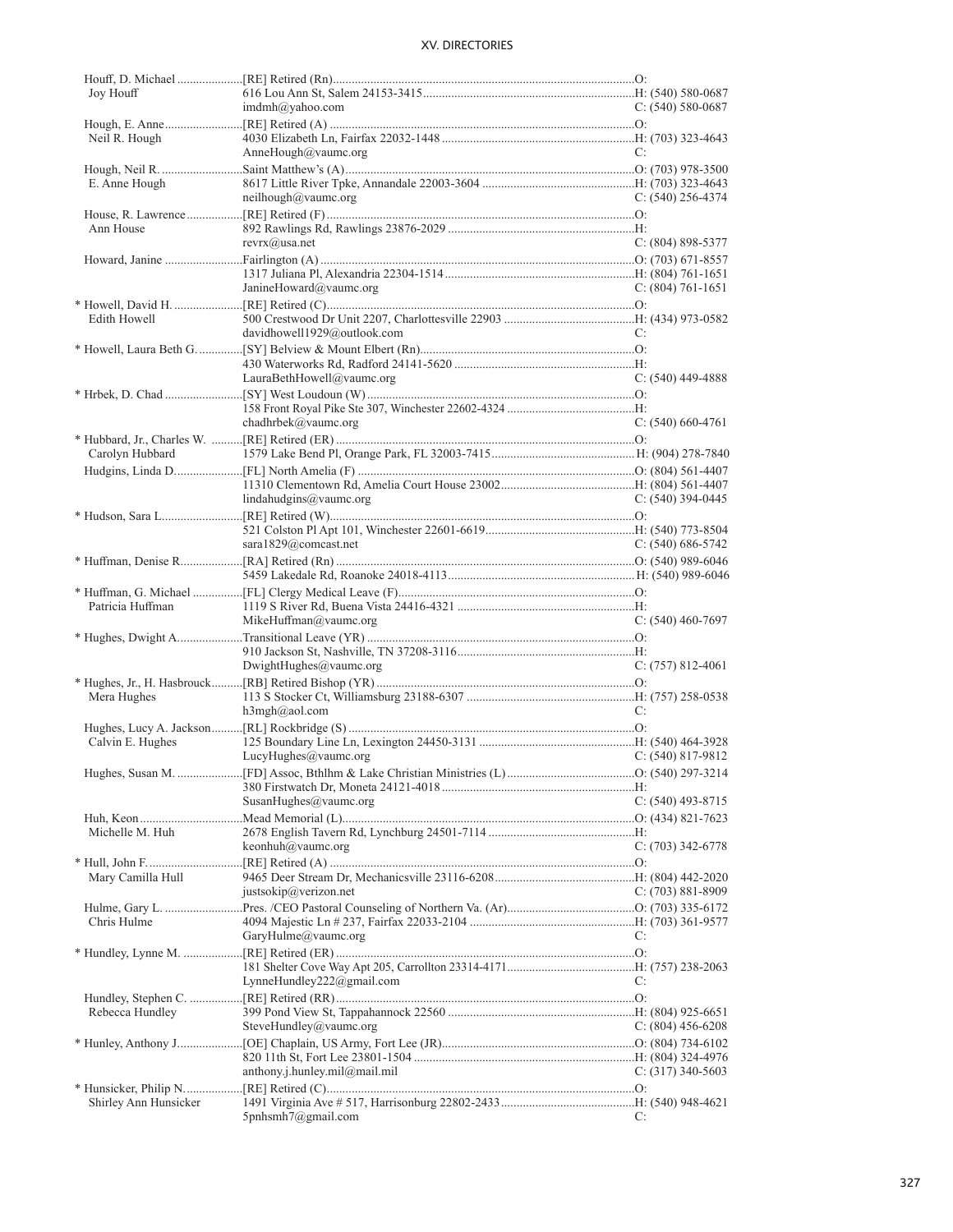| Name | Appointment / Address | Phone |
|---|---|---|
| Houff, D. Michael | [RE] Retired (Rn) | O: |
| Joy Houff | 616 Lou Ann St, Salem 24153-3415 | H: (540) 580-0687 |
| | imdmh@yahoo.com | C: (540) 580-0687 |
| Hough, E. Anne | [RE] Retired (A) | O: |
| Neil R. Hough | 4030 Elizabeth Ln, Fairfax 22032-1448 | H: (703) 323-4643 |
| | AnneHough@vaumc.org | C: |
| Hough, Neil R. | Saint Matthew's (A) | O: (703) 978-3500 |
| E. Anne Hough | 8617 Little River Tpke, Annandale 22003-3604 | H: (703) 323-4643 |
| | neilhough@vaumc.org | C: (540) 256-4374 |
| House, R. Lawrence | [RE] Retired (F) | O: |
| Ann House | 892 Rawlings Rd, Rawlings 23876-2029 | H: |
| | revrx@usa.net | C: (804) 898-5377 |
| Howard, Janine | Fairlington (A) | O: (703) 671-8557 |
| | 1317 Juliana Pl, Alexandria 22304-1514 | H: (804) 761-1651 |
| | JanineHoward@vaumc.org | C: (804) 761-1651 |
| * Howell, David H. | [RE] Retired (C) | O: |
| Edith Howell | 500 Crestwood Dr Unit 2207, Charlottesville 22903 | H: (434) 973-0582 |
| | davidhowell1929@outlook.com | C: |
| * Howell, Laura Beth G. | [SY] Belview & Mount Elbert (Rn) | O: |
| | 430 Waterworks Rd, Radford 24141-5620 | H: |
| | LauraBethHowell@vaumc.org | C: (540) 449-4888 |
| * Hrbek, D. Chad | [SY] West Loudoun (W) | O: |
| | 158 Front Royal Pike Ste 307, Winchester 22602-4324 | H: |
| | chadhrbek@vaumc.org | C: (540) 660-4761 |
| * Hubbard, Jr., Charles W. | [RE] Retired (ER) | O: |
| Carolyn Hubbard | 1579 Lake Bend Pl, Orange Park, FL 32003-7415 | H: (904) 278-7840 |
| Hudgins, Linda D. | [FL] North Amelia (F) | O: (804) 561-4407 |
| | 11310 Clementown Rd, Amelia Court House 23002 | H: (804) 561-4407 |
| | lindahudgins@vaumc.org | C: (540) 394-0445 |
| * Hudson, Sara L. | [RE] Retired (W) | O: |
| | 521 Colston Pl Apt 101, Winchester 22601-6619 | H: (540) 773-8504 |
| | sara1829@comcast.net | C: (540) 686-5742 |
| * Huffman, Denise R. | [RA] Retired (Rn) | O: (540) 989-6046 |
| | 5459 Lakedale Rd, Roanoke 24018-4113 | H: (540) 989-6046 |
| * Huffman, G. Michael | [FL] Clergy Medical Leave (F) | O: |
| Patricia Huffman | 1119 S River Rd, Buena Vista 24416-4321 | H: |
| | MikeHuffman@vaumc.org | C: (540) 460-7697 |
| * Hughes, Dwight A. | Transitional Leave (YR) | O: |
| | 910 Jackson St, Nashville, TN 37208-3116 | H: |
| | DwightHughes@vaumc.org | C: (757) 812-4061 |
| * Hughes, Jr., H. Hasbrouck | [RB] Retired Bishop (YR) | O: |
| Mera Hughes | 113 S Stocker Ct, Williamsburg 23188-6307 | H: (757) 258-0538 |
| | h3mgh@aol.com | C: |
| Hughes, Lucy A. Jackson | [RL] Rockbridge (S) | O: |
| Calvin E. Hughes | 125 Boundary Line Ln, Lexington 24450-3131 | H: (540) 464-3928 |
| | LucyHughes@vaumc.org | C: (540) 817-9812 |
| Hughes, Susan M. | [FD] Assoc, Bthlhm & Lake Christian Ministries (L) | O: (540) 297-3214 |
| | 380 Firstwatch Dr, Moneta 24121-4018 | H: |
| | SusanHughes@vaumc.org | C: (540) 493-8715 |
| Huh, Keon | Mead Memorial (L) | O: (434) 821-7623 |
| Michelle M. Huh | 2678 English Tavern Rd, Lynchburg 24501-7114 | H: |
| | keonhuh@vaumc.org | C: (703) 342-6778 |
| * Hull, John F. | [RE] Retired (A) | O: |
| Mary Camilla Hull | 9465 Deer Stream Dr, Mechanicsville 23116-6208 | H: (804) 442-2020 |
| | justsokip@verizon.net | C: (703) 881-8909 |
| Hulme, Gary L. | Pres. /CEO Pastoral Counseling of Northern Va. (Ar) | O: (703) 335-6172 |
| Chris Hulme | 4094 Majestic Ln # 237, Fairfax 22033-2104 | H: (703) 361-9577 |
| | GaryHulme@vaumc.org | C: |
| * Hundley, Lynne M. | [RE] Retired (ER) | O: |
| | 181 Shelter Cove Way Apt 205, Carrollton 23314-4171 | H: (757) 238-2063 |
| | LynneHundley222@gmail.com | C: |
| Hundley, Stephen C. | [RE] Retired (RR) | O: |
| Rebecca Hundley | 399 Pond View St, Tappahannock 22560 | H: (804) 925-6651 |
| | SteveHundley@vaumc.org | C: (804) 456-6208 |
| * Hunley, Anthony J. | [OE] Chaplain, US Army, Fort Lee (JR) | O: (804) 734-6102 |
| | 820 11th St, Fort Lee 23801-1504 | H: (804) 324-4976 |
| | anthony.j.hunley.mil@mail.mil | C: (317) 340-5603 |
| * Hunsicker, Philip N. | [RE] Retired (C) | O: |
| Shirley Ann Hunsicker | 1491 Virginia Ave # 517, Harrisonburg 22802-2433 | H: (540) 948-4621 |
| | 5pnhsmh7@gmail.com | C: |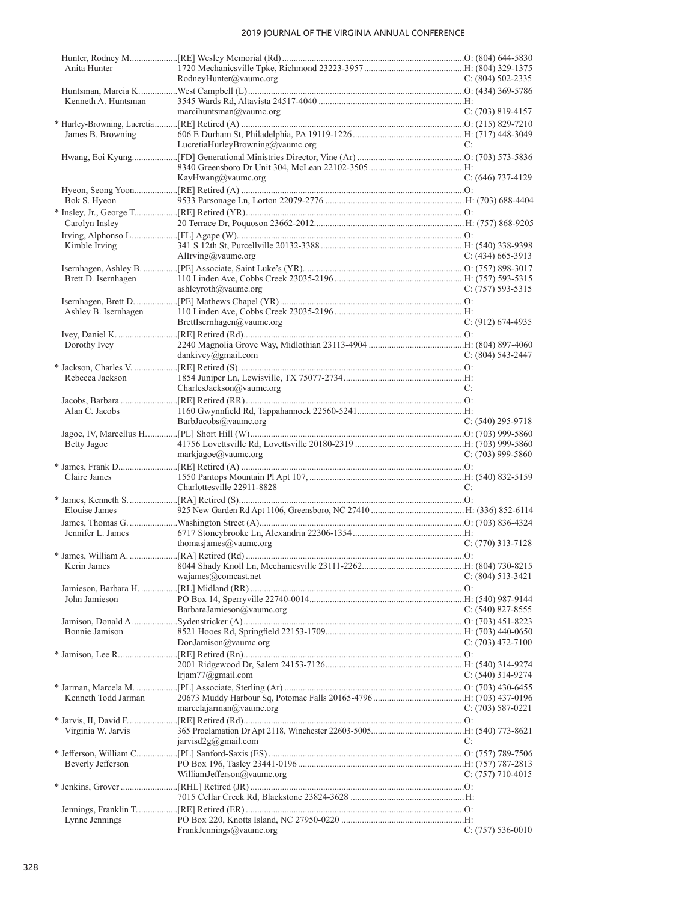| Name / Spouse | Appointment / Address / Email | Phone |
|---|---|---|
| Hunter, Rodney M. | [RE] Wesley Memorial (Rd) | O: (804) 644-5830 |
| Anita Hunter | 1720 Mechanicsville Tpke, Richmond 23223-3957 | H: (804) 329-1375 |
| | RodneyHunter@vaumc.org | C: (804) 502-2335 |
| Huntsman, Marcia K. | West Campbell (L) | O: (434) 369-5786 |
| Kenneth A. Huntsman | 3545 Wards Rd, Altavista 24517-4040 | H: |
| | marcihuntsman@vaumc.org | C: (703) 819-4157 |
| * Hurley-Browning, Lucretia | [RE] Retired (A) | O: (215) 829-7210 |
| James B. Browning | 606 E Durham St, Philadelphia, PA 19119-1226 | H: (717) 448-3049 |
| | LucretiaHurleyBrowning@vaumc.org | C: |
| Hwang, Eoi Kyung | [FD] Generational Ministries Director, Vine (Ar) | O: (703) 573-5836 |
| | 8340 Greensboro Dr Unit 304, McLean 22102-3505 | H: |
| | KayHwang@vaumc.org | C: (646) 737-4129 |
| Hyeon, Seong Yoon | [RE] Retired (A) | O: |
| Bok S. Hyeon | 9533 Parsonage Ln, Lorton 22079-2776 | H: (703) 688-4404 |
| * Insley, Jr., George T. | [RE] Retired (YR) | O: |
| Carolyn Insley | 20 Terrace Dr, Poquoson 23662-2012 | H: (757) 868-9205 |
| Irving, Alphonso L. | [FL] Agape (W) | O: |
| Kimble Irving | 341 S 12th St, Purcellville 20132-3388 | H: (540) 338-9398 |
| | AlIrving@vaumc.org | C: (434) 665-3913 |
| Isernhagen, Ashley B. | [PE] Associate, Saint Luke's (YR) | O: (757) 898-3017 |
| Brett D. Isernhagen | 110 Linden Ave, Cobbs Creek 23035-2196 | H: (757) 593-5315 |
| | ashleyroth@vaumc.org | C: (757) 593-5315 |
| Isernhagen, Brett D. | [PE] Mathews Chapel (YR) | O: |
| Ashley B. Isernhagen | 110 Linden Ave, Cobbs Creek 23035-2196 | H: |
| | BrettIsernhagen@vaumc.org | C: (912) 674-4935 |
| Ivey, Daniel K. | [RE] Retired (Rd) | O: |
| Dorothy Ivey | 2240 Magnolia Grove Way, Midlothian 23113-4904 | H: (804) 897-4060 |
| | dankivey@gmail.com | C: (804) 543-2447 |
| * Jackson, Charles V. | [RE] Retired (S) | O: |
| Rebecca Jackson | 1854 Juniper Ln, Lewisville, TX 75077-2734 | H: |
| | CharlesJackson@vaumc.org | C: |
| Jacobs, Barbara | [RE] Retired (RR) | O: |
| Alan C. Jacobs | 1160 Gwynnfield Rd, Tappahannock 22560-5241 | H: |
| | BarbJacobs@vaumc.org | C: (540) 295-9718 |
| Jagoe, IV, Marcellus H. | [PL] Short Hill (W) | O: (703) 999-5860 |
| Betty Jagoe | 41756 Lovettsville Rd, Lovettsville 20180-2319 | H: (703) 999-5860 |
| | markjagoe@vaumc.org | C: (703) 999-5860 |
| * James, Frank D. | [RE] Retired (A) | O: |
| Claire James | 1550 Pantops Mountain Pl Apt 107, | H: (540) 832-5159 |
| | Charlottesville 22911-8828 | C: |
| * James, Kenneth S. | [RA] Retired (S) | O: |
| Elouise James | 925 New Garden Rd Apt 1106, Greensboro, NC 27410 | H: (336) 852-6114 |
| James, Thomas G. | Washington Street (A) | O: (703) 836-4324 |
| Jennifer L. James | 6717 Stoneybrooke Ln, Alexandria 22306-1354 | H: |
| | thomasjames@vaumc.org | C: (770) 313-7128 |
| * James, William A. | [RA] Retired (Rd) | O: |
| Kerin James | 8044 Shady Knoll Ln, Mechanicsville 23111-2262 | H: (804) 730-8215 |
| | wajames@comcast.net | C: (804) 513-3421 |
| Jamieson, Barbara H. | [RL] Midland (RR) | O: |
| John Jamieson | PO Box 14, Sperryville 22740-0014 | H: (540) 987-9144 |
| | BarbaraJamieson@vaumc.org | C: (540) 827-8555 |
| Jamison, Donald A. | Sydenstricker (A) | O: (703) 451-8223 |
| Bonnie Jamison | 8521 Hooes Rd, Springfield 22153-1709 | H: (703) 440-0650 |
| | DonJamison@vaumc.org | C: (703) 472-7100 |
| * Jamison, Lee R. | [RE] Retired (Rn) | O: |
| | 2001 Ridgewood Dr, Salem 24153-7126 | H: (540) 314-9274 |
| | lrjam77@gmail.com | C: (540) 314-9274 |
| * Jarman, Marcela M. | [PL] Associate, Sterling (Ar) | O: (703) 430-6455 |
| Kenneth Todd Jarman | 20673 Muddy Harbour Sq, Potomac Falls 20165-4796 | H: (703) 437-0196 |
| | marcelajarman@vaumc.org | C: (703) 587-0221 |
| * Jarvis, II, David F. | [RE] Retired (Rd) | O: |
| Virginia W. Jarvis | 365 Proclamation Dr Apt 2118, Winchester 22603-5005 | H: (540) 773-8621 |
| | jarvisd2g@gmail.com | C: |
| * Jefferson, William C. | [PL] Sanford-Saxis (ES) | O: (757) 789-7506 |
| Beverly Jefferson | PO Box 196, Tasley 23441-0196 | H: (757) 787-2813 |
| | WilliamJefferson@vaumc.org | C: (757) 710-4015 |
| * Jenkins, Grover | [RHL] Retired (JR) | O: |
| | 7015 Cellar Creek Rd, Blackstone 23824-3628 | H: |
| Jennings, Franklin T. | [RE] Retired (ER) | O: |
| Lynne Jennings | PO Box 220, Knotts Island, NC 27950-0220 | H: |
| | FrankJennings@vaumc.org | C: (757) 536-0010 |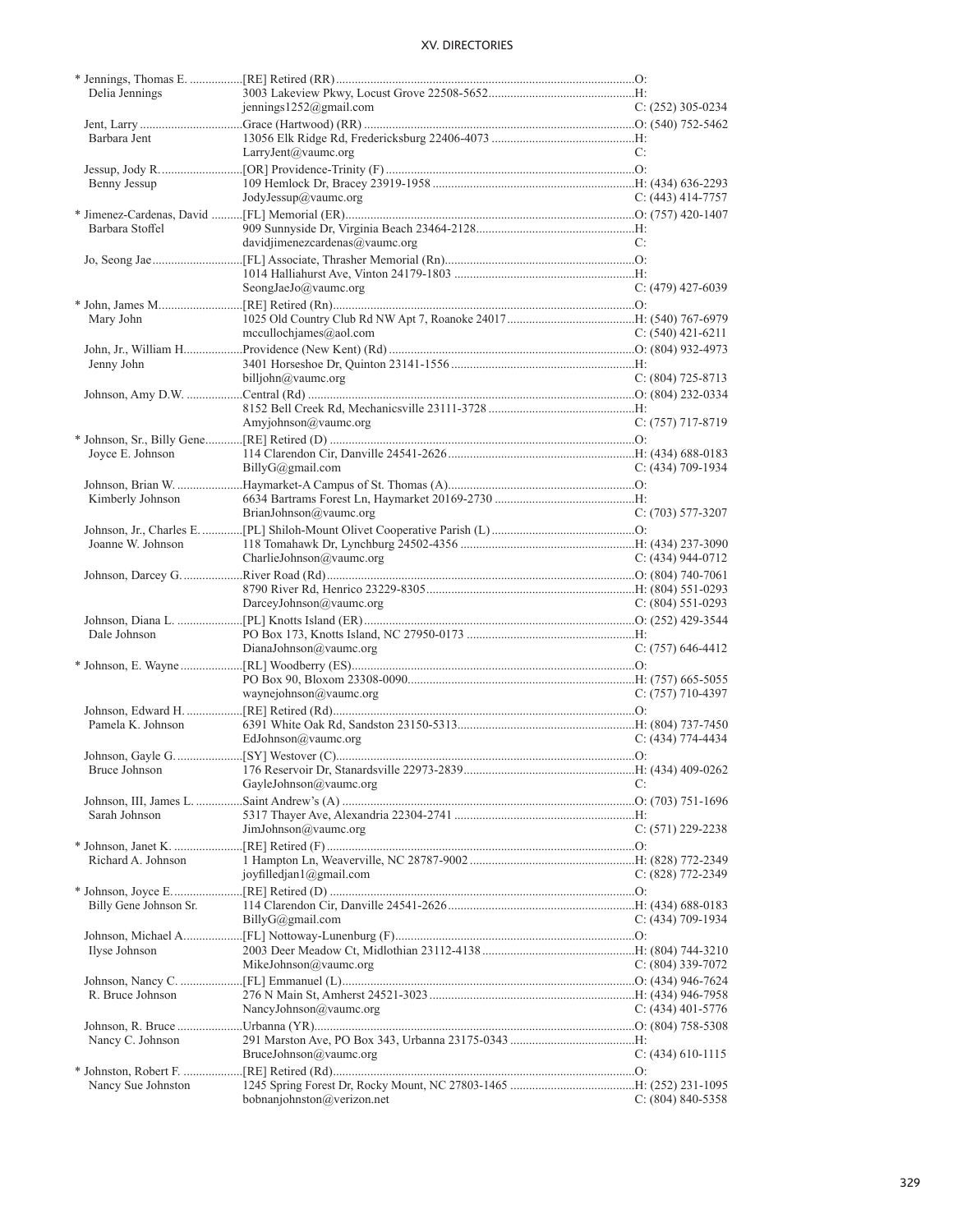| Name | Appointment / Address | Phone |
|---|---|---|
| * Jennings, Thomas E. | [RE] Retired (RR) | O: |
| Delia Jennings | 3003 Lakeview Pkwy, Locust Grove 22508-5652 | H: |
| | jennings1252@gmail.com | C: (252) 305-0234 |
| Jent, Larry | Grace (Hartwood) (RR) | O: (540) 752-5462 |
| Barbara Jent | 13056 Elk Ridge Rd, Fredericksburg 22406-4073 | H: |
| | LarryJent@vaumc.org | C: |
| Jessup, Jody R. | [OR] Providence-Trinity (F) | O: |
| Benny Jessup | 109 Hemlock Dr, Bracey 23919-1958 | H: (434) 636-2293 |
| | JodyJessup@vaumc.org | C: (443) 414-7757 |
| * Jimenez-Cardenas, David | [FL] Memorial (ER) | O: (757) 420-1407 |
| Barbara Stoffel | 909 Sunnyside Dr, Virginia Beach 23464-2128 | H: |
| | davidjimenezcardenas@vaumc.org | C: |
| Jo, Seong Jae | [FL] Associate, Thrasher Memorial (Rn) | O: |
| | 1014 Halliahurst Ave, Vinton 24179-1803 | H: |
| | SeongJaeJo@vaumc.org | C: (479) 427-6039 |
| * John, James M. | [RE] Retired (Rn) | O: |
| Mary John | 1025 Old Country Club Rd NW Apt 7, Roanoke 24017 | H: (540) 767-6979 |
| | mccullochjames@aol.com | C: (540) 421-6211 |
| John, Jr., William H. | Providence (New Kent) (Rd) | O: (804) 932-4973 |
| Jenny John | 3401 Horseshoe Dr, Quinton 23141-1556 | H: |
| | billjohn@vaumc.org | C: (804) 725-8713 |
| Johnson, Amy D.W. | Central (Rd) | O: (804) 232-0334 |
| | 8152 Bell Creek Rd, Mechanicsville 23111-3728 | H: |
| | Amyjohnson@vaumc.org | C: (757) 717-8719 |
| * Johnson, Sr., Billy Gene | [RE] Retired (D) | O: |
| Joyce E. Johnson | 114 Clarendon Cir, Danville 24541-2626 | H: (434) 688-0183 |
| | BillyG@gmail.com | C: (434) 709-1934 |
| Johnson, Brian W. | Haymarket-A Campus of St. Thomas (A) | O: |
| Kimberly Johnson | 6634 Bartrams Forest Ln, Haymarket 20169-2730 | H: |
| | BrianJohnson@vaumc.org | C: (703) 577-3207 |
| Johnson, Jr., Charles E. | [PL] Shiloh-Mount Olivet Cooperative Parish (L) | O: |
| Joanne W. Johnson | 118 Tomahawk Dr, Lynchburg 24502-4356 | H: (434) 237-3090 |
| | CharlieJohnson@vaumc.org | C: (434) 944-0712 |
| Johnson, Darcey G. | River Road (Rd) | O: (804) 740-7061 |
| | 8790 River Rd, Henrico 23229-8305 | H: (804) 551-0293 |
| | DarceyJohnson@vaumc.org | C: (804) 551-0293 |
| Johnson, Diana L. | [PL] Knotts Island (ER) | O: (252) 429-3544 |
| Dale Johnson | PO Box 173, Knotts Island, NC 27950-0173 | H: |
| | DianaJohnson@vaumc.org | C: (757) 646-4412 |
| * Johnson, E. Wayne | [RL] Woodberry (ES) | O: |
| | PO Box 90, Bloxom 23308-0090 | H: (757) 665-5055 |
| | waynejohnson@vaumc.org | C: (757) 710-4397 |
| Johnson, Edward H. | [RE] Retired (Rd) | O: |
| Pamela K. Johnson | 6391 White Oak Rd, Sandston 23150-5313 | H: (804) 737-7450 |
| | EdJohnson@vaumc.org | C: (434) 774-4434 |
| Johnson, Gayle G. | [SY] Westover (C) | O: |
| Bruce Johnson | 176 Reservoir Dr, Stanardsville 22973-2839 | H: (434) 409-0262 |
| | GayleJohnson@vaumc.org | C: |
| Johnson, III, James L. | Saint Andrew's (A) | O: (703) 751-1696 |
| Sarah Johnson | 5317 Thayer Ave, Alexandria 22304-2741 | H: |
| | JimJohnson@vaumc.org | C: (571) 229-2238 |
| * Johnson, Janet K. | [RE] Retired (F) | O: |
| Richard A. Johnson | 1 Hampton Ln, Weaverville, NC 28787-9002 | H: (828) 772-2349 |
| | joyfilledjan1@gmail.com | C: (828) 772-2349 |
| * Johnson, Joyce E. | [RE] Retired (D) | O: |
| Billy Gene Johnson Sr. | 114 Clarendon Cir, Danville 24541-2626 | H: (434) 688-0183 |
| | BillyG@gmail.com | C: (434) 709-1934 |
| Johnson, Michael A. | [FL] Nottoway-Lunenburg (F) | O: |
| Ilyse Johnson | 2003 Deer Meadow Ct, Midlothian 23112-4138 | H: (804) 744-3210 |
| | MikeJohnson@vaumc.org | C: (804) 339-7072 |
| Johnson, Nancy C. | [FL] Emmanuel (L) | O: (434) 946-7624 |
| R. Bruce Johnson | 276 N Main St, Amherst 24521-3023 | H: (434) 946-7958 |
| | NancyJohnson@vaumc.org | C: (434) 401-5776 |
| Johnson, R. Bruce | Urbanna (YR) | O: (804) 758-5308 |
| Nancy C. Johnson | 291 Marston Ave, PO Box 343, Urbanna 23175-0343 | H: |
| | BruceJohnson@vaumc.org | C: (434) 610-1115 |
| * Johnston, Robert F. | [RE] Retired (Rd) | O: |
| Nancy Sue Johnston | 1245 Spring Forest Dr, Rocky Mount, NC 27803-1465 | H: (252) 231-1095 |
| | bobnanjohnston@verizon.net | C: (804) 840-5358 |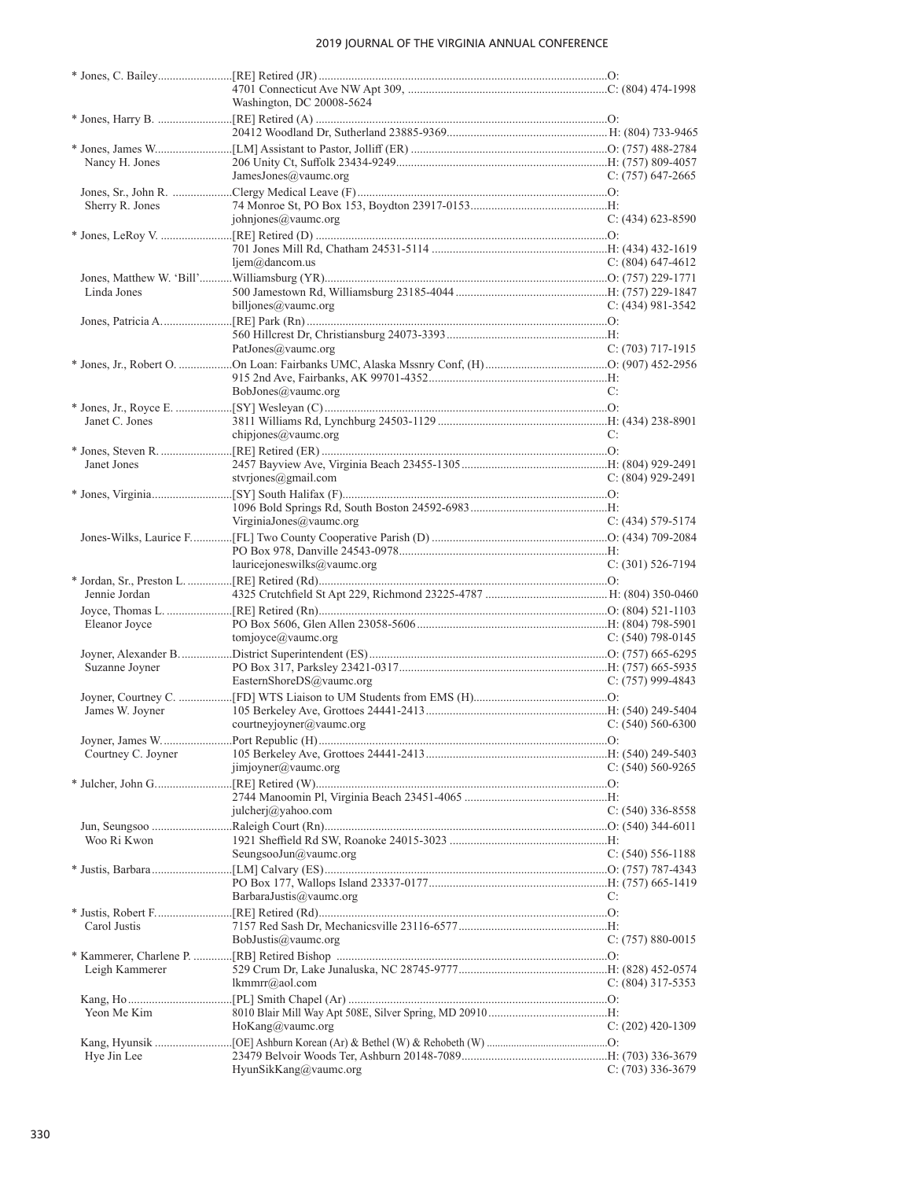| Name | Appointment / Address | Phone |
|---|---|---|
| * Jones, C. Bailey | [RE] Retired (JR) | O: |
| | 4701 Connecticut Ave NW Apt 309, | C: (804) 474-1998 |
| | Washington, DC 20008-5624 | |
| * Jones, Harry B. | [RE] Retired (A) | O: |
| | 20412 Woodland Dr, Sutherland 23885-9369 | H: (804) 733-9465 |
| * Jones, James W. | [LM] Assistant to Pastor, Jolliff (ER) | O: (757) 488-2784 |
| Nancy H. Jones | 206 Unity Ct, Suffolk 23434-9249 | H: (757) 809-4057 |
| | JamesJones@vaumc.org | C: (757) 647-2665 |
| Jones, Sr., John R. | Clergy Medical Leave (F) | O: |
| Sherry R. Jones | 74 Monroe St, PO Box 153, Boydton 23917-0153 | H: |
| | johnjones@vaumc.org | C: (434) 623-8590 |
| * Jones, LeRoy V. | [RE] Retired (D) | O: |
| | 701 Jones Mill Rd, Chatham 24531-5114 | H: (434) 432-1619 |
| | ljem@dancom.us | C: (804) 647-4612 |
| Jones, Matthew W. 'Bill' | Williamsburg (YR) | O: (757) 229-1771 |
| Linda Jones | 500 Jamestown Rd, Williamsburg 23185-4044 | H: (757) 229-1847 |
| | billjones@vaumc.org | C: (434) 981-3542 |
| Jones, Patricia A. | [RE] Park (Rn) | O: |
| | 560 Hillcrest Dr, Christiansburg 24073-3393 | H: |
| | PatJones@vaumc.org | C: (703) 717-1915 |
| * Jones, Jr., Robert O. | On Loan: Fairbanks UMC, Alaska Mssnry Conf, (H) | O: (907) 452-2956 |
| | 915 2nd Ave, Fairbanks, AK 99701-4352 | H: |
| | BobJones@vaumc.org | C: |
| * Jones, Jr., Royce E. | [SY] Wesleyan (C) | O: |
| Janet C. Jones | 3811 Williams Rd, Lynchburg 24503-1129 | H: (434) 238-8901 |
| | chipjones@vaumc.org | C: |
| * Jones, Steven R. | [RE] Retired (ER) | O: |
| Janet Jones | 2457 Bayview Ave, Virginia Beach 23455-1305 | H: (804) 929-2491 |
| | stvrjones@gmail.com | C: (804) 929-2491 |
| * Jones, Virginia | [SY] South Halifax (F) | O: |
| | 1096 Bold Springs Rd, South Boston 24592-6983 | H: |
| | VirginiaJones@vaumc.org | C: (434) 579-5174 |
| Jones-Wilks, Laurice F. | [FL] Two County Cooperative Parish (D) | O: (434) 709-2084 |
| | PO Box 978, Danville 24543-0978 | H: |
| | lauricejoneswilks@vaumc.org | C: (301) 526-7194 |
| * Jordan, Sr., Preston L. | [RE] Retired (Rd) | O: |
| Jennie Jordan | 4325 Crutchfield St Apt 229, Richmond 23225-4787 | H: (804) 350-0460 |
| Joyce, Thomas L. | [RE] Retired (Rn) | O: (804) 521-1103 |
| Eleanor Joyce | PO Box 5606, Glen Allen 23058-5606 | H: (804) 798-5901 |
| | tomjoyce@vaumc.org | C: (540) 798-0145 |
| Joyner, Alexander B. | District Superintendent (ES) | O: (757) 665-6295 |
| Suzanne Joyner | PO Box 317, Parksley 23421-0317 | H: (757) 665-5935 |
| | EasternShoreDS@vaumc.org | C: (757) 999-4843 |
| Joyner, Courtney C. | [FD] WTS Liaison to UM Students from EMS (H) | O: |
| James W. Joyner | 105 Berkeley Ave, Grottoes 24441-2413 | H: (540) 249-5404 |
| | courtneyjoyner@vaumc.org | C: (540) 560-6300 |
| Joyner, James W. | Port Republic (H) | O: |
| Courtney C. Joyner | 105 Berkeley Ave, Grottoes 24441-2413 | H: (540) 249-5403 |
| | jimjoyner@vaumc.org | C: (540) 560-9265 |
| * Julcher, John G. | [RE] Retired (W) | O: |
| | 2744 Manoomin Pl, Virginia Beach 23451-4065 | H: |
| | julcherj@yahoo.com | C: (540) 336-8558 |
| Jun, Seungsoo | Raleigh Court (Rn) | O: (540) 344-6011 |
| Woo Ri Kwon | 1921 Sheffield Rd SW, Roanoke 24015-3023 | H: |
| | SeungsooJun@vaumc.org | C: (540) 556-1188 |
| * Justis, Barbara | [LM] Calvary (ES) | O: (757) 787-4343 |
| | PO Box 177, Wallops Island 23337-0177 | H: (757) 665-1419 |
| | BarbaraJustis@vaumc.org | C: |
| * Justis, Robert F. | [RE] Retired (Rd) | O: |
| Carol Justis | 7157 Red Sash Dr, Mechanicsville 23116-6577 | H: |
| | BobJustis@vaumc.org | C: (757) 880-0015 |
| * Kammerer, Charlene P. | [RB] Retired Bishop | O: |
| Leigh Kammerer | 529 Crum Dr, Lake Junaluska, NC 28745-9777 | H: (828) 452-0574 |
| | lkmmrr@aol.com | C: (804) 317-5353 |
| Kang, Ho | [PL] Smith Chapel (Ar) | O: |
| Yeon Me Kim | 8010 Blair Mill Way Apt 508E, Silver Spring, MD 20910 | H: |
| | HoKang@vaumc.org | C: (202) 420-1309 |
| Kang, Hyunsik | [OE] Ashburn Korean (Ar) & Bethel (W) & Rehobeth (W) | O: |
| Hye Jin Lee | 23479 Belvoir Woods Ter, Ashburn 20148-7089 | H: (703) 336-3679 |
| | HyunSikKang@vaumc.org | C: (703) 336-3679 |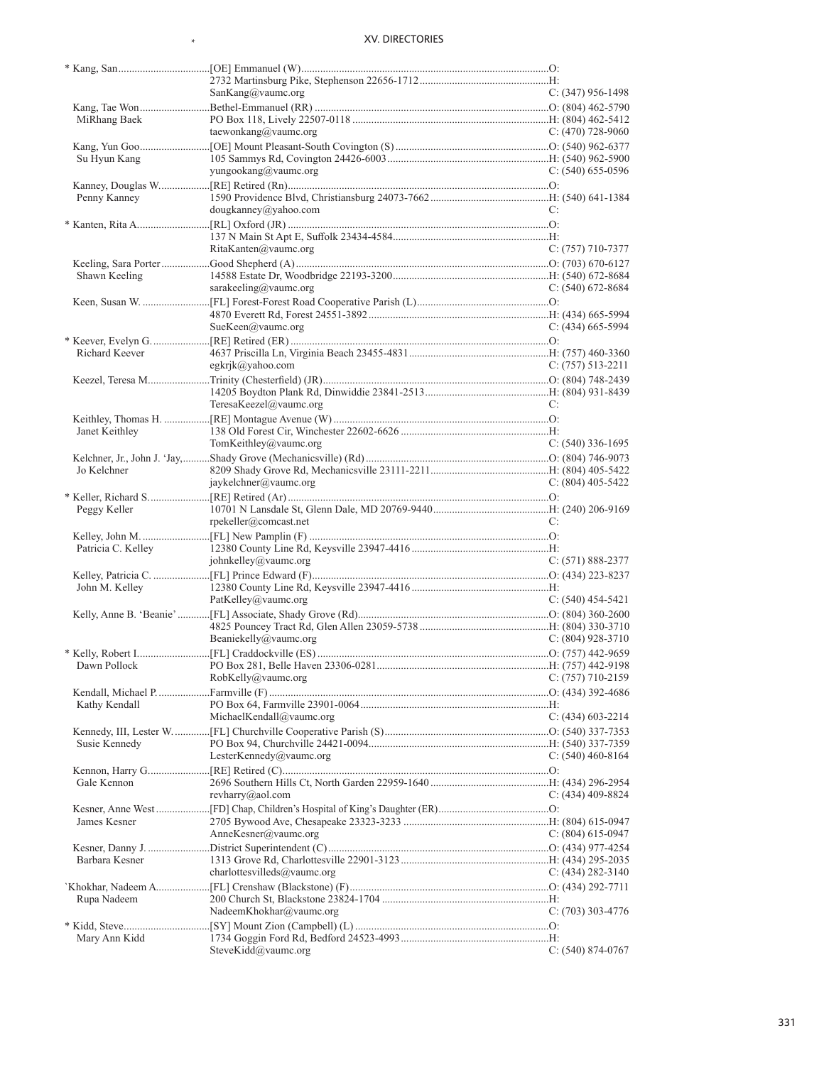| Name | Appointment / Address / Email | Phone |
|---|---|---|
| * Kang, San | [OE] Emmanuel (W) | O: |
| | 2732 Martinsburg Pike, Stephenson 22656-1712 | H: |
| | SanKang@vaumc.org | C: (347) 956-1498 |
| Kang, Tae Won | Bethel-Emmanuel (RR) | O: (804) 462-5790 |
| MiRhang Baek | PO Box 118, Lively 22507-0118 | H: (804) 462-5412 |
| | taewonkang@vaumc.org | C: (470) 728-9060 |
| Kang, Yun Goo | [OE] Mount Pleasant-South Covington (S) | O: (540) 962-6377 |
| Su Hyun Kang | 105 Sammys Rd, Covington 24426-6003 | H: (540) 962-5900 |
| | yungookang@vaumc.org | C: (540) 655-0596 |
| Kanney, Douglas W. | [RE] Retired (Rn) | O: |
| Penny Kanney | 1590 Providence Blvd, Christiansburg 24073-7662 | H: (540) 641-1384 |
| | dougkanney@yahoo.com | C: |
| * Kanten, Rita A. | [RL] Oxford (JR) | O: |
| | 137 N Main St Apt E, Suffolk 23434-4584 | H: |
| | RitaKanten@vaumc.org | C: (757) 710-7377 |
| Keeling, Sara Porter | Good Shepherd (A) | O: (703) 670-6127 |
| Shawn Keeling | 14588 Estate Dr, Woodbridge 22193-3200 | H: (540) 672-8684 |
| | sarakeeling@vaumc.org | C: (540) 672-8684 |
| Keen, Susan W. | [FL] Forest-Forest Road Cooperative Parish (L) | O: |
| | 4870 Everett Rd, Forest 24551-3892 | H: (434) 665-5994 |
| | SueKeen@vaumc.org | C: (434) 665-5994 |
| * Keever, Evelyn G. | [RE] Retired (ER) | O: |
| Richard Keever | 4637 Priscilla Ln, Virginia Beach 23455-4831 | H: (757) 460-3360 |
| | egkrjk@yahoo.com | C: (757) 513-2211 |
| Keezel, Teresa M. | Trinity (Chesterfield) (JR) | O: (804) 748-2439 |
| | 14205 Boydton Plank Rd, Dinwiddie 23841-2513 | H: (804) 931-8439 |
| | TeresaKeezel@vaumc.org | C: |
| Keithley, Thomas H. | [RE] Montague Avenue (W) | O: |
| Janet Keithley | 138 Old Forest Cir, Winchester 22602-6626 | H: |
| | TomKeithley@vaumc.org | C: (540) 336-1695 |
| Kelchner, Jr., John J. 'Jay, | Shady Grove (Mechanicsville) (Rd) | O: (804) 746-9073 |
| Jo Kelchner | 8209 Shady Grove Rd, Mechanicsville 23111-2211 | H: (804) 405-5422 |
| | jaykelchner@vaumc.org | C: (804) 405-5422 |
| * Keller, Richard S. | [RE] Retired (Ar) | O: |
| Peggy Keller | 10701 N Lansdale St, Glenn Dale, MD 20769-9440 | H: (240) 206-9169 |
| | rpekeller@comcast.net | C: |
| Kelley, John M. | [FL] New Pamplin (F) | O: |
| Patricia C. Kelley | 12380 County Line Rd, Keysville 23947-4416 | H: |
| | johnkelley@vaumc.org | C: (571) 888-2377 |
| Kelley, Patricia C. | [FL] Prince Edward (F) | O: (434) 223-8237 |
| John M. Kelley | 12380 County Line Rd, Keysville 23947-4416 | H: |
| | PatKelley@vaumc.org | C: (540) 454-5421 |
| Kelly, Anne B. 'Beanie' | [FL] Associate, Shady Grove (Rd) | O: (804) 360-2600 |
| | 4825 Pouncey Tract Rd, Glen Allen 23059-5738 | H: (804) 330-3710 |
| | Beaniekelly@vaumc.org | C: (804) 928-3710 |
| * Kelly, Robert I. | [FL] Craddockville (ES) | O: (757) 442-9659 |
| Dawn Pollock | PO Box 281, Belle Haven 23306-0281 | H: (757) 442-9198 |
| | RobKelly@vaumc.org | C: (757) 710-2159 |
| Kendall, Michael P. | Farmville (F) | O: (434) 392-4686 |
| Kathy Kendall | PO Box 64, Farmville 23901-0064 | H: |
| | MichaelKendall@vaumc.org | C: (434) 603-2214 |
| Kennedy, III, Lester W. | [FL] Churchville Cooperative Parish (S) | O: (540) 337-7353 |
| Susie Kennedy | PO Box 94, Churchville 24421-0094 | H: (540) 337-7359 |
| | LesterKennedy@vaumc.org | C: (540) 460-8164 |
| Kennon, Harry G. | [RE] Retired (C) | O: |
| Gale Kennon | 2696 Southern Hills Ct, North Garden 22959-1640 | H: (434) 296-2954 |
| | revharry@aol.com | C: (434) 409-8824 |
| Kesner, Anne West | [FD] Chap, Children's Hospital of King's Daughter (ER) | O: |
| James Kesner | 2705 Bywood Ave, Chesapeake 23323-3233 | H: (804) 615-0947 |
| | AnneKesner@vaumc.org | C: (804) 615-0947 |
| Kesner, Danny J. | District Superintendent (C) | O: (434) 977-4254 |
| Barbara Kesner | 1313 Grove Rd, Charlottesville 22901-3123 | H: (434) 295-2035 |
| | charlottesvilleds@vaumc.org | C: (434) 282-3140 |
| `Khokhar, Nadeem A. | [FL] Crenshaw (Blackstone) (F) | O: (434) 292-7711 |
| Rupa Nadeem | 200 Church St, Blackstone 23824-1704 | H: |
| | NadeemKhokhar@vaumc.org | C: (703) 303-4776 |
| * Kidd, Steve | [SY] Mount Zion (Campbell) (L) | O: |
| Mary Ann Kidd | 1734 Goggin Ford Rd, Bedford 24523-4993 | H: |
| | SteveKidd@vaumc.org | C: (540) 874-0767 |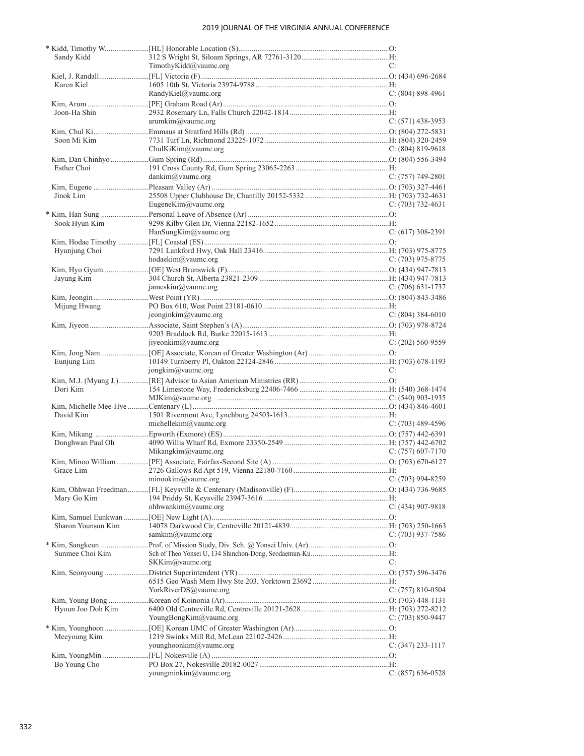| Name | Appointment / Address / Email | Phone |
|---|---|---|
| * Kidd, Timothy W. | [HL] Honorable Location (S) | O: |
| Sandy Kidd | 312 S Wright St, Siloam Springs, AR 72761-3120 | H: |
| | TimothyKidd@vaumc.org | C: |
| Kiel, J. Randall | [FL] Victoria (F) | O: (434) 696-2684 |
| Karen Kiel | 1605 10th St, Victoria 23974-9788 | H: |
| | RandyKiel@vaumc.org | C: (804) 898-4961 |
| Kim, Arum | [PE] Graham Road (Ar) | O: |
| Joon-Ha Shin | 2932 Rosemary Ln, Falls Church 22042-1814 | H: |
| | arumkim@vaumc.org | C: (571) 438-3953 |
| Kim, Chul Ki | Emmaus at Stratford Hills (Rd) | O: (804) 272-5831 |
| Soon Mi Kim | 7731 Turf Ln, Richmond 23225-1072 | H: (804) 320-2459 |
| | ChulKiKim@vaumc.org | C: (804) 819-9618 |
| Kim, Dan Chinhyo | Gum Spring (Rd) | O: (804) 556-3494 |
| Esther Choi | 191 Cross County Rd, Gum Spring 23065-2263 | H: |
| | dankim@vaumc.org | C: (757) 749-2801 |
| Kim, Eugene | Pleasant Valley (Ar) | O: (703) 327-4461 |
| Jinok Lim | 25508 Upper Clubhouse Dr, Chantilly 20152-5332 | H: (703) 732-4631 |
| | EugeneKim@vaumc.org | C: (703) 732-4631 |
| * Kim, Han Sung | Personal Leave of Absence (Ar) | O: |
| Sook Hyun Kim | 9298 Kilby Glen Dr, Vienna 22182-1652 | H: |
| | HanSungKim@vaumc.org | C: (617) 308-2391 |
| Kim, Hodae Timothy | [FL] Coastal (ES) | O: |
| Hyunjung Choi | 7291 Lankford Hwy, Oak Hall 23416 | H: (703) 975-8775 |
| | hodaekim@vaumc.org | C: (703) 975-8775 |
| Kim, Hyo Gyum | [OE] West Brunswick (F) | O: (434) 947-7813 |
| Jayung Kim | 304 Church St, Alberta 23821-2309 | H: (434) 947-7813 |
| | jameskim@vaumc.org | C: (706) 631-1737 |
| Kim, Jeongin | West Point (YR) | O: (804) 843-3486 |
| Mijung Hwang | PO Box 610, West Point 23181-0610 | H: |
| | jeonginkim@vaumc.org | C: (804) 384-6010 |
| Kim, Jiyeon | Associate, Saint Stephen's (A) | O: (703) 978-8724 |
| | 9203 Braddock Rd, Burke 22015-1613 | H: |
| | jiyeonkim@vaumc.org | C: (202) 560-9559 |
| Kim, Jong Nam | [OE] Associate, Korean of Greater Washington (Ar) | O: |
| Eunjung Lim | 10149 Turnberry Pl, Oakton 22124-2846 | H: (703) 678-1193 |
| | jongkim@vaumc.org | C: |
| Kim, M.J. (Myung J.) | [RE] Advisor to Asian American Ministries (RR) | O: |
| Dori Kim | 154 Limestone Way, Fredericksburg 22406-7466 | H: (540) 368-1474 |
| | MJKim@vaumc.org | C: (540) 903-1935 |
| Kim, Michelle Mee-Hye | Centenary (L) | O: (434) 846-4601 |
| David Kim | 1501 Rivermont Ave, Lynchburg 24503-1613 | H: |
| | michellekim@vaumc.org | C: (703) 489-4596 |
| Kim, Mikang | Epworth (Exmore) (ES) | O: (757) 442-6391 |
| Donghwan Paul Oh | 4090 Willis Wharf Rd, Exmore 23350-2549 | H: (757) 442-6702 |
| | Mikangkim@vaumc.org | C: (757) 607-7170 |
| Kim, Minoo William | [PE] Associate, Fairfax-Second Site (A) | O: (703) 670-6127 |
| Grace Lim | 2726 Gallows Rd Apt 519, Vienna 22180-7160 | H: |
| | minookim@vaumc.org | C: (703) 994-8259 |
| Kim, Ohhwan Freedman | [FL] Keysville & Centenary (Madisonville) (F) | O: (434) 736-9685 |
| Mary Go Kim | 194 Priddy St, Keysville 23947-3616 | H: |
| | ohhwankim@vaumc.org | C: (434) 907-9818 |
| Kim, Samuel Eunkwan | [OE] New Light (A) | O: |
| Sharon Younsun Kim | 14078 Darkwood Cir, Centreville 20121-4839 | H: (703) 250-1663 |
| | samkim@vaumc.org | C: (703) 937-7586 |
| * Kim, Sangkeun | Prof. of Mission Study, Div. Sch. @ Yonsei Univ. (Ar) | O: |
| Sunmee Choi Kim | Sch of Theo Yonsei U, 134 Shinchon-Dong, Seodaemun-Ku | H: |
| | SKKim@vaumc.org | C: |
| Kim, Seonyoung | District Superintendent (YR) | O: (757) 596-3476 |
| | 6515 Geo Wash Mem Hwy Ste 203, Yorktown 23692 | H: |
| | YorkRiverDS@vaumc.org | C: (757) 810-0504 |
| Kim, Young Bong | Korean of Koinonia (Ar) | O: (703) 448-1131 |
| Hyoun Joo Doh Kim | 6400 Old Centreville Rd, Centreville 20121-2628 | H: (703) 272-8212 |
| | YoungBongKim@vaumc.org | C: (703) 850-9447 |
| * Kim, Younghoon | [OE] Korean UMC of Greater Washington (Ar) | O: |
| Meeyoung Kim | 1219 Swinks Mill Rd, McLean 22102-2426 | H: |
| | younghoonkim@vaumc.org | C: (347) 233-1117 |
| Kim, YoungMin | [FL] Nokesville (A) | O: |
| Bo Young Cho | PO Box 27, Nokesville 20182-0027 | H: |
| | youngminkim@vaumc.org | C: (857) 636-0528 |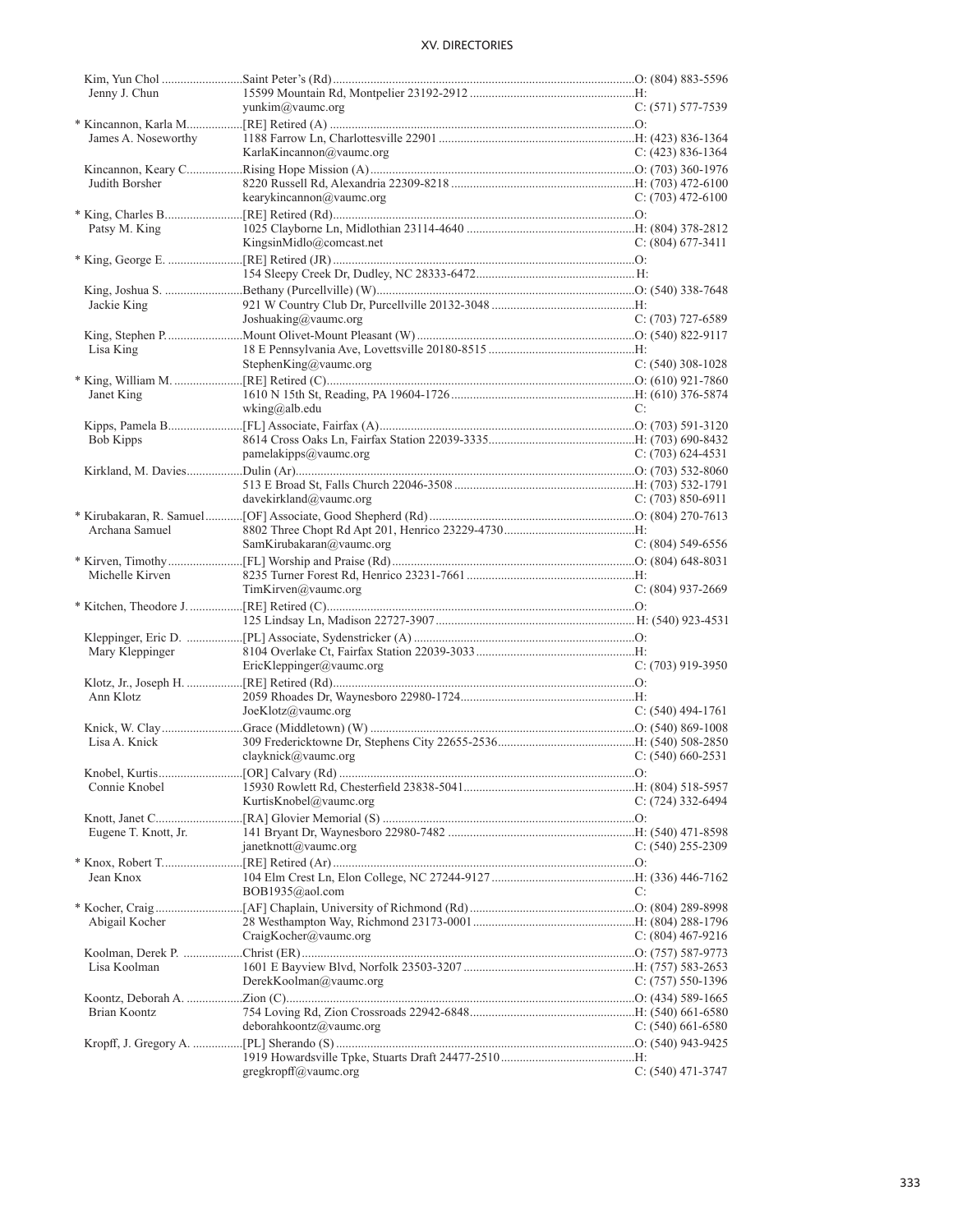| Name / Spouse | Appointment / Address / Email | Phone |
|---|---|---|
| Kim, Yun Chol | Saint Peter's (Rd) | O: (804) 883-5596 |
| Jenny J. Chun | 15599 Mountain Rd, Montpelier 23192-2912 | H: |
| | yunkim@vaumc.org | C: (571) 577-7539 |
| * Kincannon, Karla M. | [RE] Retired (A) | O: |
| James A. Noseworthy | 1188 Farrow Ln, Charlottesville 22901 | H: (423) 836-1364 |
| | KarlaKincannon@vaumc.org | C: (423) 836-1364 |
| Kincannon, Keary C. | Rising Hope Mission (A) | O: (703) 360-1976 |
| Judith Borsher | 8220 Russell Rd, Alexandria 22309-8218 | H: (703) 472-6100 |
| | kearykincannon@vaumc.org | C: (703) 472-6100 |
| * King, Charles B. | [RE] Retired (Rd) | O: |
| Patsy M. King | 1025 Clayborne Ln, Midlothian 23114-4640 | H: (804) 378-2812 |
| | KingsinMidlo@comcast.net | C: (804) 677-3411 |
| * King, George E. | [RE] Retired (JR) | O: |
| | 154 Sleepy Creek Dr, Dudley, NC 28333-6472 | H: |
| King, Joshua S. | Bethany (Purcellville) (W) | O: (540) 338-7648 |
| Jackie King | 921 W Country Club Dr, Purcellville 20132-3048 | H: |
| | Joshuaking@vaumc.org | C: (703) 727-6589 |
| King, Stephen P. | Mount Olivet-Mount Pleasant (W) | O: (540) 822-9117 |
| Lisa King | 18 E Pennsylvania Ave, Lovettsville 20180-8515 | H: |
| | StephenKing@vaumc.org | C: (540) 308-1028 |
| * King, William M. | [RE] Retired (C) | O: (610) 921-7860 |
| Janet King | 1610 N 15th St, Reading, PA 19604-1726 | H: (610) 376-5874 |
| | wking@alb.edu | C: |
| Kipps, Pamela B. | [FL] Associate, Fairfax (A) | O: (703) 591-3120 |
| Bob Kipps | 8614 Cross Oaks Ln, Fairfax Station 22039-3335 | H: (703) 690-8432 |
| | pamelakipps@vaumc.org | C: (703) 624-4531 |
| Kirkland, M. Davies | Dulin (Ar) | O: (703) 532-8060 |
| | 513 E Broad St, Falls Church 22046-3508 | H: (703) 532-1791 |
| | davekirkland@vaumc.org | C: (703) 850-6911 |
| * Kirubakaran, R. Samuel | [OF] Associate, Good Shepherd (Rd) | O: (804) 270-7613 |
| Archana Samuel | 8802 Three Chopt Rd Apt 201, Henrico 23229-4730 | H: |
| | SamKirubakaran@vaumc.org | C: (804) 549-6556 |
| * Kirven, Timothy | [FL] Worship and Praise (Rd) | O: (804) 648-8031 |
| Michelle Kirven | 8235 Turner Forest Rd, Henrico 23231-7661 | H: |
| | TimKirven@vaumc.org | C: (804) 937-2669 |
| * Kitchen, Theodore J. | [RE] Retired (C) | O: |
| | 125 Lindsay Ln, Madison 22727-3907 | H: (540) 923-4531 |
| Kleppinger, Eric D. | [PL] Associate, Sydenstricker (A) | O: |
| Mary Kleppinger | 8104 Overlake Ct, Fairfax Station 22039-3033 | H: |
| | EricKleppinger@vaumc.org | C: (703) 919-3950 |
| Klotz, Jr., Joseph H. | [RE] Retired (Rd) | O: |
| Ann Klotz | 2059 Rhoades Dr, Waynesboro 22980-1724 | H: |
| | JoeKlotz@vaumc.org | C: (540) 494-1761 |
| Knick, W. Clay | Grace (Middletown) (W) | O: (540) 869-1008 |
| Lisa A. Knick | 309 Fredericktowne Dr, Stephens City 22655-2536 | H: (540) 508-2850 |
| | clayknick@vaumc.org | C: (540) 660-2531 |
| Knobel, Kurtis | [OR] Calvary (Rd) | O: |
| Connie Knobel | 15930 Rowlett Rd, Chesterfield 23838-5041 | H: (804) 518-5957 |
| | KurtisKnobel@vaumc.org | C: (724) 332-6494 |
| Knott, Janet C. | [RA] Glovier Memorial (S) | O: |
| Eugene T. Knott, Jr. | 141 Bryant Dr, Waynesboro 22980-7482 | H: (540) 471-8598 |
| | janetknott@vaumc.org | C: (540) 255-2309 |
| * Knox, Robert T. | [RE] Retired (Ar) | O: |
| Jean Knox | 104 Elm Crest Ln, Elon College, NC 27244-9127 | H: (336) 446-7162 |
| | BOB1935@aol.com | C: |
| * Kocher, Craig | [AF] Chaplain, University of Richmond (Rd) | O: (804) 289-8998 |
| Abigail Kocher | 28 Westhampton Way, Richmond 23173-0001 | H: (804) 288-1796 |
| | CraigKocher@vaumc.org | C: (804) 467-9216 |
| Koolman, Derek P. | Christ (ER) | O: (757) 587-9773 |
| Lisa Koolman | 1601 E Bayview Blvd, Norfolk 23503-3207 | H: (757) 583-2653 |
| | DerekKoolman@vaumc.org | C: (757) 550-1396 |
| Koontz, Deborah A. | Zion (C) | O: (434) 589-1665 |
| Brian Koontz | 754 Loving Rd, Zion Crossroads 22942-6848 | H: (540) 661-6580 |
| | deborahkoontz@vaumc.org | C: (540) 661-6580 |
| Kropff, J. Gregory A. | [PL] Sherando (S) | O: (540) 943-9425 |
| | 1919 Howardsville Tpke, Stuarts Draft 24477-2510 | H: |
| | gregkropff@vaumc.org | C: (540) 471-3747 |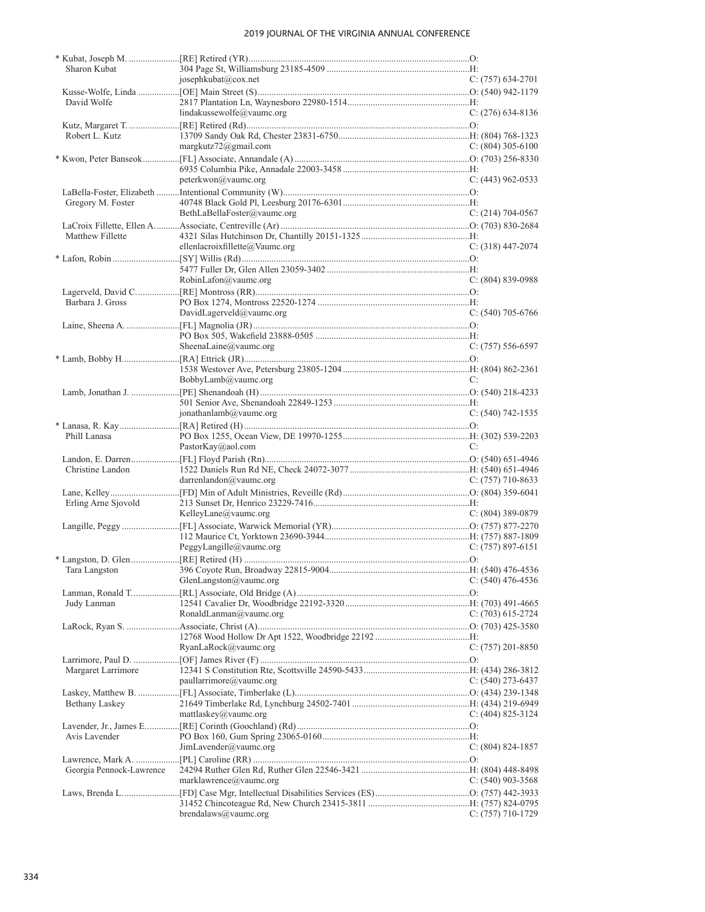| Name | Appointment / Address / Email | Phone |
|---|---|---|
| * Kubat, Joseph M. | [RE] Retired (YR) | O: |
| Sharon Kubat | 304 Page St, Williamsburg 23185-4509 | H: |
| | josephkubat@cox.net | C: (757) 634-2701 |
| Kusse-Wolfe, Linda | [OE] Main Street (S) | O: (540) 942-1179 |
| David Wolfe | 2817 Plantation Ln, Waynesboro 22980-1514 | H: |
| | lindakussewolfe@vaumc.org | C: (276) 634-8136 |
| Kutz, Margaret T. | [RE] Retired (Rd) | O: |
| Robert L. Kutz | 13709 Sandy Oak Rd, Chester 23831-6750 | H: (804) 768-1323 |
| | margkutz72@gmail.com | C: (804) 305-6100 |
| * Kwon, Peter Banseok | [FL] Associate, Annandale (A) | O: (703) 256-8330 |
| | 6935 Columbia Pike, Annadale 22003-3458 | H: |
| | peterkwon@vaumc.org | C: (443) 962-0533 |
| LaBella-Foster, Elizabeth | Intentional Community (W) | O: |
| Gregory M. Foster | 40748 Black Gold Pl, Leesburg 20176-6301 | H: |
| | BethLaBellaFoster@vaumc.org | C: (214) 704-0567 |
| LaCroix Fillette, Ellen A. | Associate, Centreville (Ar) | O: (703) 830-2684 |
| Matthew Fillette | 4321 Silas Hutchinson Dr, Chantilly 20151-1325 | H: |
| | ellenlacroixfillette@Vaumc.org | C: (318) 447-2074 |
| * Lafon, Robin | [SY] Willis (Rd) | O: |
| | 5477 Fuller Dr, Glen Allen 23059-3402 | H: |
| | RobinLafon@vaumc.org | C: (804) 839-0988 |
| Lagerveld, David C. | [RE] Montross (RR) | O: |
| Barbara J. Gross | PO Box 1274, Montross 22520-1274 | H: |
| | DavidLagerveld@vaumc.org | C: (540) 705-6766 |
| Laine, Sheena A. | [FL] Magnolia (JR) | O: |
| | PO Box 505, Wakefield 23888-0505 | H: |
| | SheenaLaine@vaumc.org | C: (757) 556-6597 |
| * Lamb, Bobby H. | [RA] Ettrick (JR) | O: |
| | 1538 Westover Ave, Petersburg 23805-1204 | H: (804) 862-2361 |
| | BobbyLamb@vaumc.org | C: |
| Lamb, Jonathan J. | [PE] Shenandoah (H) | O: (540) 218-4233 |
| | 501 Senior Ave, Shenandoah 22849-1253 | H: |
| | jonathanlamb@vaumc.org | C: (540) 742-1535 |
| * Lanasa, R. Kay | [RA] Retired (H) | O: |
| Phill Lanasa | PO Box 1255, Ocean View, DE 19970-1255 | H: (302) 539-2203 |
| | PastorKay@aol.com | C: |
| Landon, E. Darren | [FL] Floyd Parish (Rn) | O: (540) 651-4946 |
| Christine Landon | 1522 Daniels Run Rd NE, Check 24072-3077 | H: (540) 651-4946 |
| | darrenlandon@vaumc.org | C: (757) 710-8633 |
| Lane, Kelley | [FD] Min of Adult Ministries, Reveille (Rd) | O: (804) 359-6041 |
| Erling Arne Sjovold | 213 Sunset Dr, Henrico 23229-7416 | H: |
| | KelleyLane@vaumc.org | C: (804) 389-0879 |
| Langille, Peggy | [FL] Associate, Warwick Memorial (YR) | O: (757) 877-2270 |
| | 112 Maurice Ct, Yorktown 23690-3944 | H: (757) 887-1809 |
| | PeggyLangille@vaumc.org | C: (757) 897-6151 |
| * Langston, D. Glen | [RE] Retired (H) | O: |
| Tara Langston | 396 Coyote Run, Broadway 22815-9004 | H: (540) 476-4536 |
| | GlenLangston@vaumc.org | C: (540) 476-4536 |
| Lanman, Ronald T. | [RL] Associate, Old Bridge (A) | O: |
| Judy Lanman | 12541 Cavalier Dr, Woodbridge 22192-3320 | H: (703) 491-4665 |
| | RonaldLanman@vaumc.org | C: (703) 615-2724 |
| LaRock, Ryan S. | Associate, Christ (A) | O: (703) 425-3580 |
| | 12768 Wood Hollow Dr Apt 1522, Woodbridge 22192 | H: |
| | RyanLaRock@vaumc.org | C: (757) 201-8850 |
| Larrimore, Paul D. | [OF] James River (F) | O: |
| Margaret Larrimore | 12341 S Constitution Rte, Scottsville 24590-5433 | H: (434) 286-3812 |
| | paullarrimore@vaumc.org | C: (540) 273-6437 |
| Laskey, Matthew B. | [FL] Associate, Timberlake (L) | O: (434) 239-1348 |
| Bethany Laskey | 21649 Timberlake Rd, Lynchburg 24502-7401 | H: (434) 219-6949 |
| | mattlaskey@vaumc.org | C: (404) 825-3124 |
| Lavender, Jr., James E. | [RE] Corinth (Goochland) (Rd) | O: |
| Avis Lavender | PO Box 160, Gum Spring 23065-0160 | H: |
| | JimLavender@vaumc.org | C: (804) 824-1857 |
| Lawrence, Mark A. | [PL] Caroline (RR) | O: |
| Georgia Pennock-Lawrence | 24294 Ruther Glen Rd, Ruther Glen 22546-3421 | H: (804) 448-8498 |
| | marklawrence@vaumc.org | C: (540) 903-3568 |
| Laws, Brenda L. | [FD] Case Mgr, Intellectual Disabilities Services (ES) | O: (757) 442-3933 |
| | 31452 Chincoteague Rd, New Church 23415-3811 | H: (757) 824-0795 |
| | brendalaws@vaumc.org | C: (757) 710-1729 |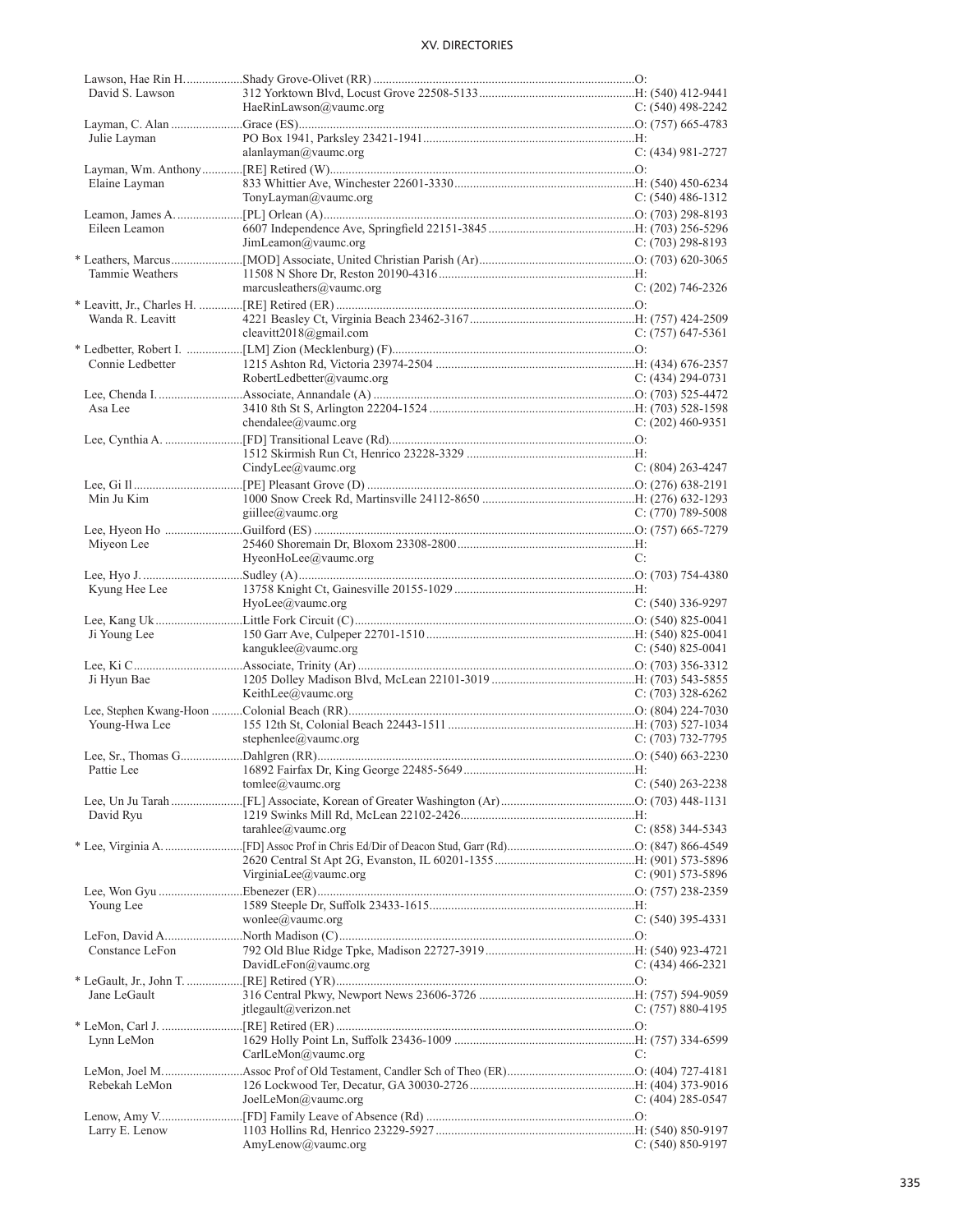| Name / Spouse | Appointment / Address / Email | Phone |
|---|---|---|
| Lawson, Hae Rin H. | Shady Grove-Olivet (RR) | O: |
| David S. Lawson | 312 Yorktown Blvd, Locust Grove 22508-5133 | H: (540) 412-9441 |
| | HaeRinLawson@vaumc.org | C: (540) 498-2242 |
| Layman, C. Alan | Grace (ES) | O: (757) 665-4783 |
| Julie Layman | PO Box 1941, Parksley 23421-1941 | H: |
| | alanlayman@vaumc.org | C: (434) 981-2727 |
| Layman, Wm. Anthony | [RE] Retired (W) | O: |
| Elaine Layman | 833 Whittier Ave, Winchester 22601-3330 | H: (540) 450-6234 |
| | TonyLayman@vaumc.org | C: (540) 486-1312 |
| Leamon, James A. | [PL] Orlean (A) | O: (703) 298-8193 |
| Eileen Leamon | 6607 Independence Ave, Springfield 22151-3845 | H: (703) 256-5296 |
| | JimLeamon@vaumc.org | C: (703) 298-8193 |
| * Leathers, Marcus | [MOD] Associate, United Christian Parish (Ar) | O: (703) 620-3065 |
| Tammie Weathers | 11508 N Shore Dr, Reston 20190-4316 | H: |
| | marcusleathers@vaumc.org | C: (202) 746-2326 |
| * Leavitt, Jr., Charles H. | [RE] Retired (ER) | O: |
| Wanda R. Leavitt | 4221 Beasley Ct, Virginia Beach 23462-3167 | H: (757) 424-2509 |
| | cleavitt2018@gmail.com | C: (757) 647-5361 |
| * Ledbetter, Robert I. | [LM] Zion (Mecklenburg) (F) | O: |
| Connie Ledbetter | 1215 Ashton Rd, Victoria 23974-2504 | H: (434) 676-2357 |
| | RobertLedbetter@vaumc.org | C: (434) 294-0731 |
| Lee, Chenda I. | Associate, Annandale (A) | O: (703) 525-4472 |
| Asa Lee | 3410 8th St S, Arlington 22204-1524 | H: (703) 528-1598 |
| | chendalee@vaumc.org | C: (202) 460-9351 |
| Lee, Cynthia A. | [FD] Transitional Leave (Rd) | O: |
| | 1512 Skirmish Run Ct, Henrico 23228-3329 | H: |
| | CindyLee@vaumc.org | C: (804) 263-4247 |
| Lee, Gi Il | [PE] Pleasant Grove (D) | O: (276) 638-2191 |
| Min Ju Kim | 1000 Snow Creek Rd, Martinsville 24112-8650 | H: (276) 632-1293 |
| | giillee@vaumc.org | C: (770) 789-5008 |
| Lee, Hyeon Ho | Guilford (ES) | O: (757) 665-7279 |
| Miyeon Lee | 25460 Shoremain Dr, Bloxom 23308-2800 | H: |
| | HyeonHoLee@vaumc.org | C: |
| Lee, Hyo J. | Sudley (A) | O: (703) 754-4380 |
| Kyung Hee Lee | 13758 Knight Ct, Gainesville 20155-1029 | H: |
| | HyoLee@vaumc.org | C: (540) 336-9297 |
| Lee, Kang Uk | Little Fork Circuit (C) | O: (540) 825-0041 |
| Ji Young Lee | 150 Garr Ave, Culpeper 22701-1510 | H: (540) 825-0041 |
| | kanguklee@vaumc.org | C: (540) 825-0041 |
| Lee, Ki C | Associate, Trinity (Ar) | O: (703) 356-3312 |
| Ji Hyun Bae | 1205 Dolley Madison Blvd, McLean 22101-3019 | H: (703) 543-5855 |
| | KeithLee@vaumc.org | C: (703) 328-6262 |
| Lee, Stephen Kwang-Hoon | Colonial Beach (RR) | O: (804) 224-7030 |
| Young-Hwa Lee | 155 12th St, Colonial Beach 22443-1511 | H: (703) 527-1034 |
| | stephenlee@vaumc.org | C: (703) 732-7795 |
| Lee, Sr., Thomas G. | Dahlgren (RR) | O: (540) 663-2230 |
| Pattie Lee | 16892 Fairfax Dr, King George 22485-5649 | H: |
| | tomlee@vaumc.org | C: (540) 263-2238 |
| Lee, Un Ju Tarah | [FL] Associate, Korean of Greater Washington (Ar) | O: (703) 448-1131 |
| David Ryu | 1219 Swinks Mill Rd, McLean 22102-2426 | H: |
| | tarahlee@vaumc.org | C: (858) 344-5343 |
| * Lee, Virginia A. | [FD] Assoc Prof in Chris Ed/Dir of Deacon Stud, Garr (Rd) | O: (847) 866-4549 |
| | 2620 Central St Apt 2G, Evanston, IL 60201-1355 | H: (901) 573-5896 |
| | VirginiaLee@vaumc.org | C: (901) 573-5896 |
| Lee, Won Gyu | Ebenezer (ER) | O: (757) 238-2359 |
| Young Lee | 1589 Steeple Dr, Suffolk 23433-1615 | H: |
| | wonlee@vaumc.org | C: (540) 395-4331 |
| LeFon, David A. | North Madison (C) | O: |
| Constance LeFon | 792 Old Blue Ridge Tpke, Madison 22727-3919 | H: (540) 923-4721 |
| | DavidLeFon@vaumc.org | C: (434) 466-2321 |
| * LeGault, Jr., John T. | [RE] Retired (YR) | O: |
| Jane LeGault | 316 Central Pkwy, Newport News 23606-3726 | H: (757) 594-9059 |
| | jtlegault@verizon.net | C: (757) 880-4195 |
| * LeMon, Carl J. | [RE] Retired (ER) | O: |
| Lynn LeMon | 1629 Holly Point Ln, Suffolk 23436-1009 | H: (757) 334-6599 |
| | CarlLeMon@vaumc.org | C: |
| LeMon, Joel M. | Assoc Prof of Old Testament, Candler Sch of Theo (ER) | O: (404) 727-4181 |
| Rebekah LeMon | 126 Lockwood Ter, Decatur, GA 30030-2726 | H: (404) 373-9016 |
| | JoelLeMon@vaumc.org | C: (404) 285-0547 |
| Lenow, Amy V. | [FD] Family Leave of Absence (Rd) | O: |
| Larry E. Lenow | 1103 Hollins Rd, Henrico 23229-5927 | H: (540) 850-9197 |
| | AmyLenow@vaumc.org | C: (540) 850-9197 |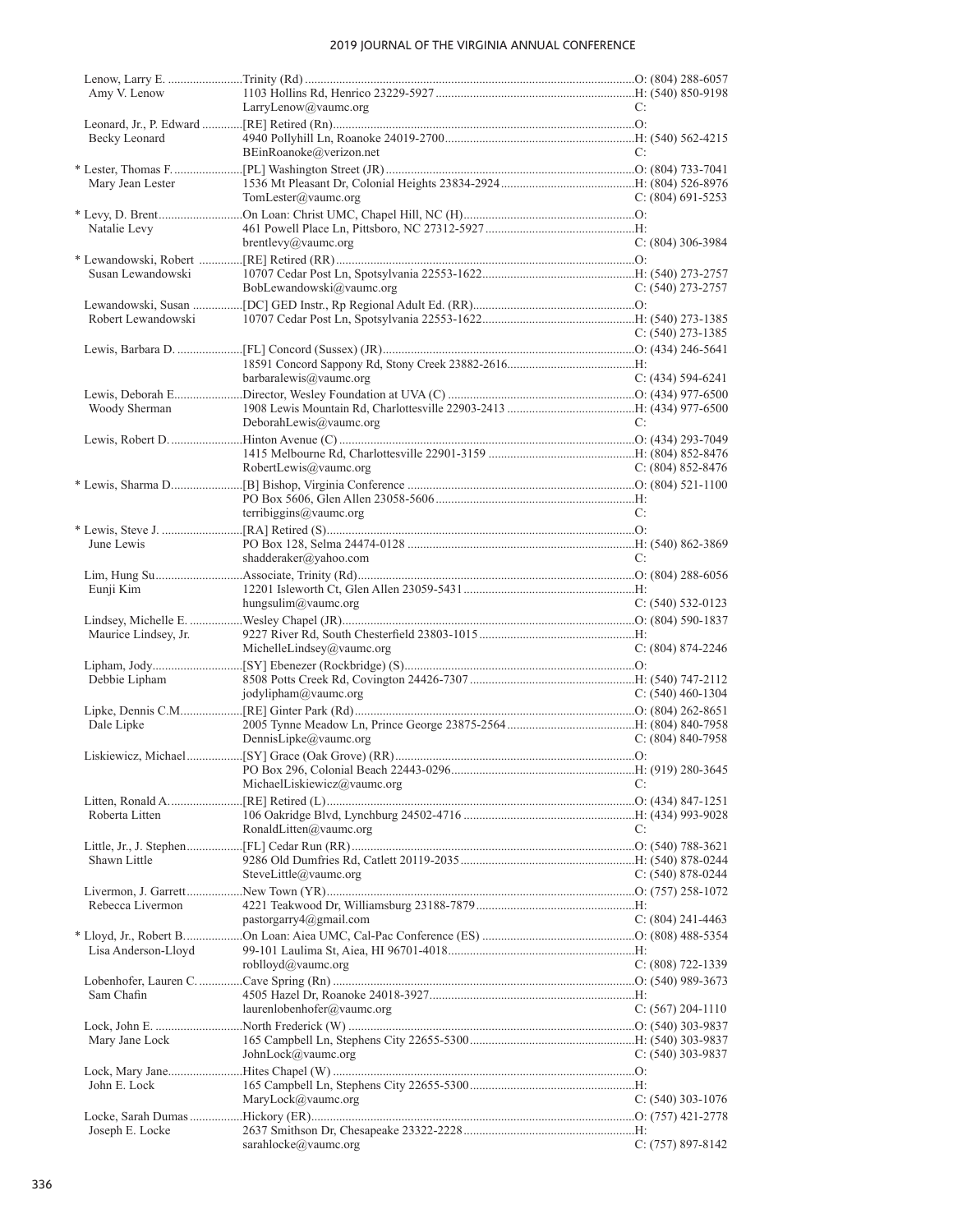| Name / Spouse | Appointment / Address / Email | Phone |
|---|---|---|
| Lenow, Larry E. | Trinity (Rd) | O: (804) 288-6057 |
| Amy V. Lenow | 1103 Hollins Rd, Henrico 23229-5927 | H: (540) 850-9198 |
| | LarryLenow@vaumc.org | C: |
| Leonard, Jr., P. Edward | [RE] Retired (Rn) | O: |
| Becky Leonard | 4940 Pollyhill Ln, Roanoke 24019-2700 | H: (540) 562-4215 |
| | BEinRoanoke@verizon.net | C: |
| * Lester, Thomas F. | [PL] Washington Street (JR) | O: (804) 733-7041 |
| Mary Jean Lester | 1536 Mt Pleasant Dr, Colonial Heights 23834-2924 | H: (804) 526-8976 |
| | TomLester@vaumc.org | C: (804) 691-5253 |
| * Levy, D. Brent | On Loan: Christ UMC, Chapel Hill, NC (H) | O: |
| Natalie Levy | 461 Powell Place Ln, Pittsboro, NC 27312-5927 | H: |
| | brentlevy@vaumc.org | C: (804) 306-3984 |
| * Lewandowski, Robert | [RE] Retired (RR) | O: |
| Susan Lewandowski | 10707 Cedar Post Ln, Spotsylvania 22553-1622 | H: (540) 273-2757 |
| | BobLewandowski@vaumc.org | C: (540) 273-2757 |
| Lewandowski, Susan | [DC] GED Instr., Rp Regional Adult Ed. (RR) | O: |
| Robert Lewandowski | 10707 Cedar Post Ln, Spotsylvania 22553-1622 | H: (540) 273-1385 |
| | | C: (540) 273-1385 |
| Lewis, Barbara D. | [FL] Concord (Sussex) (JR) | O: (434) 246-5641 |
| | 18591 Concord Sappony Rd, Stony Creek 23882-2616 | H: |
| | barbaralewis@vaumc.org | C: (434) 594-6241 |
| Lewis, Deborah E. | Director, Wesley Foundation at UVA (C) | O: (434) 977-6500 |
| Woody Sherman | 1908 Lewis Mountain Rd, Charlottesville 22903-2413 | H: (434) 977-6500 |
| | DeborahLewis@vaumc.org | C: |
| Lewis, Robert D. | Hinton Avenue (C) | O: (434) 293-7049 |
| | 1415 Melbourne Rd, Charlottesville 22901-3159 | H: (804) 852-8476 |
| | RobertLewis@vaumc.org | C: (804) 852-8476 |
| * Lewis, Sharma D. | [B] Bishop, Virginia Conference | O: (804) 521-1100 |
| | PO Box 5606, Glen Allen 23058-5606 | H: |
| | terribiggins@vaumc.org | C: |
| * Lewis, Steve J. | [RA] Retired (S) | O: |
| June Lewis | PO Box 128, Selma 24474-0128 | H: (540) 862-3869 |
| | shadderaker@yahoo.com | C: |
| Lim, Hung Su | Associate, Trinity (Rd) | O: (804) 288-6056 |
| Eunji Kim | 12201 Isleworth Ct, Glen Allen 23059-5431 | H: |
| | hungsulim@vaumc.org | C: (540) 532-0123 |
| Lindsey, Michelle E. | Wesley Chapel (JR) | O: (804) 590-1837 |
| Maurice Lindsey, Jr. | 9227 River Rd, South Chesterfield 23803-1015 | H: |
| | MichelleLindsey@vaumc.org | C: (804) 874-2246 |
| Lipham, Jody | [SY] Ebenezer (Rockbridge) (S) | O: |
| Debbie Lipham | 8508 Potts Creek Rd, Covington 24426-7307 | H: (540) 747-2112 |
| | jodylipham@vaumc.org | C: (540) 460-1304 |
| Lipke, Dennis C.M. | [RE] Ginter Park (Rd) | O: (804) 262-8651 |
| Dale Lipke | 2005 Tynne Meadow Ln, Prince George 23875-2564 | H: (804) 840-7958 |
| | DennisLipke@vaumc.org | C: (804) 840-7958 |
| Liskiewicz, Michael | [SY] Grace (Oak Grove) (RR) | O: |
| | PO Box 296, Colonial Beach 22443-0296 | H: (919) 280-3645 |
| | MichaelLiskiewicz@vaumc.org | C: |
| Litten, Ronald A. | [RE] Retired (L) | O: (434) 847-1251 |
| Roberta Litten | 106 Oakridge Blvd, Lynchburg 24502-4716 | H: (434) 993-9028 |
| | RonaldLitten@vaumc.org | C: |
| Little, Jr., J. Stephen | [FL] Cedar Run (RR) | O: (540) 788-3621 |
| Shawn Little | 9286 Old Dumfries Rd, Catlett 20119-2035 | H: (540) 878-0244 |
| | SteveLittle@vaumc.org | C: (540) 878-0244 |
| Livermon, J. Garrett | New Town (YR) | O: (757) 258-1072 |
| Rebecca Livermon | 4221 Teakwood Dr, Williamsburg 23188-7879 | H: |
| | pastorgarry4@gmail.com | C: (804) 241-4463 |
| * Lloyd, Jr., Robert B. | On Loan: Aiea UMC, Cal-Pac Conference (ES) | O: (808) 488-5354 |
| Lisa Anderson-Lloyd | 99-101 Laulima St, Aiea, HI 96701-4018 | H: |
| | roblloyd@vaumc.org | C: (808) 722-1339 |
| Lobenhofer, Lauren C. | Cave Spring (Rn) | O: (540) 989-3673 |
| Sam Chafin | 4505 Hazel Dr, Roanoke 24018-3927 | H: |
| | laurenlobenhofer@vaumc.org | C: (567) 204-1110 |
| Lock, John E. | North Frederick (W) | O: (540) 303-9837 |
| Mary Jane Lock | 165 Campbell Ln, Stephens City 22655-5300 | H: (540) 303-9837 |
| | JohnLock@vaumc.org | C: (540) 303-9837 |
| Lock, Mary Jane | Hites Chapel (W) | O: |
| John E. Lock | 165 Campbell Ln, Stephens City 22655-5300 | H: |
| | MaryLock@vaumc.org | C: (540) 303-1076 |
| Locke, Sarah Dumas | Hickory (ER) | O: (757) 421-2778 |
| Joseph E. Locke | 2637 Smithson Dr, Chesapeake 23322-2228 | H: |
| | sarahlocke@vaumc.org | C: (757) 897-8142 |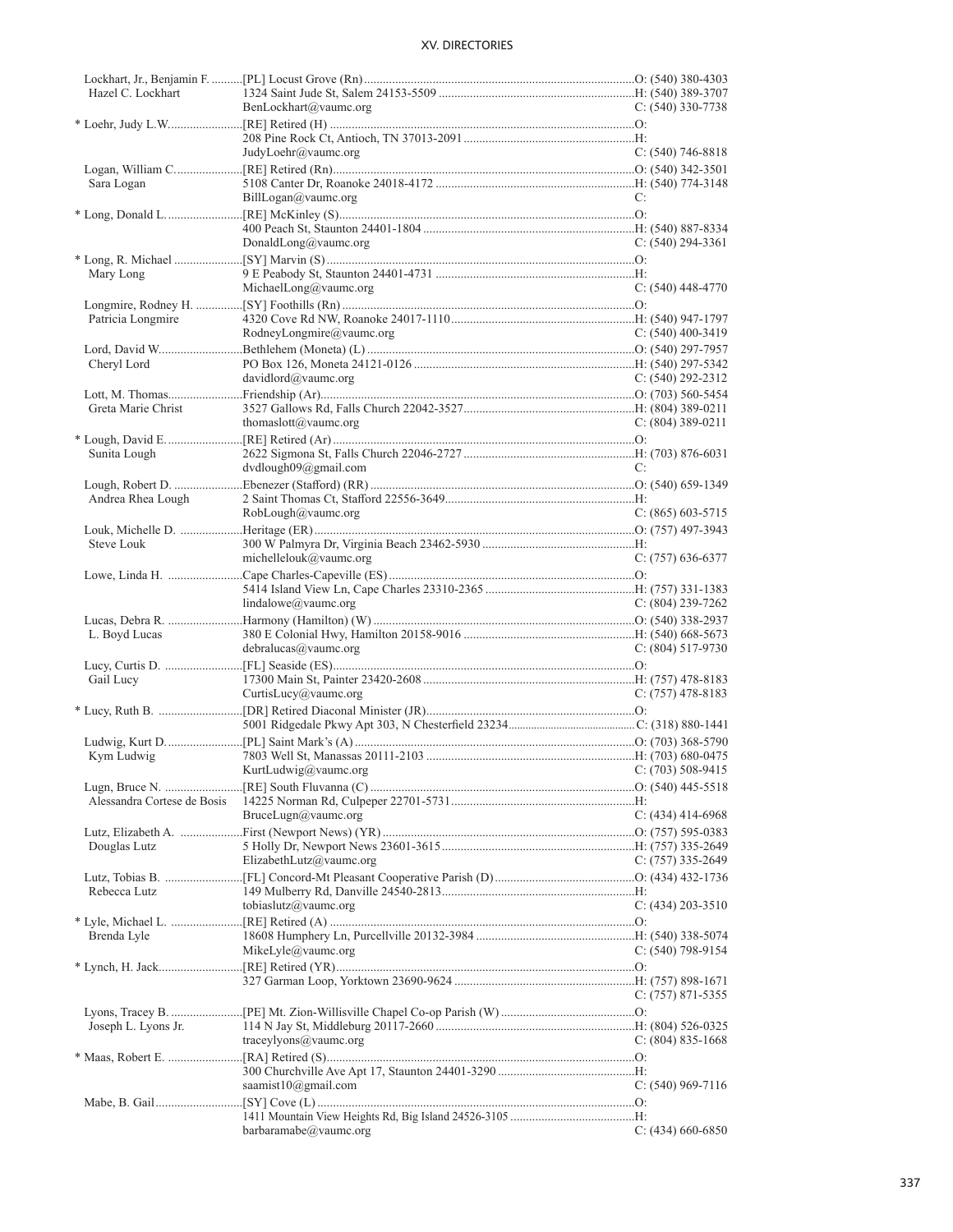| Name | Appointment / Address / Email | Phone |
|---|---|---|
| Lockhart, Jr., Benjamin F. | [PL] Locust Grove (Rn) | O: (540) 380-4303 |
| Hazel C. Lockhart | 1324 Saint Jude St, Salem 24153-5509 | H: (540) 389-3707 |
| | BenLockhart@vaumc.org | C: (540) 330-7738 |
| * Loehr, Judy L.W. | [RE] Retired (H) | O: |
| | 208 Pine Rock Ct, Antioch, TN 37013-2091 | H: |
| | JudyLoehr@vaumc.org | C: (540) 746-8818 |
| Logan, William C. | [RE] Retired (Rn) | O: (540) 342-3501 |
| Sara Logan | 5108 Canter Dr, Roanoke 24018-4172 | H: (540) 774-3148 |
| | BillLogan@vaumc.org | C: |
| * Long, Donald L. | [RE] McKinley (S) | O: |
| | 400 Peach St, Staunton 24401-1804 | H: (540) 887-8334 |
| | DonaldLong@vaumc.org | C: (540) 294-3361 |
| * Long, R. Michael | [SY] Marvin (S) | O: |
| Mary Long | 9 E Peabody St, Staunton 24401-4731 | H: |
| | MichaelLong@vaumc.org | C: (540) 448-4770 |
| Longmire, Rodney H. | [SY] Foothills (Rn) | O: |
| Patricia Longmire | 4320 Cove Rd NW, Roanoke 24017-1110 | H: (540) 947-1797 |
| | RodneyLongmire@vaumc.org | C: (540) 400-3419 |
| Lord, David W. | Bethlehem (Moneta) (L) | O: (540) 297-7957 |
| Cheryl Lord | PO Box 126, Moneta 24121-0126 | H: (540) 297-5342 |
| | davidlord@vaumc.org | C: (540) 292-2312 |
| Lott, M. Thomas | Friendship (Ar) | O: (703) 560-5454 |
| Greta Marie Christ | 3527 Gallows Rd, Falls Church 22042-3527 | H: (804) 389-0211 |
| | thomaslott@vaumc.org | C: (804) 389-0211 |
| * Lough, David E. | [RE] Retired (Ar) | O: |
| Sunita Lough | 2622 Sigmona St, Falls Church 22046-2727 | H: (703) 876-6031 |
| | dvdlough09@gmail.com | C: |
| Lough, Robert D. | Ebenezer (Stafford) (RR) | O: (540) 659-1349 |
| Andrea Rhea Lough | 2 Saint Thomas Ct, Stafford 22556-3649 | H: |
| | RobLough@vaumc.org | C: (865) 603-5715 |
| Louk, Michelle D. | Heritage (ER) | O: (757) 497-3943 |
| Steve Louk | 300 W Palmyra Dr, Virginia Beach 23462-5930 | H: |
| | michellelouk@vaumc.org | C: (757) 636-6377 |
| Lowe, Linda H. | Cape Charles-Capeville (ES) | O: |
| | 5414 Island View Ln, Cape Charles 23310-2365 | H: (757) 331-1383 |
| | lindalowe@vaumc.org | C: (804) 239-7262 |
| Lucas, Debra R. | Harmony (Hamilton) (W) | O: (540) 338-2937 |
| L. Boyd Lucas | 380 E Colonial Hwy, Hamilton 20158-9016 | H: (540) 668-5673 |
| | debralucas@vaumc.org | C: (804) 517-9730 |
| Lucy, Curtis D. | [FL] Seaside (ES) | O: |
| Gail Lucy | 17300 Main St, Painter 23420-2608 | H: (757) 478-8183 |
| | CurtisLucy@vaumc.org | C: (757) 478-8183 |
| * Lucy, Ruth B. | [DR] Retired Diaconal Minister (JR) | O: |
| | 5001 Ridgedale Pkwy Apt 303, N Chesterfield 23234 | C: (318) 880-1441 |
| Ludwig, Kurt D. | [PL] Saint Mark's (A) | O: (703) 368-5790 |
| Kym Ludwig | 7803 Well St, Manassas 20111-2103 | H: (703) 680-0475 |
| | KurtLudwig@vaumc.org | C: (703) 508-9415 |
| Lugn, Bruce N. | [RE] South Fluvanna (C) | O: (540) 445-5518 |
| Alessandra Cortese de Bosis | 14225 Norman Rd, Culpeper 22701-5731 | H: |
| | BruceLugn@vaumc.org | C: (434) 414-6968 |
| Lutz, Elizabeth A. | First (Newport News) (YR) | O: (757) 595-0383 |
| Douglas Lutz | 5 Holly Dr, Newport News 23601-3615 | H: (757) 335-2649 |
| | ElizabethLutz@vaumc.org | C: (757) 335-2649 |
| Lutz, Tobias B. | [FL] Concord-Mt Pleasant Cooperative Parish (D) | O: (434) 432-1736 |
| Rebecca Lutz | 149 Mulberry Rd, Danville 24540-2813 | H: |
| | tobiaslutz@vaumc.org | C: (434) 203-3510 |
| * Lyle, Michael L. | [RE] Retired (A) | O: |
| Brenda Lyle | 18608 Humphery Ln, Purcellville 20132-3984 | H: (540) 338-5074 |
| | MikeLyle@vaumc.org | C: (540) 798-9154 |
| * Lynch, H. Jack | [RE] Retired (YR) | O: |
| | 327 Garman Loop, Yorktown 23690-9624 | H: (757) 898-1671 |
| | | C: (757) 871-5355 |
| Lyons, Tracey B. | [PE] Mt. Zion-Willisville Chapel Co-op Parish (W) | O: |
| Joseph L. Lyons Jr. | 114 N Jay St, Middleburg 20117-2660 | H: (804) 526-0325 |
| | traceylyons@vaumc.org | C: (804) 835-1668 |
| * Maas, Robert E. | [RA] Retired (S) | O: |
| | 300 Churchville Ave Apt 17, Staunton 24401-3290 | H: |
| | saamist10@gmail.com | C: (540) 969-7116 |
| Mabe, B. Gail | [SY] Cove (L) | O: |
| | 1411 Mountain View Heights Rd, Big Island 24526-3105 | H: |
| | barbaramabe@vaumc.org | C: (434) 660-6850 |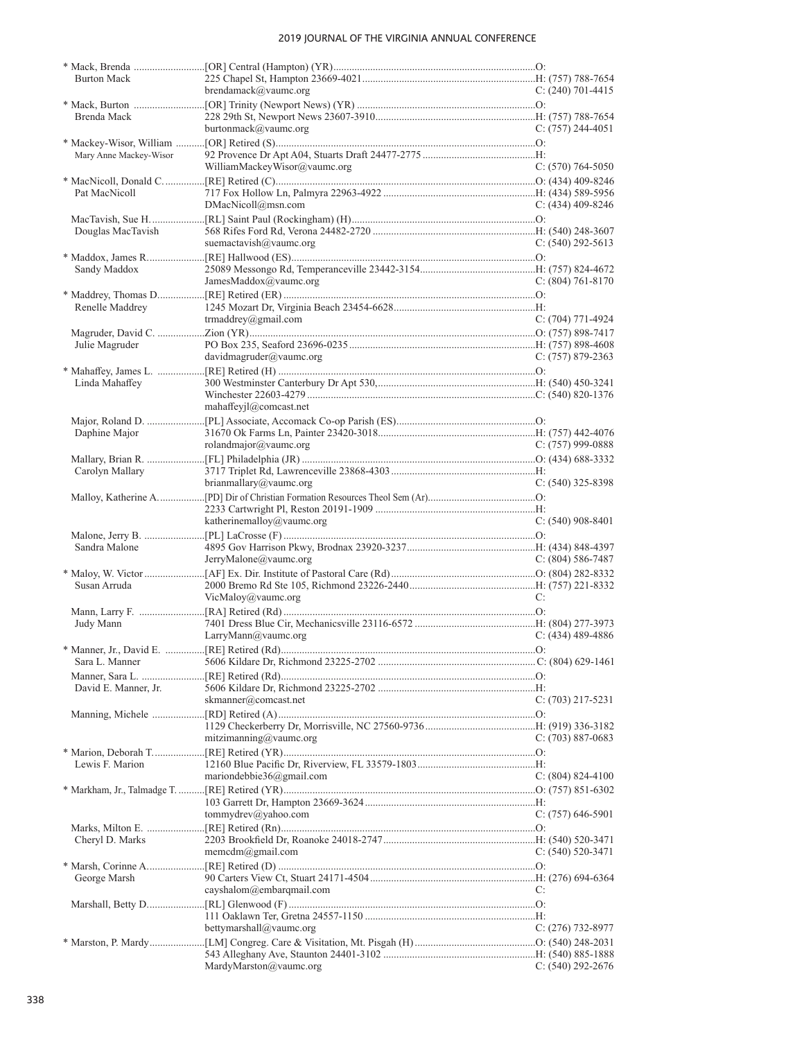| Name / Spouse | Appointment / Address / Email | Phone |
|---|---|---|
| * Mack, Brenda | [OR] Central (Hampton) (YR) | O: |
| Burton Mack | 225 Chapel St, Hampton 23669-4021 | H: (757) 788-7654 |
| | brendamack@vaumc.org | C: (240) 701-4415 |
| * Mack, Burton | [OR] Trinity (Newport News) (YR) | O: |
| Brenda Mack | 228 29th St, Newport News 23607-3910 | H: (757) 788-7654 |
| | burtonmack@vaumc.org | C: (757) 244-4051 |
| * Mackey-Wisor, William | [OR] Retired (S) | O: |
| Mary Anne Mackey-Wisor | 92 Provence Dr Apt A04, Stuarts Draft 24477-2775 | H: |
| | WilliamMackeyWisor@vaumc.org | C: (570) 764-5050 |
| * MacNicoll, Donald C. | [RE] Retired (C) | O: (434) 409-8246 |
| Pat MacNicoll | 717 Fox Hollow Ln, Palmyra 22963-4922 | H: (434) 589-5956 |
| | DMacNicoll@msn.com | C: (434) 409-8246 |
| MacTavish, Sue H. | [RL] Saint Paul (Rockingham) (H) | O: |
| Douglas MacTavish | 568 Rifes Ford Rd, Verona 24482-2720 | H: (540) 248-3607 |
| | suemactavish@vaumc.org | C: (540) 292-5613 |
| * Maddox, James R. | [RE] Hallwood (ES) | O: |
| Sandy Maddox | 25089 Messongo Rd, Temperanceville 23442-3154 | H: (757) 824-4672 |
| | JamesMaddox@vaumc.org | C: (804) 761-8170 |
| * Maddrey, Thomas D. | [RE] Retired (ER) | O: |
| Renelle Maddrey | 1245 Mozart Dr, Virginia Beach 23454-6628 | H: |
| | trmaddrey@gmail.com | C: (704) 771-4924 |
| Magruder, David C. | Zion (YR) | O: (757) 898-7417 |
| Julie Magruder | PO Box 235, Seaford 23696-0235 | H: (757) 898-4608 |
| | davidmagruder@vaumc.org | C: (757) 879-2363 |
| * Mahaffey, James L. | [RE] Retired (H) | O: |
| Linda Mahaffey | 300 Westminster Canterbury Dr Apt 530, | H: (540) 450-3241 |
| | Winchester 22603-4279 | C: (540) 820-1376 |
| | mahaffeyjl@comcast.net | |
| Major, Roland D. | [PL] Associate, Accomack Co-op Parish (ES) | O: |
| Daphine Major | 31670 Ok Farms Ln, Painter 23420-3018 | H: (757) 442-4076 |
| | rolandmajor@vaumc.org | C: (757) 999-0888 |
| Mallary, Brian R. | [FL] Philadelphia (JR) | O: (434) 688-3332 |
| Carolyn Mallary | 3717 Triplet Rd, Lawrenceville 23868-4303 | H: |
| | brianmallary@vaumc.org | C: (540) 325-8398 |
| Malloy, Katherine A. | [PD] Dir of Christian Formation Resources Theol Sem (Ar) | O: |
| | 2233 Cartwright Pl, Reston 20191-1909 | H: |
| | katherinemalloy@vaumc.org | C: (540) 908-8401 |
| Malone, Jerry B. | [PL] LaCrosse (F) | O: |
| Sandra Malone | 4895 Gov Harrison Pkwy, Brodnax 23920-3237 | H: (434) 848-4397 |
| | JerryMalone@vaumc.org | C: (804) 586-7487 |
| * Maloy, W. Victor | [AF] Ex. Dir. Institute of Pastoral Care (Rd) | O: (804) 282-8332 |
| Susan Arruda | 2000 Bremo Rd Ste 105, Richmond 23226-2440 | H: (757) 221-8332 |
| | VicMaloy@vaumc.org | C: |
| Mann, Larry F. | [RA] Retired (Rd) | O: |
| Judy Mann | 7401 Dress Blue Cir, Mechanicsville 23116-6572 | H: (804) 277-3973 |
| | LarryMann@vaumc.org | C: (434) 489-4886 |
| * Manner, Jr., David E. | [RE] Retired (Rd) | O: |
| Sara L. Manner | 5606 Kildare Dr, Richmond 23225-2702 | C: (804) 629-1461 |
| Manner, Sara L. | [RE] Retired (Rd) | O: |
| David E. Manner, Jr. | 5606 Kildare Dr, Richmond 23225-2702 | H: |
| | skmanner@comcast.net | C: (703) 217-5231 |
| Manning, Michele | [RD] Retired (A) | O: |
| | 1129 Checkerberry Dr, Morrisville, NC 27560-9736 | H: (919) 336-3182 |
| | mitzimanning@vaumc.org | C: (703) 887-0683 |
| * Marion, Deborah T. | [RE] Retired (YR) | O: |
| Lewis F. Marion | 12160 Blue Pacific Dr, Riverview, FL 33579-1803 | H: |
| | mariondebbie36@gmail.com | C: (804) 824-4100 |
| * Markham, Jr., Talmadge T. | [RE] Retired (YR) | O: (757) 851-6302 |
| | 103 Garrett Dr, Hampton 23669-3624 | H: |
| | tommydrev@yahoo.com | C: (757) 646-5901 |
| Marks, Milton E. | [RE] Retired (Rn) | O: |
| Cheryl D. Marks | 2203 Brookfield Dr, Roanoke 24018-2747 | H: (540) 520-3471 |
| | memcdm@gmail.com | C: (540) 520-3471 |
| * Marsh, Corinne A. | [RE] Retired (D) | O: |
| George Marsh | 90 Carters View Ct, Stuart 24171-4504 | H: (276) 694-6364 |
| | cayshalom@embarqmail.com | C: |
| Marshall, Betty D. | [RL] Glenwood (F) | O: |
| | 111 Oaklawn Ter, Gretna 24557-1150 | H: |
| | bettymarshall@vaumc.org | C: (276) 732-8977 |
| * Marston, P. Mardy | [LM] Congreg. Care & Visitation, Mt. Pisgah (H) | O: (540) 248-2031 |
| | 543 Alleghany Ave, Staunton 24401-3102 | H: (540) 885-1888 |
| | MardyMarston@vaumc.org | C: (540) 292-2676 |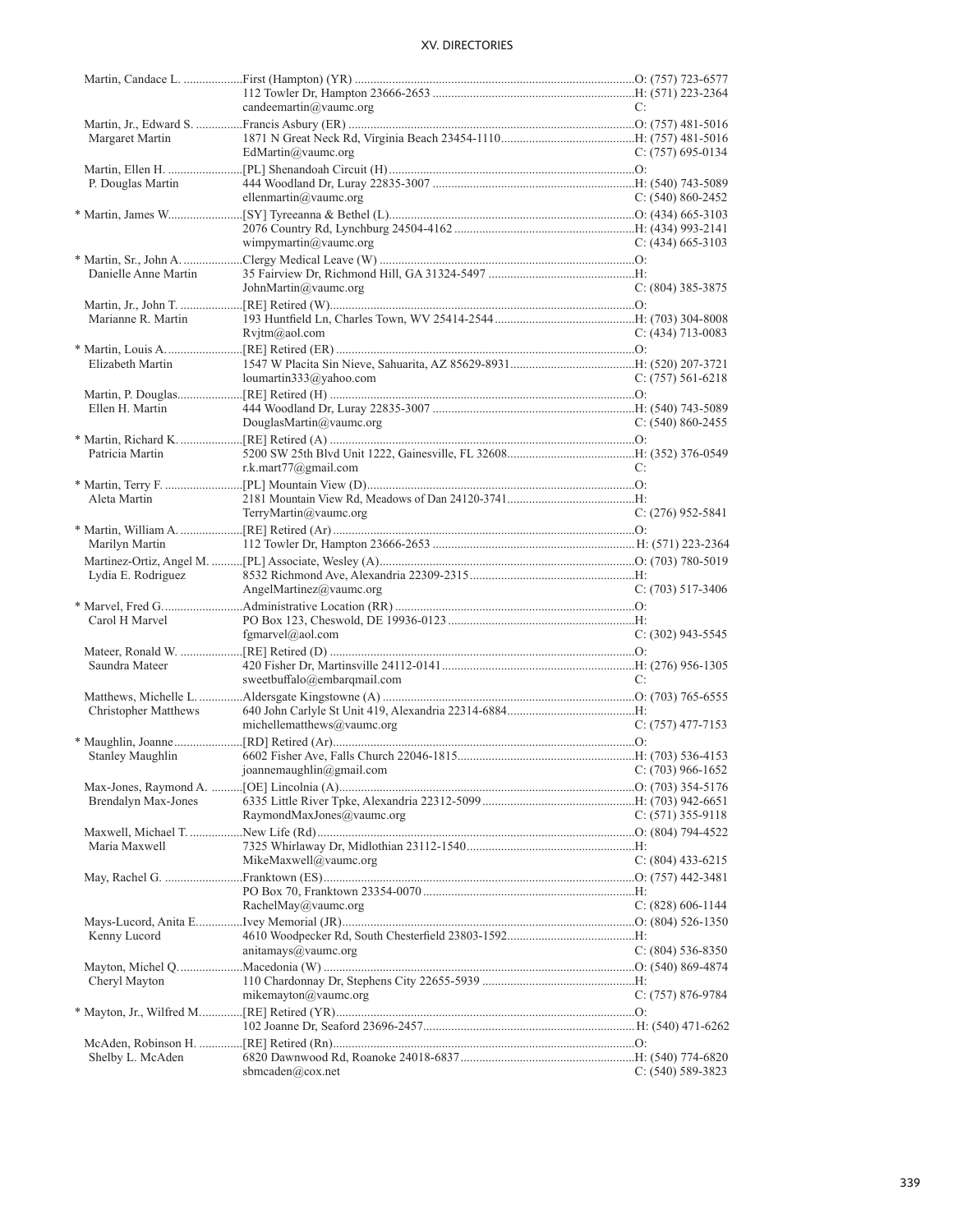| Name / Spouse | Appointment / Address / Email | Phone |
|---|---|---|
| Martin, Candace L. | First (Hampton) (YR) | O: (757) 723-6577 |
| | 112 Towler Dr, Hampton 23666-2653 | H: (571) 223-2364 |
| | candeemartin@vaumc.org | C: |
| Martin, Jr., Edward S. | Francis Asbury (ER) | O: (757) 481-5016 |
| Margaret Martin | 1871 N Great Neck Rd, Virginia Beach 23454-1110 | H: (757) 481-5016 |
| | EdMartin@vaumc.org | C: (757) 695-0134 |
| Martin, Ellen H. | [PL] Shenandoah Circuit (H) | O: |
| P. Douglas Martin | 444 Woodland Dr, Luray 22835-3007 | H: (540) 743-5089 |
| | ellenmartin@vaumc.org | C: (540) 860-2452 |
| * Martin, James W. | [SY] Tyreeanna & Bethel (L) | O: (434) 665-3103 |
| | 2076 Country Rd, Lynchburg 24504-4162 | H: (434) 993-2141 |
| | wimpymartin@vaumc.org | C: (434) 665-3103 |
| * Martin, Sr., John A. | Clergy Medical Leave (W) | O: |
| Danielle Anne Martin | 35 Fairview Dr, Richmond Hill, GA 31324-5497 | H: |
| | JohnMartin@vaumc.org | C: (804) 385-3875 |
| Martin, Jr., John T. | [RE] Retired (W) | O: |
| Marianne R. Martin | 193 Huntfield Ln, Charles Town, WV 25414-2544 | H: (703) 304-8008 |
| | Rvjtm@aol.com | C: (434) 713-0083 |
| * Martin, Louis A. | [RE] Retired (ER) | O: |
| Elizabeth Martin | 1547 W Placita Sin Nieve, Sahuarita, AZ 85629-8931 | H: (520) 207-3721 |
| | loumartin333@yahoo.com | C: (757) 561-6218 |
| Martin, P. Douglas | [RE] Retired (H) | O: |
| Ellen H. Martin | 444 Woodland Dr, Luray 22835-3007 | H: (540) 743-5089 |
| | DouglasMartin@vaumc.org | C: (540) 860-2455 |
| * Martin, Richard K. | [RE] Retired (A) | O: |
| Patricia Martin | 5200 SW 25th Blvd Unit 1222, Gainesville, FL 32608 | H: (352) 376-0549 |
| | r.k.mart77@gmail.com | C: |
| * Martin, Terry F. | [PL] Mountain View (D) | O: |
| Aleta Martin | 2181 Mountain View Rd, Meadows of Dan 24120-3741 | H: |
| | TerryMartin@vaumc.org | C: (276) 952-5841 |
| * Martin, William A. | [RE] Retired (Ar) | O: |
| Marilyn Martin | 112 Towler Dr, Hampton 23666-2653 | H: (571) 223-2364 |
| Martinez-Ortiz, Angel M. | [PL] Associate, Wesley (A) | O: (703) 780-5019 |
| Lydia E. Rodriguez | 8532 Richmond Ave, Alexandria 22309-2315 | H: |
| | AngelMartinez@vaumc.org | C: (703) 517-3406 |
| * Marvel, Fred G. | Administrative Location (RR) | O: |
| Carol H Marvel | PO Box 123, Cheswold, DE 19936-0123 | H: |
| | fgmarvel@aol.com | C: (302) 943-5545 |
| Mateer, Ronald W. | [RE] Retired (D) | O: |
| Saundra Mateer | 420 Fisher Dr, Martinsville 24112-0141 | H: (276) 956-1305 |
| | sweetbuffalo@embarqmail.com | C: |
| Matthews, Michelle L. | Aldersgate Kingstowne (A) | O: (703) 765-6555 |
| Christopher Matthews | 640 John Carlyle St Unit 419, Alexandria 22314-6884 | H: |
| | michellematthews@vaumc.org | C: (757) 477-7153 |
| * Maughlin, Joanne | [RD] Retired (Ar) | O: |
| Stanley Maughlin | 6602 Fisher Ave, Falls Church 22046-1815 | H: (703) 536-4153 |
| | joannemaughlin@gmail.com | C: (703) 966-1652 |
| Max-Jones, Raymond A. | [OE] Lincolnia (A) | O: (703) 354-5176 |
| Brendalyn Max-Jones | 6335 Little River Tpke, Alexandria 22312-5099 | H: (703) 942-6651 |
| | RaymondMaxJones@vaumc.org | C: (571) 355-9118 |
| Maxwell, Michael T. | New Life (Rd) | O: (804) 794-4522 |
| Maria Maxwell | 7325 Whirlaway Dr, Midlothian 23112-1540 | H: |
| | MikeMaxwell@vaumc.org | C: (804) 433-6215 |
| May, Rachel G. | Franktown (ES) | O: (757) 442-3481 |
| | PO Box 70, Franktown 23354-0070 | H: |
| | RachelMay@vaumc.org | C: (828) 606-1144 |
| Mays-Lucord, Anita E. | Ivey Memorial (JR) | O: (804) 526-1350 |
| Kenny Lucord | 4610 Woodpecker Rd, South Chesterfield 23803-1592 | H: |
| | anitamays@vaumc.org | C: (804) 536-8350 |
| Mayton, Michel Q. | Macedonia (W) | O: (540) 869-4874 |
| Cheryl Mayton | 110 Chardonnay Dr, Stephens City 22655-5939 | H: |
| | mikemayton@vaumc.org | C: (757) 876-9784 |
| * Mayton, Jr., Wilfred M. | [RE] Retired (YR) | O: |
| | 102 Joanne Dr, Seaford 23696-2457 | H: (540) 471-6262 |
| McAden, Robinson H. | [RE] Retired (Rn) | O: |
| Shelby L. McAden | 6820 Dawnwood Rd, Roanoke 24018-6837 | H: (540) 774-6820 |
| | sbmcaden@cox.net | C: (540) 589-3823 |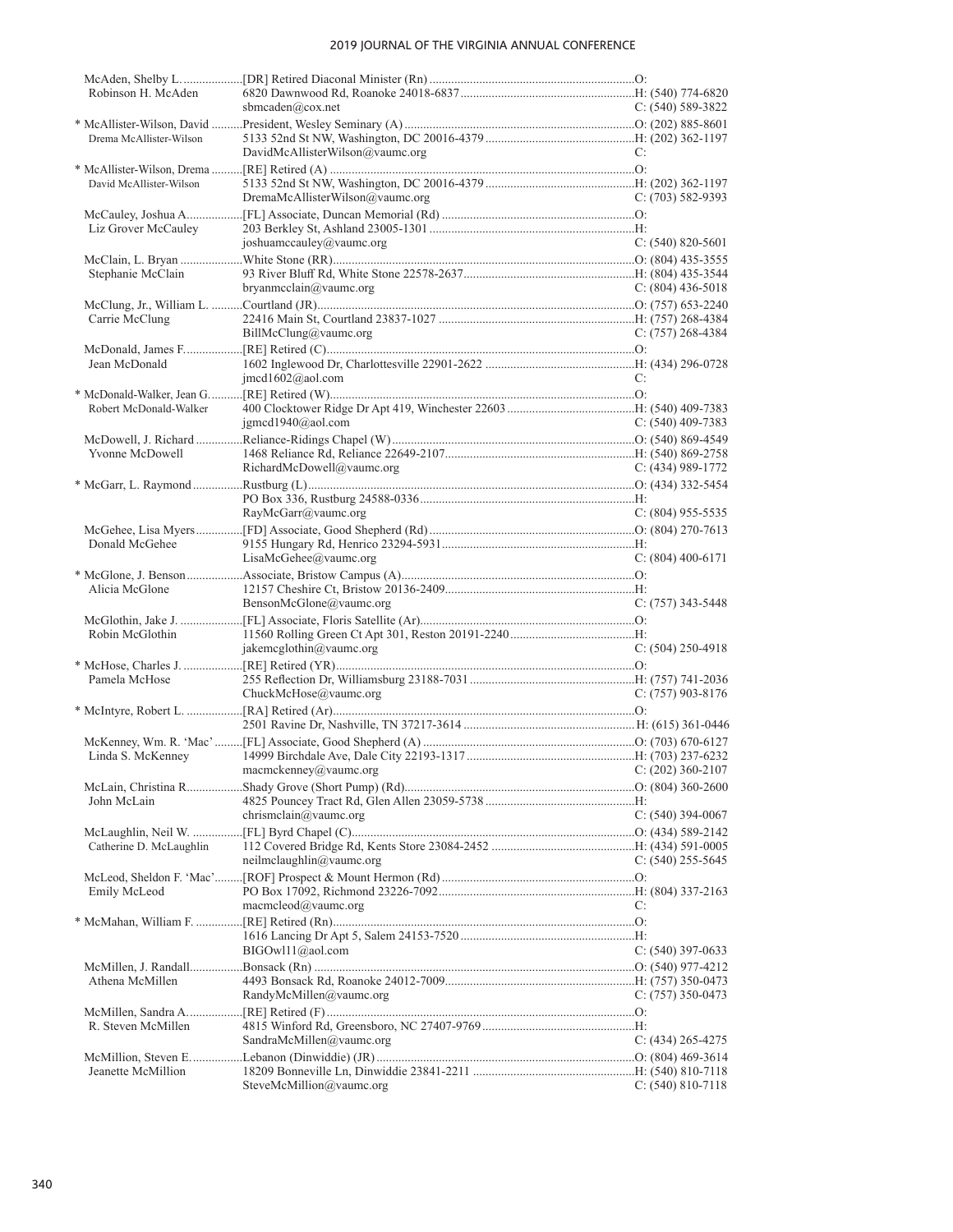| Name | Appointment / Address / Email | Phone |
|---|---|---|
| McAden, Shelby L. | [DR] Retired Diaconal Minister (Rn) | O: |
| Robinson H. McAden | 6820 Dawnwood Rd, Roanoke 24018-6837 | H: (540) 774-6820 |
| | sbmcaden@cox.net | C: (540) 589-3822 |
| * McAllister-Wilson, David | President, Wesley Seminary (A) | O: (202) 885-8601 |
| Drema McAllister-Wilson | 5133 52nd St NW, Washington, DC 20016-4379 | H: (202) 362-1197 |
| | DavidMcAllisterWilson@vaumc.org | C: |
| * McAllister-Wilson, Drema | [RE] Retired (A) | O: |
| David McAllister-Wilson | 5133 52nd St NW, Washington, DC 20016-4379 | H: (202) 362-1197 |
| | DremaMcAllisterWilson@vaumc.org | C: (703) 582-9393 |
| McCauley, Joshua A. | [FL] Associate, Duncan Memorial (Rd) | O: |
| Liz Grover McCauley | 203 Berkley St, Ashland 23005-1301 | H: |
| | joshuamccauley@vaumc.org | C: (540) 820-5601 |
| McClain, L. Bryan | White Stone (RR) | O: (804) 435-3555 |
| Stephanie McClain | 93 River Bluff Rd, White Stone 22578-2637 | H: (804) 435-3544 |
| | bryanmcclain@vaumc.org | C: (804) 436-5018 |
| McClung, Jr., William L. | Courtland (JR) | O: (757) 653-2240 |
| Carrie McClung | 22416 Main St, Courtland 23837-1027 | H: (757) 268-4384 |
| | BillMcClung@vaumc.org | C: (757) 268-4384 |
| McDonald, James F. | [RE] Retired (C) | O: |
| Jean McDonald | 1602 Inglewood Dr, Charlottesville 22901-2622 | H: (434) 296-0728 |
| | jmcd1602@aol.com | C: |
| * McDonald-Walker, Jean G. | [RE] Retired (W) | O: |
| Robert McDonald-Walker | 400 Clocktower Ridge Dr Apt 419, Winchester 22603 | H: (540) 409-7383 |
| | jgmcd1940@aol.com | C: (540) 409-7383 |
| McDowell, J. Richard | Reliance-Ridings Chapel (W) | O: (540) 869-4549 |
| Yvonne McDowell | 1468 Reliance Rd, Reliance 22649-2107 | H: (540) 869-2758 |
| | RichardMcDowell@vaumc.org | C: (434) 989-1772 |
| * McGarr, L. Raymond | Rustburg (L) | O: (434) 332-5454 |
| | PO Box 336, Rustburg 24588-0336 | H: |
| | RayMcGarr@vaumc.org | C: (804) 955-5535 |
| McGehee, Lisa Myers | [FD] Associate, Good Shepherd (Rd) | O: (804) 270-7613 |
| Donald McGehee | 9155 Hungary Rd, Henrico 23294-5931 | H: |
| | LisaMcGehee@vaumc.org | C: (804) 400-6171 |
| * McGlone, J. Benson | Associate, Bristow Campus (A) | O: |
| Alicia McGlone | 12157 Cheshire Ct, Bristow 20136-2409 | H: |
| | BensonMcGlone@vaumc.org | C: (757) 343-5448 |
| McGlothin, Jake J. | [FL] Associate, Floris Satellite (Ar) | O: |
| Robin McGlothin | 11560 Rolling Green Ct Apt 301, Reston 20191-2240 | H: |
| | jakemcglothin@vaumc.org | C: (504) 250-4918 |
| * McHose, Charles J. | [RE] Retired (YR) | O: |
| Pamela McHose | 255 Reflection Dr, Williamsburg 23188-7031 | H: (757) 741-2036 |
| | ChuckMcHose@vaumc.org | C: (757) 903-8176 |
| * McIntyre, Robert L. | [RA] Retired (Ar) | O: |
| | 2501 Ravine Dr, Nashville, TN 37217-3614 | H: (615) 361-0446 |
| McKenney, Wm. R. 'Mac' | [FL] Associate, Good Shepherd (A) | O: (703) 670-6127 |
| Linda S. McKenney | 14999 Birchdale Ave, Dale City 22193-1317 | H: (703) 237-6232 |
| | macmckenney@vaumc.org | C: (202) 360-2107 |
| McLain, Christina R. | Shady Grove (Short Pump) (Rd) | O: (804) 360-2600 |
| John McLain | 4825 Pouncey Tract Rd, Glen Allen 23059-5738 | H: |
| | chrismclain@vaumc.org | C: (540) 394-0067 |
| McLaughlin, Neil W. | [FL] Byrd Chapel (C) | O: (434) 589-2142 |
| Catherine D. McLaughlin | 112 Covered Bridge Rd, Kents Store 23084-2452 | H: (434) 591-0005 |
| | neilmclaughlin@vaumc.org | C: (540) 255-5645 |
| McLeod, Sheldon F. 'Mac' | [ROF] Prospect & Mount Hermon (Rd) | O: |
| Emily McLeod | PO Box 17092, Richmond 23226-7092 | H: (804) 337-2163 |
| | macmcleod@vaumc.org | C: |
| * McMahan, William F. | [RE] Retired (Rn) | O: |
| | 1616 Lancing Dr Apt 5, Salem 24153-7520 | H: |
| | BIGOwl11@aol.com | C: (540) 397-0633 |
| McMillen, J. Randall | Bonsack (Rn) | O: (540) 977-4212 |
| Athena McMillen | 4493 Bonsack Rd, Roanoke 24012-7009 | H: (757) 350-0473 |
| | RandyMcMillen@vaumc.org | C: (757) 350-0473 |
| McMillen, Sandra A. | [RE] Retired (F) | O: |
| R. Steven McMillen | 4815 Winford Rd, Greensboro, NC 27407-9769 | H: |
| | SandraMcMillen@vaumc.org | C: (434) 265-4275 |
| McMillion, Steven E. | Lebanon (Dinwiddie) (JR) | O: (804) 469-3614 |
| Jeanette McMillion | 18209 Bonneville Ln, Dinwiddie 23841-2211 | H: (540) 810-7118 |
| | SteveMcMillion@vaumc.org | C: (540) 810-7118 |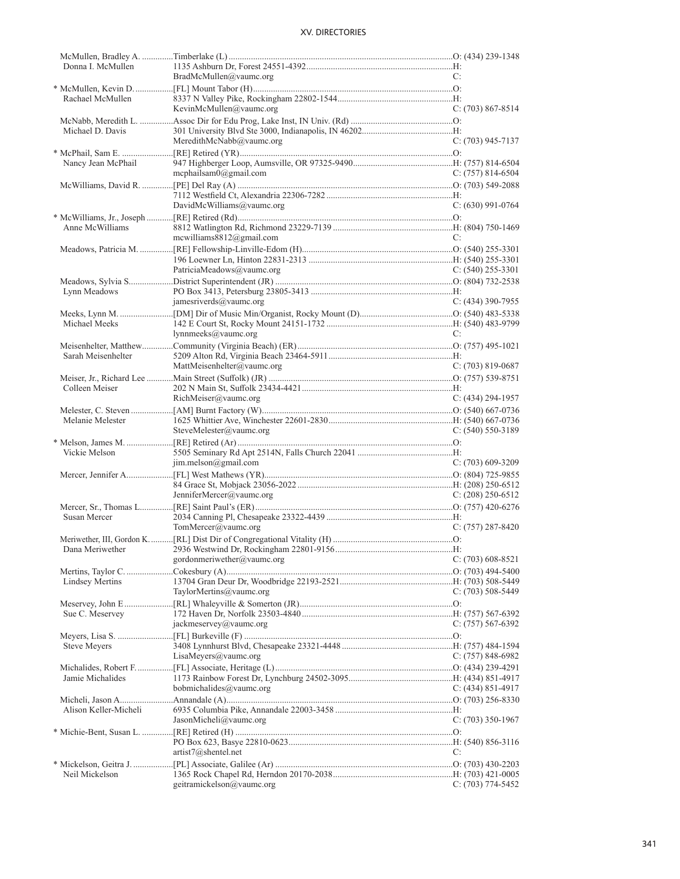| Name | Appointment / Address / Email | Phone |
|---|---|---|
| McMullen, Bradley A. | Timberlake (L) | O: (434) 239-1348 |
| Donna I. McMullen | 1135 Ashburn Dr, Forest 24551-4392 | H: |
| | BradMcMullen@vaumc.org | C: |
| * McMullen, Kevin D. | [FL] Mount Tabor (H) | O: |
| Rachael McMullen | 8337 N Valley Pike, Rockingham 22802-1544 | H: |
| | KevinMcMullen@vaumc.org | C: (703) 867-8514 |
| McNabb, Meredith L. | Assoc Dir for Edu Prog, Lake Inst, IN Univ. (Rd) | O: |
| Michael D. Davis | 301 University Blvd Ste 3000, Indianapolis, IN 46202 | H: |
| | MeredithMcNabb@vaumc.org | C: (703) 945-7137 |
| * McPhail, Sam E. | [RE] Retired (YR) | O: |
| Nancy Jean McPhail | 947 Highberger Loop, Aumsville, OR 97325-9490 | H: (757) 814-6504 |
| | mcphailsam0@gmail.com | C: (757) 814-6504 |
| McWilliams, David R. | [PE] Del Ray (A) | O: (703) 549-2088 |
| | 7112 Westfield Ct, Alexandria 22306-7282 | H: |
| | DavidMcWilliams@vaumc.org | C: (630) 991-0764 |
| * McWilliams, Jr., Joseph | [RE] Retired (Rd) | O: |
| Anne McWilliams | 8812 Watlington Rd, Richmond 23229-7139 | H: (804) 750-1469 |
| | mcwilliams8812@gmail.com | C: |
| Meadows, Patricia M. | [RE] Fellowship-Linville-Edom (H) | O: (540) 255-3301 |
| | 196 Loewner Ln, Hinton 22831-2313 | H: (540) 255-3301 |
| | PatriciaMeadows@vaumc.org | C: (540) 255-3301 |
| Meadows, Sylvia S. | District Superintendent (JR) | O: (804) 732-2538 |
| Lynn Meadows | PO Box 3413, Petersburg 23805-3413 | H: |
| | jamesriverds@vaumc.org | C: (434) 390-7955 |
| Meeks, Lynn M. | [DM] Dir of Music Min/Organist, Rocky Mount (D) | O: (540) 483-5338 |
| Michael Meeks | 142 E Court St, Rocky Mount 24151-1732 | H: (540) 483-9799 |
| | lynnmeeks@vaumc.org | C: |
| Meisenhelter, Matthew | Community (Virginia Beach) (ER) | O: (757) 495-1021 |
| Sarah Meisenhelter | 5209 Alton Rd, Virginia Beach 23464-5911 | H: |
| | MattMeisenhelter@vaumc.org | C: (703) 819-0687 |
| Meiser, Jr., Richard Lee | Main Street (Suffolk) (JR) | O: (757) 539-8751 |
| Colleen Meiser | 202 N Main St, Suffolk 23434-4421 | H: |
| | RichMeiser@vaumc.org | C: (434) 294-1957 |
| Melester, C. Steven | [AM] Burnt Factory (W) | O: (540) 667-0736 |
| Melanie Melester | 1625 Whittier Ave, Winchester 22601-2830 | H: (540) 667-0736 |
| | SteveMelester@vaumc.org | C: (540) 550-3189 |
| * Melson, James M. | [RE] Retired (Ar) | O: |
| Vickie Melson | 5505 Seminary Rd Apt 2514N, Falls Church 22041 | H: |
| | jim.melson@gmail.com | C: (703) 609-3209 |
| Mercer, Jennifer A. | [FL] West Mathews (YR) | O: (804) 725-9855 |
| | 84 Grace St, Mobjack 23056-2022 | H: (208) 250-6512 |
| | JenniferMercer@vaumc.org | C: (208) 250-6512 |
| Mercer, Sr., Thomas L. | [RE] Saint Paul's (ER) | O: (757) 420-6276 |
| Susan Mercer | 2034 Canning Pl, Chesapeake 23322-4439 | H: |
| | TomMercer@vaumc.org | C: (757) 287-8420 |
| Meriwether, III, Gordon K. | [RL] Dist Dir of Congregational Vitality (H) | O: |
| Dana Meriwether | 2936 Westwind Dr, Rockingham 22801-9156 | H: |
| | gordonmeriwether@vaumc.org | C: (703) 608-8521 |
| Mertins, Taylor C. | Cokesbury (A) | O: (703) 494-5400 |
| Lindsey Mertins | 13704 Grand Deur Dr, Woodbridge 22193-2521 | H: (703) 508-5449 |
| | TaylorMertins@vaumc.org | C: (703) 508-5449 |
| Meservey, John E. | [RL] Whaleyville & Somerton (JR) | O: |
| Sue C. Meservey | 172 Haven Dr, Norfolk 23503-4840 | H: (757) 567-6392 |
| | jackmeservey@vaumc.org | C: (757) 567-6392 |
| Meyers, Lisa S. | [FL] Burkeville (F) | O: |
| Steve Meyers | 3408 Lynnhurst Blvd, Chesapeake 23321-4448 | H: (757) 484-1594 |
| | LisaMeyers@vaumc.org | C: (757) 848-6982 |
| Michalides, Robert F. | [FL] Associate, Heritage (L) | O: (434) 239-4291 |
| Jamie Michalides | 1173 Rainbow Forest Dr, Lynchburg 24502-3095 | H: (434) 851-4917 |
| | bobmichalides@vaumc.org | C: (434) 851-4917 |
| Micheli, Jason A. | Annandale (A) | O: (703) 256-8330 |
| Alison Keller-Micheli | 6935 Columbia Pike, Annandale 22003-3458 | H: |
| | JasonMicheli@vaumc.org | C: (703) 350-1967 |
| * Michie-Bent, Susan L. | [RE] Retired (H) | O: |
| | PO Box 623, Basye 22810-0623 | H: (540) 856-3116 |
| | artist7@shentel.net | C: |
| * Mickelson, Geitra J. | [PL] Associate, Galilee (Ar) | O: (703) 430-2203 |
| Neil Mickelson | 1365 Rock Chapel Rd, Herndon 20170-2038 | H: (703) 421-0005 |
| | geitramickelson@vaumc.org | C: (703) 774-5452 |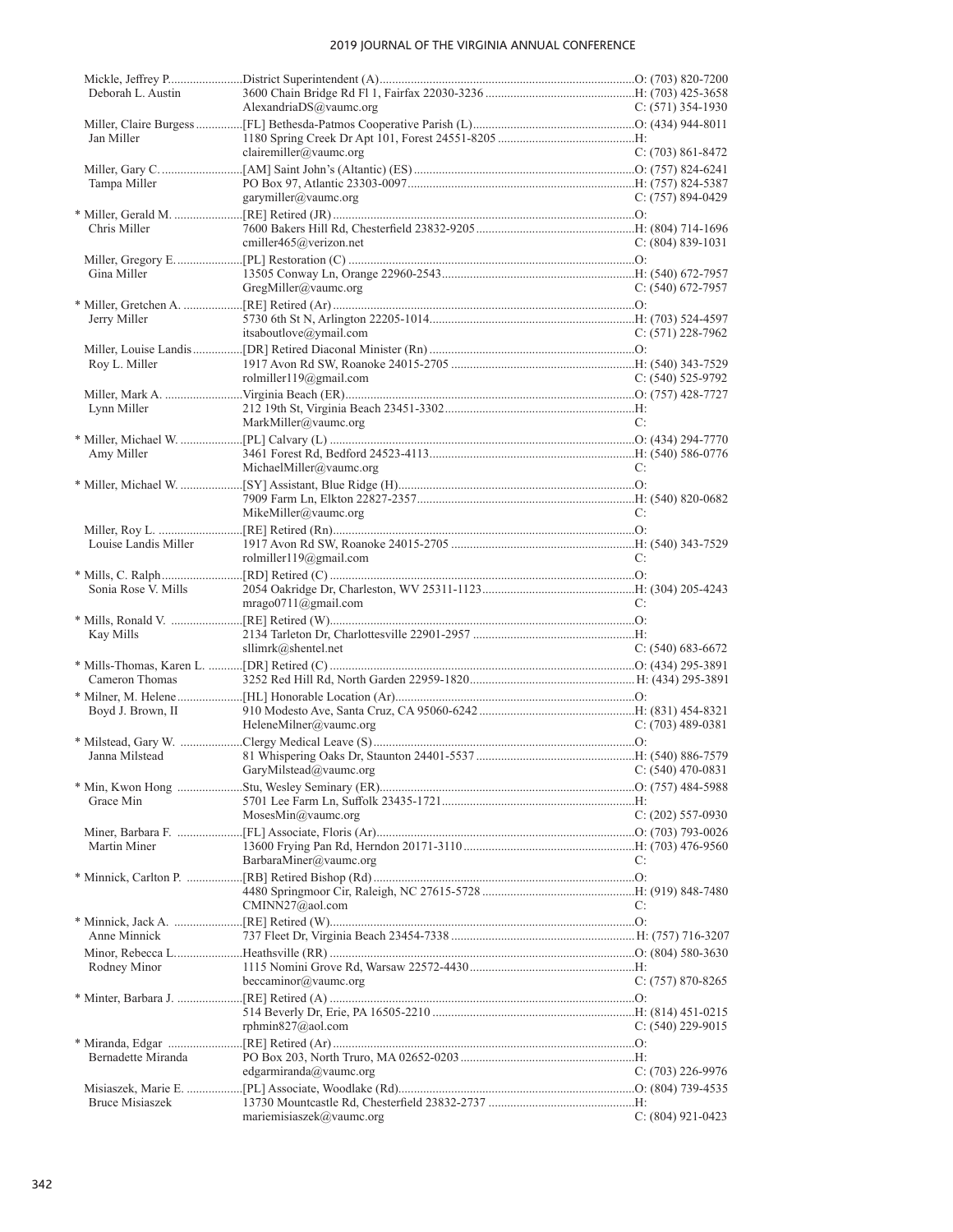| Name | Appointment / Address / Email | Phone |
|---|---|---|
| Mickle, Jeffrey P. | District Superintendent (A) | O: (703) 820-7200 |
| Deborah L. Austin | 3600 Chain Bridge Rd Fl 1, Fairfax 22030-3236 | H: (703) 425-3658 |
| | AlexandriaDS@vaumc.org | C: (571) 354-1930 |
| Miller, Claire Burgess | [FL] Bethesda-Patmos Cooperative Parish (L) | O: (434) 944-8011 |
| Jan Miller | 1180 Spring Creek Dr Apt 101, Forest 24551-8205 | H: |
| | clairemiller@vaumc.org | C: (703) 861-8472 |
| Miller, Gary C. | [AM] Saint John's (Altantic) (ES) | O: (757) 824-6241 |
| Tampa Miller | PO Box 97, Atlantic 23303-0097 | H: (757) 824-5387 |
| | garymiller@vaumc.org | C: (757) 894-0429 |
| * Miller, Gerald M. | [RE] Retired (JR) | O: |
| Chris Miller | 7600 Bakers Hill Rd, Chesterfield 23832-9205 | H: (804) 714-1696 |
| | cmiller465@verizon.net | C: (804) 839-1031 |
| Miller, Gregory E. | [PL] Restoration (C) | O: |
| Gina Miller | 13505 Conway Ln, Orange 22960-2543 | H: (540) 672-7957 |
| | GregMiller@vaumc.org | C: (540) 672-7957 |
| * Miller, Gretchen A. | [RE] Retired (Ar) | O: |
| Jerry Miller | 5730 6th St N, Arlington 22205-1014 | H: (703) 524-4597 |
| | itsaboutlove@ymail.com | C: (571) 228-7962 |
| Miller, Louise Landis | [DR] Retired Diaconal Minister (Rn) | O: |
| Roy L. Miller | 1917 Avon Rd SW, Roanoke 24015-2705 | H: (540) 343-7529 |
| | rolmiller119@gmail.com | C: (540) 525-9792 |
| Miller, Mark A. | Virginia Beach (ER) | O: (757) 428-7727 |
| Lynn Miller | 212 19th St, Virginia Beach 23451-3302 | H: |
| | MarkMiller@vaumc.org | C: |
| * Miller, Michael W. | [PL] Calvary (L) | O: (434) 294-7770 |
| Amy Miller | 3461 Forest Rd, Bedford 24523-4113 | H: (540) 586-0776 |
| | MichaelMiller@vaumc.org | C: |
| * Miller, Michael W. | [SY] Assistant, Blue Ridge (H) | O: |
| | 7909 Farm Ln, Elkton 22827-2357 | H: (540) 820-0682 |
| | MikeMiller@vaumc.org | C: |
| Miller, Roy L. | [RE] Retired (Rn) | O: |
| Louise Landis Miller | 1917 Avon Rd SW, Roanoke 24015-2705 | H: (540) 343-7529 |
| | rolmiller119@gmail.com | C: |
| * Mills, C. Ralph | [RD] Retired (C) | O: |
| Sonia Rose V. Mills | 2054 Oakridge Dr, Charleston, WV 25311-1123 | H: (304) 205-4243 |
| | mrago0711@gmail.com | C: |
| * Mills, Ronald V. | [RE] Retired (W) | O: |
| Kay Mills | 2134 Tarleton Dr, Charlottesville 22901-2957 | H: |
| | sllimrk@shentel.net | C: (540) 683-6672 |
| * Mills-Thomas, Karen L. | [DR] Retired (C) | O: (434) 295-3891 |
| Cameron Thomas | 3252 Red Hill Rd, North Garden 22959-1820 | H: (434) 295-3891 |
| * Milner, M. Helene | [HL] Honorable Location (Ar) | O: |
| Boyd J. Brown, II | 910 Modesto Ave, Santa Cruz, CA 95060-6242 | H: (831) 454-8321 |
| | HeleneMilner@vaumc.org | C: (703) 489-0381 |
| * Milstead, Gary W. | Clergy Medical Leave (S) | O: |
| Janna Milstead | 81 Whispering Oaks Dr, Staunton 24401-5537 | H: (540) 886-7579 |
| | GaryMilstead@vaumc.org | C: (540) 470-0831 |
| * Min, Kwon Hong | Stu, Wesley Seminary (ER) | O: (757) 484-5988 |
| Grace Min | 5701 Lee Farm Ln, Suffolk 23435-1721 | H: |
| | MosesMin@vaumc.org | C: (202) 557-0930 |
| Miner, Barbara F. | [FL] Associate, Floris (Ar) | O: (703) 793-0026 |
| Martin Miner | 13600 Frying Pan Rd, Herndon 20171-3110 | H: (703) 476-9560 |
| | BarbaraMiner@vaumc.org | C: |
| * Minnick, Carlton P. | [RB] Retired Bishop (Rd) | O: |
| | 4480 Springmoor Cir, Raleigh, NC 27615-5728 | H: (919) 848-7480 |
| | CMINN27@aol.com | C: |
| * Minnick, Jack A. | [RE] Retired (W) | O: |
| Anne Minnick | 737 Fleet Dr, Virginia Beach 23454-7338 | H: (757) 716-3207 |
| Minor, Rebecca L. | Heathsville (RR) | O: (804) 580-3630 |
| Rodney Minor | 1115 Nomini Grove Rd, Warsaw 22572-4430 | H: |
| | beccaminor@vaumc.org | C: (757) 870-8265 |
| * Minter, Barbara J. | [RE] Retired (A) | O: |
| | 514 Beverly Dr, Erie, PA 16505-2210 | H: (814) 451-0215 |
| | rphmin827@aol.com | C: (540) 229-9015 |
| * Miranda, Edgar | [RE] Retired (Ar) | O: |
| Bernadette Miranda | PO Box 203, North Truro, MA 02652-0203 | H: |
| | edgarmiranda@vaumc.org | C: (703) 226-9976 |
| Misiaszek, Marie E. | [PL] Associate, Woodlake (Rd) | O: (804) 739-4535 |
| Bruce Misiaszek | 13730 Mountcastle Rd, Chesterfield 23832-2737 | H: |
| | mariemisiaszek@vaumc.org | C: (804) 921-0423 |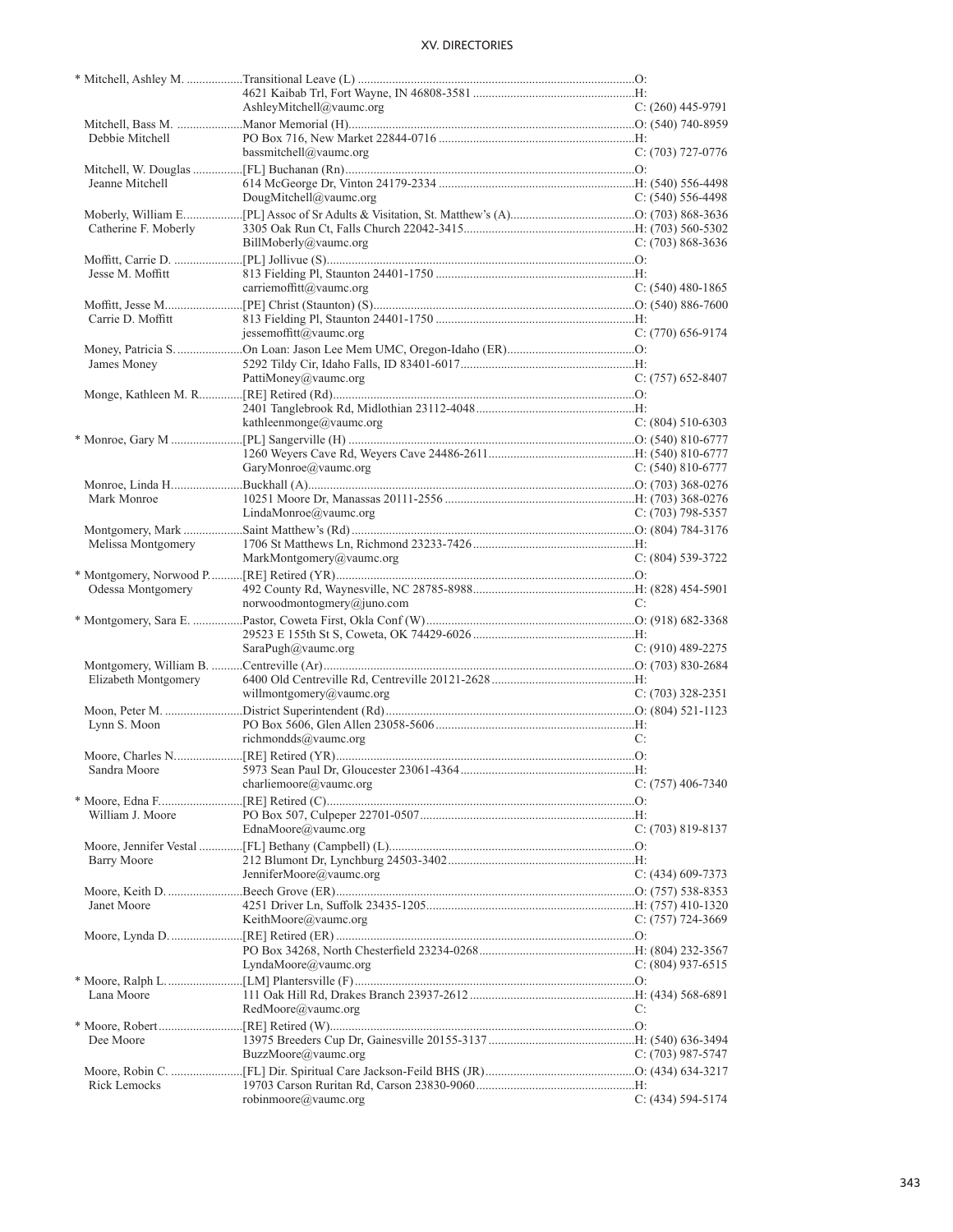| Name | Appointment / Address / Email | Phone |
|---|---|---|
| * Mitchell, Ashley M. | Transitional Leave (L) | O: |
| | 4621 Kaibab Trl, Fort Wayne, IN 46808-3581 | H: |
| | AshleyMitchell@vaumc.org | C: (260) 445-9791 |
| Mitchell, Bass M. | Manor Memorial (H) | O: (540) 740-8959 |
| Debbie Mitchell | PO Box 716, New Market 22844-0716 | H: |
| | bassmitchell@vaumc.org | C: (703) 727-0776 |
| Mitchell, W. Douglas | [FL] Buchanan (Rn) | O: |
| Jeanne Mitchell | 614 McGeorge Dr, Vinton 24179-2334 | H: (540) 556-4498 |
| | DougMitchell@vaumc.org | C: (540) 556-4498 |
| Moberly, William E. | [PL] Assoc of Sr Adults & Visitation, St. Matthew's (A) | O: (703) 868-3636 |
| Catherine F. Moberly | 3305 Oak Run Ct, Falls Church 22042-3415 | H: (703) 560-5302 |
| | BillMoberly@vaumc.org | C: (703) 868-3636 |
| Moffitt, Carrie D. | [PL] Jollivue (S) | O: |
| Jesse M. Moffitt | 813 Fielding Pl, Staunton 24401-1750 | H: |
| | carriemoffitt@vaumc.org | C: (540) 480-1865 |
| Moffitt, Jesse M. | [PE] Christ (Staunton) (S) | O: (540) 886-7600 |
| Carrie D. Moffitt | 813 Fielding Pl, Staunton 24401-1750 | H: |
| | jessemoffitt@vaumc.org | C: (770) 656-9174 |
| Money, Patricia S. | On Loan: Jason Lee Mem UMC, Oregon-Idaho (ER) | O: |
| James Money | 5292 Tildy Cir, Idaho Falls, ID 83401-6017 | H: |
| | PattiMoney@vaumc.org | C: (757) 652-8407 |
| Monge, Kathleen M. R. | [RE] Retired (Rd) | O: |
| | 2401 Tanglebrook Rd, Midlothian 23112-4048 | H: |
| | kathleenmonge@vaumc.org | C: (804) 510-6303 |
| * Monroe, Gary M | [PL] Sangerville (H) | O: (540) 810-6777 |
| | 1260 Weyers Cave Rd, Weyers Cave 24486-2611 | H: (540) 810-6777 |
| | GaryMonroe@vaumc.org | C: (540) 810-6777 |
| Monroe, Linda H. | Buckhall (A) | O: (703) 368-0276 |
| Mark Monroe | 10251 Moore Dr, Manassas 20111-2556 | H: (703) 368-0276 |
| | LindaMonroe@vaumc.org | C: (703) 798-5357 |
| Montgomery, Mark | Saint Matthew's (Rd) | O: (804) 784-3176 |
| Melissa Montgomery | 1706 St Matthews Ln, Richmond 23233-7426 | H: |
| | MarkMontgomery@vaumc.org | C: (804) 539-3722 |
| * Montgomery, Norwood P. | [RE] Retired (YR) | O: |
| Odessa Montgomery | 492 County Rd, Waynesville, NC 28785-8988 | H: (828) 454-5901 |
| | norwoodmontogmery@juno.com | C: |
| * Montgomery, Sara E. | Pastor, Coweta First, Okla Conf (W) | O: (918) 682-3368 |
| | 29523 E 155th St S, Coweta, OK 74429-6026 | H: |
| | SaraPugh@vaumc.org | C: (910) 489-2275 |
| Montgomery, William B. | Centreville (Ar) | O: (703) 830-2684 |
| Elizabeth Montgomery | 6400 Old Centreville Rd, Centreville 20121-2628 | H: |
| | willmontgomery@vaumc.org | C: (703) 328-2351 |
| Moon, Peter M. | District Superintendent (Rd) | O: (804) 521-1123 |
| Lynn S. Moon | PO Box 5606, Glen Allen 23058-5606 | H: |
| | richmondds@vaumc.org | C: |
| Moore, Charles N. | [RE] Retired (YR) | O: |
| Sandra Moore | 5973 Sean Paul Dr, Gloucester 23061-4364 | H: |
| | charliemoore@vaumc.org | C: (757) 406-7340 |
| * Moore, Edna F. | [RE] Retired (C) | O: |
| William J. Moore | PO Box 507, Culpeper 22701-0507 | H: |
| | EdnaMoore@vaumc.org | C: (703) 819-8137 |
| Moore, Jennifer Vestal | [FL] Bethany (Campbell) (L) | O: |
| Barry Moore | 212 Blumont Dr, Lynchburg 24503-3402 | H: |
| | JenniferMoore@vaumc.org | C: (434) 609-7373 |
| Moore, Keith D. | Beech Grove (ER) | O: (757) 538-8353 |
| Janet Moore | 4251 Driver Ln, Suffolk 23435-1205 | H: (757) 410-1320 |
| | KeithMoore@vaumc.org | C: (757) 724-3669 |
| Moore, Lynda D. | [RE] Retired (ER) | O: |
| | PO Box 34268, North Chesterfield 23234-0268 | H: (804) 232-3567 |
| | LyndaMoore@vaumc.org | C: (804) 937-6515 |
| * Moore, Ralph L. | [LM] Plantersville (F) | O: |
| Lana Moore | 111 Oak Hill Rd, Drakes Branch 23937-2612 | H: (434) 568-6891 |
| | RedMoore@vaumc.org | C: |
| * Moore, Robert | [RE] Retired (W) | O: |
| Dee Moore | 13975 Breeders Cup Dr, Gainesville 20155-3137 | H: (540) 636-3494 |
| | BuzzMoore@vaumc.org | C: (703) 987-5747 |
| Moore, Robin C. | [FL] Dir. Spiritual Care Jackson-Feild BHS (JR) | O: (434) 634-3217 |
| Rick Lemocks | 19703 Carson Ruritan Rd, Carson 23830-9060 | H: |
| | robinmoore@vaumc.org | C: (434) 594-5174 |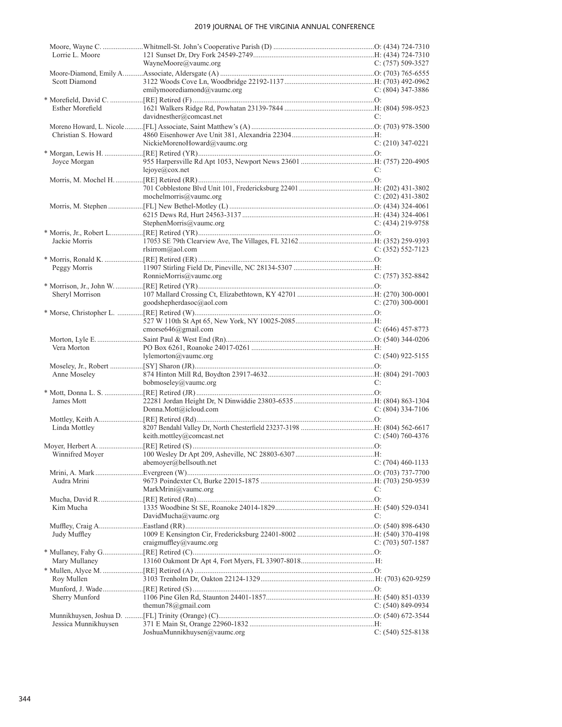| Name | Appointment / Address / Email | Phone |
|---|---|---|
| Moore, Wayne C. | Whitmell-St. John's Cooperative Parish (D) | O: (434) 724-7310 |
| Lorrie L. Moore | 121 Sunset Dr, Dry Fork 24549-2749 | H: (434) 724-7310 |
| | WayneMoore@vaumc.org | C: (757) 509-3527 |
| Moore-Diamond, Emily A. | Associate, Aldersgate (A) | O: (703) 765-6555 |
| Scott Diamond | 3122 Woods Cove Ln, Woodbridge 22192-1137 | H: (703) 492-0962 |
| | emilymoorediamond@vaumc.org | C: (804) 347-3886 |
| * Morefield, David C. | [RE] Retired (F) | O: |
| Esther Morefield | 1621 Walkers Ridge Rd, Powhatan 23139-7844 | H: (804) 598-9523 |
| | davidnesther@comcast.net | C: |
| Moreno Howard, L. Nicole | [FL] Associate, Saint Matthew's (A) | O: (703) 978-3500 |
| Christian S. Howard | 4860 Eisenhower Ave Unit 381, Alexandria 22304 | H: |
| | NickieMorenoHoward@vaumc.org | C: (210) 347-0221 |
| * Morgan, Lewis H. | [RE] Retired (YR) | O: |
| Joyce Morgan | 955 Harpersville Rd Apt 1053, Newport News 23601 | H: (757) 220-4905 |
| | lejoye@cox.net | C: |
| Morris, M. Mochel H. | [RE] Retired (RR) | O: |
| | 701 Cobblestone Blvd Unit 101, Fredericksburg 22401 | H: (202) 431-3802 |
| | mochelmorris@vaumc.org | C: (202) 431-3802 |
| Morris, M. Stephen | [FL] New Bethel-Motley (L) | O: (434) 324-4061 |
| | 6215 Dews Rd, Hurt 24563-3137 | H: (434) 324-4061 |
| | StephenMorris@vaumc.org | C: (434) 219-9758 |
| * Morris, Jr., Robert L. | [RE] Retired (YR) | O: |
| Jackie Morris | 17053 SE 79th Clearview Ave, The Villages, FL 32162 | H: (352) 259-9393 |
| | rlsirrom@aol.com | C: (352) 552-7123 |
| * Morris, Ronald K. | [RE] Retired (ER) | O: |
| Peggy Morris | 11907 Stirling Field Dr, Pineville, NC 28134-5307 | H: |
| | RonnieMorris@vaumc.org | C: (757) 352-8842 |
| * Morrison, Jr., John W. | [RE] Retired (YR) | O: |
| Sheryl Morrison | 107 Mallard Crossing Ct, Elizabethtown, KY 42701 | H: (270) 300-0001 |
| | goodshepherdasoc@aol.com | C: (270) 300-0001 |
| * Morse, Christopher L. | [RE] Retired (W) | O: |
| | 527 W 110th St Apt 65, New York, NY 10025-2085 | H: |
| | cmorse646@gmail.com | C: (646) 457-8773 |
| Morton, Lyle E. | Saint Paul & West End (Rn) | O: (540) 344-0206 |
| Vera Morton | PO Box 6261, Roanoke 24017-0261 | H: |
| | lylemorton@vaumc.org | C: (540) 922-5155 |
| Moseley, Jr., Robert | [SY] Sharon (JR) | O: |
| Anne Moseley | 874 Hinton Mill Rd, Boydton 23917-4632 | H: (804) 291-7003 |
| | bobmoseley@vaumc.org | C: |
| * Mott, Donna L. S. | [RE] Retired (JR) | O: |
| James Mott | 22281 Jordan Height Dr, N Dinwiddie 23803-6535 | H: (804) 863-1304 |
| | Donna.Mott@icloud.com | C: (804) 334-7106 |
| Mottley, Keith A. | [RE] Retired (Rd) | O: |
| Linda Mottley | 8207 Bendahl Valley Dr, North Chesterfield 23237-3198 | H: (804) 562-6617 |
| | keith.mottley@comcast.net | C: (540) 760-4376 |
| Moyer, Herbert A. | [RE] Retired (S) | O: |
| Winnifred Moyer | 100 Wesley Dr Apt 209, Asheville, NC 28803-6307 | H: |
| | abemoyer@bellsouth.net | C: (704) 460-1133 |
| Mrini, A. Mark | Evergreen (W) | O: (703) 737-7700 |
| Audra Mrini | 9673 Poindexter Ct, Burke 22015-1875 | H: (703) 250-9539 |
| | MarkMrini@vaumc.org | C: |
| Mucha, David R. | [RE] Retired (Rn) | O: |
| Kim Mucha | 1335 Woodbine St SE, Roanoke 24014-1829 | H: (540) 529-0341 |
| | DavidMucha@vaumc.org | C: |
| Muffley, Craig A. | Eastland (RR) | O: (540) 898-6430 |
| Judy Muffley | 1009 E Kensington Cir, Fredericksburg 22401-8002 | H: (540) 370-4198 |
| | craigmuffley@vaumc.org | C: (703) 507-1587 |
| * Mullaney, Fahy G. | [RE] Retired (C) | O: |
| Mary Mullaney | 13160 Oakmont Dr Apt 4, Fort Myers, FL 33907-8018 | H: |
| * Mullen, Alyce M. | [RE] Retired (A) | O: |
| Roy Mullen | 3103 Trenholm Dr, Oakton 22124-1329 | H: (703) 620-9259 |
| Munford, J. Wade | [RE] Retired (S) | O: |
| Sherry Munford | 1106 Pine Glen Rd, Staunton 24401-1857 | H: (540) 851-0339 |
| | themun78@gmail.com | C: (540) 849-0934 |
| Munnikhuysen, Joshua D. | [FL] Trinity (Orange) (C) | O: (540) 672-3544 |
| Jessica Munnikhuysen | 371 E Main St, Orange 22960-1832 | H: |
| | JoshuaMunnikhuysen@vaumc.org | C: (540) 525-8138 |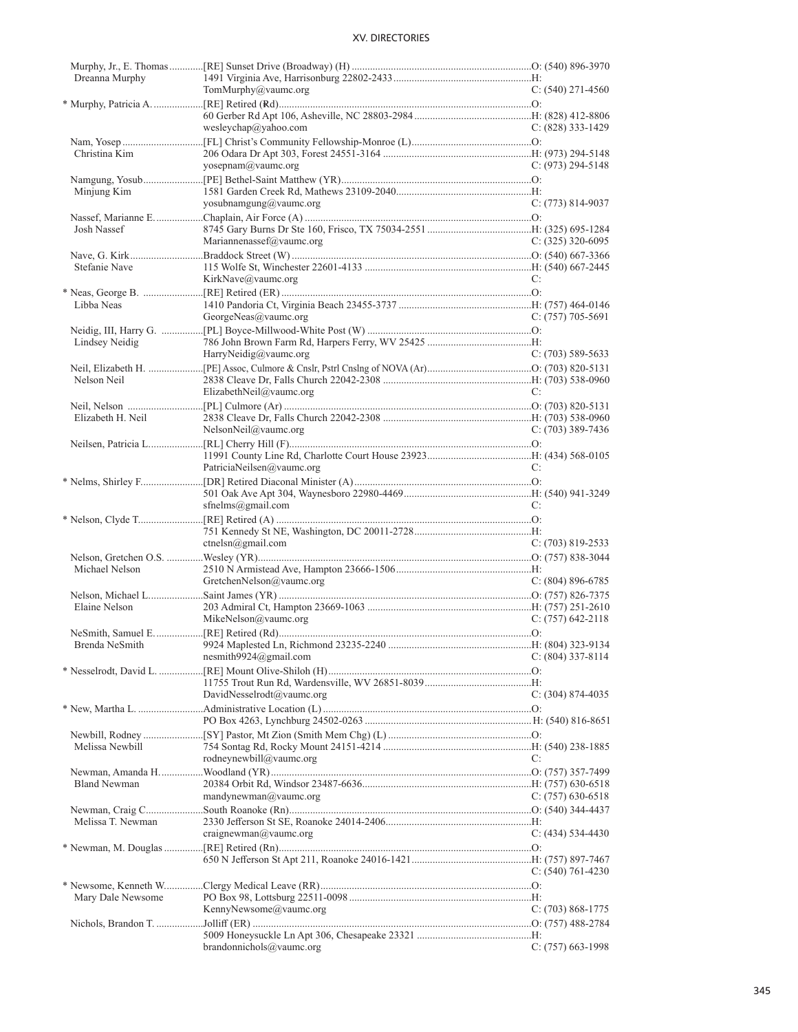| Name | Appointment / Address / Email | Phone |
|---|---|---|
| Murphy, Jr., E. Thomas | [RE] Sunset Drive (Broadway) (H) | O: (540) 896-3970 |
| Dreanna Murphy | 1491 Virginia Ave, Harrisonburg 22802-2433 | H: |
| | TomMurphy@vaumc.org | C: (540) 271-4560 |
| * Murphy, Patricia A. | [RE] Retired (Rd) | O: |
| | 60 Gerber Rd Apt 106, Asheville, NC 28803-2984 | H: (828) 412-8806 |
| | wesleychap@yahoo.com | C: (828) 333-1429 |
| Nam, Yosep | [FL] Christ's Community Fellowship-Monroe (L) | O: |
| Christina Kim | 206 Odara Dr Apt 303, Forest 24551-3164 | H: (973) 294-5148 |
| | yosepnam@vaumc.org | C: (973) 294-5148 |
| Namgung, Yosub | [PE] Bethel-Saint Matthew (YR) | O: |
| Minjung Kim | 1581 Garden Creek Rd, Mathews 23109-2040 | H: |
| | yosubnamgung@vaumc.org | C: (773) 814-9037 |
| Nassef, Marianne E. | Chaplain, Air Force (A) | O: |
| Josh Nassef | 8745 Gary Burns Dr Ste 160, Frisco, TX 75034-2551 | H: (325) 695-1284 |
| | Mariannenassef@vaumc.org | C: (325) 320-6095 |
| Nave, G. Kirk | Braddock Street (W) | O: (540) 667-3366 |
| Stefanie Nave | 115 Wolfe St, Winchester 22601-4133 | H: (540) 667-2445 |
| | KirkNave@vaumc.org | C: |
| * Neas, George B. | [RE] Retired (ER) | O: |
| Libba Neas | 1410 Pandoria Ct, Virginia Beach 23455-3737 | H: (757) 464-0146 |
| | GeorgeNeas@vaumc.org | C: (757) 705-5691 |
| Neidig, III, Harry G. | [PL] Boyce-Millwood-White Post (W) | O: |
| Lindsey Neidig | 786 John Brown Farm Rd, Harpers Ferry, WV 25425 | H: |
| | HarryNeidig@vaumc.org | C: (703) 589-5633 |
| Neil, Elizabeth H. | [PE] Assoc, Culmore & Cnslr, Pstrl Cnslng of NOVA (Ar) | O: (703) 820-5131 |
| Nelson Neil | 2838 Cleave Dr, Falls Church 22042-2308 | H: (703) 538-0960 |
| | ElizabethNeil@vaumc.org | C: |
| Neil, Nelson | [PL] Culmore (Ar) | O: (703) 820-5131 |
| Elizabeth H. Neil | 2838 Cleave Dr, Falls Church 22042-2308 | H: (703) 538-0960 |
| | NelsonNeil@vaumc.org | C: (703) 389-7436 |
| Neilsen, Patricia L. | [RL] Cherry Hill (F) | O: |
| | 11991 County Line Rd, Charlotte Court House 23923 | H: (434) 568-0105 |
| | PatriciaNeilsen@vaumc.org | C: |
| * Nelms, Shirley F. | [DR] Retired Diaconal Minister (A) | O: |
| | 501 Oak Ave Apt 304, Waynesboro 22980-4469 | H: (540) 941-3249 |
| | sfnelms@gmail.com | C: |
| * Nelson, Clyde T. | [RE] Retired (A) | O: |
| | 751 Kennedy St NE, Washington, DC 20011-2728 | H: |
| | ctnelsn@gmail.com | C: (703) 819-2533 |
| Nelson, Gretchen O.S. | Wesley (YR) | O: (757) 838-3044 |
| Michael Nelson | 2510 N Armistead Ave, Hampton 23666-1506 | H: |
| | GretchenNelson@vaumc.org | C: (804) 896-6785 |
| Nelson, Michael L. | Saint James (YR) | O: (757) 826-7375 |
| Elaine Nelson | 203 Admiral Ct, Hampton 23669-1063 | H: (757) 251-2610 |
| | MikeNelson@vaumc.org | C: (757) 642-2118 |
| NeSmith, Samuel E. | [RE] Retired (Rd) | O: |
| Brenda NeSmith | 9924 Maplested Ln, Richmond 23235-2240 | H: (804) 323-9134 |
| | nesmith9924@gmail.com | C: (804) 337-8114 |
| * Nesselrodt, David L. | [RE] Mount Olive-Shiloh (H) | O: |
| | 11755 Trout Run Rd, Wardensville, WV 26851-8039 | H: |
| | DavidNesselrodt@vaumc.org | C: (304) 874-4035 |
| * New, Martha L. | Administrative Location (L) | O: |
| | PO Box 4263, Lynchburg 24502-0263 | H: (540) 816-8651 |
| Newbill, Rodney | [SY] Pastor, Mt Zion (Smith Mem Chg) (L) | O: |
| Melissa Newbill | 754 Sontag Rd, Rocky Mount 24151-4214 | H: (540) 238-1885 |
| | rodneynewbill@vaumc.org | C: |
| Newman, Amanda H. | Woodland (YR) | O: (757) 357-7499 |
| Bland Newman | 20384 Orbit Rd, Windsor 23487-6636 | H: (757) 630-6518 |
| | mandynewman@vaumc.org | C: (757) 630-6518 |
| Newman, Craig C. | South Roanoke (Rn) | O: (540) 344-4437 |
| Melissa T. Newman | 2330 Jefferson St SE, Roanoke 24014-2406 | H: |
| | craignewman@vaumc.org | C: (434) 534-4430 |
| * Newman, M. Douglas | [RE] Retired (Rn) | O: |
| | 650 N Jefferson St Apt 211, Roanoke 24016-1421 | H: (757) 897-7467 |
| | | C: (540) 761-4230 |
| * Newsome, Kenneth W. | Clergy Medical Leave (RR) | O: |
| Mary Dale Newsome | PO Box 98, Lottsburg 22511-0098 | H: |
| | KennyNewsome@vaumc.org | C: (703) 868-1775 |
| Nichols, Brandon T. | Jolliff (ER) | O: (757) 488-2784 |
| | 5009 Honeysuckle Ln Apt 306, Chesapeake 23321 | H: |
| | brandonnichols@vaumc.org | C: (757) 663-1998 |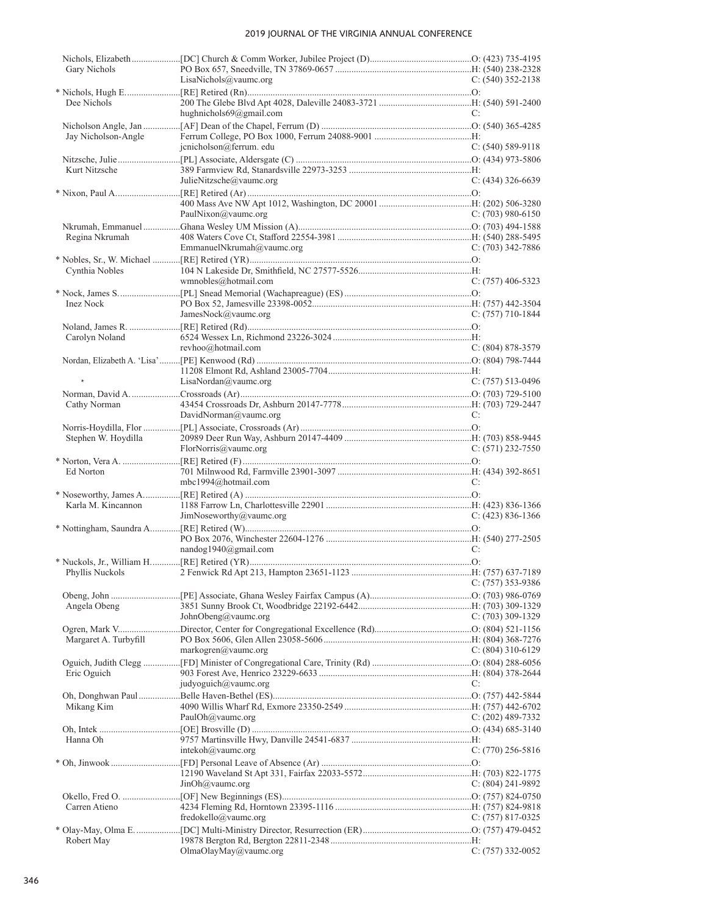| Name | Appointment / Address | Phone |
|---|---|---|
| Nichols, Elizabeth | [DC] Church & Comm Worker, Jubilee Project (D) | O: (423) 735-4195 |
| Gary Nichols | PO Box 657, Sneedville, TN 37869-0657 | H: (540) 238-2328 |
| | LisaNichols@vaumc.org | C: (540) 352-2138 |
| * Nichols, Hugh E. | [RE] Retired (Rn) | O: |
| Dee Nichols | 200 The Glebe Blvd Apt 4028, Daleville 24083-3721 | H: (540) 591-2400 |
| | hughnichols69@gmail.com | C: |
| Nicholson Angle, Jan | [AF] Dean of the Chapel, Ferrum (D) | O: (540) 365-4285 |
| Jay Nicholson-Angle | Ferrum College, PO Box 1000, Ferrum 24088-9001 | H: |
| | jcnicholson@ferrum. edu | C: (540) 589-9118 |
| Nitzsche, Julie | [PL] Associate, Aldersgate (C) | O: (434) 973-5806 |
| Kurt Nitzsche | 389 Farmview Rd, Stanardsville 22973-3253 | H: |
| | JulieNitzsche@vaumc.org | C: (434) 326-6639 |
| * Nixon, Paul A. | [RE] Retired (Ar) | O: |
| | 400 Mass Ave NW Apt 1012, Washington, DC 20001 | H: (202) 506-3280 |
| | PaulNixon@vaumc.org | C: (703) 980-6150 |
| Nkrumah, Emmanuel | Ghana Wesley UM Mission (A) | O: (703) 494-1588 |
| Regina Nkrumah | 408 Waters Cove Ct, Stafford 22554-3981 | H: (540) 288-5495 |
| | EmmanuelNkrumah@vaumc.org | C: (703) 342-7886 |
| * Nobles, Sr., W. Michael | [RE] Retired (YR) | O: |
| Cynthia Nobles | 104 N Lakeside Dr, Smithfield, NC 27577-5526 | H: |
| | wmnobles@hotmail.com | C: (757) 406-5323 |
| * Nock, James S. | [PL] Snead Memorial (Wachapreague) (ES) | O: |
| Inez Nock | PO Box 52, Jamesville 23398-0052 | H: (757) 442-3504 |
| | JamesNock@vaumc.org | C: (757) 710-1844 |
| Noland, James R. | [RE] Retired (Rd) | O: |
| Carolyn Noland | 6524 Wessex Ln, Richmond 23226-3024 | H: |
| | revhoo@hotmail.com | C: (804) 878-3579 |
| Nordan, Elizabeth A. 'Lisa' | [PE] Kenwood (Rd) | O: (804) 798-7444 |
| | 11208 Elmont Rd, Ashland 23005-7704 | H: |
| * | LisaNordan@vaumc.org | C: (757) 513-0496 |
| Norman, David A. | Crossroads (Ar) | O: (703) 729-5100 |
| Cathy Norman | 43454 Crossroads Dr, Ashburn 20147-7778 | H: (703) 729-2447 |
| | DavidNorman@vaumc.org | C: |
| Norris-Hoydilla, Flor | [PL] Associate, Crossroads (Ar) | O: |
| Stephen W. Hoydilla | 20989 Deer Run Way, Ashburn 20147-4409 | H: (703) 858-9445 |
| | FlorNorris@vaumc.org | C: (571) 232-7550 |
| * Norton, Vera A. | [RE] Retired (F) | O: |
| Ed Norton | 701 Milnwood Rd, Farmville 23901-3097 | H: (434) 392-8651 |
| | mbc1994@hotmail.com | C: |
| * Noseworthy, James A. | [RE] Retired (A) | O: |
| Karla M. Kincannon | 1188 Farrow Ln, Charlottesville 22901 | H: (423) 836-1366 |
| | JimNoseworthy@vaumc.org | C: (423) 836-1366 |
| * Nottingham, Saundra A. | [RE] Retired (W) | O: |
| | PO Box 2076, Winchester 22604-1276 | H: (540) 277-2505 |
| | nandog1940@gmail.com | C: |
| * Nuckols, Jr., William H. | [RE] Retired (YR) | O: |
| Phyllis Nuckols | 2 Fenwick Rd Apt 213, Hampton 23651-1123 | H: (757) 637-7189 |
| | | C: (757) 353-9386 |
| Obeng, John | [PE] Associate, Ghana Wesley Fairfax Campus (A) | O: (703) 986-0769 |
| Angela Obeng | 3851 Sunny Brook Ct, Woodbridge 22192-6442 | H: (703) 309-1329 |
| | JohnObeng@vaumc.org | C: (703) 309-1329 |
| Ogren, Mark V. | Director, Center for Congregational Excellence (Rd) | O: (804) 521-1156 |
| Margaret A. Turbyfill | PO Box 5606, Glen Allen 23058-5606 | H: (804) 368-7276 |
| | markogren@vaumc.org | C: (804) 310-6129 |
| Oguich, Judith Clegg | [FD] Minister of Congregational Care, Trinity (Rd) | O: (804) 288-6056 |
| Eric Oguich | 903 Forest Ave, Henrico 23229-6633 | H: (804) 378-2644 |
| | judyoguich@vaumc.org | C: |
| Oh, Donghwan Paul | Belle Haven-Bethel (ES) | O: (757) 442-5844 |
| Mikang Kim | 4090 Willis Wharf Rd, Exmore 23350-2549 | H: (757) 442-6702 |
| | PaulOh@vaumc.org | C: (202) 489-7332 |
| Oh, Intek | [OE] Brosville (D) | O: (434) 685-3140 |
| Hanna Oh | 9757 Martinsville Hwy, Danville 24541-6837 | H: |
| | intekoh@vaumc.org | C: (770) 256-5816 |
| * Oh, Jinwook | [FD] Personal Leave of Absence (Ar) | O: |
| | 12190 Waveland St Apt 331, Fairfax 22033-5572 | H: (703) 822-1775 |
| | JinOh@vaumc.org | C: (804) 241-9892 |
| Okello, Fred O. | [OF] New Beginnings (ES) | O: (757) 824-0750 |
| Carren Atieno | 4234 Fleming Rd, Horntown 23395-1116 | H: (757) 824-9818 |
| | fredokello@vaumc.org | C: (757) 817-0325 |
| * Olay-May, Olma E. | [DC] Multi-Ministry Director, Resurrection (ER) | O: (757) 479-0452 |
| Robert May | 19878 Bergton Rd, Bergton 22811-2348 | H: |
| | OlmaOlayMay@vaumc.org | C: (757) 332-0052 |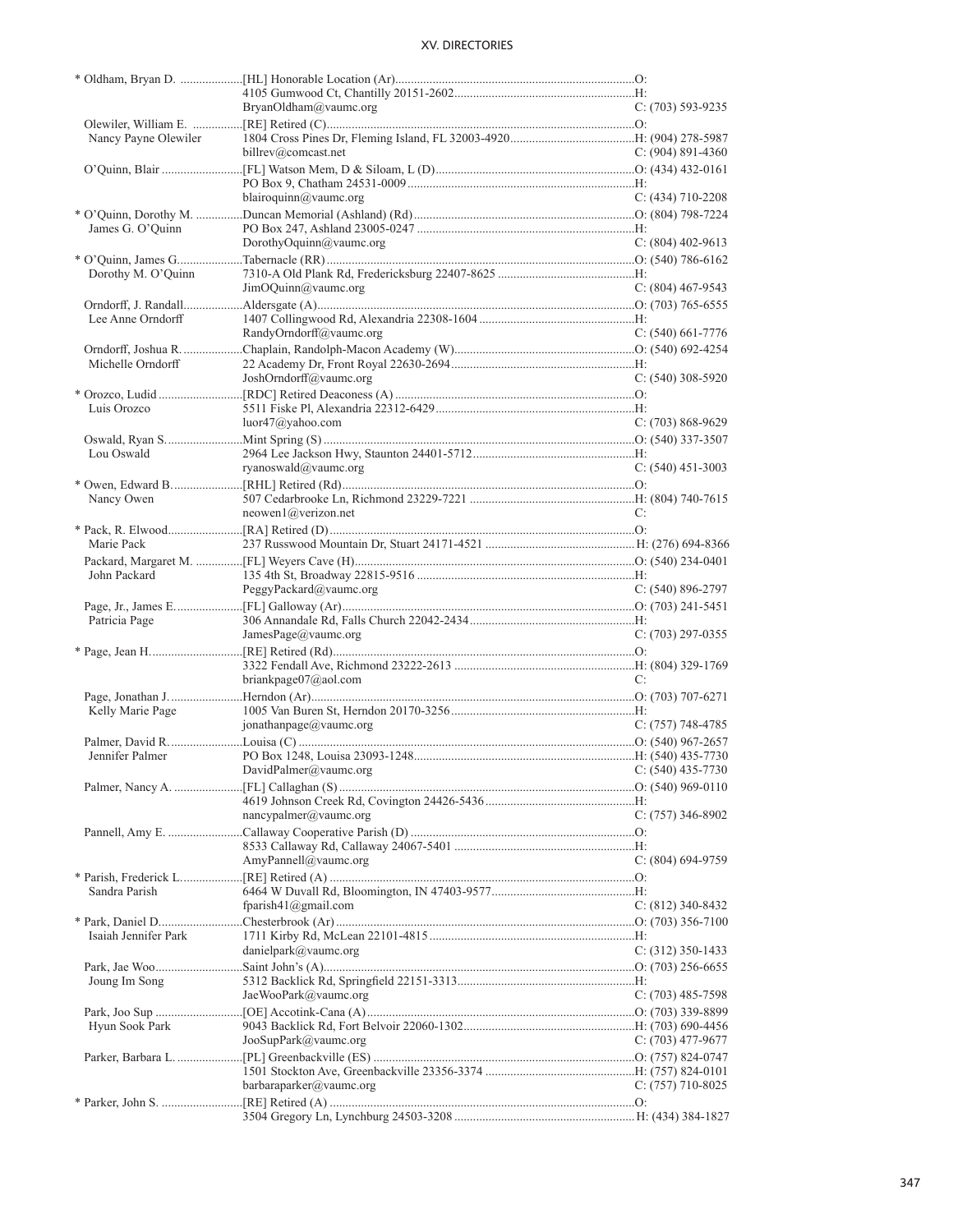| Name | Appointment / Address / Email | Phone |
|---|---|---|
| * Oldham, Bryan D. | [HL] Honorable Location (Ar) | O: |
| | 4105 Gumwood Ct, Chantilly 20151-2602 | H: |
| | BryanOldham@vaumc.org | C: (703) 593-9235 |
| Olewiler, William E. | [RE] Retired (C) | O: |
| Nancy Payne Olewiler | 1804 Cross Pines Dr, Fleming Island, FL 32003-4920 | H: (904) 278-5987 |
| | billrev@comcast.net | C: (904) 891-4360 |
| O'Quinn, Blair | [FL] Watson Mem, D & Siloam, L (D) | O: (434) 432-0161 |
| | PO Box 9, Chatham 24531-0009 | H: |
| | blairoquinn@vaumc.org | C: (434) 710-2208 |
| * O'Quinn, Dorothy M. | Duncan Memorial (Ashland) (Rd) | O: (804) 798-7224 |
| James G. O'Quinn | PO Box 247, Ashland 23005-0247 | H: |
| | DorothyOquinn@vaumc.org | C: (804) 402-9613 |
| * O'Quinn, James G. | Tabernacle (RR) | O: (540) 786-6162 |
| Dorothy M. O'Quinn | 7310-A Old Plank Rd, Fredericksburg 22407-8625 | H: |
| | JimOQuinn@vaumc.org | C: (804) 467-9543 |
| Orndorff, J. Randall | Aldersgate (A) | O: (703) 765-6555 |
| Lee Anne Orndorff | 1407 Collingwood Rd, Alexandria 22308-1604 | H: |
| | RandyOrndorff@vaumc.org | C: (540) 661-7776 |
| Orndorff, Joshua R. | Chaplain, Randolph-Macon Academy (W) | O: (540) 692-4254 |
| Michelle Orndorff | 22 Academy Dr, Front Royal 22630-2694 | H: |
| | JoshOrndorff@vaumc.org | C: (540) 308-5920 |
| * Orozco, Ludid | [RDC] Retired Deaconess (A) | O: |
| Luis Orozco | 5511 Fiske Pl, Alexandria 22312-6429 | H: |
| | luor47@yahoo.com | C: (703) 868-9629 |
| Oswald, Ryan S. | Mint Spring (S) | O: (540) 337-3507 |
| Lou Oswald | 2964 Lee Jackson Hwy, Staunton 24401-5712 | H: |
| | ryanoswald@vaumc.org | C: (540) 451-3003 |
| * Owen, Edward B. | [RHL] Retired (Rd) | O: |
| Nancy Owen | 507 Cedarbrooke Ln, Richmond 23229-7221 | H: (804) 740-7615 |
| | neowen1@verizon.net | C: |
| * Pack, R. Elwood | [RA] Retired (D) | O: |
| Marie Pack | 237 Russwood Mountain Dr, Stuart 24171-4521 | H: (276) 694-8366 |
| Packard, Margaret M. | [FL] Weyers Cave (H) | O: (540) 234-0401 |
| John Packard | 135 4th St, Broadway 22815-9516 | H: |
| | PeggyPackard@vaumc.org | C: (540) 896-2797 |
| Page, Jr., James E. | [FL] Galloway (Ar) | O: (703) 241-5451 |
| Patricia Page | 306 Annandale Rd, Falls Church 22042-2434 | H: |
| | JamesPage@vaumc.org | C: (703) 297-0355 |
| * Page, Jean H. | [RE] Retired (Rd) | O: |
| | 3322 Fendall Ave, Richmond 23222-2613 | H: (804) 329-1769 |
| | briankpage07@aol.com | C: |
| Page, Jonathan J. | Herndon (Ar) | O: (703) 707-6271 |
| Kelly Marie Page | 1005 Van Buren St, Herndon 20170-3256 | H: |
| | jonathanpage@vaumc.org | C: (757) 748-4785 |
| Palmer, David R. | Louisa (C) | O: (540) 967-2657 |
| Jennifer Palmer | PO Box 1248, Louisa 23093-1248 | H: (540) 435-7730 |
| | DavidPalmer@vaumc.org | C: (540) 435-7730 |
| Palmer, Nancy A. | [FL] Callaghan (S) | O: (540) 969-0110 |
| | 4619 Johnson Creek Rd, Covington 24426-5436 | H: |
| | nancypalmer@vaumc.org | C: (757) 346-8902 |
| Pannell, Amy E. | Callaway Cooperative Parish (D) | O: |
| | 8533 Callaway Rd, Callaway 24067-5401 | H: |
| | AmyPannell@vaumc.org | C: (804) 694-9759 |
| * Parish, Frederick L. | [RE] Retired (A) | O: |
| Sandra Parish | 6464 W Duvall Rd, Bloomington, IN 47403-9577 | H: |
| | fparish41@gmail.com | C: (812) 340-8432 |
| * Park, Daniel D. | Chesterbrook (Ar) | O: (703) 356-7100 |
| Isaiah Jennifer Park | 1711 Kirby Rd, McLean 22101-4815 | H: |
| | danielpark@vaumc.org | C: (312) 350-1433 |
| Park, Jae Woo | Saint John's (A) | O: (703) 256-6655 |
| Joung Im Song | 5312 Backlick Rd, Springfield 22151-3313 | H: |
| | JaeWooPark@vaumc.org | C: (703) 485-7598 |
| Park, Joo Sup | [OE] Accotink-Cana (A) | O: (703) 339-8899 |
| Hyun Sook Park | 9043 Backlick Rd, Fort Belvoir 22060-1302 | H: (703) 690-4456 |
| | JooSupPark@vaumc.org | C: (703) 477-9677 |
| Parker, Barbara L. | [PL] Greenbackville (ES) | O: (757) 824-0747 |
| | 1501 Stockton Ave, Greenbackville 23356-3374 | H: (757) 824-0101 |
| | barbaraparker@vaumc.org | C: (757) 710-8025 |
| * Parker, John S. | [RE] Retired (A) | O: |
| | 3504 Gregory Ln, Lynchburg 24503-3208 | H: (434) 384-1827 |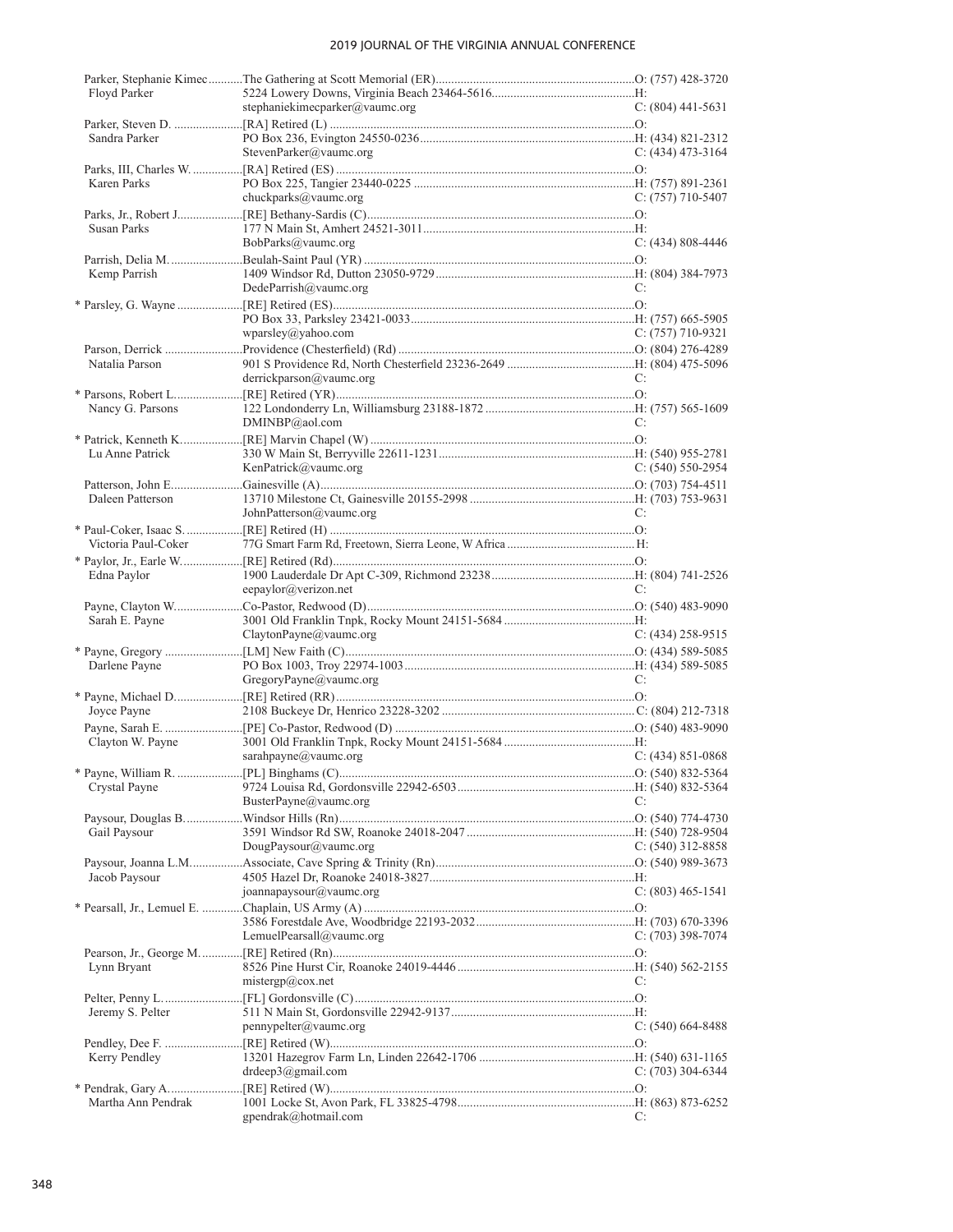Parker, Stephanie Kimec...........The Gathering at Scott Memorial (ER)................................................................O: (757) 428-3720
Floyd Parker 5224 Lowery Downs, Virginia Beach 23464-5616.............................................H:
stephaniekimecparker@vaumc.org C: (804) 441-5631

Parker, Steven D. .......................[RA] Retired (L) ..................................................................................................O:
Sandra Parker PO Box 236, Evington 24550-0236....................................................................H: (434) 821-2312
StevenParker@vaumc.org C: (434) 473-3164

Parks, III, Charles W. .................[RA] Retired (ES) ...............................................................................................O:
Karen Parks PO Box 225, Tangier 23440-0225 ......................................................................H: (757) 891-2361
chuckparks@vaumc.org C: (757) 710-5407

Parks, Jr., Robert J.....................[RE] Bethany-Sardis (C).....................................................................................O:
Susan Parks 177 N Main St, Amhert 24521-3011...................................................................H:
BobParks@vaumc.org C: (434) 808-4446

Parrish, Delia M.........................Beulah-Saint Paul (YR) .......................................................................................O:
Kemp Parrish 1409 Windsor Rd, Dutton 23050-9729...............................................................H: (804) 384-7973
DedeParrish@vaumc.org C:

* Parsley, G. Wayne ......................[RE] Retired (ES)...................................................................................................O:
PO Box 33, Parksley 23421-0033.......................................................................H: (757) 665-5905
wparsley@yahoo.com C: (757) 710-9321

Parson, Derrick ..........................Providence (Chesterfield) (Rd) ...........................................................................O: (804) 276-4289
Natalia Parson 901 S Providence Rd, North Chesterfield 23236-2649 .........................................H: (804) 475-5096
derrickparson@vaumc.org C:

* Parsons, Robert L.......................[RE] Retired (YR)................................................................................................O:
Nancy G. Parsons 122 Londonderry Ln, Williamsburg 23188-1872 ................................................H: (757) 565-1609
DMINBP@aol.com C:

* Patrick, Kenneth K....................[RE] Marvin Chapel (W) ....................................................................................O:
Lu Anne Patrick 330 W Main St, Berryville 22611-1231..............................................................H: (540) 955-2781
KenPatrick@vaumc.org C: (540) 550-2954

Patterson, John E.......................Gainesville (A)......................................................................................................O: (703) 754-4511
Daleen Patterson 13710 Milestone Ct, Gainesville 20155-2998 .....................................................H: (703) 753-9631
JohnPatterson@vaumc.org C:

* Paul-Coker, Isaac S. ..................[RE] Retired (H) ..................................................................................................O:
Victoria Paul-Coker 77G Smart Farm Rd, Freetown, Sierra Leone, W Africa ......................................... H:

* Paylor, Jr., Earle W....................[RE] Retired (Rd)................................................................................................O:
Edna Paylor 1900 Lauderdale Dr Apt C-309, Richmond 23238.............................................H: (804) 741-2526
eepaylor@verizon.net C:

Payne, Clayton W......................Co-Pastor, Redwood (D).....................................................................................O: (540) 483-9090
Sarah E. Payne 3001 Old Franklin Tnpk, Rocky Mount 24151-5684 ..........................................H:
ClaytonPayne@vaumc.org C: (434) 258-9515

* Payne, Gregory ..........................[LM] New Faith (C)............................................................................................O: (434) 589-5085
Darlene Payne PO Box 1003, Troy 22974-1003.........................................................................H: (434) 589-5085
GregoryPayne@vaumc.org C:

* Payne, Michael D......................[RE] Retired (RR)...............................................................................................O:
Joyce Payne 2108 Buckeye Dr, Henrico 23228-3202 ............................................................C: (804) 212-7318

Payne, Sarah E. .........................[PE] Co-Pastor, Redwood (D) ............................................................................O: (540) 483-9090
Clayton W. Payne 3001 Old Franklin Tnpk, Rocky Mount 24151-5684 ..........................................H:
sarahpayne@vaumc.org C: (434) 851-0868

* Payne, William R. .....................[PL] Binghams (C)..............................................................................................O: (540) 832-5364
Crystal Payne 9724 Louisa Rd, Gordonsville 22942-6503.........................................................H: (540) 832-5364
BusterPayne@vaumc.org C:

Paysour, Douglas B...................Windsor Hills (Rn)..............................................................................................O: (540) 774-4730
Gail Paysour 3591 Windsor Rd SW, Roanoke 24018-2047 ......................................................H: (540) 728-9504
DougPaysour@vaumc.org C: (540) 312-8858

Paysour, Joanna L.M.................Associate, Cave Spring & Trinity (Rn)...............................................................O: (540) 989-3673
Jacob Paysour 4505 Hazel Dr, Roanoke 24018-3827.................................................................H:
joannapaysour@vaumc.org C: (803) 465-1541

* Pearsall, Jr., Lemuel E. .............Chaplain, US Army (A) ......................................................................................O:
3586 Forestdale Ave, Woodbridge 22193-2032..................................................H: (703) 670-3396
LemuelPearsall@vaumc.org C: (703) 398-7074

Pearson, Jr., George M..............[RE] Retired (Rn)................................................................................................O:
Lynn Bryant 8526 Pine Hurst Cir, Roanoke 24019-4446.........................................................H: (540) 562-2155
mistergp@cox.net C:

Pelter, Penny L...........................[FL] Gordonsville (C).........................................................................................O:
Jeremy S. Pelter 511 N Main St, Gordonsville 22942-9137...........................................................H:
pennypelter@vaumc.org C: (540) 664-8488

Pendley, Dee F. ..........................[RE] Retired (W).................................................................................................O:
Kerry Pendley 13201 Hazegrov Farm Ln, Linden 22642-1706 .................................................H: (540) 631-1165
drdeep3@gmail.com C: (703) 304-6344

* Pendrak, Gary A.........................[RE] Retired (W).................................................................................................O:
Martha Ann Pendrak 1001 Locke St, Avon Park, FL 33825-4798.........................................................H: (863) 873-6252
gpendrak@hotmail.com C: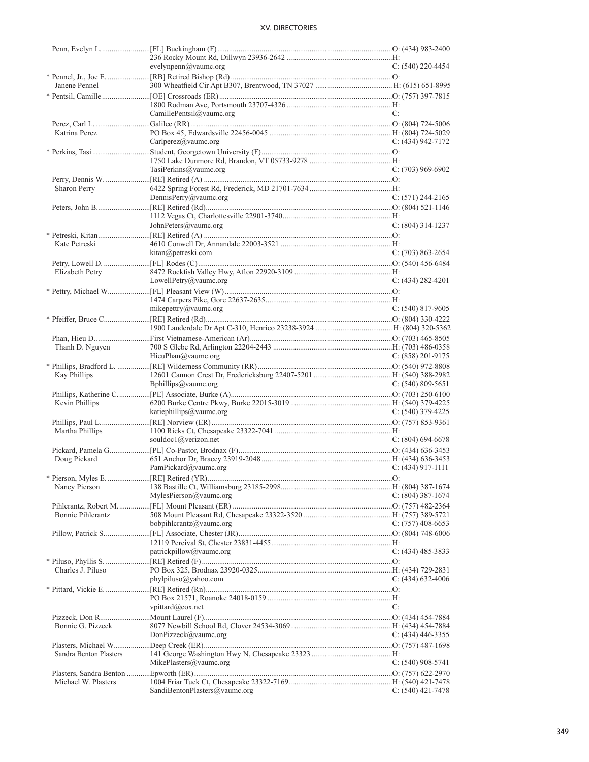| Name | Appointment / Address / Email | Phone |
|---|---|---|
| Penn, Evelyn L. | [FL] Buckingham (F) | O: (434) 983-2400 |
| | 236 Rocky Mount Rd, Dillwyn 23936-2642 | H: |
| | evelynpenn@vaumc.org | C: (540) 220-4454 |
| * Pennel, Jr., Joe E. | [RB] Retired Bishop (Rd) | O: |
| Janene Pennel | 300 Wheatfield Cir Apt B307, Brentwood, TN 37027 | H: (615) 651-8995 |
| * Pentsil, Camille | [OE] Crossroads (ER) | O: (757) 397-7815 |
| | 1800 Rodman Ave, Portsmouth 23707-4326 | H: |
| | CamillePentsil@vaumc.org | C: |
| Perez, Carl L. | Galilee (RR) | O: (804) 724-5006 |
| Katrina Perez | PO Box 45, Edwardsville 22456-0045 | H: (804) 724-5029 |
| | Carlperez@vaumc.org | C: (434) 942-7172 |
| * Perkins, Tasi | Student, Georgetown University (F) | O: |
| | 1750 Lake Dunmore Rd, Brandon, VT 05733-9278 | H: |
| | TasiPerkins@vaumc.org | C: (703) 969-6902 |
| Perry, Dennis W. | [RE] Retired (A) | O: |
| Sharon Perry | 6422 Spring Forest Rd, Frederick, MD 21701-7634 | H: |
| | DennisPerry@vaumc.org | C: (571) 244-2165 |
| Peters, John B. | [RE] Retired (Rd) | O: (804) 521-1146 |
| | 1112 Vegas Ct, Charlottesville 22901-3740 | H: |
| | JohnPeters@vaumc.org | C: (804) 314-1237 |
| * Petreski, Kitan | [RE] Retired (A) | O: |
| Kate Petreski | 4610 Conwell Dr, Annandale 22003-3521 | H: |
| | kitan@petreski.com | C: (703) 863-2654 |
| Petry, Lowell D. | [FL] Rodes (C) | O: (540) 456-6484 |
| Elizabeth Petry | 8472 Rockfish Valley Hwy, Afton 22920-3109 | H: |
| | LowellPetry@vaumc.org | C: (434) 282-4201 |
| * Pettry, Michael W. | [FL] Pleasant View (W) | O: |
| | 1474 Carpers Pike, Gore 22637-2635 | H: |
| | mikepettry@vaumc.org | C: (540) 817-9605 |
| * Pfeiffer, Bruce C. | [RE] Retired (Rd) | O: (804) 330-4222 |
| | 1900 Lauderdale Dr Apt C-310, Henrico 23238-3924 | H: (804) 320-5362 |
| Phan, Hieu D. | First Vietnamese-American (Ar) | O: (703) 465-8505 |
| Thanh D. Nguyen | 700 S Glebe Rd, Arlington 22204-2443 | H: (703) 486-0358 |
| | HieuPhan@vaumc.org | C: (858) 201-9175 |
| * Phillips, Bradford L. | [RE] Wilderness Community (RR) | O: (540) 972-8808 |
| Kay Phillips | 12601 Cannon Crest Dr, Fredericksburg 22407-5201 | H: (540) 388-2982 |
| | Bphillips@vaumc.org | C: (540) 809-5651 |
| Phillips, Katherine C. | [PE] Associate, Burke (A) | O: (703) 250-6100 |
| Kevin Phillips | 6200 Burke Centre Pkwy, Burke 22015-3019 | H: (540) 379-4225 |
| | katiephillips@vaumc.org | C: (540) 379-4225 |
| Phillips, Paul L. | [RE] Norview (ER) | O: (757) 853-9361 |
| Martha Phillips | 1100 Ricks Ct, Chesapeake 23322-7041 | H: |
| | souldoc1@verizon.net | C: (804) 694-6678 |
| Pickard, Pamela G. | [PL] Co-Pastor, Brodnax (F) | O: (434) 636-3453 |
| Doug Pickard | 651 Anchor Dr, Bracey 23919-2048 | H: (434) 636-3453 |
| | PamPickard@vaumc.org | C: (434) 917-1111 |
| * Pierson, Myles E. | [RE] Retired (YR) | O: |
| Nancy Pierson | 138 Bastille Ct, Williamsburg 23185-2998 | H: (804) 387-1674 |
| | MylesPierson@vaumc.org | C: (804) 387-1674 |
| Pihlcrantz, Robert M. | [FL] Mount Pleasant (ER) | O: (757) 482-2364 |
| Bonnie Pihlcrantz | 508 Mount Pleasant Rd, Chesapeake 23322-3520 | H: (757) 389-5721 |
| | bobpihlcrantz@vaumc.org | C: (757) 408-6653 |
| Pillow, Patrick S. | [FL] Associate, Chester (JR) | O: (804) 748-6006 |
| | 12119 Percival St, Chester 23831-4455 | H: |
| | patrickpillow@vaumc.org | C: (434) 485-3833 |
| * Piluso, Phyllis S. | [RE] Retired (F) | O: |
| Charles J. Piluso | PO Box 325, Brodnax 23920-0325 | H: (434) 729-2831 |
| | phylpiluso@yahoo.com | C: (434) 632-4006 |
| * Pittard, Vickie E. | [RE] Retired (Rn) | O: |
| | PO Box 21571, Roanoke 24018-0159 | H: |
| | vpittard@cox.net | C: |
| Pizzeck, Don R. | Mount Laurel (F) | O: (434) 454-7884 |
| Bonnie G. Pizzeck | 8077 Newbill School Rd, Clover 24534-3069 | H: (434) 454-7884 |
| | DonPizzeck@vaumc.org | C: (434) 446-3355 |
| Plasters, Michael W. | Deep Creek (ER) | O: (757) 487-1698 |
| Sandra Benton Plasters | 141 George Washington Hwy N, Chesapeake 23323 | H: |
| | MikePlasters@vaumc.org | C: (540) 908-5741 |
| Plasters, Sandra Benton | Epworth (ER) | O: (757) 622-2970 |
| Michael W. Plasters | 1004 Friar Tuck Ct, Chesapeake 23322-7169 | H: (540) 421-7478 |
| | SandiBentonPlasters@vaumc.org | C: (540) 421-7478 |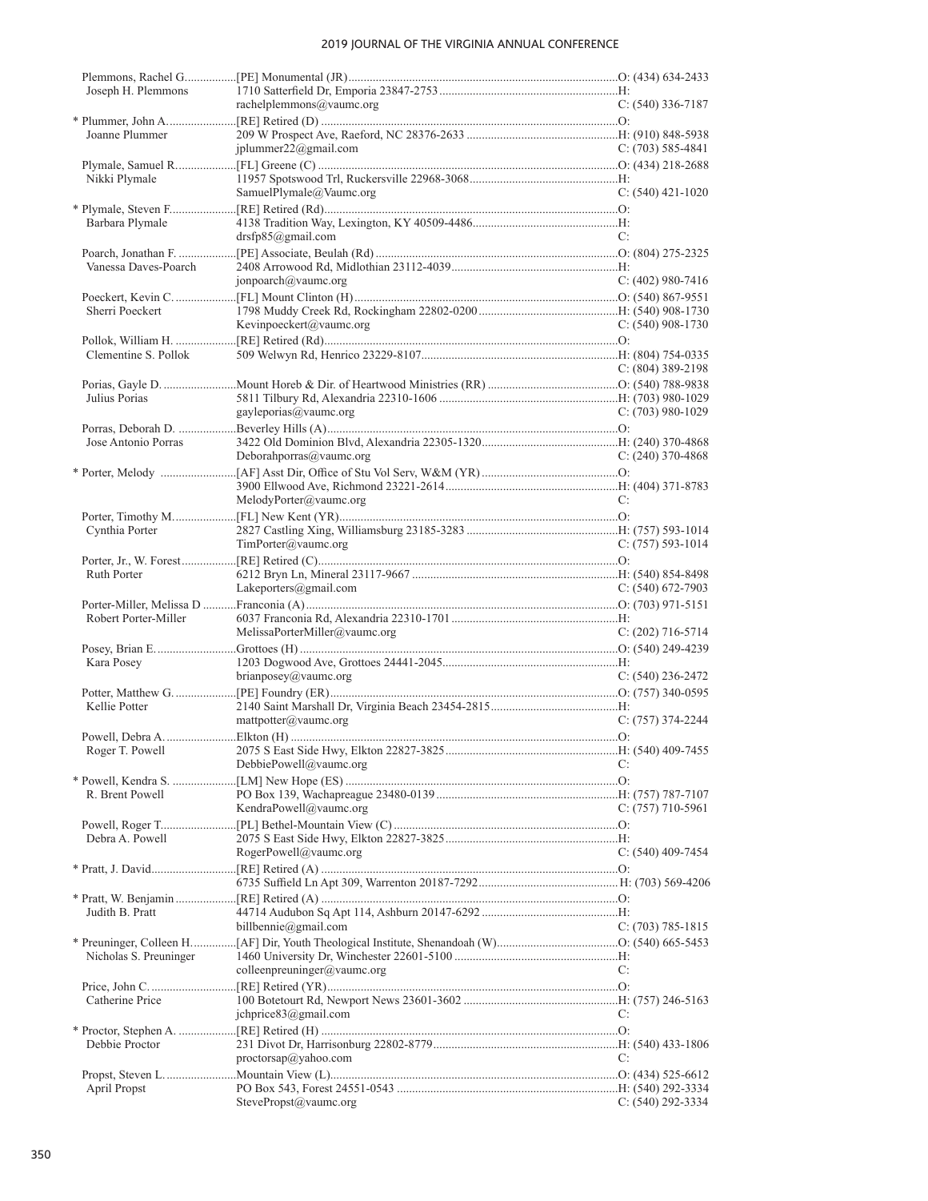| Name / Spouse | Appointment / Address / Email | Phone |
|---|---|---|
| Plemmons, Rachel G. | [PE] Monumental (JR) | O: (434) 634-2433 |
| Joseph H. Plemmons | 1710 Satterfield Dr, Emporia 23847-2753 | H: |
| | rachelplemmons@vaumc.org | C: (540) 336-7187 |
| * Plummer, John A. | [RE] Retired (D) | O: |
| Joanne Plummer | 209 W Prospect Ave, Raeford, NC 28376-2633 | H: (910) 848-5938 |
| | jplummer22@gmail.com | C: (703) 585-4841 |
| Plymale, Samuel R. | [FL] Greene (C) | O: (434) 218-2688 |
| Nikki Plymale | 11957 Spotswood Trl, Ruckersville 22968-3068 | H: |
| | SamuelPlymale@Vaumc.org | C: (540) 421-1020 |
| * Plymale, Steven F. | [RE] Retired (Rd) | O: |
| Barbara Plymale | 4138 Tradition Way, Lexington, KY 40509-4486 | H: |
| | drsfp85@gmail.com | C: |
| Poarch, Jonathan F. | [PE] Associate, Beulah (Rd) | O: (804) 275-2325 |
| Vanessa Daves-Poarch | 2408 Arrowood Rd, Midlothian 23112-4039 | H: |
| | jonpoarch@vaumc.org | C: (402) 980-7416 |
| Poeckert, Kevin C. | [FL] Mount Clinton (H) | O: (540) 867-9551 |
| Sherri Poeckert | 1798 Muddy Creek Rd, Rockingham 22802-0200 | H: (540) 908-1730 |
| | Kevinpoeckert@vaumc.org | C: (540) 908-1730 |
| Pollok, William H. | [RE] Retired (Rd) | O: |
| Clementine S. Pollok | 509 Welwyn Rd, Henrico 23229-8107 | H: (804) 754-0335 |
| | | C: (804) 389-2198 |
| Porias, Gayle D. | Mount Horeb & Dir. of Heartwood Ministries (RR) | O: (540) 788-9838 |
| Julius Porias | 5811 Tilbury Rd, Alexandria 22310-1606 | H: (703) 980-1029 |
| | gayleporias@vaumc.org | C: (703) 980-1029 |
| Porras, Deborah D. | Beverley Hills (A) | O: |
| Jose Antonio Porras | 3422 Old Dominion Blvd, Alexandria 22305-1320 | H: (240) 370-4868 |
| | Deborahporras@vaumc.org | C: (240) 370-4868 |
| * Porter, Melody | [AF] Asst Dir, Office of Stu Vol Serv, W&M (YR) | O: |
| | 3900 Ellwood Ave, Richmond 23221-2614 | H: (404) 371-8783 |
| | MelodyPorter@vaumc.org | C: |
| Porter, Timothy M. | [FL] New Kent (YR) | O: |
| Cynthia Porter | 2827 Castling Xing, Williamsburg 23185-3283 | H: (757) 593-1014 |
| | TimPorter@vaumc.org | C: (757) 593-1014 |
| Porter, Jr., W. Forest | [RE] Retired (C) | O: |
| Ruth Porter | 6212 Bryn Ln, Mineral 23117-9667 | H: (540) 854-8498 |
| | Lakeporters@gmail.com | C: (540) 672-7903 |
| Porter-Miller, Melissa D | Franconia (A) | O: (703) 971-5151 |
| Robert Porter-Miller | 6037 Franconia Rd, Alexandria 22310-1701 | H: |
| | MelissaPorterMiller@vaumc.org | C: (202) 716-5714 |
| Posey, Brian E. | Grottoes (H) | O: (540) 249-4239 |
| Kara Posey | 1203 Dogwood Ave, Grottoes 24441-2045 | H: |
| | brianposey@vaumc.org | C: (540) 236-2472 |
| Potter, Matthew G. | [PE] Foundry (ER) | O: (757) 340-0595 |
| Kellie Potter | 2140 Saint Marshall Dr, Virginia Beach 23454-2815 | H: |
| | mattpotter@vaumc.org | C: (757) 374-2244 |
| Powell, Debra A. | Elkton (H) | O: |
| Roger T. Powell | 2075 S East Side Hwy, Elkton 22827-3825 | H: (540) 409-7455 |
| | DebbiePowell@vaumc.org | C: |
| * Powell, Kendra S. | [LM] New Hope (ES) | O: |
| R. Brent Powell | PO Box 139, Wachapreague 23480-0139 | H: (757) 787-7107 |
| | KendraPowell@vaumc.org | C: (757) 710-5961 |
| Powell, Roger T. | [PL] Bethel-Mountain View (C) | O: |
| Debra A. Powell | 2075 S East Side Hwy, Elkton 22827-3825 | H: |
| | RogerPowell@vaumc.org | C: (540) 409-7454 |
| * Pratt, J. David | [RE] Retired (A) | O: |
| | 6735 Suffield Ln Apt 309, Warrenton 20187-7292 | H: (703) 569-4206 |
| * Pratt, W. Benjamin | [RE] Retired (A) | O: |
| Judith B. Pratt | 44714 Audubon Sq Apt 114, Ashburn 20147-6292 | H: |
| | billbennie@gmail.com | C: (703) 785-1815 |
| * Preuninger, Colleen H. | [AF] Dir, Youth Theological Institute, Shenandoah (W) | O: (540) 665-5453 |
| Nicholas S. Preuninger | 1460 University Dr, Winchester 22601-5100 | H: |
| | colleenpreuninger@vaumc.org | C: |
| Price, John C. | [RE] Retired (YR) | O: |
| Catherine Price | 100 Botetourt Rd, Newport News 23601-3602 | H: (757) 246-5163 |
| | jchprice83@gmail.com | C: |
| * Proctor, Stephen A. | [RE] Retired (H) | O: |
| Debbie Proctor | 231 Divot Dr, Harrisonburg 22802-8779 | H: (540) 433-1806 |
| | proctorsap@yahoo.com | C: |
| Propst, Steven L. | Mountain View (L) | O: (434) 525-6612 |
| April Propst | PO Box 543, Forest 24551-0543 | H: (540) 292-3334 |
| | StevePropst@vaumc.org | C: (540) 292-3334 |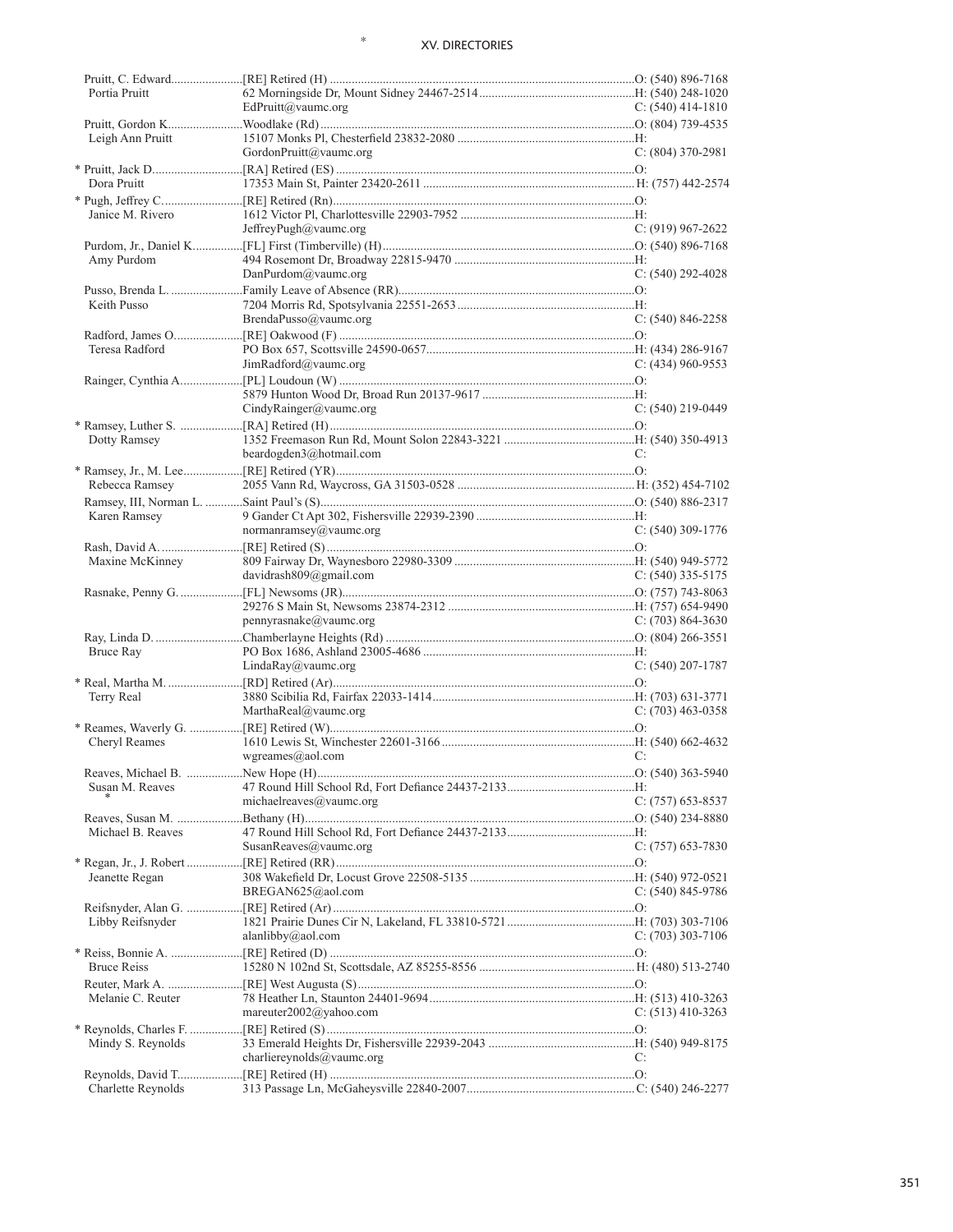| Name | Appointment / Address / Email | Phone |
|---|---|---|
| Pruitt, C. Edward | [RE] Retired (H) | O: (540) 896-7168 |
| Portia Pruitt | 62 Morningside Dr, Mount Sidney 24467-2514 | H: (540) 248-1020 |
| | EdPruitt@vaumc.org | C: (540) 414-1810 |
| Pruitt, Gordon K. | Woodlake (Rd) | O: (804) 739-4535 |
| Leigh Ann Pruitt | 15107 Monks Pl, Chesterfield 23832-2080 | H: |
| | GordonPruitt@vaumc.org | C: (804) 370-2981 |
| * Pruitt, Jack D. | [RA] Retired (ES) | O: |
| Dora Pruitt | 17353 Main St, Painter 23420-2611 | H: (757) 442-2574 |
| * Pugh, Jeffrey C. | [RE] Retired (Rn) | O: |
| Janice M. Rivero | 1612 Victor Pl, Charlottesville 22903-7952 | H: |
| | JeffreyPugh@vaumc.org | C: (919) 967-2622 |
| Purdom, Jr., Daniel K. | [FL] First (Timberville) (H) | O: (540) 896-7168 |
| Amy Purdom | 494 Rosemont Dr, Broadway 22815-9470 | H: |
| | DanPurdom@vaumc.org | C: (540) 292-4028 |
| Pusso, Brenda L. | Family Leave of Absence (RR) | O: |
| Keith Pusso | 7204 Morris Rd, Spotsylvania 22551-2653 | H: |
| | BrendaPusso@vaumc.org | C: (540) 846-2258 |
| Radford, James O. | [RE] Oakwood (F) | O: |
| Teresa Radford | PO Box 657, Scottsville 24590-0657 | H: (434) 286-9167 |
| | JimRadford@vaumc.org | C: (434) 960-9553 |
| Rainger, Cynthia A. | [PL] Loudoun (W) | O: |
| | 5879 Hunton Wood Dr, Broad Run 20137-9617 | H: |
| | CindyRainger@vaumc.org | C: (540) 219-0449 |
| * Ramsey, Luther S. | [RA] Retired (H) | O: |
| Dotty Ramsey | 1352 Freemason Run Rd, Mount Solon 22843-3221 | H: (540) 350-4913 |
| | beardogden3@hotmail.com | C: |
| * Ramsey, Jr., M. Lee | [RE] Retired (YR) | O: |
| Rebecca Ramsey | 2055 Vann Rd, Waycross, GA 31503-0528 | H: (352) 454-7102 |
| Ramsey, III, Norman L. | Saint Paul's (S) | O: (540) 886-2317 |
| Karen Ramsey | 9 Gander Ct Apt 302, Fishersville 22939-2390 | H: |
| | normanramsey@vaumc.org | C: (540) 309-1776 |
| Rash, David A. | [RE] Retired (S) | O: |
| Maxine McKinney | 809 Fairway Dr, Waynesboro 22980-3309 | H: (540) 949-5772 |
| | davidrash809@gmail.com | C: (540) 335-5175 |
| Rasnake, Penny G. | [FL] Newsoms (JR) | O: (757) 743-8063 |
| | 29276 S Main St, Newsoms 23874-2312 | H: (757) 654-9490 |
| | pennyrasnake@vaumc.org | C: (703) 864-3630 |
| Ray, Linda D. | Chamberlayne Heights (Rd) | O: (804) 266-3551 |
| Bruce Ray | PO Box 1686, Ashland 23005-4686 | H: |
| | LindaRay@vaumc.org | C: (540) 207-1787 |
| * Real, Martha M. | [RD] Retired (Ar) | O: |
| Terry Real | 3880 Scibilia Rd, Fairfax 22033-1414 | H: (703) 631-3771 |
| | MarthaReal@vaumc.org | C: (703) 463-0358 |
| * Reames, Waverly G. | [RE] Retired (W) | O: |
| Cheryl Reames | 1610 Lewis St, Winchester 22601-3166 | H: (540) 662-4632 |
| | wgreames@aol.com | C: |
| Reaves, Michael B. | New Hope (H) | O: (540) 363-5940 |
| Susan M. Reaves * | 47 Round Hill School Rd, Fort Defiance 24437-2133 | H: |
| | michaelreaves@vaumc.org | C: (757) 653-8537 |
| Reaves, Susan M. | Bethany (H) | O: (540) 234-8880 |
| Michael B. Reaves | 47 Round Hill School Rd, Fort Defiance 24437-2133 | H: |
| | SusanReaves@vaumc.org | C: (757) 653-7830 |
| * Regan, Jr., J. Robert | [RE] Retired (RR) | O: |
| Jeanette Regan | 308 Wakefield Dr, Locust Grove 22508-5135 | H: (540) 972-0521 |
| | BREGAN625@aol.com | C: (540) 845-9786 |
| Reifsnyder, Alan G. | [RE] Retired (Ar) | O: |
| Libby Reifsnyder | 1821 Prairie Dunes Cir N, Lakeland, FL 33810-5721 | H: (703) 303-7106 |
| | alanlibby@aol.com | C: (703) 303-7106 |
| * Reiss, Bonnie A. | [RE] Retired (D) | O: |
| Bruce Reiss | 15280 N 102nd St, Scottsdale, AZ 85255-8556 | H: (480) 513-2740 |
| Reuter, Mark A. | [RE] West Augusta (S) | O: |
| Melanie C. Reuter | 78 Heather Ln, Staunton 24401-9694 | H: (513) 410-3263 |
| | mareuter2002@yahoo.com | C: (513) 410-3263 |
| * Reynolds, Charles F. | [RE] Retired (S) | O: |
| Mindy S. Reynolds | 33 Emerald Heights Dr, Fishersville 22939-2043 | H: (540) 949-8175 |
| | charliereynolds@vaumc.org | C: |
| Reynolds, David T. | [RE] Retired (H) | O: |
| Charlette Reynolds | 313 Passage Ln, McGaheysville 22840-2007 | C: (540) 246-2277 |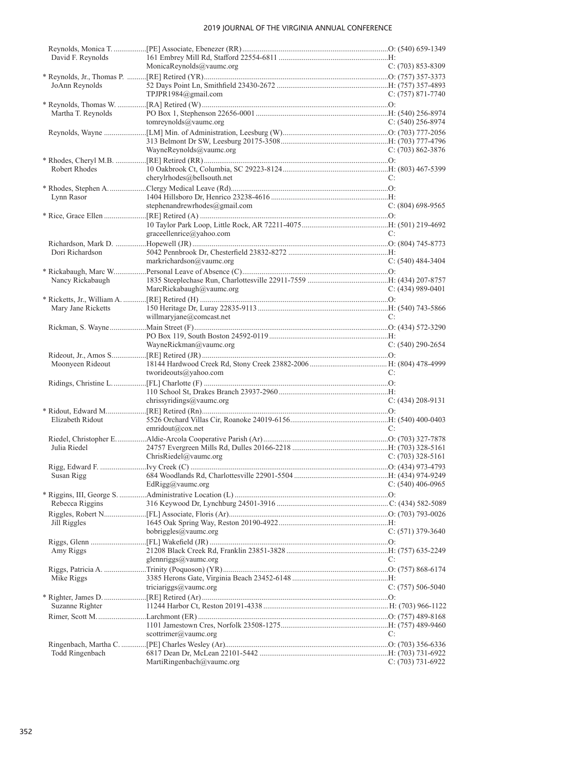| Name | Appointment / Address / Email | Phone |
|---|---|---|
| Reynolds, Monica T. | [PE] Associate, Ebenezer (RR) | O: (540) 659-1349 |
| David F. Reynolds | 161 Embrey Mill Rd, Stafford 22554-6811 | H: |
| | MonicaReynolds@vaumc.org | C: (703) 853-8309 |
| * Reynolds, Jr., Thomas P. | [RE] Retired (YR) | O: (757) 357-3373 |
| JoAnn Reynolds | 52 Days Point Ln, Smithfield 23430-2672 | H: (757) 357-4893 |
| | TPJPR1984@gmail.com | C: (757) 871-7740 |
| * Reynolds, Thomas W. | [RA] Retired (W) | O: |
| Martha T. Reynolds | PO Box 1, Stephenson 22656-0001 | H: (540) 256-8974 |
| | tomreynolds@vaumc.org | C: (540) 256-8974 |
| Reynolds, Wayne | [LM] Min. of Administration, Leesburg (W) | O: (703) 777-2056 |
| | 313 Belmont Dr SW, Leesburg 20175-3508 | H: (703) 777-4796 |
| | WayneReynolds@vaumc.org | C: (703) 862-3876 |
| * Rhodes, Cheryl M.B. | [RE] Retired (RR) | O: |
| Robert Rhodes | 10 Oakbrook Ct, Columbia, SC 29223-8124 | H: (803) 467-5399 |
| | cherylrhodes@bellsouth.net | C: |
| * Rhodes, Stephen A. | Clergy Medical Leave (Rd) | O: |
| Lynn Rasor | 1404 Hillsboro Dr, Henrico 23238-4616 | H: |
| | stephenandrewrhodes@gmail.com | C: (804) 698-9565 |
| * Rice, Grace Ellen | [RE] Retired (A) | O: |
| | 10 Taylor Park Loop, Little Rock, AR 72211-4075 | H: (501) 219-4692 |
| | graceellenrice@yahoo.com | C: |
| Richardson, Mark D. | Hopewell (JR) | O: (804) 745-8773 |
| Dori Richardson | 5042 Pennbrook Dr, Chesterfield 23832-8272 | H: |
| | markrichardson@vaumc.org | C: (540) 484-3404 |
| * Rickabaugh, Marc W. | Personal Leave of Absence (C) | O: |
| Nancy Rickabaugh | 1835 Steeplechase Run, Charlottesville 22911-7559 | H: (434) 207-8757 |
| | MarcRickabaugh@vaumc.org | C: (434) 989-0401 |
| * Ricketts, Jr., William A. | [RE] Retired (H) | O: |
| Mary Jane Ricketts | 150 Heritage Dr, Luray 22835-9113 | H: (540) 743-5866 |
| | willmaryjane@comcast.net | C: |
| Rickman, S. Wayne | Main Street (F) | O: (434) 572-3290 |
| | PO Box 119, South Boston 24592-0119 | H: |
| | WayneRickman@vaumc.org | C: (540) 290-2654 |
| Rideout, Jr., Amos S. | [RE] Retired (JR) | O: |
| Moonyeen Rideout | 18144 Hardwood Creek Rd, Stony Creek 23882-2006 | H: (804) 478-4999 |
| | tworideouts@yahoo.com | C: |
| Ridings, Christine L. | [FL] Charlotte (F) | O: |
| | 110 School St, Drakes Branch 23937-2960 | H: |
| | chrissyridings@vaumc.org | C: (434) 208-9131 |
| * Ridout, Edward M. | [RE] Retired (Rn) | O: |
| Elizabeth Ridout | 5526 Orchard Villas Cir, Roanoke 24019-6156 | H: (540) 400-0403 |
| | emridout@cox.net | C: |
| Riedel, Christopher E. | Aldie-Arcola Cooperative Parish (Ar) | O: (703) 327-7878 |
| Julia Riedel | 24757 Evergreen Mills Rd, Dulles 20166-2218 | H: (703) 328-5161 |
| | ChrisRiedel@vaumc.org | C: (703) 328-5161 |
| Rigg, Edward F. | Ivy Creek (C) | O: (434) 973-4793 |
| Susan Rigg | 684 Woodlands Rd, Charlottesville 22901-5504 | H: (434) 974-9249 |
| | EdRigg@vaumc.org | C: (540) 406-0965 |
| * Riggins, III, George S. | Administrative Location (L) | O: |
| Rebecca Riggins | 316 Keywood Dr, Lynchburg 24501-3916 | C: (434) 582-5089 |
| Riggles, Robert N. | [FL] Associate, Floris (Ar) | O: (703) 793-0026 |
| Jill Riggles | 1645 Oak Spring Way, Reston 20190-4922 | H: |
| | bobriggles@vaumc.org | C: (571) 379-3640 |
| Riggs, Glenn | [FL] Wakefield (JR) | O: |
| Amy Riggs | 21208 Black Creek Rd, Franklin 23851-3828 | H: (757) 635-2249 |
| | glennriggs@vaumc.org | C: |
| Riggs, Patricia A. | Trinity (Poquoson) (YR) | O: (757) 868-6174 |
| Mike Riggs | 3385 Herons Gate, Virginia Beach 23452-6148 | H: |
| | triciariggs@vaumc.org | C: (757) 506-5040 |
| * Righter, James D. | [RE] Retired (Ar) | O: |
| Suzanne Righter | 11244 Harbor Ct, Reston 20191-4338 | H: (703) 966-1122 |
| Rimer, Scott M. | Larchmont (ER) | O: (757) 489-8168 |
| | 1101 Jamestown Cres, Norfolk 23508-1275 | H: (757) 489-9460 |
| | scottrimer@vaumc.org | C: |
| Ringenbach, Martha C. | [PE] Charles Wesley (Ar) | O: (703) 356-6336 |
| Todd Ringenbach | 6817 Dean Dr, McLean 22101-5442 | H: (703) 731-6922 |
| | MartiRingenbach@vaumc.org | C: (703) 731-6922 |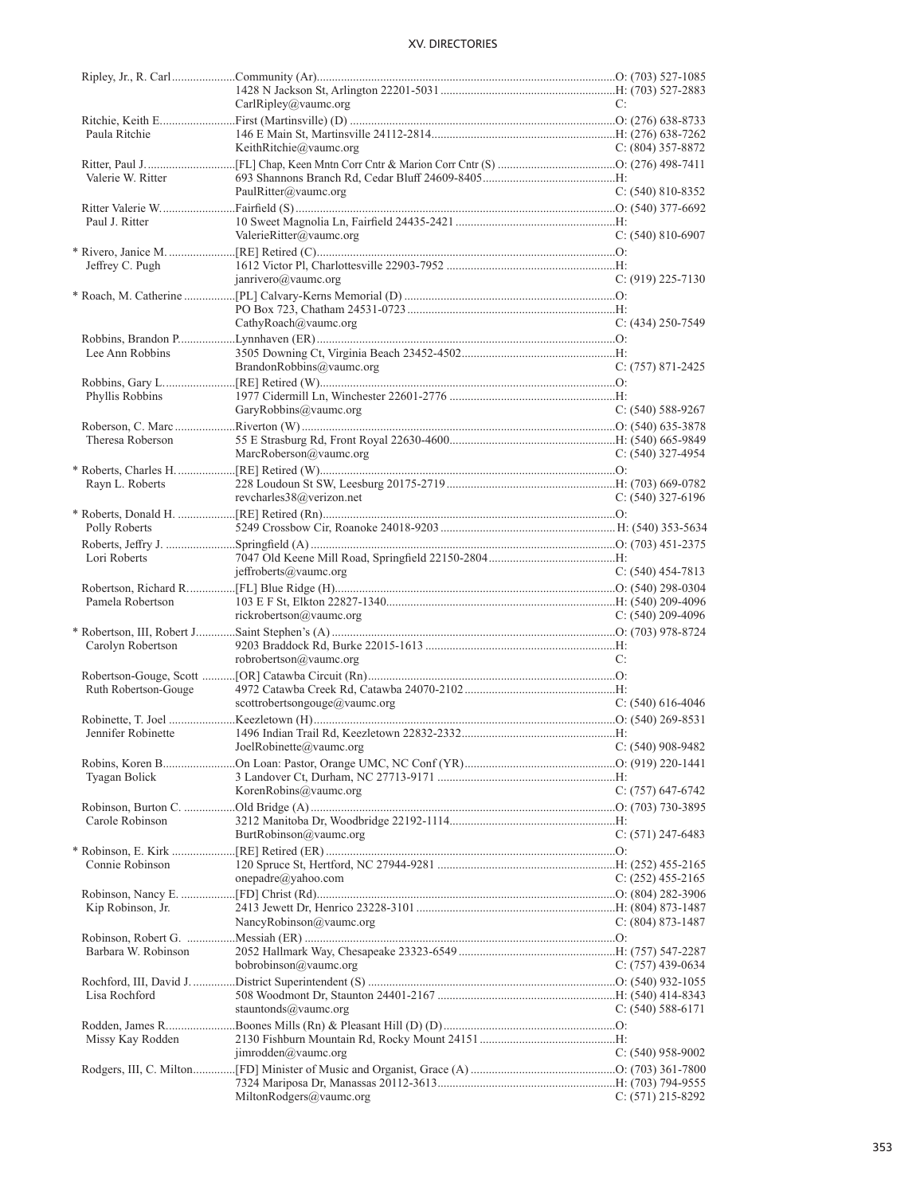| Name | Appointment / Address / Email | Phone |
|---|---|---|
| Ripley, Jr., R. Carl | Community (Ar) | O: (703) 527-1085 |
| | 1428 N Jackson St, Arlington 22201-5031 | H: (703) 527-2883 |
| | CarlRipley@vaumc.org | C: |
| Ritchie, Keith E. | First (Martinsville) (D) | O: (276) 638-8733 |
| Paula Ritchie | 146 E Main St, Martinsville 24112-2814 | H: (276) 638-7262 |
| | KeithRitchie@vaumc.org | C: (804) 357-8872 |
| Ritter, Paul J. | [FL] Chap, Keen Mntn Corr Cntr & Marion Corr Cntr (S) | O: (276) 498-7411 |
| Valerie W. Ritter | 693 Shannons Branch Rd, Cedar Bluff 24609-8405 | H: |
| | PaulRitter@vaumc.org | C: (540) 810-8352 |
| Ritter Valerie W. | Fairfield (S) | O: (540) 377-6692 |
| Paul J. Ritter | 10 Sweet Magnolia Ln, Fairfield 24435-2421 | H: |
| | ValerieRitter@vaumc.org | C: (540) 810-6907 |
| * Rivero, Janice M. | [RE] Retired (C) | O: |
| Jeffrey C. Pugh | 1612 Victor Pl, Charlottesville 22903-7952 | H: |
| | janrivero@vaumc.org | C: (919) 225-7130 |
| * Roach, M. Catherine | [PL] Calvary-Kerns Memorial (D) | O: |
| | PO Box 723, Chatham 24531-0723 | H: |
| | CathyRoach@vaumc.org | C: (434) 250-7549 |
| Robbins, Brandon P. | Lynnhaven (ER) | O: |
| Lee Ann Robbins | 3505 Downing Ct, Virginia Beach 23452-4502 | H: |
| | BrandonRobbins@vaumc.org | C: (757) 871-2425 |
| Robbins, Gary L. | [RE] Retired (W) | O: |
| Phyllis Robbins | 1977 Cidermill Ln, Winchester 22601-2776 | H: |
| | GaryRobbins@vaumc.org | C: (540) 588-9267 |
| Roberson, C. Marc | Riverton (W) | O: (540) 635-3878 |
| Theresa Roberson | 55 E Strasburg Rd, Front Royal 22630-4600 | H: (540) 665-9849 |
| | MarcRoberson@vaumc.org | C: (540) 327-4954 |
| * Roberts, Charles H. | [RE] Retired (W) | O: |
| Rayn L. Roberts | 228 Loudoun St SW, Leesburg 20175-2719 | H: (703) 669-0782 |
| | revcharles38@verizon.net | C: (540) 327-6196 |
| * Roberts, Donald H. | [RE] Retired (Rn) | O: |
| Polly Roberts | 5249 Crossbow Cir, Roanoke 24018-9203 | H: (540) 353-5634 |
| Roberts, Jeffry J. | Springfield (A) | O: (703) 451-2375 |
| Lori Roberts | 7047 Old Keene Mill Road, Springfield 22150-2804 | H: |
| | jeffroberts@vaumc.org | C: (540) 454-7813 |
| Robertson, Richard R. | [FL] Blue Ridge (H) | O: (540) 298-0304 |
| Pamela Robertson | 103 E F St, Elkton 22827-1340 | H: (540) 209-4096 |
| | rickrobertson@vaumc.org | C: (540) 209-4096 |
| * Robertson, III, Robert J. | Saint Stephen's (A) | O: (703) 978-8724 |
| Carolyn Robertson | 9203 Braddock Rd, Burke 22015-1613 | H: |
| | robrobertson@vaumc.org | C: |
| Robertson-Gouge, Scott | [OR] Catawba Circuit (Rn) | O: |
| Ruth Robertson-Gouge | 4972 Catawba Creek Rd, Catawba 24070-2102 | H: |
| | scottrobertsongouge@vaumc.org | C: (540) 616-4046 |
| Robinette, T. Joel | Keezletown (H) | O: (540) 269-8531 |
| Jennifer Robinette | 1496 Indian Trail Rd, Keezletown 22832-2332 | H: |
| | JoelRobinette@vaumc.org | C: (540) 908-9482 |
| Robins, Koren B. | On Loan: Pastor, Orange UMC, NC Conf (YR) | O: (919) 220-1441 |
| Tyagan Bolick | 3 Landover Ct, Durham, NC 27713-9171 | H: |
| | KorenRobins@vaumc.org | C: (757) 647-6742 |
| Robinson, Burton C. | Old Bridge (A) | O: (703) 730-3895 |
| Carole Robinson | 3212 Manitoba Dr, Woodbridge 22192-1114 | H: |
| | BurtRobinson@vaumc.org | C: (571) 247-6483 |
| * Robinson, E. Kirk | [RE] Retired (ER) | O: |
| Connie Robinson | 120 Spruce St, Hertford, NC 27944-9281 | H: (252) 455-2165 |
| | onepadre@yahoo.com | C: (252) 455-2165 |
| Robinson, Nancy E. | [FD] Christ (Rd) | O: (804) 282-3906 |
| Kip Robinson, Jr. | 2413 Jewett Dr, Henrico 23228-3101 | H: (804) 873-1487 |
| | NancyRobinson@vaumc.org | C: (804) 873-1487 |
| Robinson, Robert G. | Messiah (ER) | O: |
| Barbara W. Robinson | 2052 Hallmark Way, Chesapeake 23323-6549 | H: (757) 547-2287 |
| | bobrobinson@vaumc.org | C: (757) 439-0634 |
| Rochford, III, David J. | District Superintendent (S) | O: (540) 932-1055 |
| Lisa Rochford | 508 Woodmont Dr, Staunton 24401-2167 | H: (540) 414-8343 |
| | stauntonds@vaumc.org | C: (540) 588-6171 |
| Rodden, James R. | Boones Mills (Rn) & Pleasant Hill (D) (D) | O: |
| Missy Kay Rodden | 2130 Fishburn Mountain Rd, Rocky Mount 24151 | H: |
| | jimrodden@vaumc.org | C: (540) 958-9002 |
| Rodgers, III, C. Milton | [FD] Minister of Music and Organist, Grace (A) | O: (703) 361-7800 |
| | 7324 Mariposa Dr, Manassas 20112-3613 | H: (703) 794-9555 |
| | MiltonRodgers@vaumc.org | C: (571) 215-8292 |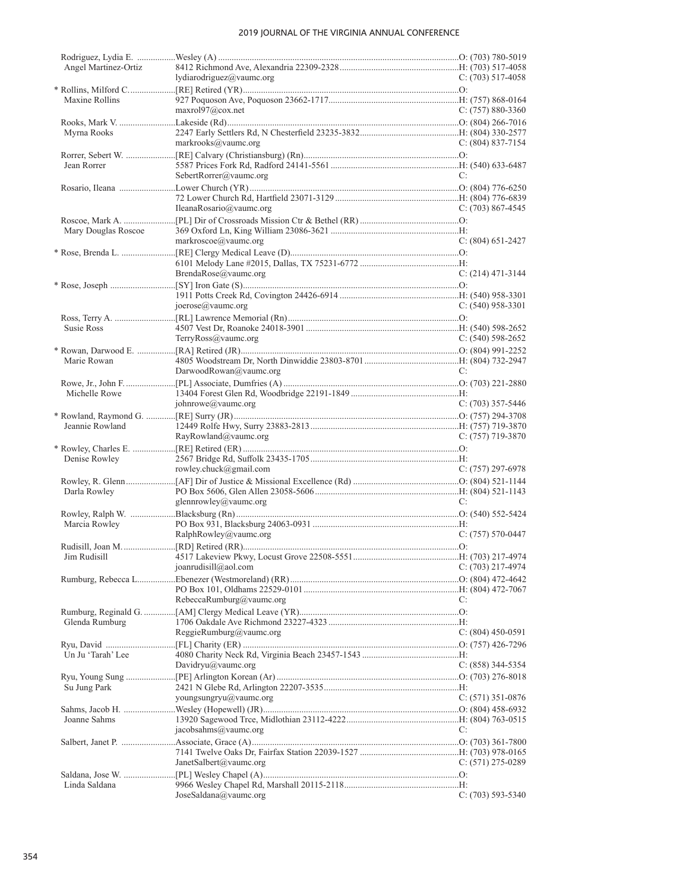| Name / Spouse | Appointment / Address / Email | Phone |
|---|---|---|
| Rodriguez, Lydia E. | Wesley (A) | O: (703) 780-5019 |
| Angel Martinez-Ortiz | 8412 Richmond Ave, Alexandria 22309-2328 | H: (703) 517-4058 |
| | lydiarodriguez@vaumc.org | C: (703) 517-4058 |
| * Rollins, Milford C. | [RE] Retired (YR) | O: |
| Maxine Rollins | 927 Poquoson Ave, Poquoson 23662-1717 | H: (757) 868-0164 |
| | maxrol97@cox.net | C: (757) 880-3360 |
| Rooks, Mark V. | Lakeside (Rd) | O: (804) 266-7016 |
| Myrna Rooks | 2247 Early Settlers Rd, N Chesterfield 23235-3832 | H: (804) 330-2577 |
| | markrooks@vaumc.org | C: (804) 837-7154 |
| Rorrer, Sebert W. | [RE] Calvary (Christiansburg) (Rn) | O: |
| Jean Rorrer | 5587 Prices Fork Rd, Radford 24141-5561 | H: (540) 633-6487 |
| | SebertRorrer@vaumc.org | C: |
| Rosario, Ileana | Lower Church (YR) | O: (804) 776-6250 |
| | 72 Lower Church Rd, Hartfield 23071-3129 | H: (804) 776-6839 |
| | IleanaRosario@vaumc.org | C: (703) 867-4545 |
| Roscoe, Mark A. | [PL] Dir of Crossroads Mission Ctr & Bethel (RR) | O: |
| Mary Douglas Roscoe | 369 Oxford Ln, King William 23086-3621 | H: |
| | markroscoe@vaumc.org | C: (804) 651-2427 |
| * Rose, Brenda L. | [RE] Clergy Medical Leave (D) | O: |
| | 6101 Melody Lane #2015, Dallas, TX 75231-6772 | H: |
| | BrendaRose@vaumc.org | C: (214) 471-3144 |
| * Rose, Joseph | [SY] Iron Gate (S) | O: |
| | 1911 Potts Creek Rd, Covington 24426-6914 | H: (540) 958-3301 |
| | joerose@vaumc.org | C: (540) 958-3301 |
| Ross, Terry A. | [RL] Lawrence Memorial (Rn) | O: |
| Susie Ross | 4507 Vest Dr, Roanoke 24018-3901 | H: (540) 598-2652 |
| | TerryRoss@vaumc.org | C: (540) 598-2652 |
| * Rowan, Darwood E. | [RA] Retired (JR) | O: (804) 991-2252 |
| Marie Rowan | 4805 Woodstream Dr, North Dinwiddie 23803-8701 | H: (804) 732-2947 |
| | DarwoodRowan@vaumc.org | C: |
| Rowe, Jr., John F. | [PL] Associate, Dumfries (A) | O: (703) 221-2880 |
| Michelle Rowe | 13404 Forest Glen Rd, Woodbridge 22191-1849 | H: |
| | johnrowe@vaumc.org | C: (703) 357-5446 |
| * Rowland, Raymond G. | [RE] Surry (JR) | O: (757) 294-3708 |
| Jeannie Rowland | 12449 Rolfe Hwy, Surry 23883-2813 | H: (757) 719-3870 |
| | RayRowland@vaumc.org | C: (757) 719-3870 |
| * Rowley, Charles E. | [RE] Retired (ER) | O: |
| Denise Rowley | 2567 Bridge Rd, Suffolk 23435-1705 | H: |
| | rowley.chuck@gmail.com | C: (757) 297-6978 |
| Rowley, R. Glenn | [AF] Dir of Justice & Missional Excellence (Rd) | O: (804) 521-1144 |
| Darla Rowley | PO Box 5606, Glen Allen 23058-5606 | H: (804) 521-1143 |
| | glennrowley@vaumc.org | C: |
| Rowley, Ralph W. | Blacksburg (Rn) | O: (540) 552-5424 |
| Marcia Rowley | PO Box 931, Blacksburg 24063-0931 | H: |
| | RalphRowley@vaumc.org | C: (757) 570-0447 |
| Rudisill, Joan M. | [RD] Retired (RR) | O: |
| Jim Rudisill | 4517 Lakeview Pkwy, Locust Grove 22508-5551 | H: (703) 217-4974 |
| | joanrudisill@aol.com | C: (703) 217-4974 |
| Rumburg, Rebecca L. | Ebenezer (Westmoreland) (RR) | O: (804) 472-4642 |
| | PO Box 101, Oldhams 22529-0101 | H: (804) 472-7067 |
| | RebeccaRumburg@vaumc.org | C: |
| Rumburg, Reginald G. | [AM] Clergy Medical Leave (YR) | O: |
| Glenda Rumburg | 1706 Oakdale Ave Richmond 23227-4323 | H: |
| | ReggieRumburg@vaumc.org | C: (804) 450-0591 |
| Ryu, David | [FL] Charity (ER) | O: (757) 426-7296 |
| Un Ju 'Tarah' Lee | 4080 Charity Neck Rd, Virginia Beach 23457-1543 | H: |
| | Davidryu@vaumc.org | C: (858) 344-5354 |
| Ryu, Young Sung | [PE] Arlington Korean (Ar) | O: (703) 276-8018 |
| Su Jung Park | 2421 N Glebe Rd, Arlington 22207-3535 | H: |
| | youngsungryu@vaumc.org | C: (571) 351-0876 |
| Sahms, Jacob H. | Wesley (Hopewell) (JR) | O: (804) 458-6932 |
| Joanne Sahms | 13920 Sagewood Trce, Midlothian 23112-4222 | H: (804) 763-0515 |
| | jacobsahms@vaumc.org | C: |
| Salbert, Janet P. | Associate, Grace (A) | O: (703) 361-7800 |
| | 7141 Twelve Oaks Dr, Fairfax Station 22039-1527 | H: (703) 978-0165 |
| | JanetSalbert@vaumc.org | C: (571) 275-0289 |
| Saldana, Jose W. | [PL] Wesley Chapel (A) | O: |
| Linda Saldana | 9966 Wesley Chapel Rd, Marshall 20115-2118 | H: |
| | JoseSaldana@vaumc.org | C: (703) 593-5340 |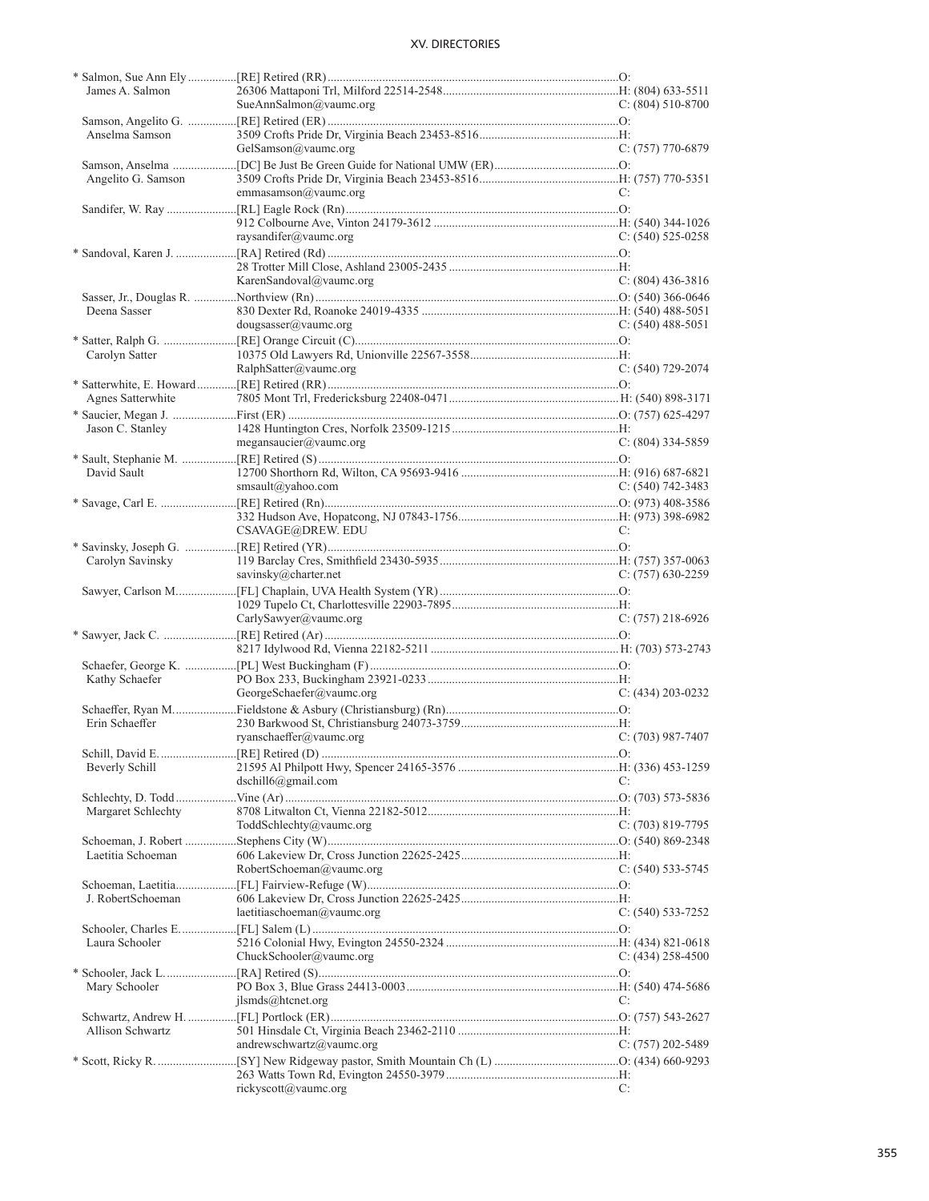| Name / Spouse | Appointment / Address / Email | Phone |
|---|---|---|
| * Salmon, Sue Ann Ely | [RE] Retired (RR) | O: |
| James A. Salmon | 26306 Mattaponi Trl, Milford 22514-2548 | H: (804) 633-5511 |
| | SueAnnSalmon@vaumc.org | C: (804) 510-8700 |
| Samson, Angelito G. | [RE] Retired (ER) | O: |
| Anselma Samson | 3509 Crofts Pride Dr, Virginia Beach 23453-8516 | H: |
| | GelSamson@vaumc.org | C: (757) 770-6879 |
| Samson, Anselma | [DC] Be Just Be Green Guide for National UMW (ER) | O: |
| Angelito G. Samson | 3509 Crofts Pride Dr, Virginia Beach 23453-8516 | H: (757) 770-5351 |
| | emmasamson@vaumc.org | C: |
| Sandifer, W. Ray | [RL] Eagle Rock (Rn) | O: |
| | 912 Colbourne Ave, Vinton 24179-3612 | H: (540) 344-1026 |
| | raysandifer@vaumc.org | C: (540) 525-0258 |
| * Sandoval, Karen J. | [RA] Retired (Rd) | O: |
| | 28 Trotter Mill Close, Ashland 23005-2435 | H: |
| | KarenSandoval@vaumc.org | C: (804) 436-3816 |
| Sasser, Jr., Douglas R. | Northview (Rn) | O: (540) 366-0646 |
| Deena Sasser | 830 Dexter Rd, Roanoke 24019-4335 | H: (540) 488-5051 |
| | dougsasser@vaumc.org | C: (540) 488-5051 |
| * Satter, Ralph G. | [RE] Orange Circuit (C) | O: |
| Carolyn Satter | 10375 Old Lawyers Rd, Unionville 22567-3558 | H: |
| | RalphSatter@vaumc.org | C: (540) 729-2074 |
| * Satterwhite, E. Howard | [RE] Retired (RR) | O: |
| Agnes Satterwhite | 7805 Mont Trl, Fredericksburg 22408-0471 | H: (540) 898-3171 |
| * Saucier, Megan J. | First (ER) | O: (757) 625-4297 |
| Jason C. Stanley | 1428 Huntington Cres, Norfolk 23509-1215 | H: |
| | megansaucier@vaumc.org | C: (804) 334-5859 |
| * Sault, Stephanie M. | [RE] Retired (S) | O: |
| David Sault | 12700 Shorthorn Rd, Wilton, CA 95693-9416 | H: (916) 687-6821 |
| | smsault@yahoo.com | C: (540) 742-3483 |
| * Savage, Carl E. | [RE] Retired (Rn) | O: (973) 408-3586 |
| | 332 Hudson Ave, Hopatcong, NJ 07843-1756 | H: (973) 398-6982 |
| | CSAVAGE@DREW. EDU | C: |
| * Savinsky, Joseph G. | [RE] Retired (YR) | O: |
| Carolyn Savinsky | 119 Barclay Cres, Smithfield 23430-5935 | H: (757) 357-0063 |
| | savinsky@charter.net | C: (757) 630-2259 |
| Sawyer, Carlson M. | [FL] Chaplain, UVA Health System (YR) | O: |
| | 1029 Tupelo Ct, Charlottesville 22903-7895 | H: |
| | CarlySawyer@vaumc.org | C: (757) 218-6926 |
| * Sawyer, Jack C. | [RE] Retired (Ar) | O: |
| | 8217 Idylwood Rd, Vienna 22182-5211 | H: (703) 573-2743 |
| Schaefer, George K. | [PL] West Buckingham (F) | O: |
| Kathy Schaefer | PO Box 233, Buckingham 23921-0233 | H: |
| | GeorgeSchaefer@vaumc.org | C: (434) 203-0232 |
| Schaeffer, Ryan M. | Fieldstone & Asbury (Christiansburg) (Rn) | O: |
| Erin Schaeffer | 230 Barkwood St, Christiansburg 24073-3759 | H: |
| | ryanschaeffer@vaumc.org | C: (703) 987-7407 |
| Schill, David E. | [RE] Retired (D) | O: |
| Beverly Schill | 21595 Al Philpott Hwy, Spencer 24165-3576 | H: (336) 453-1259 |
| | dschill6@gmail.com | C: |
| Schlechty, D. Todd | Vine (Ar) | O: (703) 573-5836 |
| Margaret Schlechty | 8708 Litwalton Ct, Vienna 22182-5012 | H: |
| | ToddSchlechty@vaumc.org | C: (703) 819-7795 |
| Schoeman, J. Robert | Stephens City (W) | O: (540) 869-2348 |
| Laetitia Schoeman | 606 Lakeview Dr, Cross Junction 22625-2425 | H: |
| | RobertSchoeman@vaumc.org | C: (540) 533-5745 |
| Schoeman, Laetitia | [FL] Fairview-Refuge (W) | O: |
| J. RobertSchoeman | 606 Lakeview Dr, Cross Junction 22625-2425 | H: |
| | laetitiaschoeman@vaumc.org | C: (540) 533-7252 |
| Schooler, Charles E. | [FL] Salem (L) | O: |
| Laura Schooler | 5216 Colonial Hwy, Evington 24550-2324 | H: (434) 821-0618 |
| | ChuckSchooler@vaumc.org | C: (434) 258-4500 |
| * Schooler, Jack L. | [RA] Retired (S) | O: |
| Mary Schooler | PO Box 3, Blue Grass 24413-0003 | H: (540) 474-5686 |
| | jlsmds@htcnet.org | C: |
| Schwartz, Andrew H. | [FL] Portlock (ER) | O: (757) 543-2627 |
| Allison Schwartz | 501 Hinsdale Ct, Virginia Beach 23462-2110 | H: |
| | andrewschwartz@vaumc.org | C: (757) 202-5489 |
| * Scott, Ricky R. | [SY] New Ridgeway pastor, Smith Mountain Ch (L) | O: (434) 660-9293 |
| | 263 Watts Town Rd, Evington 24550-3979 | H: |
| | rickyscott@vaumc.org | C: |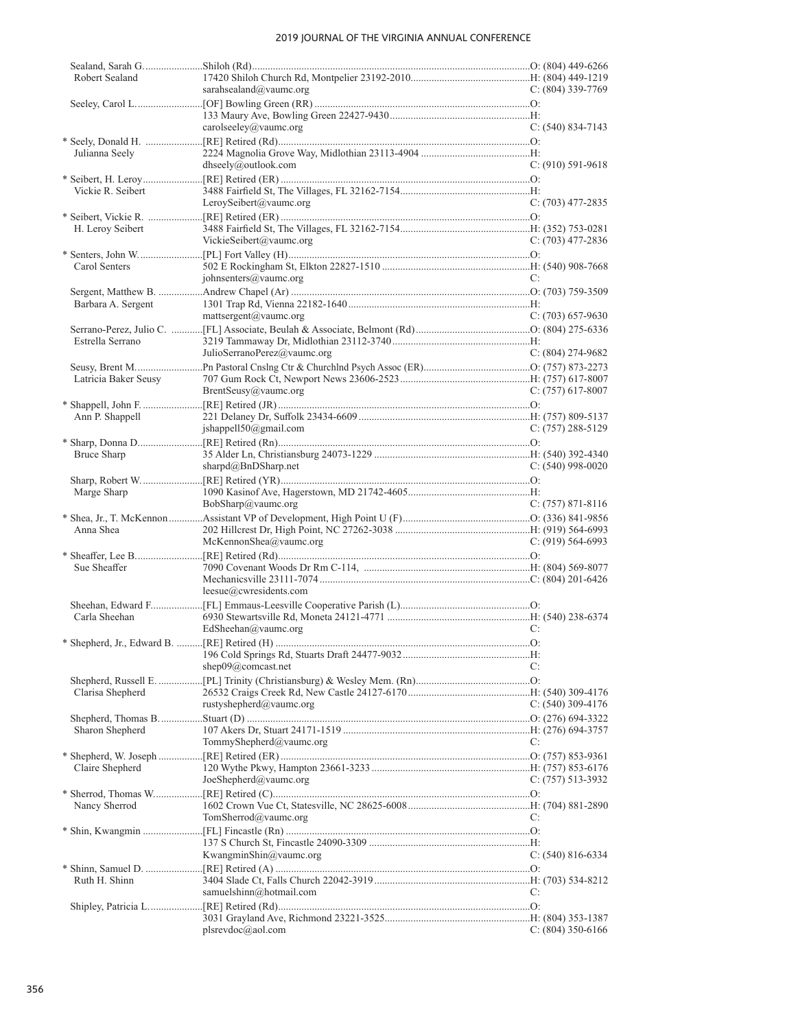Sealand, Sarah G. ...................... Shiloh (Rd) ........................................................................................................ O: (804) 449-6266
Robert Sealand 17420 Shiloh Church Rd, Montpelier 23192-2010 ........................................... H: (804) 449-1219
sarahsealand@vaumc.org C: (804) 339-7769

Seeley, Carol L. ......................... [OF] Bowling Green (RR) ................................................................................. O:
133 Maury Ave, Bowling Green 22427-9430 ..................................................... H:
carolseeley@vaumc.org C: (540) 834-7143

* Seely, Donald H. ...................... [RE] Retired (Rd) .............................................................................................. O:
Julianna Seely 2224 Magnolia Grove Way, Midlothian 23113-4904 ......................................... H:
dhseely@outlook.com C: (910) 591-9618

* Seibert, H. Leroy ....................... [RE] Retired (ER) .............................................................................................. O:
Vickie R. Seibert 3488 Fairfield St, The Villages, FL 32162-7154 ................................................ H:
LeroySeibert@vaumc.org C: (703) 477-2835

* Seibert, Vickie R. ..................... [RE] Retired (ER) .............................................................................................. O:
H. Leroy Seibert 3488 Fairfield St, The Villages, FL 32162-7154 ................................................ H: (352) 753-0281
VickieSeibert@vaumc.org C: (703) 477-2836

* Senters, John W. ........................ [PL] Fort Valley (H) .......................................................................................... O:
Carol Senters 502 E Rockingham St, Elkton 22827-1510 ....................................................... H: (540) 908-7668
johnsenters@vaumc.org C:

Sergent, Matthew B. ................. Andrew Chapel (Ar) ......................................................................................... O: (703) 759-3509
Barbara A. Sergent 1301 Trap Rd, Vienna 22182-1640 .................................................................... H:
mattsergent@vaumc.org C: (703) 657-9630

Serrano-Perez, Julio C. ............ [FL] Associate, Beulah & Associate, Belmont (Rd) .......................................... O: (804) 275-6336
Estrella Serrano 3219 Tammaway Dr, Midlothian 23112-3740 ................................................... H:
JulioSerranoPerez@vaumc.org C: (804) 274-9682

Seusy, Brent M. .......................... Pn Pastoral Cnslng Ctr & Churchlnd Psych Assoc (ER) ....................................... O: (757) 873-2273
Latricia Baker Seusy 707 Gum Rock Ct, Newport News 23606-2523 ................................................ H: (757) 617-8007
BrentSeusy@vaumc.org C: (757) 617-8007

* Shappell, John F. ....................... [RE] Retired (JR) ............................................................................................... O:
Ann P. Shappell 221 Delaney Dr, Suffolk 23434-6609 ................................................................ H: (757) 809-5137
jshappell50@gmail.com C: (757) 288-5129

* Sharp, Donna D. ........................ [RE] Retired (Rn) ............................................................................................... O:
Bruce Sharp 35 Alder Ln, Christiansburg 24073-1229 .......................................................... H: (540) 392-4340
sharpd@BnDSharp.net C: (540) 998-0020

Sharp, Robert W. ....................... [RE] Retired (YR) .............................................................................................. O:
Marge Sharp 1090 Kasinof Ave, Hagerstown, MD 21742-4605 ............................................. H:
BobSharp@vaumc.org C: (757) 871-8116

* Shea, Jr., T. McKennon ............. Assistant VP of Development, High Point U (F) ............................................... O: (336) 841-9856
Anna Shea 202 Hillcrest Dr, High Point, NC 27262-3038 .................................................. H: (919) 564-6993
McKennonShea@vaumc.org C: (919) 564-6993

* Sheaffer, Lee B. ........................ [RE] Retired (Rd) ............................................................................................... O:
Sue Sheaffer 7090 Covenant Woods Dr Rm C-114, .............................................................. H: (804) 569-8077
Mechanicsville 23111-7074 ............................................................................... C: (804) 201-6426
leesue@cwresidents.com

Sheehan, Edward F. .................. [FL] Emmaus-Leesville Cooperative Parish (L) ................................................ O:
Carla Sheehan 6930 Stewartsville Rd, Moneta 24121-4771 ..................................................... H: (540) 238-6374
EdSheehan@vaumc.org C:

* Shepherd, Jr., Edward B. .......... [RE] Retired (H) ................................................................................................ O:
196 Cold Springs Rd, Stuarts Draft 24477-9032 ............................................... H:
shep09@comcast.net C:

Shepherd, Russell E. ................. [PL] Trinity (Christiansburg) & Wesley Mem. (Rn) .......................................... O:
Clarisa Shepherd 26532 Craigs Creek Rd, New Castle 24127-6170 ............................................. H: (540) 309-4176
rustyshepherd@vaumc.org C: (540) 309-4176

Shepherd, Thomas B. ................ Stuart (D) .......................................................................................................... O: (276) 694-3322
Sharon Shepherd 107 Akers Dr, Stuart 24171-1519 ...................................................................... H: (276) 694-3757
TommyShepherd@vaumc.org C:

* Shepherd, W. Joseph ................ [RE] Retired (ER) .............................................................................................. O: (757) 853-9361
Claire Shepherd 120 Wythe Pkwy, Hampton 23661-3233 ........................................................... H: (757) 853-6176
JoeShepherd@vaumc.org C: (757) 513-3932

* Sherrod, Thomas W. ................. [RE] Retired (C) ................................................................................................ O:
Nancy Sherrod 1602 Crown Vue Ct, Statesville, NC 28625-6008 ............................................. H: (704) 881-2890
TomSherrod@vaumc.org C:

* Shin, Kwangmin ....................... [FL] Fincastle (Rn) ............................................................................................ O:
137 S Church St, Fincastle 24090-3309 ............................................................ H:
KwangminShin@vaumc.org C: (540) 816-6334

* Shinn, Samuel D. ...................... [RE] Retired (A) ................................................................................................ O:
Ruth H. Shinn 3404 Slade Ct, Falls Church 22042-3919 .......................................................... H: (703) 534-8212
samuelshinn@hotmail.com C:

Shipley, Patricia L. .................... [RE] Retired (Rd) ............................................................................................... O:
3031 Grayland Ave, Richmond 23221-3525 ...................................................... H: (804) 353-1387
plsrevdoc@aol.com C: (804) 350-6166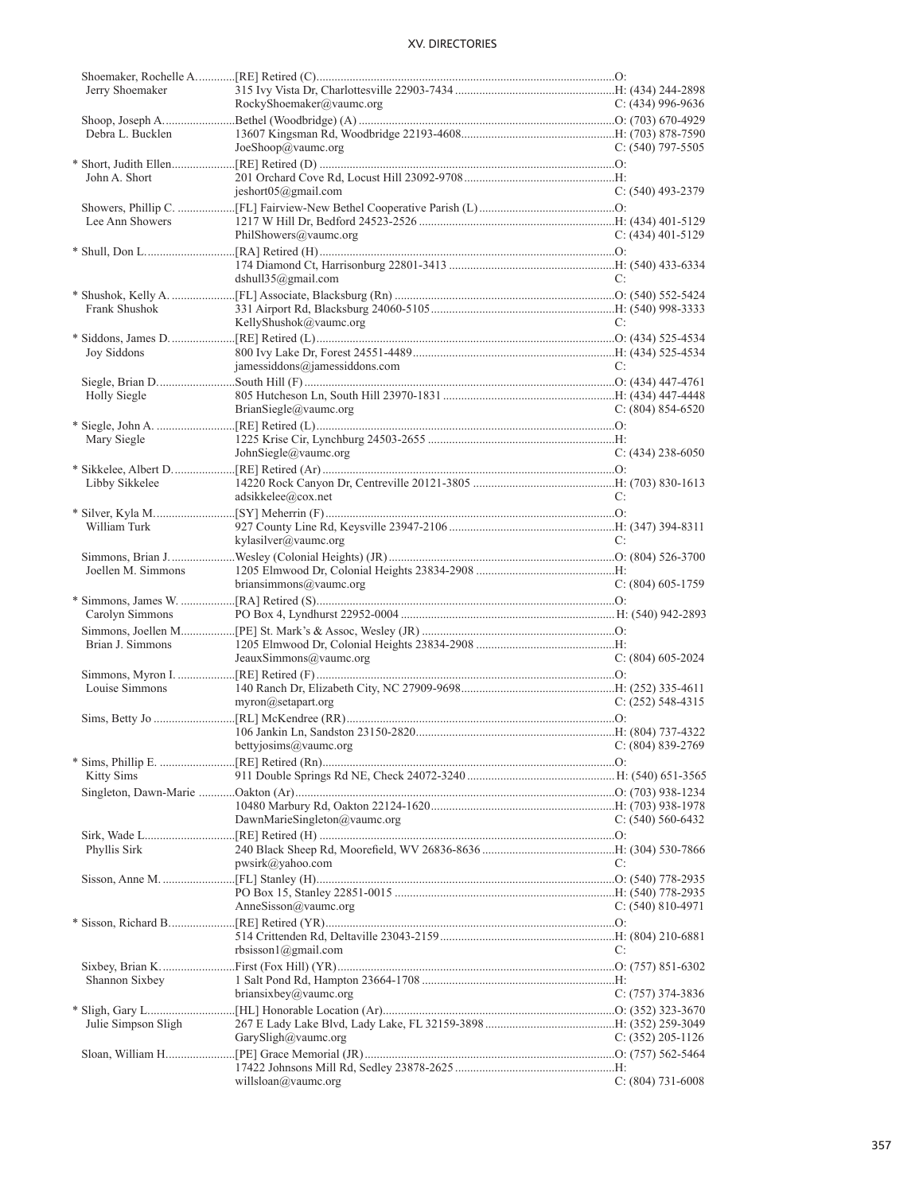| Name / Spouse | Appointment / Address / Email | Phone |
|---|---|---|
| Shoemaker, Rochelle A. | [RE] Retired (C) | O: |
| Jerry Shoemaker | 315 Ivy Vista Dr, Charlottesville 22903-7434 | H: (434) 244-2898 |
| | RockyShoemaker@vaumc.org | C: (434) 996-9636 |
| Shoop, Joseph A. | Bethel (Woodbridge) (A) | O: (703) 670-4929 |
| Debra L. Bucklen | 13607 Kingsman Rd, Woodbridge 22193-4608 | H: (703) 878-7590 |
| | JoeShoop@vaumc.org | C: (540) 797-5505 |
| * Short, Judith Ellen | [RE] Retired (D) | O: |
| John A. Short | 201 Orchard Cove Rd, Locust Hill 23092-9708 | H: |
| | jeshort05@gmail.com | C: (540) 493-2379 |
| Showers, Phillip C. | [FL] Fairview-New Bethel Cooperative Parish (L) | O: |
| Lee Ann Showers | 1217 W Hill Dr, Bedford 24523-2526 | H: (434) 401-5129 |
| | PhilShowers@vaumc.org | C: (434) 401-5129 |
| * Shull, Don L. | [RA] Retired (H) | O: |
| | 174 Diamond Ct, Harrisonburg 22801-3413 | H: (540) 433-6334 |
| | dshull35@gmail.com | C: |
| * Shushok, Kelly A. | [FL] Associate, Blacksburg (Rn) | O: (540) 552-5424 |
| Frank Shushok | 331 Airport Rd, Blacksburg 24060-5105 | H: (540) 998-3333 |
| | KellyShushok@vaumc.org | C: |
| * Siddons, James D. | [RE] Retired (L) | O: (434) 525-4534 |
| Joy Siddons | 800 Ivy Lake Dr, Forest 24551-4489 | H: (434) 525-4534 |
| | jamessiddons@jamessiddons.com | C: |
| Siegle, Brian D. | South Hill (F) | O: (434) 447-4761 |
| Holly Siegle | 805 Hutcheson Ln, South Hill 23970-1831 | H: (434) 447-4448 |
| | BrianSiegle@vaumc.org | C: (804) 854-6520 |
| * Siegle, John A. | [RE] Retired (L) | O: |
| Mary Siegle | 1225 Krise Cir, Lynchburg 24503-2655 | H: |
| | JohnSiegle@vaumc.org | C: (434) 238-6050 |
| * Sikkelee, Albert D. | [RE] Retired (Ar) | O: |
| Libby Sikkelee | 14220 Rock Canyon Dr, Centreville 20121-3805 | H: (703) 830-1613 |
| | adsikkelee@cox.net | C: |
| * Silver, Kyla M. | [SY] Meherrin (F) | O: |
| William Turk | 927 County Line Rd, Keysville 23947-2106 | H: (347) 394-8311 |
| | kylasilver@vaumc.org | C: |
| Simmons, Brian J. | Wesley (Colonial Heights) (JR) | O: (804) 526-3700 |
| Joellen M. Simmons | 1205 Elmwood Dr, Colonial Heights 23834-2908 | H: |
| | briansimmons@vaumc.org | C: (804) 605-1759 |
| * Simmons, James W. | [RA] Retired (S) | O: |
| Carolyn Simmons | PO Box 4, Lyndhurst 22952-0004 | H: (540) 942-2893 |
| Simmons, Joellen M. | [PE] St. Mark's & Assoc, Wesley (JR) | O: |
| Brian J. Simmons | 1205 Elmwood Dr, Colonial Heights 23834-2908 | H: |
| | JeauxSimmons@vaumc.org | C: (804) 605-2024 |
| Simmons, Myron I. | [RE] Retired (F) | O: |
| Louise Simmons | 140 Ranch Dr, Elizabeth City, NC 27909-9698 | H: (252) 335-4611 |
| | myron@setapart.org | C: (252) 548-4315 |
| Sims, Betty Jo | [RL] McKendree (RR) | O: |
| | 106 Jankin Ln, Sandston 23150-2820 | H: (804) 737-4322 |
| | bettyjosims@vaumc.org | C: (804) 839-2769 |
| * Sims, Phillip E. | [RE] Retired (Rn) | O: |
| Kitty Sims | 911 Double Springs Rd NE, Check 24072-3240 | H: (540) 651-3565 |
| Singleton, Dawn-Marie | Oakton (Ar) | O: (703) 938-1234 |
| | 10480 Marbury Rd, Oakton 22124-1620 | H: (703) 938-1978 |
| | DawnMarieSingleton@vaumc.org | C: (540) 560-6432 |
| Sirk, Wade L. | [RE] Retired (H) | O: |
| Phyllis Sirk | 240 Black Sheep Rd, Moorefield, WV 26836-8636 | H: (304) 530-7866 |
| | pwsirk@yahoo.com | C: |
| Sisson, Anne M. | [FL] Stanley (H) | O: (540) 778-2935 |
| | PO Box 15, Stanley 22851-0015 | H: (540) 778-2935 |
| | AnneSisson@vaumc.org | C: (540) 810-4971 |
| * Sisson, Richard B. | [RE] Retired (YR) | O: |
| | 514 Crittenden Rd, Deltaville 23043-2159 | H: (804) 210-6881 |
| | rbsisson1@gmail.com | C: |
| Sixbey, Brian K. | First (Fox Hill) (YR) | O: (757) 851-6302 |
| Shannon Sixbey | 1 Salt Pond Rd, Hampton 23664-1708 | H: |
| | briansixbey@vaumc.org | C: (757) 374-3836 |
| * Sligh, Gary L. | [HL] Honorable Location (Ar) | O: (352) 323-3670 |
| Julie Simpson Sligh | 267 E Lady Lake Blvd, Lady Lake, FL 32159-3898 | H: (352) 259-3049 |
| | GarySligh@vaumc.org | C: (352) 205-1126 |
| Sloan, William H. | [PE] Grace Memorial (JR) | O: (757) 562-5464 |
| | 17422 Johnsons Mill Rd, Sedley 23878-2625 | H: |
| | willsloan@vaumc.org | C: (804) 731-6008 |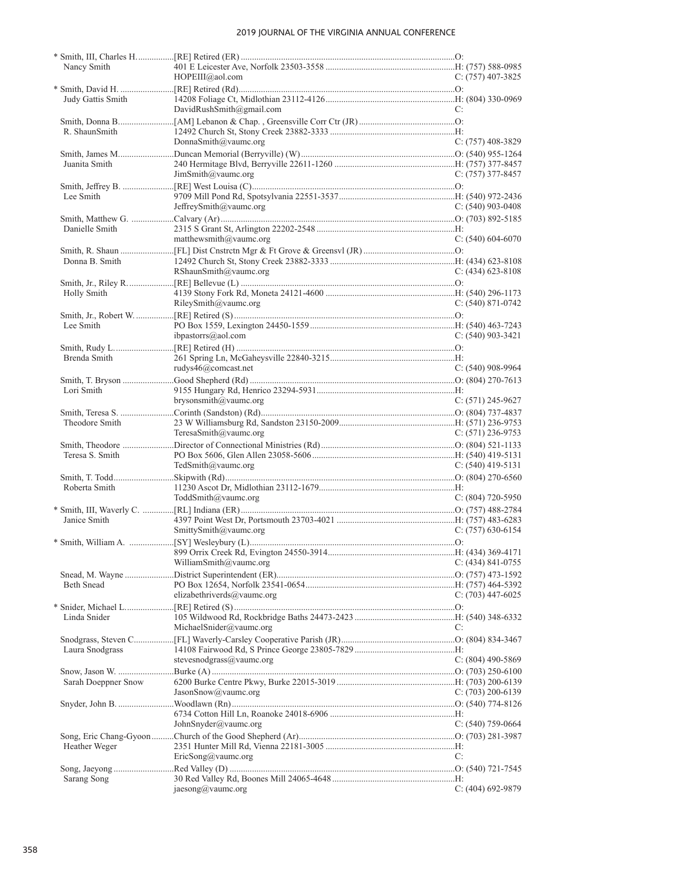| Name / Spouse | Appointment / Address / Email | Phone |
|---|---|---|
| * Smith, III, Charles H. | [RE] Retired (ER) | O: |
| Nancy Smith | 401 E Leicester Ave, Norfolk 23503-3558 | H: (757) 588-0985 |
| | HOPEIII@aol.com | C: (757) 407-3825 |
| * Smith, David H. | [RE] Retired (Rd) | O: |
| Judy Gattis Smith | 14208 Foliage Ct, Midlothian 23112-4126 | H: (804) 330-0969 |
| | DavidRushSmith@gmail.com | C: |
| Smith, Donna B. | [AM] Lebanon & Chap. , Greensville Corr Ctr (JR) | O: |
| R. ShaunSmith | 12492 Church St, Stony Creek 23882-3333 | H: |
| | DonnaSmith@vaumc.org | C: (757) 408-3829 |
| Smith, James M. | Duncan Memorial (Berryville) (W) | O: (540) 955-1264 |
| Juanita Smith | 240 Hermitage Blvd, Berryville 22611-1260 | H: (757) 377-8457 |
| | JimSmith@vaumc.org | C: (757) 377-8457 |
| Smith, Jeffrey B. | [RE] West Louisa (C) | O: |
| Lee Smith | 9709 Mill Pond Rd, Spotsylvania 22551-3537 | H: (540) 972-2436 |
| | JeffreySmith@vaumc.org | C: (540) 903-0408 |
| Smith, Matthew G. | Calvary (Ar) | O: (703) 892-5185 |
| Danielle Smith | 2315 S Grant St, Arlington 22202-2548 | H: |
| | matthewsmith@vaumc.org | C: (540) 604-6070 |
| Smith, R. Shaun | [FL] Dist Cnstrctn Mgr & Ft Grove & Greensvl (JR) | O: |
| Donna B. Smith | 12492 Church St, Stony Creek 23882-3333 | H: (434) 623-8108 |
| | RShaunSmith@vaumc.org | C: (434) 623-8108 |
| Smith, Jr., Riley R. | [RE] Bellevue (L) | O: |
| Holly Smith | 4139 Stony Fork Rd, Moneta 24121-4600 | H: (540) 296-1173 |
| | RileySmith@vaumc.org | C: (540) 871-0742 |
| Smith, Jr., Robert W. | [RE] Retired (S) | O: |
| Lee Smith | PO Box 1559, Lexington 24450-1559 | H: (540) 463-7243 |
| | ibpastorrs@aol.com | C: (540) 903-3421 |
| Smith, Rudy L. | [RE] Retired (H) | O: |
| Brenda Smith | 261 Spring Ln, McGaheysville 22840-3215 | H: |
| | rudys46@comcast.net | C: (540) 908-9964 |
| Smith, T. Bryson | Good Shepherd (Rd) | O: (804) 270-7613 |
| Lori Smith | 9155 Hungary Rd, Henrico 23294-5931 | H: |
| | brysonsmith@vaumc.org | C: (571) 245-9627 |
| Smith, Teresa S. | Corinth (Sandston) (Rd) | O: (804) 737-4837 |
| Theodore Smith | 23 W Williamsburg Rd, Sandston 23150-2009 | H: (571) 236-9753 |
| | TeresaSmith@vaumc.org | C: (571) 236-9753 |
| Smith, Theodore | Director of Connectional Ministries (Rd) | O: (804) 521-1133 |
| Teresa S. Smith | PO Box 5606, Glen Allen 23058-5606 | H: (540) 419-5131 |
| | TedSmith@vaumc.org | C: (540) 419-5131 |
| Smith, T. Todd | Skipwith (Rd) | O: (804) 270-6560 |
| Roberta Smith | 11230 Ascot Dr, Midlothian 23112-1679 | H: |
| | ToddSmith@vaumc.org | C: (804) 720-5950 |
| * Smith, III, Waverly C. | [RL] Indiana (ER) | O: (757) 488-2784 |
| Janice Smith | 4397 Point West Dr, Portsmouth 23703-4021 | H: (757) 483-6283 |
| | SmittySmith@vaumc.org | C: (757) 630-6154 |
| * Smith, William A. | [SY] Wesleybury (L) | O: |
| | 899 Orrix Creek Rd, Evington 24550-3914 | H: (434) 369-4171 |
| | WilliamSmith@vaumc.org | C: (434) 841-0755 |
| Snead, M. Wayne | District Superintendent (ER) | O: (757) 473-1592 |
| Beth Snead | PO Box 12654, Norfolk 23541-0654 | H: (757) 464-5392 |
| | elizabethriverds@vaumc.org | C: (703) 447-6025 |
| * Snider, Michael L. | [RE] Retired (S) | O: |
| Linda Snider | 105 Wildwood Rd, Rockbridge Baths 24473-2423 | H: (540) 348-6332 |
| | MichaelSnider@vaumc.org | C: |
| Snodgrass, Steven C. | [FL] Waverly-Carsley Cooperative Parish (JR) | O: (804) 834-3467 |
| Laura Snodgrass | 14108 Fairwood Rd, S Prince George 23805-7829 | H: |
| | stevesnodgrass@vaumc.org | C: (804) 490-5869 |
| Snow, Jason W. | Burke (A) | O: (703) 250-6100 |
| Sarah Doeppner Snow | 6200 Burke Centre Pkwy, Burke 22015-3019 | H: (703) 200-6139 |
| | JasonSnow@vaumc.org | C: (703) 200-6139 |
| Snyder, John B. | Woodlawn (Rn) | O: (540) 774-8126 |
| | 6734 Cotton Hill Ln, Roanoke 24018-6906 | H: |
| | JohnSnyder@vaumc.org | C: (540) 759-0664 |
| Song, Eric Chang-Gyoon | Church of the Good Shepherd (Ar) | O: (703) 281-3987 |
| Heather Weger | 2351 Hunter Mill Rd, Vienna 22181-3005 | H: |
| | EricSong@vaumc.org | C: |
| Song, Jaeyong | Red Valley (D) | O: (540) 721-7545 |
| Sarang Song | 30 Red Valley Rd, Boones Mill 24065-4648 | H: |
| | jaesong@vaumc.org | C: (404) 692-9879 |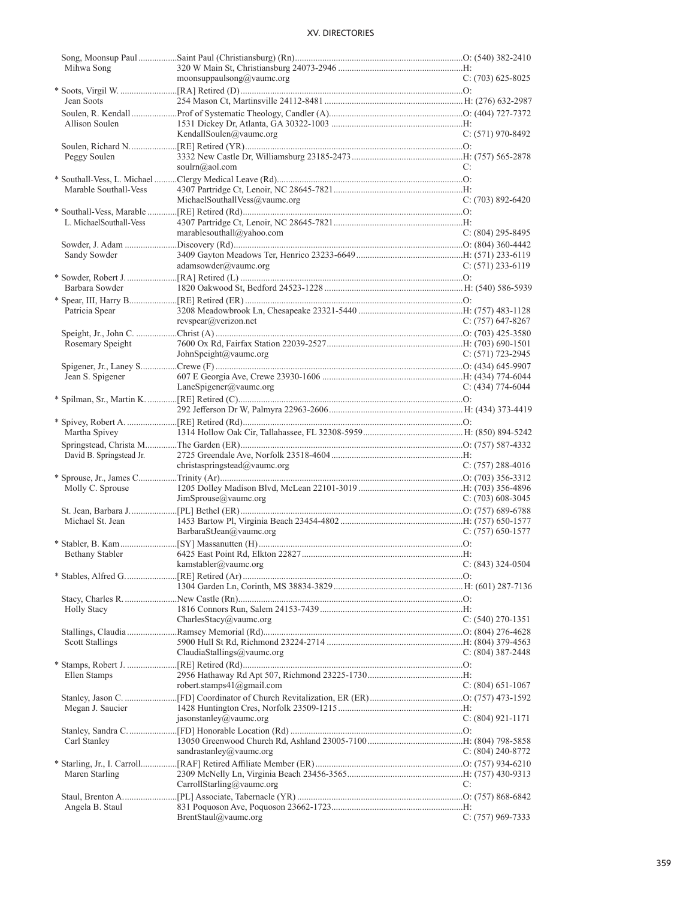Song, Moonsup Paul .................Saint Paul (Christiansburg) (Rn).........................................................................O: (540) 382-2410
Mihwa Song 320 W Main St, Christiansburg 24073-2946 .......................................................H:
moonsuppaulsong@vaumc.org C: (703) 625-8025

* Soots, Virgil W. .........................[RA] Retired (D) .................................................................................................O:
Jean Soots 254 Mason Ct, Martinsville 24112-8481 ............................................................H: (276) 632-2987

Soulen, R. Kendall ....................Prof of Systematic Theology, Candler (A)...........................................................O: (404) 727-7372
Allison Soulen 1531 Sidney Dr, Atlanta, GA 30322-1003 .........................................................H:
KendallSoulen@vaumc.org C: (571) 970-8492

Soulen, Richard N.....................[RE] Retired (YR)...............................................................................................O:
Peggy Soulen 3332 New Castle Dr, Williamsburg 23185-2473 ................................................H: (757) 565-2878
soulrn@aol.com C:

* Southall-Vess, L. Michael ..........Clergy Medical Leave (Rd).................................................................................O:
Marable Southall-Vess 4307 Partridge Ct, Lenoir, NC 28645-7821.........................................................H:
MichaelSouthallVess@vaumc.org C: (703) 892-6420

* Southall-Vess, Marable .............[RE] Retired (Rd)................................................................................................O:
L. MichaelSouthall-Vess 4307 Partridge Ct, Lenoir, NC 28645-7821.........................................................H:
marablesouthall@yahoo.com C: (804) 295-8495

Sowder, J. Adam .......................Discovery (Rd)....................................................................................................O: (804) 360-4442
Sandy Sowder 3409 Gayton Meadows Ter, Henrico 23233-6649 ...............................................H: (571) 233-6119
adamsowder@vaumc.org C: (571) 233-6119

* Sowder, Robert J. ......................[RA] Retired (L) .................................................................................................O:
Barbara Sowder 1820 Oakwood St, Bedford 24523-1228 .............................................................H: (540) 586-5939

* Spear, III, Harry B.....................[RE] Retired (ER) ...............................................................................................O:
Patricia Spear 3208 Meadowbrook Ln, Chesapeake 23321-5440 ..............................................H: (757) 483-1128
revspear@verizon.net C: (757) 647-8267

Speight, Jr., John C. ..................Christ (A) ...........................................................................................................O: (703) 425-3580
Rosemary Speight 7600 Ox Rd, Fairfax Station 22039-2527............................................................H: (703) 690-1501
JohnSpeight@vaumc.org C: (571) 723-2945

Spigener, Jr., Laney S................Crewe (F) ...........................................................................................................O: (434) 645-9907
Jean S. Spigener 607 E Georgia Ave, Crewe 23930-1606 .............................................................H: (434) 774-6044
LaneSpigener@vaumc.org C: (434) 774-6044

* Spilman, Sr., Martin K. .............[RE] Retired (C)..................................................................................................O:
292 Jefferson Dr W, Palmyra 22963-2606............................................................H: (434) 373-4419

* Spivey, Robert A. ......................[RE] Retired (Rd)................................................................................................O:
Martha Spivey 1314 Hollow Oak Cir, Tallahassee, FL 32308-5959.............................................H: (850) 894-5242

Springstead, Christa M..............The Garden (ER).................................................................................................O: (757) 587-4332
David B. Springstead Jr. 2725 Greendale Ave, Norfolk 23518-4604 ..........................................................H:
christaspringstead@vaumc.org C: (757) 288-4016

* Sprouse, Jr., James C................Trinity (Ar).........................................................................................................O: (703) 356-3312
Molly C. Sprouse 1205 Dolley Madison Blvd, McLean 22101-3019 ..............................................H: (703) 356-4896
JimSprouse@vaumc.org C: (703) 608-3045

St. Jean, Barbara J.....................[PL] Bethel (ER) ................................................................................................O: (757) 689-6788
Michael St. Jean 1453 Bartow Pl, Virginia Beach 23454-4802 .....................................................H: (757) 650-1577
BarbaraStJean@vaumc.org C: (757) 650-1577

* Stabler, B. Kam.........................[SY] Massanutten (H) .........................................................................................O:
Bethany Stabler 6425 East Point Rd, Elkton 22827......................................................................H:
kamstabler@vaumc.org C: (843) 324-0504

* Stables, Alfred G.......................[RE] Retired (Ar) ................................................................................................O:
1304 Garden Ln, Corinth, MS 38834-3829 .........................................................H: (601) 287-7136

Stacy, Charles R. .......................New Castle (Rn)..................................................................................................O:
Holly Stacy 1816 Connors Run, Salem 24153-7439 ..............................................................H:
CharlesStacy@vaumc.org C: (540) 270-1351

Stallings, Claudia ......................Ramsey Memorial (Rd).......................................................................................O: (804) 276-4628
Scott Stallings 5900 Hull St Rd, Richmond 23224-2714 ...........................................................H: (804) 379-4563
ClaudiaStallings@vaumc.org C: (804) 387-2448

* Stamps, Robert J. ......................[RE] Retired (Rd)................................................................................................O:
Ellen Stamps 2956 Hathaway Rd Apt 507, Richmond 23225-1730..........................................H:
robert.stamps41@gmail.com C: (804) 651-1067

Stanley, Jason C. .......................[FD] Coordinator of Church Revitalization, ER (ER).........................................O: (757) 473-1592
Megan J. Saucier 1428 Huntington Cres, Norfolk 23509-1215.......................................................H:
jasonstanley@vaumc.org C: (804) 921-1171

Stanley, Sandra C. .....................[FD] Honorable Location (Rd) ..........................................................................O:
Carl Stanley 13050 Greenwood Church Rd, Ashland 23005-7100..........................................H: (804) 798-5858
sandrastanley@vaumc.org C: (804) 240-8772

* Starling, Jr., I. Carroll................[RAF] Retired Affiliate Member (ER) ................................................................O: (757) 934-6210
Maren Starling 2309 McNelly Ln, Virginia Beach 23456-3565..................................................H: (757) 430-9313
CarrollStarling@vaumc.org C:

Staul, Brenton A........................[PL] Associate, Tabernacle (YR) ........................................................................O: (757) 868-6842
Angela B. Staul 831 Poquoson Ave, Poquoson 23662-1723.........................................................H:
BrentStaul@vaumc.org C: (757) 969-7333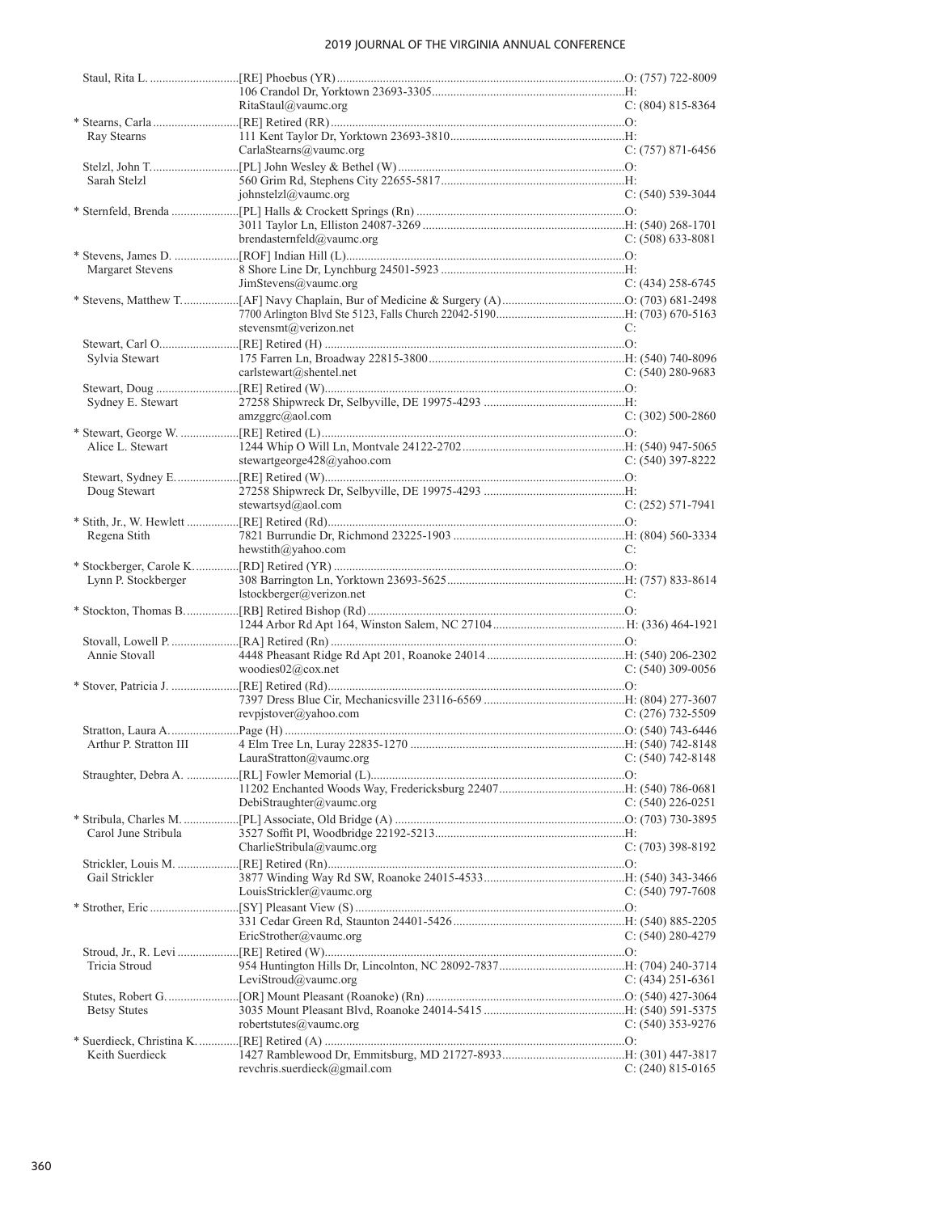| Name / Spouse | Appointment / Address / Email | Phone |
|---|---|---|
| Staul, Rita L. | [RE] Phoebus (YR) | O: (757) 722-8009 |
| | 106 Crandol Dr, Yorktown 23693-3305 | H: |
| | RitaStaul@vaumc.org | C: (804) 815-8364 |
| * Stearns, Carla | [RE] Retired (RR) | O: |
| Ray Stearns | 111 Kent Taylor Dr, Yorktown 23693-3810 | H: |
| | CarlaStearns@vaumc.org | C: (757) 871-6456 |
| Stelzl, John T. | [PL] John Wesley & Bethel (W) | O: |
| Sarah Stelzl | 560 Grim Rd, Stephens City 22655-5817 | H: |
| | johnstelzl@vaumc.org | C: (540) 539-3044 |
| * Sternfeld, Brenda | [PL] Halls & Crockett Springs (Rn) | O: |
| | 3011 Taylor Ln, Elliston 24087-3269 | H: (540) 268-1701 |
| | brendasternfeld@vaumc.org | C: (508) 633-8081 |
| * Stevens, James D. | [ROF] Indian Hill (L) | O: |
| Margaret Stevens | 8 Shore Line Dr, Lynchburg 24501-5923 | H: |
| | JimStevens@vaumc.org | C: (434) 258-6745 |
| * Stevens, Matthew T. | [AF] Navy Chaplain, Bur of Medicine & Surgery (A) | O: (703) 681-2498 |
| | 7700 Arlington Blvd Ste 5123, Falls Church 22042-5190 | H: (703) 670-5163 |
| | stevensmt@verizon.net | C: |
| Stewart, Carl O. | [RE] Retired (H) | O: |
| Sylvia Stewart | 175 Farren Ln, Broadway 22815-3800 | H: (540) 740-8096 |
| | carlstewart@shentel.net | C: (540) 280-9683 |
| Stewart, Doug | [RE] Retired (W) | O: |
| Sydney E. Stewart | 27258 Shipwreck Dr, Selbyville, DE 19975-4293 | H: |
| | amzggrc@aol.com | C: (302) 500-2860 |
| * Stewart, George W. | [RE] Retired (L) | O: |
| Alice L. Stewart | 1244 Whip O Will Ln, Montvale 24122-2702 | H: (540) 947-5065 |
| | stewartgeorge428@yahoo.com | C: (540) 397-8222 |
| Stewart, Sydney E. | [RE] Retired (W) | O: |
| Doug Stewart | 27258 Shipwreck Dr, Selbyville, DE 19975-4293 | H: |
| | stewartsyd@aol.com | C: (252) 571-7941 |
| * Stith, Jr., W. Hewlett | [RE] Retired (Rd) | O: |
| Regena Stith | 7821 Burrundie Dr, Richmond 23225-1903 | H: (804) 560-3334 |
| | hewstith@yahoo.com | C: |
| * Stockberger, Carole K. | [RD] Retired (YR) | O: |
| Lynn P. Stockberger | 308 Barrington Ln, Yorktown 23693-5625 | H: (757) 833-8614 |
| | lstockberger@verizon.net | C: |
| * Stockton, Thomas B. | [RB] Retired Bishop (Rd) | O: |
| | 1244 Arbor Rd Apt 164, Winston Salem, NC 27104 | H: (336) 464-1921 |
| Stovall, Lowell P. | [RA] Retired (Rn) | O: |
| Annie Stovall | 4448 Pheasant Ridge Rd Apt 201, Roanoke 24014 | H: (540) 206-2302 |
| | woodies02@cox.net | C: (540) 309-0056 |
| * Stover, Patricia J. | [RE] Retired (Rd) | O: |
| | 7397 Dress Blue Cir, Mechanicsville 23116-6569 | H: (804) 277-3607 |
| | revpjstover@yahoo.com | C: (276) 732-5509 |
| Stratton, Laura A. | Page (H) | O: (540) 743-6446 |
| Arthur P. Stratton III | 4 Elm Tree Ln, Luray 22835-1270 | H: (540) 742-8148 |
| | LauraStratton@vaumc.org | C: (540) 742-8148 |
| Straughter, Debra A. | [RL] Fowler Memorial (L) | O: |
| | 11202 Enchanted Woods Way, Fredericksburg 22407 | H: (540) 786-0681 |
| | DebiStraughter@vaumc.org | C: (540) 226-0251 |
| * Stribula, Charles M. | [PL] Associate, Old Bridge (A) | O: (703) 730-3895 |
| Carol June Stribula | 3527 Soffit Pl, Woodbridge 22192-5213 | H: |
| | CharlieStribula@vaumc.org | C: (703) 398-8192 |
| Strickler, Louis M. | [RE] Retired (Rn) | O: |
| Gail Strickler | 3877 Winding Way Rd SW, Roanoke 24015-4533 | H: (540) 343-3466 |
| | LouisStrickler@vaumc.org | C: (540) 797-7608 |
| * Strother, Eric | [SY] Pleasant View (S) | O: |
| | 331 Cedar Green Rd, Staunton 24401-5426 | H: (540) 885-2205 |
| | EricStrother@vaumc.org | C: (540) 280-4279 |
| Stroud, Jr., R. Levi | [RE] Retired (W) | O: |
| Tricia Stroud | 954 Huntington Hills Dr, Lincolnton, NC 28092-7837 | H: (704) 240-3714 |
| | LeviStroud@vaumc.org | C: (434) 251-6361 |
| Stutes, Robert G. | [OR] Mount Pleasant (Roanoke) (Rn) | O: (540) 427-3064 |
| Betsy Stutes | 3035 Mount Pleasant Blvd, Roanoke 24014-5415 | H: (540) 591-5375 |
| | robertstutes@vaumc.org | C: (540) 353-9276 |
| * Suerdieck, Christina K. | [RE] Retired (A) | O: |
| Keith Suerdieck | 1427 Ramblewood Dr, Emmitsburg, MD 21727-8933 | H: (301) 447-3817 |
| | revchris.suerdieck@gmail.com | C: (240) 815-0165 |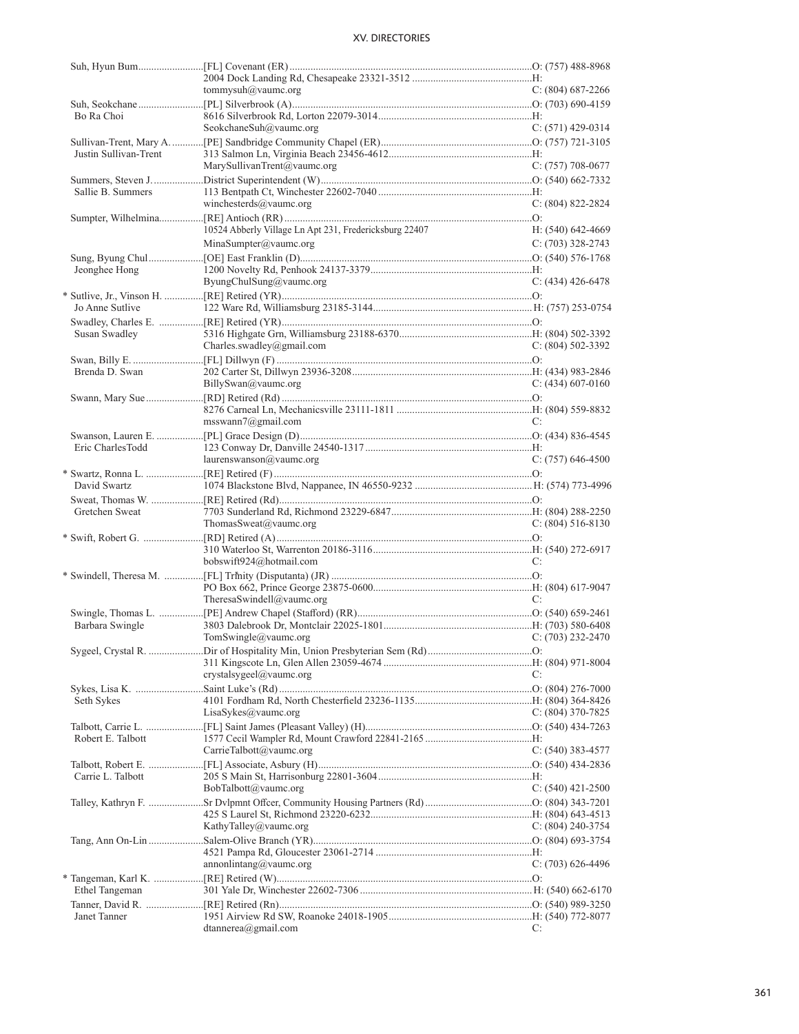| Name / Spouse | Appointment / Address / Email | Phone |
|---|---|---|
| Suh, Hyun Bum | [FL] Covenant (ER) | O: (757) 488-8968 |
| | 2004 Dock Landing Rd, Chesapeake 23321-3512 | H: |
| | tommysuh@vaumc.org | C: (804) 687-2266 |
| Suh, Seokchane | [PL] Silverbrook (A) | O: (703) 690-4159 |
| Bo Ra Choi | 8616 Silverbrook Rd, Lorton 22079-3014 | H: |
| | SeokchaneSuh@vaumc.org | C: (571) 429-0314 |
| Sullivan-Trent, Mary A. | [PE] Sandbridge Community Chapel (ER) | O: (757) 721-3105 |
| Justin Sullivan-Trent | 313 Salmon Ln, Virginia Beach 23456-4612 | H: |
| | MarySullivanTrent@vaumc.org | C: (757) 708-0677 |
| Summers, Steven J. | District Superintendent (W) | O: (540) 662-7332 |
| Sallie B. Summers | 113 Bentpath Ct, Winchester 22602-7040 | H: |
| | winchesterds@vaumc.org | C: (804) 822-2824 |
| Sumpter, Wilhelmina | [RE] Antioch (RR) | O: |
| | 10524 Abberly Village Ln Apt 231, Fredericksburg 22407 | H: (540) 642-4669 |
| | MinaSumpter@vaumc.org | C: (703) 328-2743 |
| Sung, Byung Chul | [OE] East Franklin (D) | O: (540) 576-1768 |
| Jeonghee Hong | 1200 Novelty Rd, Penhook 24137-3379 | H: |
| | ByungChulSung@vaumc.org | C: (434) 426-6478 |
| * Sutlive, Jr., Vinson H. | [RE] Retired (YR) | O: |
| Jo Anne Sutlive | 122 Ware Rd, Williamsburg 23185-3144 | H: (757) 253-0754 |
| Swadley, Charles E. | [RE] Retired (YR) | O: |
| Susan Swadley | 5316 Highgate Grn, Williamsburg 23188-6370 | H: (804) 502-3392 |
| | Charles.swadley@gmail.com | C: (804) 502-3392 |
| Swan, Billy E. | [FL] Dillwyn (F) | O: |
| Brenda D. Swan | 202 Carter St, Dillwyn 23936-3208 | H: (434) 983-2846 |
| | BillySwan@vaumc.org | C: (434) 607-0160 |
| Swann, Mary Sue | [RD] Retired (Rd) | O: |
| | 8276 Carneal Ln, Mechanicsville 23111-1811 | H: (804) 559-8832 |
| | msswann7@gmail.com | C: |
| Swanson, Lauren E. | [PL] Grace Design (D) | O: (434) 836-4545 |
| Eric CharlesTodd | 123 Conway Dr, Danville 24540-1317 | H: |
| | laurenswanson@vaumc.org | C: (757) 646-4500 |
| * Swartz, Ronna L. | [RE] Retired (F) | O: |
| David Swartz | 1074 Blackstone Blvd, Nappanee, IN 46550-9232 | H: (574) 773-4996 |
| Sweat, Thomas W. | [RE] Retired (Rd) | O: |
| Gretchen Sweat | 7703 Sunderland Rd, Richmond 23229-6847 | H: (804) 288-2250 |
| | ThomasSweat@vaumc.org | C: (804) 516-8130 |
| * Swift, Robert G. | [RD] Retired (A) | O: |
| | 310 Waterloo St, Warrenton 20186-3116 | H: (540) 272-6917 |
| | bobswift924@hotmail.com | C: |
| * Swindell, Theresa M. | [FL] Trinity (Disputanta) (JR) | O: |
| | PO Box 662, Prince George 23875-0600 | H: (804) 617-9047 |
| | TheresaSwindell@vaumc.org | C: |
| Swingle, Thomas L. | [PE] Andrew Chapel (Stafford) (RR) | O: (540) 659-2461 |
| Barbara Swingle | 3803 Dalebrook Dr, Montclair 22025-1801 | H: (703) 580-6408 |
| | TomSwingle@vaumc.org | C: (703) 232-2470 |
| Sygeel, Crystal R. | Dir of Hospitality Min, Union Presbyterian Sem (Rd) | O: |
| | 311 Kingscote Ln, Glen Allen 23059-4674 | H: (804) 971-8004 |
| | crystalsygeel@vaumc.org | C: |
| Sykes, Lisa K. | Saint Luke's (Rd) | O: (804) 276-7000 |
| Seth Sykes | 4101 Fordham Rd, North Chesterfield 23236-1135 | H: (804) 364-8426 |
| | LisaSykes@vaumc.org | C: (804) 370-7825 |
| Talbott, Carrie L. | [FL] Saint James (Pleasant Valley) (H) | O: (540) 434-7263 |
| Robert E. Talbott | 1577 Cecil Wampler Rd, Mount Crawford 22841-2165 | H: |
| | CarrieTalbott@vaumc.org | C: (540) 383-4577 |
| Talbott, Robert E. | [FL] Associate, Asbury (H) | O: (540) 434-2836 |
| Carrie L. Talbott | 205 S Main St, Harrisonburg 22801-3604 | H: |
| | BobTalbott@vaumc.org | C: (540) 421-2500 |
| Talley, Kathryn F. | Sr Dvlpmnt Offcer, Community Housing Partners (Rd) | O: (804) 343-7201 |
| | 425 S Laurel St, Richmond 23220-6232 | H: (804) 643-4513 |
| | KathyTalley@vaumc.org | C: (804) 240-3754 |
| Tang, Ann On-Lin | Salem-Olive Branch (YR) | O: (804) 693-3754 |
| | 4521 Pampa Rd, Gloucester 23061-2714 | H: |
| | annonlintang@vaumc.org | C: (703) 626-4496 |
| * Tangeman, Karl K. | [RE] Retired (W) | O: |
| Ethel Tangeman | 301 Yale Dr, Winchester 22602-7306 | H: (540) 662-6170 |
| Tanner, David R. | [RE] Retired (Rn) | O: (540) 989-3250 |
| Janet Tanner | 1951 Airview Rd SW, Roanoke 24018-1905 | H: (540) 772-8077 |
| | dtannerea@gmail.com | C: |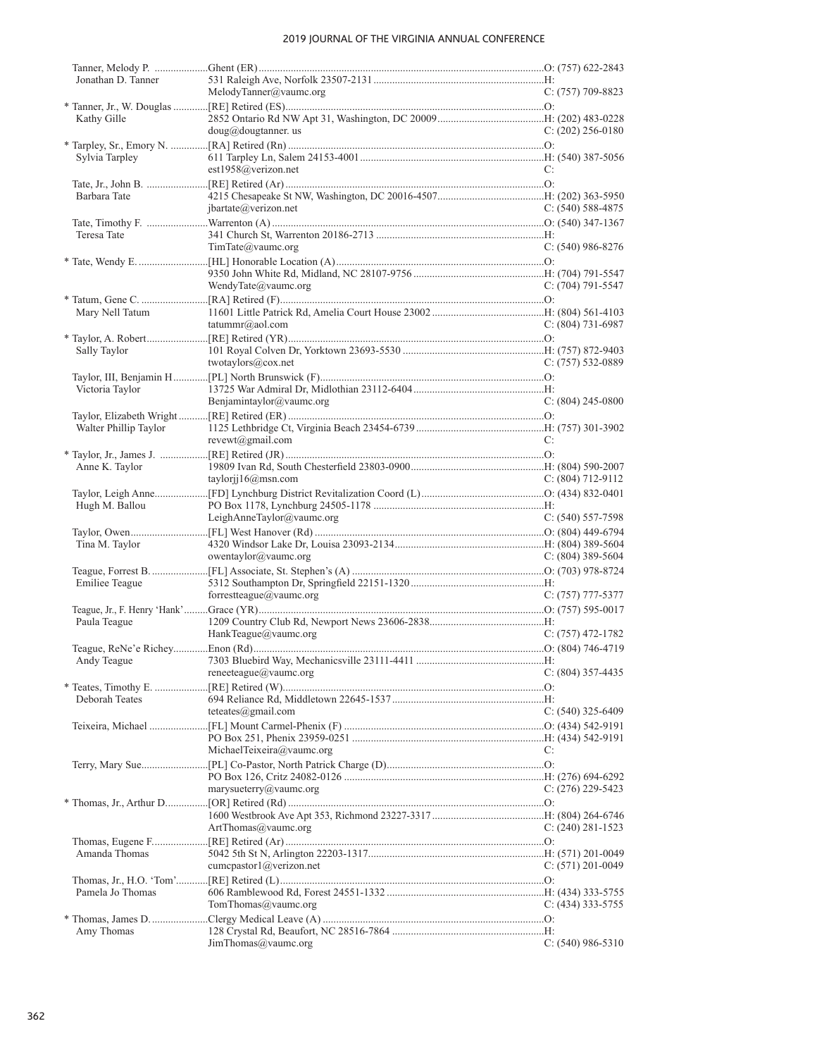| Name | Appointment / Address / Email | Phone |
|---|---|---|
| Tanner, Melody P. | Ghent (ER) | O: (757) 622-2843 |
| Jonathan D. Tanner | 531 Raleigh Ave, Norfolk 23507-2131 | H: |
| | MelodyTanner@vaumc.org | C: (757) 709-8823 |
| * Tanner, Jr., W. Douglas | [RE] Retired (ES) | O: |
| Kathy Gille | 2852 Ontario Rd NW Apt 31, Washington, DC 20009 | H: (202) 483-0228 |
| | doug@dougtanner. us | C: (202) 256-0180 |
| * Tarpley, Sr., Emory N. | [RA] Retired (Rn) | O: |
| Sylvia Tarpley | 611 Tarpley Ln, Salem 24153-4001 | H: (540) 387-5056 |
| | est1958@verizon.net | C: |
| Tate, Jr., John B. | [RE] Retired (Ar) | O: |
| Barbara Tate | 4215 Chesapeake St NW, Washington, DC 20016-4507 | H: (202) 363-5950 |
| | jbartate@verizon.net | C: (540) 588-4875 |
| Tate, Timothy F. | Warrenton (A) | O: (540) 347-1367 |
| Teresa Tate | 341 Church St, Warrenton 20186-2713 | H: |
| | TimTate@vaumc.org | C: (540) 986-8276 |
| * Tate, Wendy E. | [HL] Honorable Location (A) | O: |
| | 9350 John White Rd, Midland, NC 28107-9756 | H: (704) 791-5547 |
| | WendyTate@vaumc.org | C: (704) 791-5547 |
| * Tatum, Gene C. | [RA] Retired (F) | O: |
| Mary Nell Tatum | 11601 Little Patrick Rd, Amelia Court House 23002 | H: (804) 561-4103 |
| | tatummr@aol.com | C: (804) 731-6987 |
| * Taylor, A. Robert | [RE] Retired (YR) | O: |
| Sally Taylor | 101 Royal Colven Dr, Yorktown 23693-5530 | H: (757) 872-9403 |
| | twotaylors@cox.net | C: (757) 532-0889 |
| Taylor, III, Benjamin H | [PL] North Brunswick (F) | O: |
| Victoria Taylor | 13725 War Admiral Dr, Midlothian 23112-6404 | H: |
| | Benjamintaylor@vaumc.org | C: (804) 245-0800 |
| Taylor, Elizabeth Wright | [RE] Retired (ER) | O: |
| Walter Phillip Taylor | 1125 Lethbridge Ct, Virginia Beach 23454-6739 | H: (757) 301-3902 |
| | revewt@gmail.com | C: |
| * Taylor, Jr., James J. | [RE] Retired (JR) | O: |
| Anne K. Taylor | 19809 Ivan Rd, South Chesterfield 23803-0900 | H: (804) 590-2007 |
| | taylorjj16@msn.com | C: (804) 712-9112 |
| Taylor, Leigh Anne | [FD] Lynchburg District Revitalization Coord (L) | O: (434) 832-0401 |
| Hugh M. Ballou | PO Box 1178, Lynchburg 24505-1178 | H: |
| | LeighAnneTaylor@vaumc.org | C: (540) 557-7598 |
| Taylor, Owen | [FL] West Hanover (Rd) | O: (804) 449-6794 |
| Tina M. Taylor | 4320 Windsor Lake Dr, Louisa 23093-2134 | H: (804) 389-5604 |
| | owentaylor@vaumc.org | C: (804) 389-5604 |
| Teague, Forrest B. | [FL] Associate, St. Stephen's (A) | O: (703) 978-8724 |
| Emiliee Teague | 5312 Southampton Dr, Springfield 22151-1320 | H: |
| | forrestteague@vaumc.org | C: (757) 777-5377 |
| Teague, Jr., F. Henry 'Hank' | Grace (YR) | O: (757) 595-0017 |
| Paula Teague | 1209 Country Club Rd, Newport News 23606-2838 | H: |
| | HankTeague@vaumc.org | C: (757) 472-1782 |
| Teague, ReNe'e Richey | Enon (Rd) | O: (804) 746-4719 |
| Andy Teague | 7303 Bluebird Way, Mechanicsville 23111-4411 | H: |
| | reneeteague@vaumc.org | C: (804) 357-4435 |
| * Teates, Timothy E. | [RE] Retired (W) | O: |
| Deborah Teates | 694 Reliance Rd, Middletown 22645-1537 | H: |
| | teteates@gmail.com | C: (540) 325-6409 |
| Teixeira, Michael | [FL] Mount Carmel-Phenix (F) | O: (434) 542-9191 |
| | PO Box 251, Phenix 23959-0251 | H: (434) 542-9191 |
| | MichaelTeixeira@vaumc.org | C: |
| Terry, Mary Sue | [PL] Co-Pastor, North Patrick Charge (D) | O: |
| | PO Box 126, Critz 24082-0126 | H: (276) 694-6292 |
| | marysueterry@vaumc.org | C: (276) 229-5423 |
| * Thomas, Jr., Arthur D. | [OR] Retired (Rd) | O: |
| | 1600 Westbrook Ave Apt 353, Richmond 23227-3317 | H: (804) 264-6746 |
| | ArtThomas@vaumc.org | C: (240) 281-1523 |
| Thomas, Eugene F. | [RE] Retired (Ar) | O: |
| Amanda Thomas | 5042 5th St N, Arlington 22203-1317 | H: (571) 201-0049 |
| | cumcpastor1@verizon.net | C: (571) 201-0049 |
| Thomas, Jr., H.O. 'Tom' | [RE] Retired (L) | O: |
| Pamela Jo Thomas | 606 Ramblewood Rd, Forest 24551-1332 | H: (434) 333-5755 |
| | TomThomas@vaumc.org | C: (434) 333-5755 |
| * Thomas, James D. | Clergy Medical Leave (A) | O: |
| Amy Thomas | 128 Crystal Rd, Beaufort, NC 28516-7864 | H: |
| | JimThomas@vaumc.org | C: (540) 986-5310 |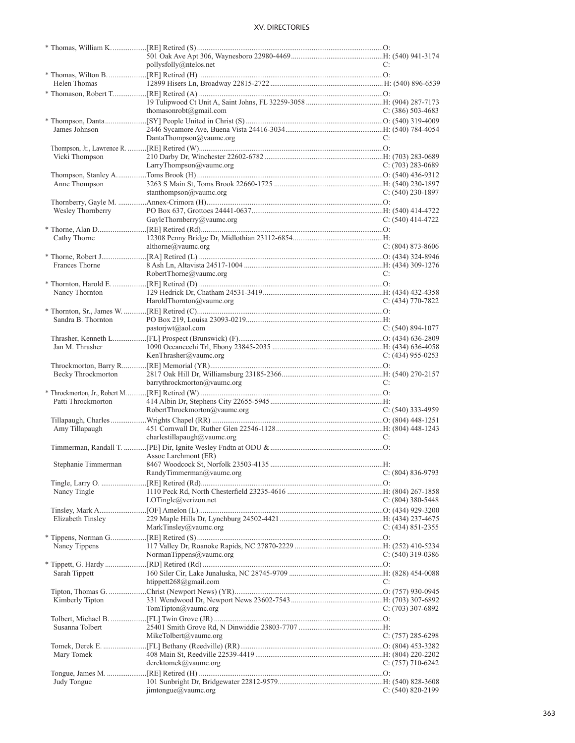| Name | Appointment / Address / Email | Phone |
|---|---|---|
| * Thomas, William K. | [RE] Retired (S) | O: |
| | 501 Oak Ave Apt 306, Waynesboro 22980-4469 | H: (540) 941-3174 |
| | pollysfolly@ntelos.net | C: |
| * Thomas, Wilton B. | [RE] Retired (H) | O: |
| Helen Thomas | 12899 Hisers Ln, Broadway 22815-2722 | H: (540) 896-6539 |
| * Thomason, Robert T. | [RE] Retired (A) | O: |
| | 19 Tulipwood Ct Unit A, Saint Johns, FL 32259-3058 | H: (904) 287-7173 |
| | thomasonrobt@gmail.com | C: (386) 503-4683 |
| * Thompson, Danta | [SY] People United in Christ (S) | O: (540) 319-4009 |
| James Johnson | 2446 Sycamore Ave, Buena Vista 24416-3034 | H: (540) 784-4054 |
| | DantaThompson@vaumc.org | C: |
| Thompson, Jr., Lawrence R. | [RE] Retired (W) | O: |
| Vicki Thompson | 210 Darby Dr, Winchester 22602-6782 | H: (703) 283-0689 |
| | LarryThompson@vaumc.org | C: (703) 283-0689 |
| Thompson, Stanley A. | Toms Brook (H) | O: (540) 436-9312 |
| Anne Thompson | 3263 S Main St, Toms Brook 22660-1725 | H: (540) 230-1897 |
| | stanthompson@vaumc.org | C: (540) 230-1897 |
| Thornberry, Gayle M. | Annex-Crimora (H) | O: |
| Wesley Thornberry | PO Box 637, Grottoes 24441-0637 | H: (540) 414-4722 |
| | GayleThornberry@vaumc.org | C: (540) 414-4722 |
| * Thorne, Alan D. | [RE] Retired (Rd) | O: |
| Cathy Thorne | 12308 Penny Bridge Dr, Midlothian 23112-6854 | H: |
| | althorne@vaumc.org | C: (804) 873-8606 |
| * Thorne, Robert J. | [RA] Retired (L) | O: (434) 324-8946 |
| Frances Thorne | 8 Ash Ln, Altavista 24517-1004 | H: (434) 309-1276 |
| | RobertThorne@vaumc.org | C: |
| * Thornton, Harold E. | [RE] Retired (D) | O: |
| Nancy Thornton | 129 Hedrick Dr, Chatham 24531-3419 | H: (434) 432-4358 |
| | HaroldThornton@vaumc.org | C: (434) 770-7822 |
| * Thornton, Sr., James W. | [RE] Retired (C) | O: |
| Sandra B. Thornton | PO Box 219, Louisa 23093-0219 | H: |
| | pastorjwt@aol.com | C: (540) 894-1077 |
| Thrasher, Kenneth L. | [FL] Prospect (Brunswick) (F) | O: (434) 636-2809 |
| Jan M. Thrasher | 1090 Occanecchi Trl, Ebony 23845-2035 | H: (434) 636-4058 |
| | KenThrasher@vaumc.org | C: (434) 955-0253 |
| Throckmorton, Barry R. | [RE] Memorial (YR) | O: |
| Becky Throckmorton | 2817 Oak Hill Dr, Williamsburg 23185-2366 | H: (540) 270-2157 |
| | barrythrockmorton@vaumc.org | C: |
| * Throckmorton, Jr., Robert M. | [RE] Retired (W) | O: |
| Patti Throckmorton | 414 Albin Dr, Stephens City 22655-5945 | H: |
| | RobertThrockmorton@vaumc.org | C: (540) 333-4959 |
| Tillapaugh, Charles | Wrights Chapel (RR) | O: (804) 448-1251 |
| Amy Tillapaugh | 451 Cornwall Dr, Ruther Glen 22546-1128 | H: (804) 448-1243 |
| | charlestillapaugh@vaumc.org | C: |
| Timmerman, Randall T. | [PE] Dir, Ignite Wesley Fndtn at ODU & Assoc Larchmont (ER) | O: |
| Stephanie Timmerman | 8467 Woodcock St, Norfolk 23503-4135 | H: |
| | RandyTimmerman@vaumc.org | C: (804) 836-9793 |
| Tingle, Larry O. | [RE] Retired (Rd) | O: |
| Nancy Tingle | 1110 Peck Rd, North Chesterfield 23235-4616 | H: (804) 267-1858 |
| | LOTingle@verizon.net | C: (804) 380-5448 |
| Tinsley, Mark A. | [OF] Amelon (L) | O: (434) 929-3200 |
| Elizabeth Tinsley | 229 Maple Hills Dr, Lynchburg 24502-4421 | H: (434) 237-4675 |
| | MarkTinsley@vaumc.org | C: (434) 851-2355 |
| * Tippens, Norman G. | [RE] Retired (S) | O: |
| Nancy Tippens | 117 Valley Dr, Roanoke Rapids, NC 27870-2229 | H: (252) 410-5234 |
| | NormanTippens@vaumc.org | C: (540) 319-0386 |
| * Tippett, G. Hardy | [RD] Retired (Rd) | O: |
| Sarah Tippett | 160 Siler Cir, Lake Junaluska, NC 28745-9709 | H: (828) 454-0088 |
| | htippett268@gmail.com | C: |
| Tipton, Thomas G. | Christ (Newport News) (YR) | O: (757) 930-0945 |
| Kimberly Tipton | 331 Wendwood Dr, Newport News 23602-7543 | H: (703) 307-6892 |
| | TomTipton@vaumc.org | C: (703) 307-6892 |
| Tolbert, Michael B. | [FL] Twin Grove (JR) | O: |
| Susanna Tolbert | 25401 Smith Grove Rd, N Dinwiddie 23803-7707 | H: |
| | MikeTolbert@vaumc.org | C: (757) 285-6298 |
| Tomek, Derek E. | [FL] Bethany (Reedville) (RR) | O: (804) 453-3282 |
| Mary Tomek | 408 Main St, Reedville 22539-4419 | H: (804) 220-2202 |
| | derektomek@vaumc.org | C: (757) 710-6242 |
| Tongue, James M. | [RE] Retired (H) | O: |
| Judy Tongue | 101 Sunbright Dr, Bridgewater 22812-9579 | H: (540) 828-3608 |
| | jimtongue@vaumc.org | C: (540) 820-2199 |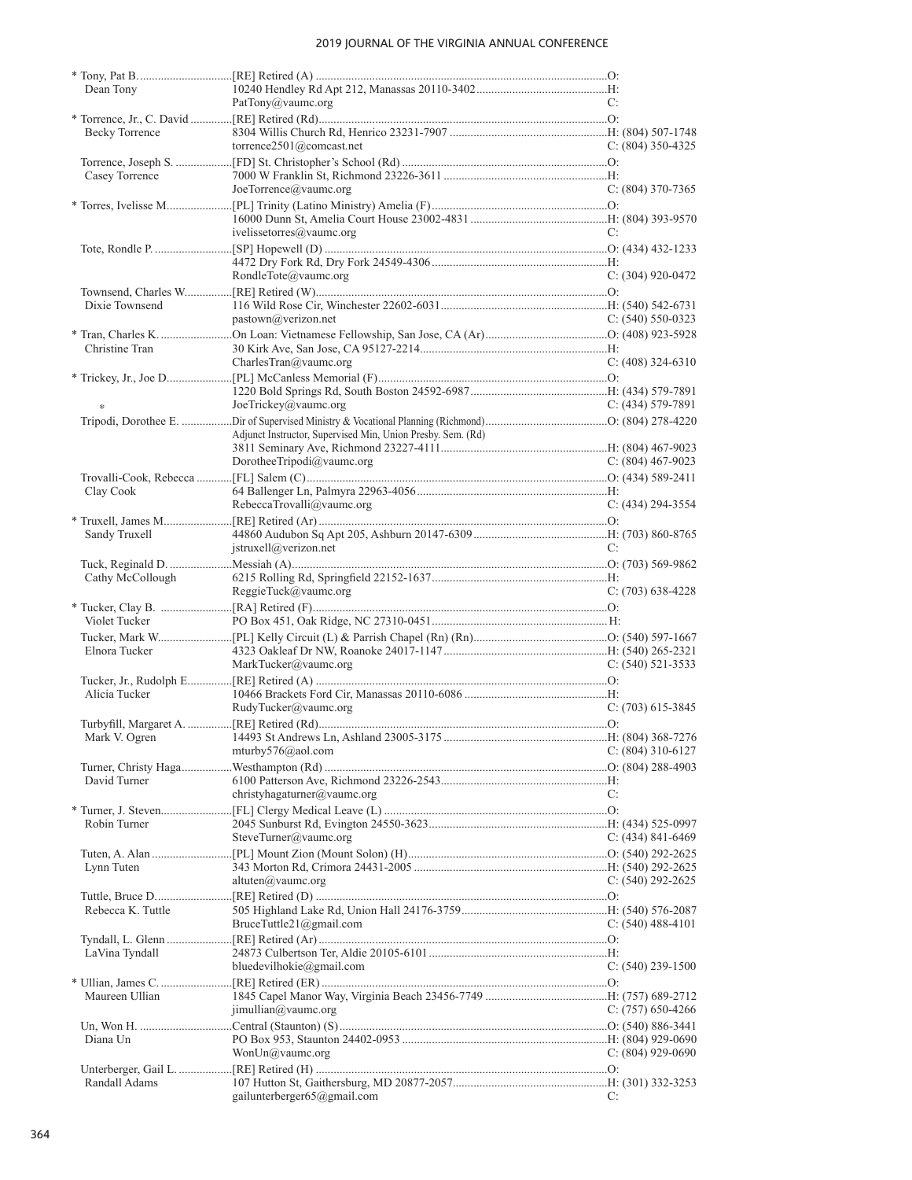| Name / Spouse | Appointment / Address / Email | Phone |
|---|---|---|
| * Tony, Pat B. | [RE] Retired (A) | O: |
| Dean Tony | 10240 Hendley Rd Apt 212, Manassas 20110-3402 | H: |
| | PatTony@vaumc.org | C: |
| * Torrence, Jr., C. David | [RE] Retired (Rd) | O: |
| Becky Torrence | 8304 Willis Church Rd, Henrico 23231-7907 | H: (804) 507-1748 |
| | torrence2501@comcast.net | C: (804) 350-4325 |
| Torrence, Joseph S. | [FD] St. Christopher's School (Rd) | O: |
| Casey Torrence | 7000 W Franklin St, Richmond 23226-3611 | H: |
| | JoeTorrence@vaumc.org | C: (804) 370-7365 |
| * Torres, Ivelisse M. | [PL] Trinity (Latino Ministry) Amelia (F) | O: |
| | 16000 Dunn St, Amelia Court House 23002-4831 | H: (804) 393-9570 |
| | ivelissetorres@vaumc.org | C: |
| Tote, Rondle P. | [SP] Hopewell (D) | O: (434) 432-1233 |
| | 4472 Dry Fork Rd, Dry Fork 24549-4306 | H: |
| | RondleTote@vaumc.org | C: (304) 920-0472 |
| Townsend, Charles W. | [RE] Retired (W) | O: |
| Dixie Townsend | 116 Wild Rose Cir, Winchester 22602-6031 | H: (540) 542-6731 |
| | pastown@verizon.net | C: (540) 550-0323 |
| * Tran, Charles K. | On Loan: Vietnamese Fellowship, San Jose, CA (Ar) | O: (408) 923-5928 |
| Christine Tran | 30 Kirk Ave, San Jose, CA 95127-2214 | H: |
| | CharlesTran@vaumc.org | C: (408) 324-6310 |
| * Trickey, Jr., Joe D. | [PL] McCanless Memorial (F) | O: |
| | 1220 Bold Springs Rd, South Boston 24592-6987 | H: (434) 579-7891 |
| * | JoeTrickey@vaumc.org | C: (434) 579-7891 |
| Tripodi, Dorothee E. | Dir of Supervised Ministry & Vocational Planning (Richmond) | O: (804) 278-4220 |
| | Adjunct Instructor, Supervised Min, Union Presby. Sem. (Rd) | |
| | 3811 Seminary Ave, Richmond 23227-4111 | H: (804) 467-9023 |
| | DorotheeTripodi@vaumc.org | C: (804) 467-9023 |
| Trovalli-Cook, Rebecca | [FL] Salem (C) | O: (434) 589-2411 |
| Clay Cook | 64 Ballenger Ln, Palmyra 22963-4056 | H: |
| | RebeccaTrovalli@vaumc.org | C: (434) 294-3554 |
| * Truxell, James M. | [RE] Retired (Ar) | O: |
| Sandy Truxell | 44860 Audubon Sq Apt 205, Ashburn 20147-6309 | H: (703) 860-8765 |
| | jstruxell@verizon.net | C: |
| Tuck, Reginald D. | Messiah (A) | O: (703) 569-9862 |
| Cathy McCollough | 6215 Rolling Rd, Springfield 22152-1637 | H: |
| | ReggieTuck@vaumc.org | C: (703) 638-4228 |
| * Tucker, Clay B. | [RA] Retired (F) | O: |
| Violet Tucker | PO Box 451, Oak Ridge, NC 27310-0451 | H: |
| Tucker, Mark W. | [PL] Kelly Circuit (L) & Parrish Chapel (Rn) (Rn) | O: (540) 597-1667 |
| Elnora Tucker | 4323 Oakleaf Dr NW, Roanoke 24017-1147 | H: (540) 265-2321 |
| | MarkTucker@vaumc.org | C: (540) 521-3533 |
| Tucker, Jr., Rudolph E. | [RE] Retired (A) | O: |
| Alicia Tucker | 10466 Brackets Ford Cir, Manassas 20110-6086 | H: |
| | RudyTucker@vaumc.org | C: (703) 615-3845 |
| Turbyfill, Margaret A. | [RE] Retired (Rd) | O: |
| Mark V. Ogren | 14493 St Andrews Ln, Ashland 23005-3175 | H: (804) 368-7276 |
| | mturby576@aol.com | C: (804) 310-6127 |
| Turner, Christy Haga | Westhampton (Rd) | O: (804) 288-4903 |
| David Turner | 6100 Patterson Ave, Richmond 23226-2543 | H: |
| | christyhagaturner@vaumc.org | C: |
| * Turner, J. Steven | [FL] Clergy Medical Leave (L) | O: |
| Robin Turner | 2045 Sunburst Rd, Evington 24550-3623 | H: (434) 525-0997 |
| | SteveTurner@vaumc.org | C: (434) 841-6469 |
| Tuten, A. Alan | [PL] Mount Zion (Mount Solon) (H) | O: (540) 292-2625 |
| Lynn Tuten | 343 Morton Rd, Crimora 24431-2005 | H: (540) 292-2625 |
| | altuten@vaumc.org | C: (540) 292-2625 |
| Tuttle, Bruce D. | [RE] Retired (D) | O: |
| Rebecca K. Tuttle | 505 Highland Lake Rd, Union Hall 24176-3759 | H: (540) 576-2087 |
| | BruceTuttle21@gmail.com | C: (540) 488-4101 |
| Tyndall, L. Glenn | [RE] Retired (Ar) | O: |
| LaVina Tyndall | 24873 Culbertson Ter, Aldie 20105-6101 | H: |
| | bluedevilhokie@gmail.com | C: (540) 239-1500 |
| * Ullian, James C. | [RE] Retired (ER) | O: |
| Maureen Ullian | 1845 Capel Manor Way, Virginia Beach 23456-7749 | H: (757) 689-2712 |
| | jimullian@vaumc.org | C: (757) 650-4266 |
| Un, Won H. | Central (Staunton) (S) | O: (540) 886-3441 |
| Diana Un | PO Box 953, Staunton 24402-0953 | H: (804) 929-0690 |
| | WonUn@vaumc.org | C: (804) 929-0690 |
| Unterberger, Gail L. | [RE] Retired (H) | O: |
| Randall Adams | 107 Hutton St, Gaithersburg, MD 20877-2057 | H: (301) 332-3253 |
| | gailunterberger65@gmail.com | C: |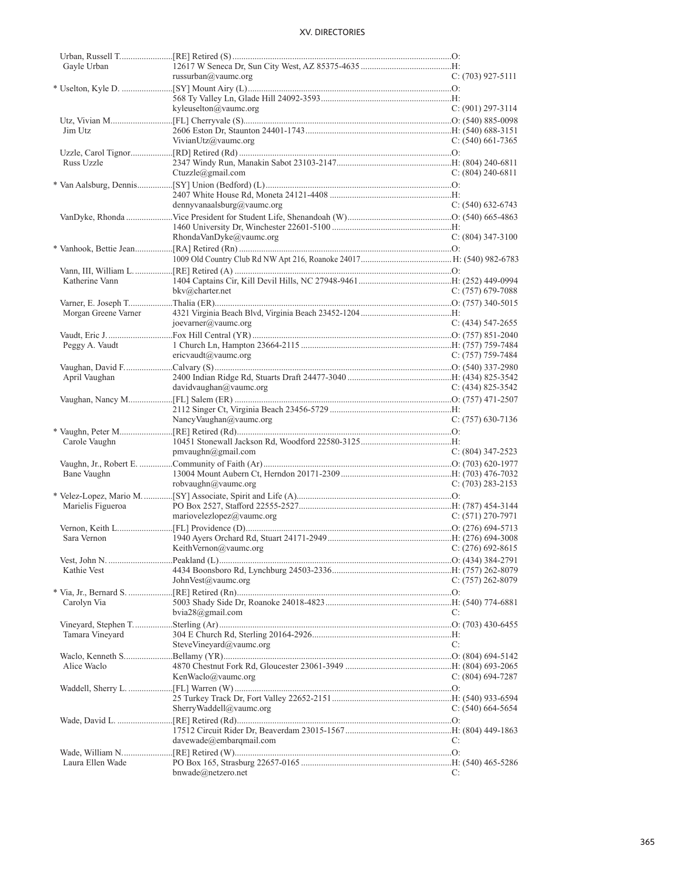| Name / Spouse | Appointment / Address / Email | Phone |
|---|---|---|
| Urban, Russell T. | [RE] Retired (S) | O: |
| Gayle Urban | 12617 W Seneca Dr, Sun City West, AZ 85375-4635 | H: |
| | russurban@vaumc.org | C: (703) 927-5111 |
| * Uselton, Kyle D. | [SY] Mount Airy (L) | O: |
| | 568 Ty Valley Ln, Glade Hill 24092-3593 | H: |
| | kyleuselton@vaumc.org | C: (901) 297-3114 |
| Utz, Vivian M. | [FL] Cherryvale (S) | O: (540) 885-0098 |
| Jim Utz | 2606 Eston Dr, Staunton 24401-1743 | H: (540) 688-3151 |
| | VivianUtz@vaumc.org | C: (540) 661-7365 |
| Uzzle, Carol Tignor | [RD] Retired (Rd) | O: |
| Russ Uzzle | 2347 Windy Run, Manakin Sabot 23103-2147 | H: (804) 240-6811 |
| | Ctuzzle@gmail.com | C: (804) 240-6811 |
| * Van Aalsburg, Dennis | [SY] Union (Bedford) (L) | O: |
| | 2407 White House Rd, Moneta 24121-4408 | H: |
| | dennyvanaalsburg@vaumc.org | C: (540) 632-6743 |
| VanDyke, Rhonda | Vice President for Student Life, Shenandoah (W) | O: (540) 665-4863 |
| | 1460 University Dr, Winchester 22601-5100 | H: |
| | RhondaVanDyke@vaumc.org | C: (804) 347-3100 |
| * Vanhook, Bettie Jean | [RA] Retired (Rn) | O: |
| | 1009 Old Country Club Rd NW Apt 216, Roanoke 24017 | H: (540) 982-6783 |
| Vann, III, William L. | [RE] Retired (A) | O: |
| Katherine Vann | 1404 Captains Cir, Kill Devil Hills, NC 27948-9461 | H: (252) 449-0994 |
| | bkv@charter.net | C: (757) 679-7088 |
| Varner, E. Joseph T. | Thalia (ER) | O: (757) 340-5015 |
| Morgan Greene Varner | 4321 Virginia Beach Blvd, Virginia Beach 23452-1204 | H: |
| | joevarner@vaumc.org | C: (434) 547-2655 |
| Vaudt, Eric J. | Fox Hill Central (YR) | O: (757) 851-2040 |
| Peggy A. Vaudt | 1 Church Ln, Hampton 23664-2115 | H: (757) 759-7484 |
| | ericvaudt@vaumc.org | C: (757) 759-7484 |
| Vaughan, David F. | Calvary (S) | O: (540) 337-2980 |
| April Vaughan | 2400 Indian Ridge Rd, Stuarts Draft 24477-3040 | H: (434) 825-3542 |
| | davidvaughan@vaumc.org | C: (434) 825-3542 |
| Vaughan, Nancy M. | [FL] Salem (ER) | O: (757) 471-2507 |
| | 2112 Singer Ct, Virginia Beach 23456-5729 | H: |
| | NancyVaughan@vaumc.org | C: (757) 630-7136 |
| * Vaughn, Peter M. | [RE] Retired (Rd) | O: |
| Carole Vaughn | 10451 Stonewall Jackson Rd, Woodford 22580-3125 | H: |
| | pmvaughn@gmail.com | C: (804) 347-2523 |
| Vaughn, Jr., Robert E. | Community of Faith (Ar) | O: (703) 620-1977 |
| Bane Vaughn | 13004 Mount Aubern Ct, Herndon 20171-2309 | H: (703) 476-7032 |
| | robvaughn@vaumc.org | C: (703) 283-2153 |
| * Velez-Lopez, Mario M. | [SY] Associate, Spirit and Life (A) | O: |
| Marielis Figueroa | PO Box 2527, Stafford 22555-2527 | H: (787) 454-3144 |
| | mariovelezlopez@vaumc.org | C: (571) 270-7971 |
| Vernon, Keith L. | [FL] Providence (D) | O: (276) 694-5713 |
| Sara Vernon | 1940 Ayers Orchard Rd, Stuart 24171-2949 | H: (276) 694-3008 |
| | KeithVernon@vaumc.org | C: (276) 692-8615 |
| Vest, John N. | Peakland (L) | O: (434) 384-2791 |
| Kathie Vest | 4434 Boonsboro Rd, Lynchburg 24503-2336 | H: (757) 262-8079 |
| | JohnVest@vaumc.org | C: (757) 262-8079 |
| * Via, Jr., Bernard S. | [RE] Retired (Rn) | O: |
| Carolyn Via | 5003 Shady Side Dr, Roanoke 24018-4823 | H: (540) 774-6881 |
| | bvia28@gmail.com | C: |
| Vineyard, Stephen T. | Sterling (Ar) | O: (703) 430-6455 |
| Tamara Vineyard | 304 E Church Rd, Sterling 20164-2926 | H: |
| | SteveVineyard@vaumc.org | C: |
| Waclo, Kenneth S. | Bellamy (YR) | O: (804) 694-5142 |
| Alice Waclo | 4870 Chestnut Fork Rd, Gloucester 23061-3949 | H: (804) 693-2065 |
| | KenWaclo@vaumc.org | C: (804) 694-7287 |
| Waddell, Sherry L. | [FL] Warren (W) | O: |
| | 25 Turkey Track Dr, Fort Valley 22652-2151 | H: (540) 933-6594 |
| | SherryWaddell@vaumc.org | C: (540) 664-5654 |
| Wade, David L. | [RE] Retired (Rd) | O: |
| | 17512 Circuit Rider Dr, Beaverdam 23015-1567 | H: (804) 449-1863 |
| | davewade@embarqmail.com | C: |
| Wade, William N. | [RE] Retired (W) | O: |
| Laura Ellen Wade | PO Box 165, Strasburg 22657-0165 | H: (540) 465-5286 |
| | bnwade@netzero.net | C: |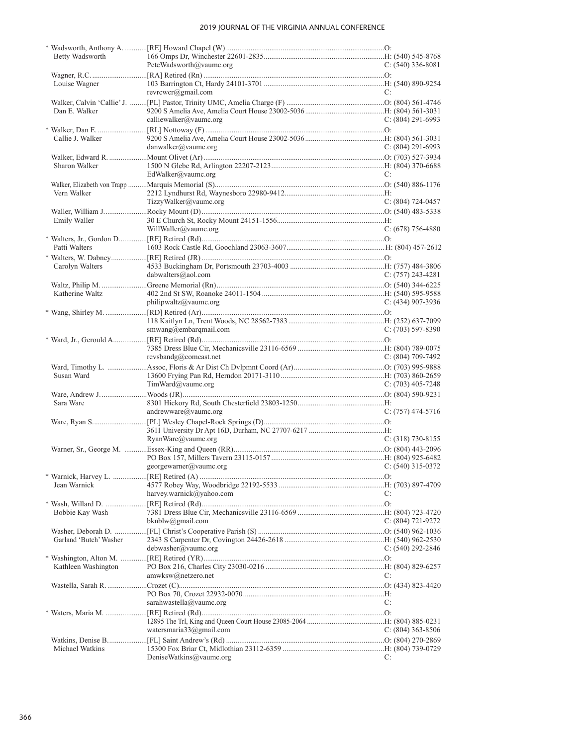| Name / Spouse | Appointment / Address / Email | Phone |
|---|---|---|
| * Wadsworth, Anthony A. | [RE] Howard Chapel (W) | O: |
| Betty Wadsworth | 166 Omps Dr, Winchester 22601-2835 | H: (540) 545-8768 |
| | PeteWadsworth@vaumc.org | C: (540) 336-8081 |
| Wagner, R.C. | [RA] Retired (Rn) | O: |
| Louise Wagner | 103 Barrington Ct, Hardy 24101-3701 | H: (540) 890-9254 |
| | revrcwcr@gmail.com | C: |
| Walker, Calvin 'Callie' J. | [PL] Pastor, Trinity UMC, Amelia Charge (F) | O: (804) 561-4746 |
| Dan E. Walker | 9200 S Amelia Ave, Amelia Court House 23002-5036 | H: (804) 561-3031 |
| | calliewalker@vaumc.org | C: (804) 291-6993 |
| * Walker, Dan E. | [RL] Nottoway (F) | O: |
| Callie J. Walker | 9200 S Amelia Ave, Amelia Court House 23002-5036 | H: (804) 561-3031 |
| | danwalker@vaumc.org | C: (804) 291-6993 |
| Walker, Edward R. | Mount Olivet (Ar) | O: (703) 527-3934 |
| Sharon Walker | 1500 N Glebe Rd, Arlington 22207-2123 | H: (804) 370-6688 |
| | EdWalker@vaumc.org | C: |
| Walker, Elizabeth von Trapp | Marquis Memorial (S) | O: (540) 886-1176 |
| Vern Walker | 2212 Lyndhurst Rd, Waynesboro 22980-9412 | H: |
| | TizzyWalker@vaumc.org | C: (804) 724-0457 |
| Waller, William J. | Rocky Mount (D) | O: (540) 483-5338 |
| Emily Waller | 30 E Church St, Rocky Mount 24151-1556 | H: |
| | WillWaller@vaumc.org | C: (678) 756-4880 |
| * Walters, Jr., Gordon D. | [RE] Retired (Rd) | O: |
| Patti Walters | 1603 Rock Castle Rd, Goochland 23063-3607 | H: (804) 457-2612 |
| * Walters, W. Dabney | [RE] Retired (JR) | O: |
| Carolyn Walters | 4533 Buckingham Dr, Portsmouth 23703-4003 | H: (757) 484-3806 |
| | dabwalters@aol.com | C: (757) 243-4281 |
| Waltz, Philip M. | Greene Memorial (Rn) | O: (540) 344-6225 |
| Katherine Waltz | 402 2nd St SW, Roanoke 24011-1504 | H: (540) 595-9588 |
| | philipwaltz@vaumc.org | C: (434) 907-3936 |
| * Wang, Shirley M. | [RD] Retired (Ar) | O: |
| | 118 Kaitlyn Ln, Trent Woods, NC 28562-7383 | H: (252) 637-7099 |
| | smwang@embarqmail.com | C: (703) 597-8390 |
| * Ward, Jr., Gerould A. | [RE] Retired (Rd) | O: |
| | 7385 Dress Blue Cir, Mechanicsville 23116-6569 | H: (804) 789-0075 |
| | revsbandg@comcast.net | C: (804) 709-7492 |
| Ward, Timothy L. | Assoc, Floris & Ar Dist Ch Dvlpmnt Coord (Ar) | O: (703) 995-9888 |
| Susan Ward | 13600 Frying Pan Rd, Herndon 20171-3110 | H: (703) 860-2659 |
| | TimWard@vaumc.org | C: (703) 405-7248 |
| Ware, Andrew J. | Woods (JR) | O: (804) 590-9231 |
| Sara Ware | 8301 Hickory Rd, South Chesterfield 23803-1250 | H: |
| | andrewware@vaumc.org | C: (757) 474-5716 |
| Ware, Ryan S. | [PL] Wesley Chapel-Rock Springs (D) | O: |
| | 3611 University Dr Apt 16D, Durham, NC 27707-6217 | H: |
| | RyanWare@vaumc.org | C: (318) 730-8155 |
| Warner, Sr., George M. | Essex-King and Queen (RR) | O: (804) 443-2096 |
| | PO Box 157, Millers Tavern 23115-0157 | H: (804) 925-6482 |
| | georgewarner@vaumc.org | C: (540) 315-0372 |
| * Warnick, Harvey L. | [RE] Retired (A) | O: |
| Jean Warnick | 4577 Robey Way, Woodbridge 22192-5533 | H: (703) 897-4709 |
| | harvey.warnick@yahoo.com | C: |
| * Wash, Willard D. | [RE] Retired (Rd) | O: |
| Bobbie Kay Wash | 7381 Dress Blue Cir, Mechanicsville 23116-6569 | H: (804) 723-4720 |
| | bknblw@gmail.com | C: (804) 721-9272 |
| Washer, Deborah D. | [FL] Christ's Cooperative Parish (S) | O: (540) 962-1036 |
| Garland 'Butch' Washer | 2343 S Carpenter Dr, Covington 24426-2618 | H: (540) 962-2530 |
| | debwasher@vaumc.org | C: (540) 292-2846 |
| * Washington, Alton M. | [RE] Retired (YR) | O: |
| Kathleen Washington | PO Box 216, Charles City 23030-0216 | H: (804) 829-6257 |
| | amwksw@netzero.net | C: |
| Wastella, Sarah R. | Crozet (C) | O: (434) 823-4420 |
| | PO Box 70, Crozet 22932-0070 | H: |
| | sarahwastella@vaumc.org | C: |
| * Waters, Maria M. | [RE] Retired (Rd) | O: |
| | 12895 The Trl, King and Queen Court House 23085-2064 | H: (804) 885-0231 |
| | watersmaria33@gmail.com | C: (804) 363-8506 |
| Watkins, Denise B. | [FL] Saint Andrew's (Rd) | O: (804) 270-2869 |
| Michael Watkins | 15300 Fox Briar Ct, Midlothian 23112-6359 | H: (804) 739-0729 |
| | DeniseWatkins@vaumc.org | C: |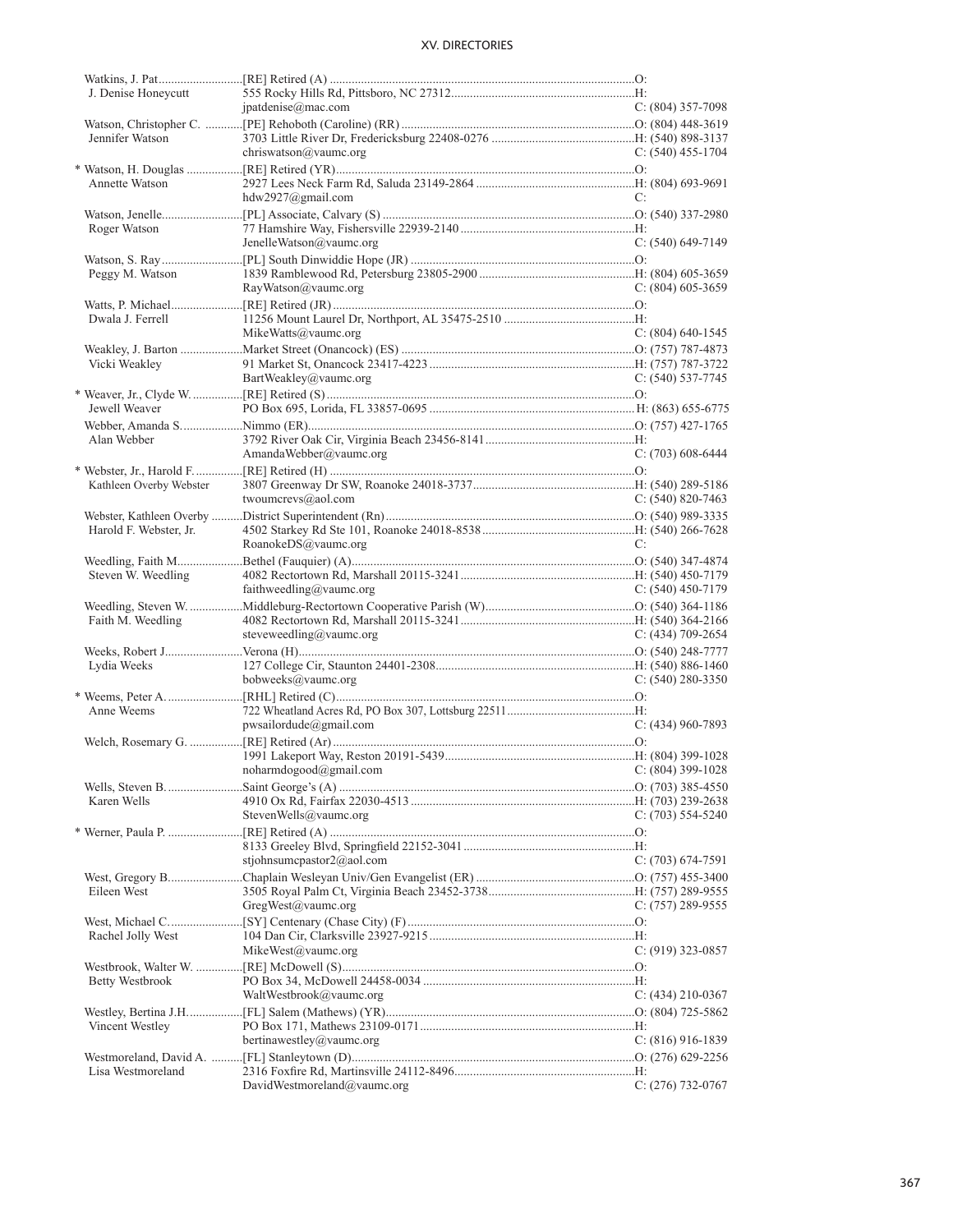| Name / Spouse | Appointment / Address / Email | Phone |
|---|---|---|
| Watkins, J. Pat | [RE] Retired (A) | O: |
| J. Denise Honeycutt | 555 Rocky Hills Rd, Pittsboro, NC 27312 | H: |
| | jpatdenise@mac.com | C: (804) 357-7098 |
| Watson, Christopher C. | [PE] Rehoboth (Caroline) (RR) | O: (804) 448-3619 |
| Jennifer Watson | 3703 Little River Dr, Fredericksburg 22408-0276 | H: (540) 898-3137 |
| | chriswatson@vaumc.org | C: (540) 455-1704 |
| * Watson, H. Douglas | [RE] Retired (YR) | O: |
| Annette Watson | 2927 Lees Neck Farm Rd, Saluda 23149-2864 | H: (804) 693-9691 |
| | hdw2927@gmail.com | C: |
| Watson, Jenelle | [PL] Associate, Calvary (S) | O: (540) 337-2980 |
| Roger Watson | 77 Hamshire Way, Fishersville 22939-2140 | H: |
| | JenelleWatson@vaumc.org | C: (540) 649-7149 |
| Watson, S. Ray | [PL] South Dinwiddie Hope (JR) | O: |
| Peggy M. Watson | 1839 Ramblewood Rd, Petersburg 23805-2900 | H: (804) 605-3659 |
| | RayWatson@vaumc.org | C: (804) 605-3659 |
| Watts, P. Michael | [RE] Retired (JR) | O: |
| Dwala J. Ferrell | 11256 Mount Laurel Dr, Northport, AL 35475-2510 | H: |
| | MikeWatts@vaumc.org | C: (804) 640-1545 |
| Weakley, J. Barton | Market Street (Onancock) (ES) | O: (757) 787-4873 |
| Vicki Weakley | 91 Market St, Onancock 23417-4223 | H: (757) 787-3722 |
| | BartWeakley@vaumc.org | C: (540) 537-7745 |
| * Weaver, Jr., Clyde W. | [RE] Retired (S) | O: |
| Jewell Weaver | PO Box 695, Lorida, FL 33857-0695 | H: (863) 655-6775 |
| Webber, Amanda S. | Nimmo (ER) | O: (757) 427-1765 |
| Alan Webber | 3792 River Oak Cir, Virginia Beach 23456-8141 | H: |
| | AmandaWebber@vaumc.org | C: (703) 608-6444 |
| * Webster, Jr., Harold F. | [RE] Retired (H) | O: |
| Kathleen Overby Webster | 3807 Greenway Dr SW, Roanoke 24018-3737 | H: (540) 289-5186 |
| | twoumcrevs@aol.com | C: (540) 820-7463 |
| Webster, Kathleen Overby | District Superintendent (Rn) | O: (540) 989-3335 |
| Harold F. Webster, Jr. | 4502 Starkey Rd Ste 101, Roanoke 24018-8538 | H: (540) 266-7628 |
| | RoanokeDS@vaumc.org | C: |
| Weedling, Faith M. | Bethel (Fauquier) (A) | O: (540) 347-4874 |
| Steven W. Weedling | 4082 Rectortown Rd, Marshall 20115-3241 | H: (540) 450-7179 |
| | faithweedling@vaumc.org | C: (540) 450-7179 |
| Weedling, Steven W. | Middleburg-Rectortown Cooperative Parish (W) | O: (540) 364-1186 |
| Faith M. Weedling | 4082 Rectortown Rd, Marshall 20115-3241 | H: (540) 364-2166 |
| | steveweedling@vaumc.org | C: (434) 709-2654 |
| Weeks, Robert J. | Verona (H) | O: (540) 248-7777 |
| Lydia Weeks | 127 College Cir, Staunton 24401-2308 | H: (540) 886-1460 |
| | bobweeks@vaumc.org | C: (540) 280-3350 |
| * Weems, Peter A. | [RHL] Retired (C) | O: |
| Anne Weems | 722 Wheatland Acres Rd, PO Box 307, Lottsburg 22511 | H: |
| | pwsailordude@gmail.com | C: (434) 960-7893 |
| Welch, Rosemary G. | [RE] Retired (Ar) | O: |
| | 1991 Lakeport Way, Reston 20191-5439 | H: (804) 399-1028 |
| | noharmdogood@gmail.com | C: (804) 399-1028 |
| Wells, Steven B. | Saint George's (A) | O: (703) 385-4550 |
| Karen Wells | 4910 Ox Rd, Fairfax 22030-4513 | H: (703) 239-2638 |
| | StevenWells@vaumc.org | C: (703) 554-5240 |
| * Werner, Paula P. | [RE] Retired (A) | O: |
| | 8133 Greeley Blvd, Springfield 22152-3041 | H: |
| | stjohnsumcpastor2@aol.com | C: (703) 674-7591 |
| West, Gregory B. | Chaplain Wesleyan Univ/Gen Evangelist (ER) | O: (757) 455-3400 |
| Eileen West | 3505 Royal Palm Ct, Virginia Beach 23452-3738 | H: (757) 289-9555 |
| | GregWest@vaumc.org | C: (757) 289-9555 |
| West, Michael C. | [SY] Centenary (Chase City) (F) | O: |
| Rachel Jolly West | 104 Dan Cir, Clarksville 23927-9215 | H: |
| | MikeWest@vaumc.org | C: (919) 323-0857 |
| Westbrook, Walter W. | [RE] McDowell (S) | O: |
| Betty Westbrook | PO Box 34, McDowell 24458-0034 | H: |
| | WaltWestbrook@vaumc.org | C: (434) 210-0367 |
| Westley, Bertina J.H. | [FL] Salem (Mathews) (YR) | O: (804) 725-5862 |
| Vincent Westley | PO Box 171, Mathews 23109-0171 | H: |
| | bertinawestley@vaumc.org | C: (816) 916-1839 |
| Westmoreland, David A. | [FL] Stanleytown (D) | O: (276) 629-2256 |
| Lisa Westmoreland | 2316 Foxfire Rd, Martinsville 24112-8496 | H: |
| | DavidWestmoreland@vaumc.org | C: (276) 732-0767 |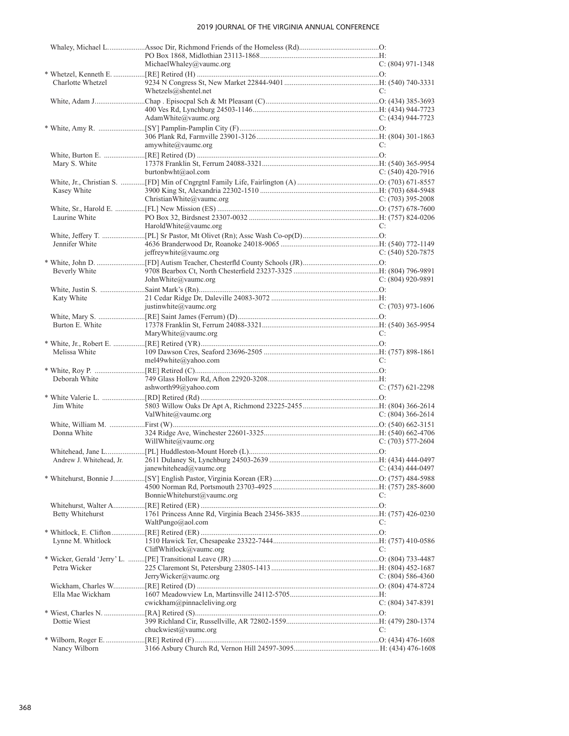| Name | Appointment / Address / Email | Phone |
|---|---|---|
| Whaley, Michael L. | Assoc Dir, Richmond Friends of the Homeless (Rd) | O: |
| | PO Box 1868, Midlothian 23113-1868 | H: |
| | MichaelWhaley@vaumc.org | C: (804) 971-1348 |
| * Whetzel, Kenneth E. | [RE] Retired (H) | O: |
| Charlotte Whetzel | 9234 N Congress St, New Market 22844-9401 | H: (540) 740-3331 |
| | Whetzels@shentel.net | C: |
| White, Adam J. | Chap . Episcopal Sch & Mt Pleasant (C) | O: (434) 385-3693 |
| | 400 Ves Rd, Lynchburg 24503-1146 | H: (434) 944-7723 |
| | AdamWhite@vaumc.org | C: (434) 944-7723 |
| * White, Amy R. | [SY] Pamplin-Pamplin City (F) | O: |
| | 306 Plank Rd, Farmville 23901-3126 | H: (804) 301-1863 |
| | amywhite@vaumc.org | C: |
| White, Burton E. | [RE] Retired (D) | O: |
| Mary S. White | 17378 Franklin St, Ferrum 24088-3321 | H: (540) 365-9954 |
| | burtonbwht@aol.com | C: (540) 420-7916 |
| White, Jr., Christian S. | [FD] Min of Cngrgtnl Family Life, Fairlington (A) | O: (703) 671-8557 |
| Kasey White | 3900 King St, Alexandria 22302-1510 | H: (703) 684-5948 |
| | ChristianWhite@vaumc.org | C: (703) 395-2008 |
| White, Sr., Harold E. | [FL] New Mission (ES) | O: (757) 678-7600 |
| Laurine White | PO Box 32, Birdsnest 23307-0032 | H: (757) 824-0206 |
| | HaroldWhite@vaumc.org | C: |
| White, Jeffery T. | [PL] Sr Pastor, Mt Olivet (Rn); Assc Wash Co-op(D) | O: |
| Jennifer White | 4636 Branderwood Dr, Roanoke 24018-9065 | H: (540) 772-1149 |
| | jeffreywhite@vaumc.org | C: (540) 520-7875 |
| * White, John D. | [FD] Autism Teacher, Chesterfld County Schools (JR) | O: |
| Beverly White | 9708 Bearbox Ct, North Chesterfield 23237-3325 | H: (804) 796-9891 |
| | JohnWhite@vaumc.org | C: (804) 920-9891 |
| White, Justin S. | Saint Mark's (Rn) | O: |
| Katy White | 21 Cedar Ridge Dr, Daleville 24083-3072 | H: |
| | justinwhite@vaumc.org | C: (703) 973-1606 |
| White, Mary S. | [RE] Saint James (Ferrum) (D) | O: |
| Burton E. White | 17378 Franklin St, Ferrum 24088-3321 | H: (540) 365-9954 |
| | MaryWhite@vaumc.org | C: |
| * White, Jr., Robert E. | [RE] Retired (YR) | O: |
| Melissa White | 109 Dawson Cres, Seaford 23696-2505 | H: (757) 898-1861 |
| | mel49white@yahoo.com | C: |
| * White, Roy P. | [RE] Retired (C) | O: |
| Deborah White | 749 Glass Hollow Rd, Afton 22920-3208 | H: |
| | ashworth99@yahoo.com | C: (757) 621-2298 |
| * White Valerie L. | [RD] Retired (Rd) | O: |
| Jim White | 5803 Willow Oaks Dr Apt A, Richmond 23225-2455 | H: (804) 366-2614 |
| | ValWhite@vaumc.org | C: (804) 366-2614 |
| White, William M. | First (W) | O: (540) 662-3151 |
| Donna White | 324 Ridge Ave, Winchester 22601-3325 | H: (540) 662-4706 |
| | WillWhite@vaumc.org | C: (703) 577-2604 |
| Whitehead, Jane L. | [PL] Huddleston-Mount Horeb (L) | O: |
| Andrew J. Whitehead, Jr. | 2611 Dulaney St, Lynchburg 24503-2639 | H: (434) 444-0497 |
| | janewhitehead@vaumc.org | C: (434) 444-0497 |
| * Whitehurst, Bonnie J. | [SY] English Pastor, Virginia Korean (ER) | O: (757) 484-5988 |
| | 4500 Norman Rd, Portsmouth 23703-4925 | H: (757) 285-8600 |
| | BonnieWhitehurst@vaumc.org | C: |
| Whitehurst, Walter A. | [RE] Retired (ER) | O: |
| Betty Whitehurst | 1761 Princess Anne Rd, Virginia Beach 23456-3835 | H: (757) 426-0230 |
| | WaltPungo@aol.com | C: |
| * Whitlock, E. Clifton | [RE] Retired (ER) | O: |
| Lynne M. Whitlock | 1510 Hawick Ter, Chesapeake 23322-7444 | H: (757) 410-0586 |
| | CliffWhitlock@vaumc.org | C: |
| * Wicker, Gerald 'Jerry' L. | [PE] Transitional Leave (JR) | O: (804) 733-4487 |
| Petra Wicker | 225 Claremont St, Petersburg 23805-1413 | H: (804) 452-1687 |
| | JerryWicker@vaumc.org | C: (804) 586-4360 |
| Wickham, Charles W. | [RE] Retired (D) | O: (804) 474-8724 |
| Ella Mae Wickham | 1607 Meadowview Ln, Martinsville 24112-5705 | H: |
| | cwickham@pinnacleliving.org | C: (804) 347-8391 |
| * Wiest, Charles N. | [RA] Retired (S) | O: |
| Dottie Wiest | 399 Richland Cir, Russellville, AR 72802-1559 | H: (479) 280-1374 |
| | chuckwiest@vaumc.org | C: |
| * Wilborn, Roger E. | [RE] Retired (F) | O: (434) 476-1608 |
| Nancy Wilborn | 3166 Asbury Church Rd, Vernon Hill 24597-3095 | H: (434) 476-1608 |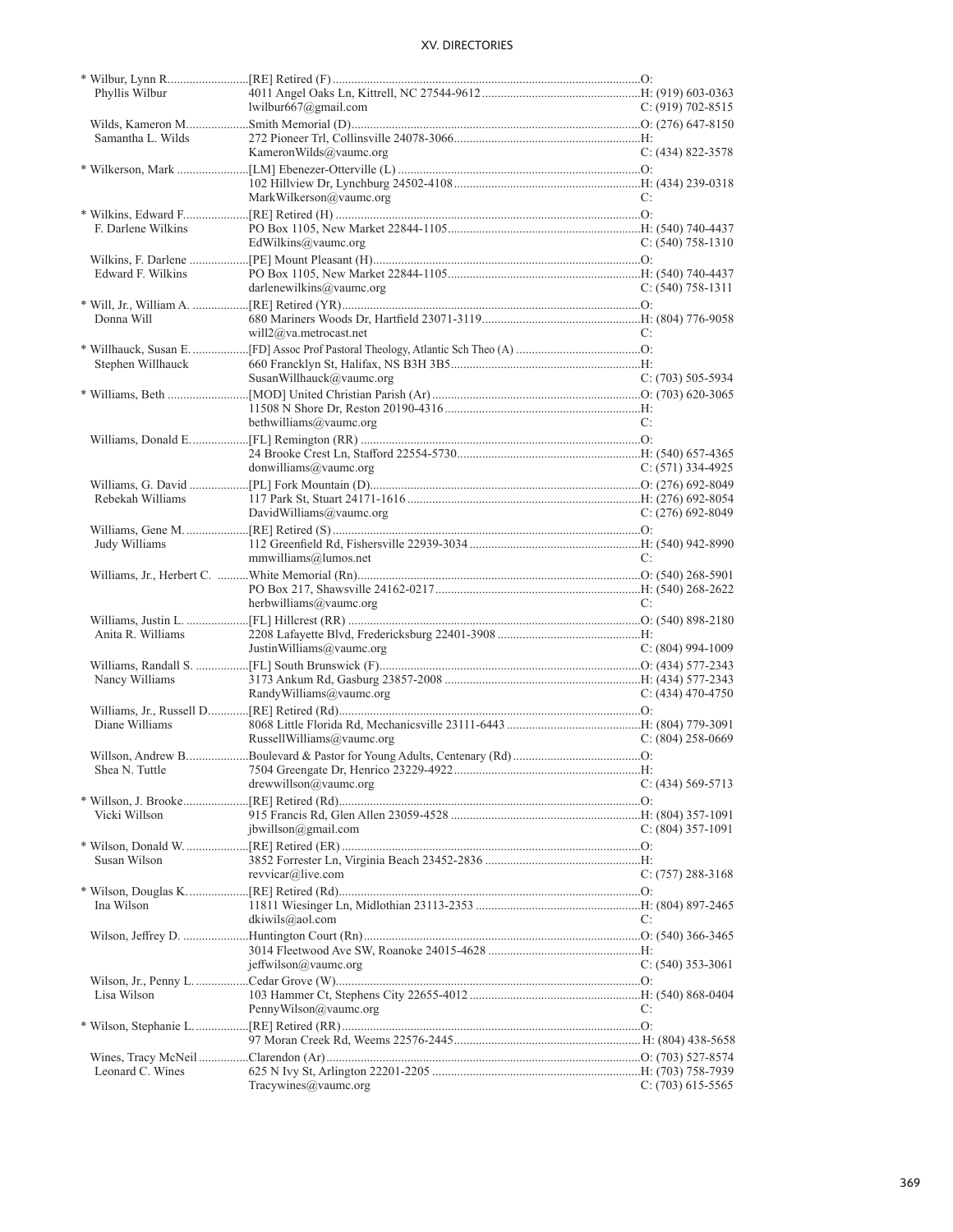| Name | Appointment / Address / Email | Phone |
|---|---|---|
| * Wilbur, Lynn R. | [RE] Retired (F) | O: |
| Phyllis Wilbur | 4011 Angel Oaks Ln, Kittrell, NC 27544-9612 | H: (919) 603-0363 |
| | lwilbur667@gmail.com | C: (919) 702-8515 |
| Wilds, Kameron M. | Smith Memorial (D) | O: (276) 647-8150 |
| Samantha L. Wilds | 272 Pioneer Trl, Collinsville 24078-3066 | H: |
| | KameronWilds@vaumc.org | C: (434) 822-3578 |
| * Wilkerson, Mark | [LM] Ebenezer-Otterville (L) | O: |
| | 102 Hillview Dr, Lynchburg 24502-4108 | H: (434) 239-0318 |
| | MarkWilkerson@vaumc.org | C: |
| * Wilkins, Edward F. | [RE] Retired (H) | O: |
| F. Darlene Wilkins | PO Box 1105, New Market 22844-1105 | H: (540) 740-4437 |
| | EdWilkins@vaumc.org | C: (540) 758-1310 |
| Wilkins, F. Darlene | [PE] Mount Pleasant (H) | O: |
| Edward F. Wilkins | PO Box 1105, New Market 22844-1105 | H: (540) 740-4437 |
| | darlenewilkins@vaumc.org | C: (540) 758-1311 |
| * Will, Jr., William A. | [RE] Retired (YR) | O: |
| Donna Will | 680 Mariners Woods Dr, Hartfield 23071-3119 | H: (804) 776-9058 |
| | will2@va.metrocast.net | C: |
| * Willhauck, Susan E. | [FD] Assoc Prof Pastoral Theology, Atlantic Sch Theo (A) | O: |
| Stephen Willhauck | 660 Francklyn St, Halifax, NS B3H 3B5 | H: |
| | SusanWillhauck@vaumc.org | C: (703) 505-5934 |
| * Williams, Beth | [MOD] United Christian Parish (Ar) | O: (703) 620-3065 |
| | 11508 N Shore Dr, Reston 20190-4316 | H: |
| | bethwilliams@vaumc.org | C: |
| Williams, Donald E. | [FL] Remington (RR) | O: |
| | 24 Brooke Crest Ln, Stafford 22554-5730 | H: (540) 657-4365 |
| | donwilliams@vaumc.org | C: (571) 334-4925 |
| Williams, G. David | [PL] Fork Mountain (D) | O: (276) 692-8049 |
| Rebekah Williams | 117 Park St, Stuart 24171-1616 | H: (276) 692-8054 |
| | DavidWilliams@vaumc.org | C: (276) 692-8049 |
| Williams, Gene M. | [RE] Retired (S) | O: |
| Judy Williams | 112 Greenfield Rd, Fishersville 22939-3034 | H: (540) 942-8990 |
| | mmwilliams@lumos.net | C: |
| Williams, Jr., Herbert C. | White Memorial (Rn) | O: (540) 268-5901 |
| | PO Box 217, Shawsville 24162-0217 | H: (540) 268-2622 |
| | herbwilliams@vaumc.org | C: |
| Williams, Justin L. | [FL] Hillcrest (RR) | O: (540) 898-2180 |
| Anita R. Williams | 2208 Lafayette Blvd, Fredericksburg 22401-3908 | H: |
| | JustinWilliams@vaumc.org | C: (804) 994-1009 |
| Williams, Randall S. | [FL] South Brunswick (F) | O: (434) 577-2343 |
| Nancy Williams | 3173 Ankum Rd, Gasburg 23857-2008 | H: (434) 577-2343 |
| | RandyWilliams@vaumc.org | C: (434) 470-4750 |
| Williams, Jr., Russell D. | [RE] Retired (Rd) | O: |
| Diane Williams | 8068 Little Florida Rd, Mechanicsville 23111-6443 | H: (804) 779-3091 |
| | RussellWilliams@vaumc.org | C: (804) 258-0669 |
| Willson, Andrew B. | Boulevard & Pastor for Young Adults, Centenary (Rd) | O: |
| Shea N. Tuttle | 7504 Greengate Dr, Henrico 23229-4922 | H: |
| | drewwillson@vaumc.org | C: (434) 569-5713 |
| * Willson, J. Brooke | [RE] Retired (Rd) | O: |
| Vicki Willson | 915 Francis Rd, Glen Allen 23059-4528 | H: (804) 357-1091 |
| | jbwillson@gmail.com | C: (804) 357-1091 |
| * Wilson, Donald W. | [RE] Retired (ER) | O: |
| Susan Wilson | 3852 Forrester Ln, Virginia Beach 23452-2836 | H: |
| | revvicar@live.com | C: (757) 288-3168 |
| * Wilson, Douglas K. | [RE] Retired (Rd) | O: |
| Ina Wilson | 11811 Wiesinger Ln, Midlothian 23113-2353 | H: (804) 897-2465 |
| | dkiwils@aol.com | C: |
| Wilson, Jeffrey D. | Huntington Court (Rn) | O: (540) 366-3465 |
| | 3014 Fleetwood Ave SW, Roanoke 24015-4628 | H: |
| | jeffwilson@vaumc.org | C: (540) 353-3061 |
| Wilson, Jr., Penny L. | Cedar Grove (W) | O: |
| Lisa Wilson | 103 Hammer Ct, Stephens City 22655-4012 | H: (540) 868-0404 |
| | PennyWilson@vaumc.org | C: |
| * Wilson, Stephanie L. | [RE] Retired (RR) | O: |
| | 97 Moran Creek Rd, Weems 22576-2445 | H: (804) 438-5658 |
| Wines, Tracy McNeil | Clarendon (Ar) | O: (703) 527-8574 |
| Leonard C. Wines | 625 N Ivy St, Arlington 22201-2205 | H: (703) 758-7939 |
| | Tracywines@vaumc.org | C: (703) 615-5565 |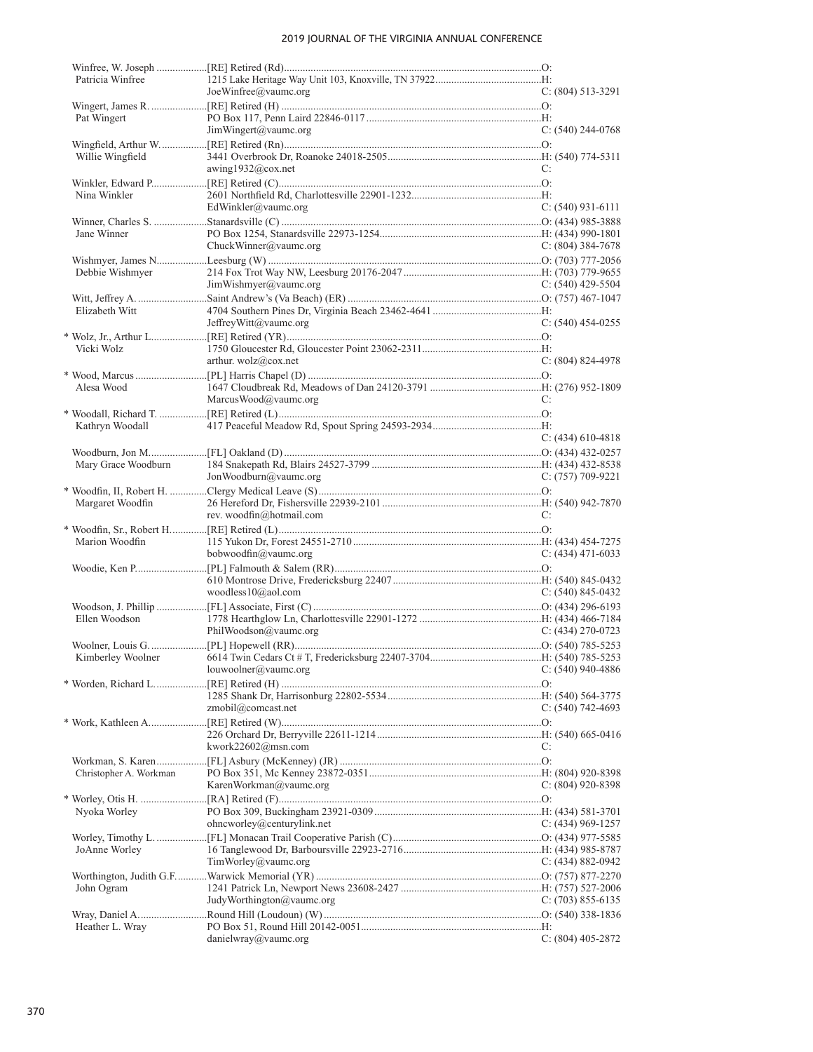| Name / Spouse | Appointment / Address / Email | Phone |
|---|---|---|
| Winfree, W. Joseph | [RE] Retired (Rd) | O: |
| Patricia Winfree | 1215 Lake Heritage Way Unit 103, Knoxville, TN 37922 | H: |
| | JoeWinfree@vaumc.org | C: (804) 513-3291 |
| Wingert, James R. | [RE] Retired (H) | O: |
| Pat Wingert | PO Box 117, Penn Laird 22846-0117 | H: |
| | JimWingert@vaumc.org | C: (540) 244-0768 |
| Wingfield, Arthur W. | [RE] Retired (Rn) | O: |
| Willie Wingfield | 3441 Overbrook Dr, Roanoke 24018-2505 | H: (540) 774-5311 |
| | awing1932@cox.net | C: |
| Winkler, Edward P. | [RE] Retired (C) | O: |
| Nina Winkler | 2601 Northfield Rd, Charlottesville 22901-1232 | H: |
| | EdWinkler@vaumc.org | C: (540) 931-6111 |
| Winner, Charles S. | Stanardsville (C) | O: (434) 985-3888 |
| Jane Winner | PO Box 1254, Stanardsville 22973-1254 | H: (434) 990-1801 |
| | ChuckWinner@vaumc.org | C: (804) 384-7678 |
| Wishmyer, James N. | Leesburg (W) | O: (703) 777-2056 |
| Debbie Wishmyer | 214 Fox Trot Way NW, Leesburg 20176-2047 | H: (703) 779-9655 |
| | JimWishmyer@vaumc.org | C: (540) 429-5504 |
| Witt, Jeffrey A. | Saint Andrew's (Va Beach) (ER) | O: (757) 467-1047 |
| Elizabeth Witt | 4704 Southern Pines Dr, Virginia Beach 23462-4641 | H: |
| | JeffreyWitt@vaumc.org | C: (540) 454-0255 |
| * Wolz, Jr., Arthur L. | [RE] Retired (YR) | O: |
| Vicki Wolz | 1750 Gloucester Rd, Gloucester Point 23062-2311 | H: |
| | arthur. wolz@cox.net | C: (804) 824-4978 |
| * Wood, Marcus | [PL] Harris Chapel (D) | O: |
| Alesa Wood | 1647 Cloudbreak Rd, Meadows of Dan 24120-3791 | H: (276) 952-1809 |
| | MarcusWood@vaumc.org | C: |
| * Woodall, Richard T. | [RE] Retired (L) | O: |
| Kathryn Woodall | 417 Peaceful Meadow Rd, Spout Spring 24593-2934 | H: |
| | | C: (434) 610-4818 |
| Woodburn, Jon M. | [FL] Oakland (D) | O: (434) 432-0257 |
| Mary Grace Woodburn | 184 Snakepath Rd, Blairs 24527-3799 | H: (434) 432-8538 |
| | JonWoodburn@vaumc.org | C: (757) 709-9221 |
| * Woodfin, II, Robert H. | Clergy Medical Leave (S) | O: |
| Margaret Woodfin | 26 Hereford Dr, Fishersville 22939-2101 | H: (540) 942-7870 |
| | rev. woodfin@hotmail.com | C: |
| * Woodfin, Sr., Robert H. | [RE] Retired (L) | O: |
| Marion Woodfin | 115 Yukon Dr, Forest 24551-2710 | H: (434) 454-7275 |
| | bobwoodfin@vaumc.org | C: (434) 471-6033 |
| Woodie, Ken P. | [PL] Falmouth & Salem (RR) | O: |
| | 610 Montrose Drive, Fredericksburg 22407 | H: (540) 845-0432 |
| | woodless10@aol.com | C: (540) 845-0432 |
| Woodson, J. Phillip | [FL] Associate, First (C) | O: (434) 296-6193 |
| Ellen Woodson | 1778 Hearthglow Ln, Charlottesville 22901-1272 | H: (434) 466-7184 |
| | PhilWoodson@vaumc.org | C: (434) 270-0723 |
| Woolner, Louis G. | [PL] Hopewell (RR) | O: (540) 785-5253 |
| Kimberley Woolner | 6614 Twin Cedars Ct # T, Fredericksburg 22407-3704 | H: (540) 785-5253 |
| | louwoolner@vaumc.org | C: (540) 940-4886 |
| * Worden, Richard L. | [RE] Retired (H) | O: |
| | 1285 Shank Dr, Harrisonburg 22802-5534 | H: (540) 564-3775 |
| | zmobil@comcast.net | C: (540) 742-4693 |
| * Work, Kathleen A. | [RE] Retired (W) | O: |
| | 226 Orchard Dr, Berryville 22611-1214 | H: (540) 665-0416 |
| | kwork22602@msn.com | C: |
| Workman, S. Karen | [FL] Asbury (McKenney) (JR) | O: |
| Christopher A. Workman | PO Box 351, Mc Kenney 23872-0351 | H: (804) 920-8398 |
| | KarenWorkman@vaumc.org | C: (804) 920-8398 |
| * Worley, Otis H. | [RA] Retired (F) | O: |
| Nyoka Worley | PO Box 309, Buckingham 23921-0309 | H: (434) 581-3701 |
| | ohncworley@centurylink.net | C: (434) 969-1257 |
| Worley, Timothy L. | [FL] Monacan Trail Cooperative Parish (C) | O: (434) 977-5585 |
| JoAnne Worley | 16 Tanglewood Dr, Barboursville 22923-2716 | H: (434) 985-8787 |
| | TimWorley@vaumc.org | C: (434) 882-0942 |
| Worthington, Judith G.F. | Warwick Memorial (YR) | O: (757) 877-2270 |
| John Ogram | 1241 Patrick Ln, Newport News 23608-2427 | H: (757) 527-2006 |
| | JudyWorthington@vaumc.org | C: (703) 855-6135 |
| Wray, Daniel A. | Round Hill (Loudoun) (W) | O: (540) 338-1836 |
| Heather L. Wray | PO Box 51, Round Hill 20142-0051 | H: |
| | danielwray@vaumc.org | C: (804) 405-2872 |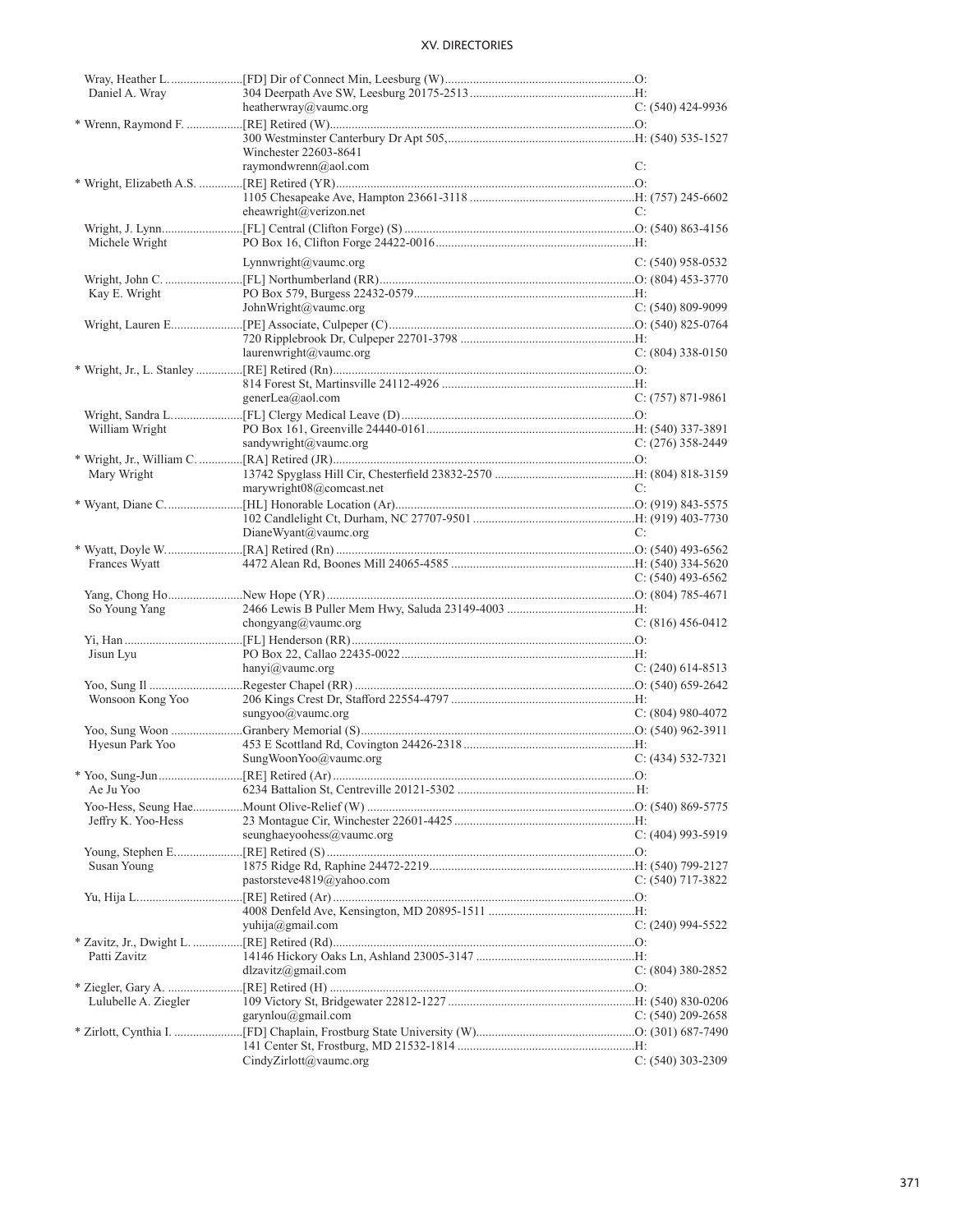| Name | Appointment / Address | Phone |
|---|---|---|
| Wray, Heather L. | [FD] Dir of Connect Min, Leesburg (W) | O: |
| Daniel A. Wray | 304 Deerpath Ave SW, Leesburg 20175-2513 | H: |
| | heatherwray@vaumc.org | C: (540) 424-9936 |
| * Wrenn, Raymond F. | [RE] Retired (W) | O: |
| | 300 Westminster Canterbury Dr Apt 505, | H: (540) 535-1527 |
| | Winchester 22603-8641 | |
| | raymondwrenn@aol.com | C: |
| * Wright, Elizabeth A.S. | [RE] Retired (YR) | O: |
| | 1105 Chesapeake Ave, Hampton 23661-3118 | H: (757) 245-6602 |
| | eheawright@verizon.net | C: |
| Wright, J. Lynn | [FL] Central (Clifton Forge) (S) | O: (540) 863-4156 |
| Michele Wright | PO Box 16, Clifton Forge 24422-0016 | H: |
| | Lynnwright@vaumc.org | C: (540) 958-0532 |
| Wright, John C. | [FL] Northumberland (RR) | O: (804) 453-3770 |
| Kay E. Wright | PO Box 579, Burgess 22432-0579 | H: |
| | JohnWright@vaumc.org | C: (540) 809-9099 |
| Wright, Lauren E. | [PE] Associate, Culpeper (C) | O: (540) 825-0764 |
| | 720 Ripplebrook Dr, Culpeper 22701-3798 | H: |
| | laurenwright@vaumc.org | C: (804) 338-0150 |
| * Wright, Jr., L. Stanley | [RE] Retired (Rn) | O: |
| | 814 Forest St, Martinsville 24112-4926 | H: |
| | generLea@aol.com | C: (757) 871-9861 |
| Wright, Sandra L. | [FL] Clergy Medical Leave (D) | O: |
| William Wright | PO Box 161, Greenville 24440-0161 | H: (540) 337-3891 |
| | sandywright@vaumc.org | C: (276) 358-2449 |
| * Wright, Jr., William C. | [RA] Retired (JR) | O: |
| Mary Wright | 13742 Spyglass Hill Cir, Chesterfield 23832-2570 | H: (804) 818-3159 |
| | marywright08@comcast.net | C: |
| * Wyant, Diane C. | [HL] Honorable Location (Ar) | O: (919) 843-5575 |
| | 102 Candlelight Ct, Durham, NC 27707-9501 | H: (919) 403-7730 |
| | DianeWyant@vaumc.org | C: |
| * Wyatt, Doyle W. | [RA] Retired (Rn) | O: (540) 493-6562 |
| Frances Wyatt | 4472 Alean Rd, Boones Mill 24065-4585 | H: (540) 334-5620 |
| | | C: (540) 493-6562 |
| Yang, Chong Ho | New Hope (YR) | O: (804) 785-4671 |
| So Young Yang | 2466 Lewis B Puller Mem Hwy, Saluda 23149-4003 | H: |
| | chongyang@vaumc.org | C: (816) 456-0412 |
| Yi, Han | [FL] Henderson (RR) | O: |
| Jisun Lyu | PO Box 22, Callao 22435-0022 | H: |
| | hanyi@vaumc.org | C: (240) 614-8513 |
| Yoo, Sung Il | Regester Chapel (RR) | O: (540) 659-2642 |
| Wonsoon Kong Yoo | 206 Kings Crest Dr, Stafford 22554-4797 | H: |
| | sungyoo@vaumc.org | C: (804) 980-4072 |
| Yoo, Sung Woon | Granbery Memorial (S) | O: (540) 962-3911 |
| Hyesun Park Yoo | 453 E Scottland Rd, Covington 24426-2318 | H: |
| | SungWoonYoo@vaumc.org | C: (434) 532-7321 |
| * Yoo, Sung-Jun | [RE] Retired (Ar) | O: |
| Ae Ju Yoo | 6234 Battalion St, Centreville 20121-5302 | H: |
| Yoo-Hess, Seung Hae | Mount Olive-Relief (W) | O: (540) 869-5775 |
| Jeffry K. Yoo-Hess | 23 Montague Cir, Winchester 22601-4425 | H: |
| | seunghaeyoohess@vaumc.org | C: (404) 993-5919 |
| Young, Stephen E. | [RE] Retired (S) | O: |
| Susan Young | 1875 Ridge Rd, Raphine 24472-2219 | H: (540) 799-2127 |
| | pastorsteve4819@yahoo.com | C: (540) 717-3822 |
| Yu, Hija L. | [RE] Retired (Ar) | O: |
| | 4008 Denfeld Ave, Kensington, MD 20895-1511 | H: |
| | yuhija@gmail.com | C: (240) 994-5522 |
| * Zavitz, Jr., Dwight L. | [RE] Retired (Rd) | O: |
| Patti Zavitz | 14146 Hickory Oaks Ln, Ashland 23005-3147 | H: |
| | dlzavitz@gmail.com | C: (804) 380-2852 |
| * Ziegler, Gary A. | [RE] Retired (H) | O: |
| Lulubelle A. Ziegler | 109 Victory St, Bridgewater 22812-1227 | H: (540) 830-0206 |
| | garynlou@gmail.com | C: (540) 209-2658 |
| * Zirlott, Cynthia I. | [FD] Chaplain, Frostburg State University (W) | O: (301) 687-7490 |
| | 141 Center St, Frostburg, MD 21532-1814 | H: |
| | CindyZirlott@vaumc.org | C: (540) 303-2309 |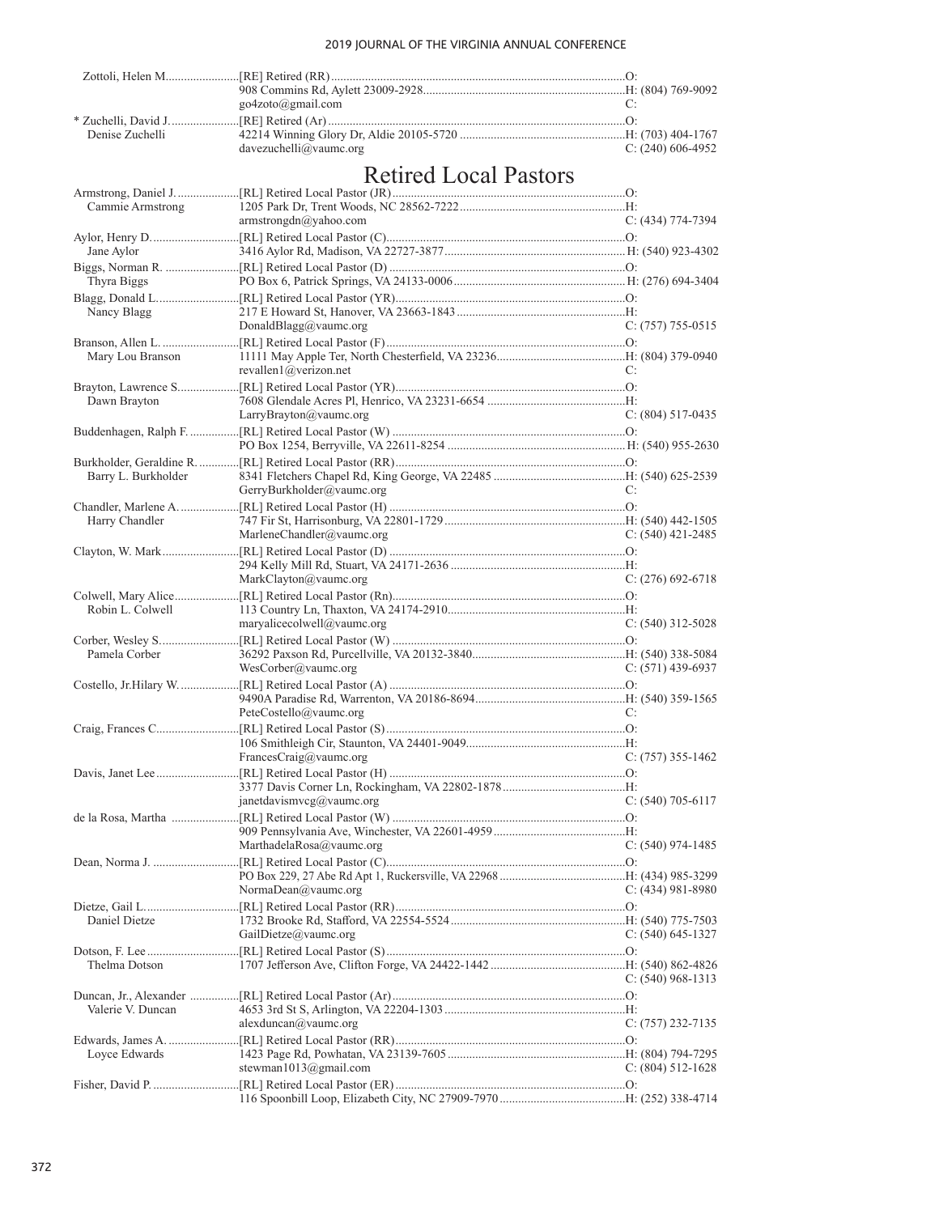| | | |
|---|---|---|
| Zottoli, Helen M. | [RE] Retired (RR) | O: |
| | 908 Commins Rd, Aylett 23009-2928 | H: (804) 769-9092 |
| | go4zoto@gmail.com | C: |
| * Zuchelli, David J. | [RE] Retired (Ar) | O: |
| Denise Zuchelli | 42214 Winning Glory Dr, Aldie 20105-5720 | H: (703) 404-1767 |
| | davezuchelli@vaumc.org | C: (240) 606-4952 |

# Retired Local Pastors

| | | |
|---|---|---|
| Armstrong, Daniel J. | [RL] Retired Local Pastor (JR) | O: |
| Cammie Armstrong | 1205 Park Dr, Trent Woods, NC 28562-7222 | H: |
| | armstrongdn@yahoo.com | C: (434) 774-7394 |
| Aylor, Henry D. | [RL] Retired Local Pastor (C) | O: |
| Jane Aylor | 3416 Aylor Rd, Madison, VA 22727-3877 | H: (540) 923-4302 |
| Biggs, Norman R. | [RL] Retired Local Pastor (D) | O: |
| Thyra Biggs | PO Box 6, Patrick Springs, VA 24133-0006 | H: (276) 694-3404 |
| Blagg, Donald L. | [RL] Retired Local Pastor (YR) | O: |
| Nancy Blagg | 217 E Howard St, Hanover, VA 23663-1843 | H: |
| | DonaldBlagg@vaumc.org | C: (757) 755-0515 |
| Branson, Allen L. | [RL] Retired Local Pastor (F) | O: |
| Mary Lou Branson | 11111 May Apple Ter, North Chesterfield, VA 23236 | H: (804) 379-0940 |
| | revallen1@verizon.net | C: |
| Brayton, Lawrence S. | [RL] Retired Local Pastor (YR) | O: |
| Dawn Brayton | 7608 Glendale Acres Pl, Henrico, VA 23231-6654 | H: |
| | LarryBrayton@vaumc.org | C: (804) 517-0435 |
| Buddenhagen, Ralph F. | [RL] Retired Local Pastor (W) | O: |
| | PO Box 1254, Berryville, VA 22611-8254 | H: (540) 955-2630 |
| Burkholder, Geraldine R. | [RL] Retired Local Pastor (RR) | O: |
| Barry L. Burkholder | 8341 Fletchers Chapel Rd, King George, VA 22485 | H: (540) 625-2539 |
| | GerryBurkholder@vaumc.org | C: |
| Chandler, Marlene A. | [RL] Retired Local Pastor (H) | O: |
| Harry Chandler | 747 Fir St, Harrisonburg, VA 22801-1729 | H: (540) 442-1505 |
| | MarleneChandler@vaumc.org | C: (540) 421-2485 |
| Clayton, W. Mark | [RL] Retired Local Pastor (D) | O: |
| | 294 Kelly Mill Rd, Stuart, VA 24171-2636 | H: |
| | MarkClayton@vaumc.org | C: (276) 692-6718 |
| Colwell, Mary Alice | [RL] Retired Local Pastor (Rn) | O: |
| Robin L. Colwell | 113 Country Ln, Thaxton, VA 24174-2910 | H: |
| | maryalicecolwell@vaumc.org | C: (540) 312-5028 |
| Corber, Wesley S. | [RL] Retired Local Pastor (W) | O: |
| Pamela Corber | 36292 Paxson Rd, Purcellville, VA 20132-3840 | H: (540) 338-5084 |
| | WesCorber@vaumc.org | C: (571) 439-6937 |
| Costello, Jr.Hilary W. | [RL] Retired Local Pastor (A) | O: |
| | 9490A Paradise Rd, Warrenton, VA 20186-8694 | H: (540) 359-1565 |
| | PeteCostello@vaumc.org | C: |
| Craig, Frances C. | [RL] Retired Local Pastor (S) | O: |
| | 106 Smithleigh Cir, Staunton, VA 24401-9049 | H: |
| | FrancesCraig@vaumc.org | C: (757) 355-1462 |
| Davis, Janet Lee | [RL] Retired Local Pastor (H) | O: |
| | 3377 Davis Corner Ln, Rockingham, VA 22802-1878 | H: |
| | janetdavismvcg@vaumc.org | C: (540) 705-6117 |
| de la Rosa, Martha | [RL] Retired Local Pastor (W) | O: |
| | 909 Pennsylvania Ave, Winchester, VA 22601-4959 | H: |
| | MarthadelaRosa@vaumc.org | C: (540) 974-1485 |
| Dean, Norma J. | [RL] Retired Local Pastor (C) | O: |
| | PO Box 229, 27 Abe Rd Apt 1, Ruckersville, VA 22968 | H: (434) 985-3299 |
| | NormaDean@vaumc.org | C: (434) 981-8980 |
| Dietze, Gail L. | [RL] Retired Local Pastor (RR) | O: |
| Daniel Dietze | 1732 Brooke Rd, Stafford, VA 22554-5524 | H: (540) 775-7503 |
| | GailDietze@vaumc.org | C: (540) 645-1327 |
| Dotson, F. Lee | [RL] Retired Local Pastor (S) | O: |
| Thelma Dotson | 1707 Jefferson Ave, Clifton Forge, VA 24422-1442 | H: (540) 862-4826 |
| | | C: (540) 968-1313 |
| Duncan, Jr., Alexander | [RL] Retired Local Pastor (Ar) | O: |
| Valerie V. Duncan | 4653 3rd St S, Arlington, VA 22204-1303 | H: |
| | alexduncan@vaumc.org | C: (757) 232-7135 |
| Edwards, James A. | [RL] Retired Local Pastor (RR) | O: |
| Loyce Edwards | 1423 Page Rd, Powhatan, VA 23139-7605 | H: (804) 794-7295 |
| | stewman1013@gmail.com | C: (804) 512-1628 |
| Fisher, David P. | [RL] Retired Local Pastor (ER) | O: |
| | 116 Spoonbill Loop, Elizabeth City, NC 27909-7970 | H: (252) 338-4714 |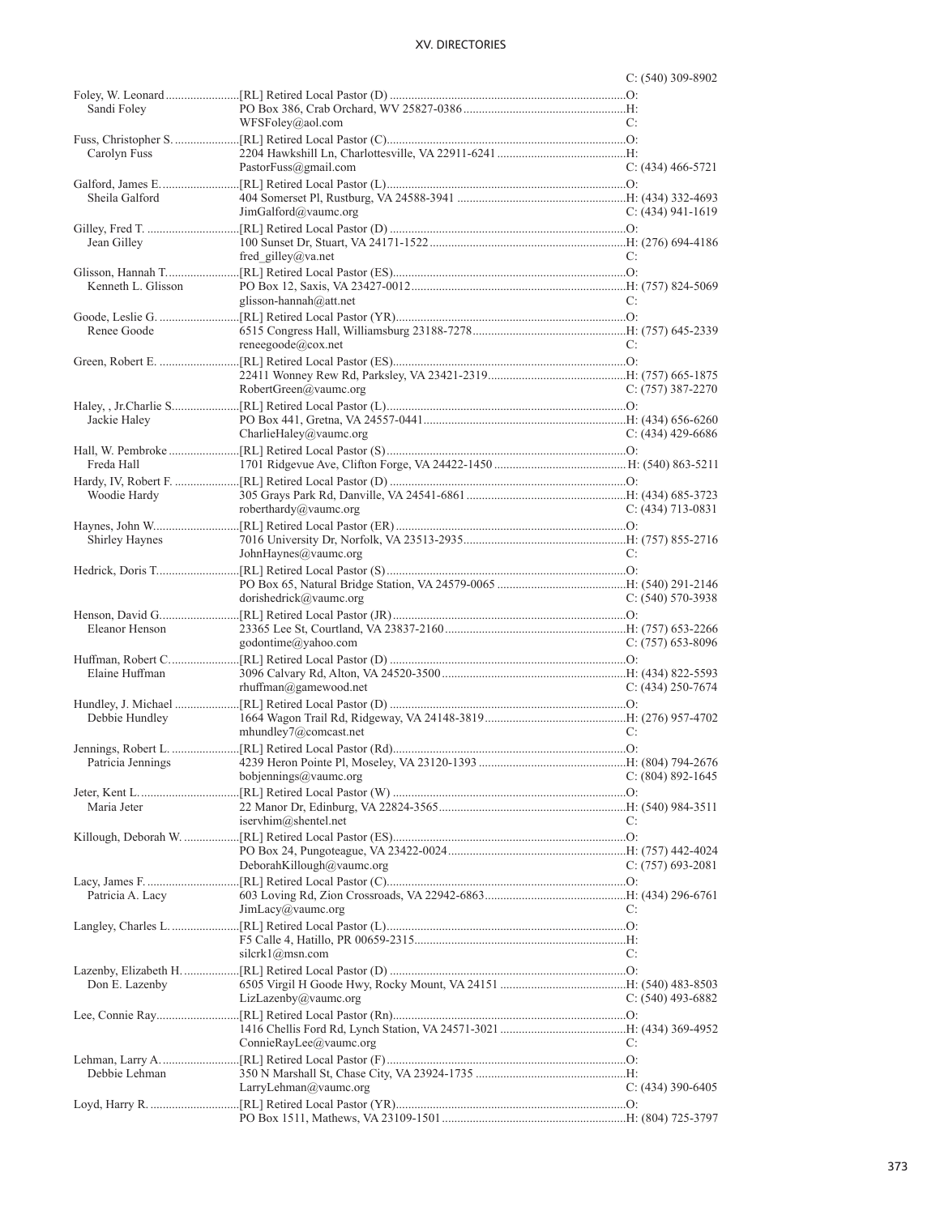C: (540) 309-8902

| Name | Details | Phone |
|---|---|---|
| Foley, W. Leonard | [RL] Retired Local Pastor (D) | O: |
| Sandi Foley | PO Box 386, Crab Orchard, WV 25827-0386 | H: |
| | WFSFoley@aol.com | C: |
| Fuss, Christopher S. | [RL] Retired Local Pastor (C) | O: |
| Carolyn Fuss | 2204 Hawkshill Ln, Charlottesville, VA 22911-6241 | H: |
| | PastorFuss@gmail.com | C: (434) 466-5721 |
| Galford, James E. | [RL] Retired Local Pastor (L) | O: |
| Sheila Galford | 404 Somerset Pl, Rustburg, VA 24588-3941 | H: (434) 332-4693 |
| | JimGalford@vaumc.org | C: (434) 941-1619 |
| Gilley, Fred T. | [RL] Retired Local Pastor (D) | O: |
| Jean Gilley | 100 Sunset Dr, Stuart, VA 24171-1522 | H: (276) 694-4186 |
| | fred_gilley@va.net | C: |
| Glisson, Hannah T. | [RL] Retired Local Pastor (ES) | O: |
| Kenneth L. Glisson | PO Box 12, Saxis, VA 23427-0012 | H: (757) 824-5069 |
| | glisson-hannah@att.net | C: |
| Goode, Leslie G. | [RL] Retired Local Pastor (YR) | O: |
| Renee Goode | 6515 Congress Hall, Williamsburg 23188-7278 | H: (757) 645-2339 |
| | reneegoode@cox.net | C: |
| Green, Robert E. | [RL] Retired Local Pastor (ES) | O: |
| | 22411 Wonney Rew Rd, Parksley, VA 23421-2319 | H: (757) 665-1875 |
| | RobertGreen@vaumc.org | C: (757) 387-2270 |
| Haley, , Jr.Charlie S. | [RL] Retired Local Pastor (L) | O: |
| Jackie Haley | PO Box 441, Gretna, VA 24557-0441 | H: (434) 656-6260 |
| | CharlieHaley@vaumc.org | C: (434) 429-6686 |
| Hall, W. Pembroke | [RL] Retired Local Pastor (S) | O: |
| Freda Hall | 1701 Ridgevue Ave, Clifton Forge, VA 24422-1450 | H: (540) 863-5211 |
| Hardy, IV, Robert F. | [RL] Retired Local Pastor (D) | O: |
| Woodie Hardy | 305 Grays Park Rd, Danville, VA 24541-6861 | H: (434) 685-3723 |
| | roberthardy@vaumc.org | C: (434) 713-0831 |
| Haynes, John W. | [RL] Retired Local Pastor (ER) | O: |
| Shirley Haynes | 7016 University Dr, Norfolk, VA 23513-2935 | H: (757) 855-2716 |
| | JohnHaynes@vaumc.org | C: |
| Hedrick, Doris T. | [RL] Retired Local Pastor (S) | O: |
| | PO Box 65, Natural Bridge Station, VA 24579-0065 | H: (540) 291-2146 |
| | dorishedrick@vaumc.org | C: (540) 570-3938 |
| Henson, David G. | [RL] Retired Local Pastor (JR) | O: |
| Eleanor Henson | 23365 Lee St, Courtland, VA 23837-2160 | H: (757) 653-2266 |
| | godontime@yahoo.com | C: (757) 653-8096 |
| Huffman, Robert C. | [RL] Retired Local Pastor (D) | O: |
| Elaine Huffman | 3096 Calvary Rd, Alton, VA 24520-3500 | H: (434) 822-5593 |
| | rhuffman@gamewood.net | C: (434) 250-7674 |
| Hundley, J. Michael | [RL] Retired Local Pastor (D) | O: |
| Debbie Hundley | 1664 Wagon Trail Rd, Ridgeway, VA 24148-3819 | H: (276) 957-4702 |
| | mhundley7@comcast.net | C: |
| Jennings, Robert L. | [RL] Retired Local Pastor (Rd) | O: |
| Patricia Jennings | 4239 Heron Pointe Pl, Moseley, VA 23120-1393 | H: (804) 794-2676 |
| | bobjennings@vaumc.org | C: (804) 892-1645 |
| Jeter, Kent L. | [RL] Retired Local Pastor (W) | O: |
| Maria Jeter | 22 Manor Dr, Edinburg, VA 22824-3565 | H: (540) 984-3511 |
| | iservhim@shentel.net | C: |
| Killough, Deborah W. | [RL] Retired Local Pastor (ES) | O: |
| | PO Box 24, Pungoteague, VA 23422-0024 | H: (757) 442-4024 |
| | DeborahKillough@vaumc.org | C: (757) 693-2081 |
| Lacy, James F. | [RL] Retired Local Pastor (C) | O: |
| Patricia A. Lacy | 603 Loving Rd, Zion Crossroads, VA 22942-6863 | H: (434) 296-6761 |
| | JimLacy@vaumc.org | C: |
| Langley, Charles L. | [RL] Retired Local Pastor (L) | O: |
| | F5 Calle 4, Hatillo, PR 00659-2315 | H: |
| | silcrk1@msn.com | C: |
| Lazenby, Elizabeth H. | [RL] Retired Local Pastor (D) | O: |
| Don E. Lazenby | 6505 Virgil H Goode Hwy, Rocky Mount, VA 24151 | H: (540) 483-8503 |
| | LizLazenby@vaumc.org | C: (540) 493-6882 |
| Lee, Connie Ray | [RL] Retired Local Pastor (Rn) | O: |
| | 1416 Chellis Ford Rd, Lynch Station, VA 24571-3021 | H: (434) 369-4952 |
| | ConnieRayLee@vaumc.org | C: |
| Lehman, Larry A. | [RL] Retired Local Pastor (F) | O: |
| Debbie Lehman | 350 N Marshall St, Chase City, VA 23924-1735 | H: |
| | LarryLehman@vaumc.org | C: (434) 390-6405 |
| Loyd, Harry R. | [RL] Retired Local Pastor (YR) | O: |
| | PO Box 1511, Mathews, VA 23109-1501 | H: (804) 725-3797 |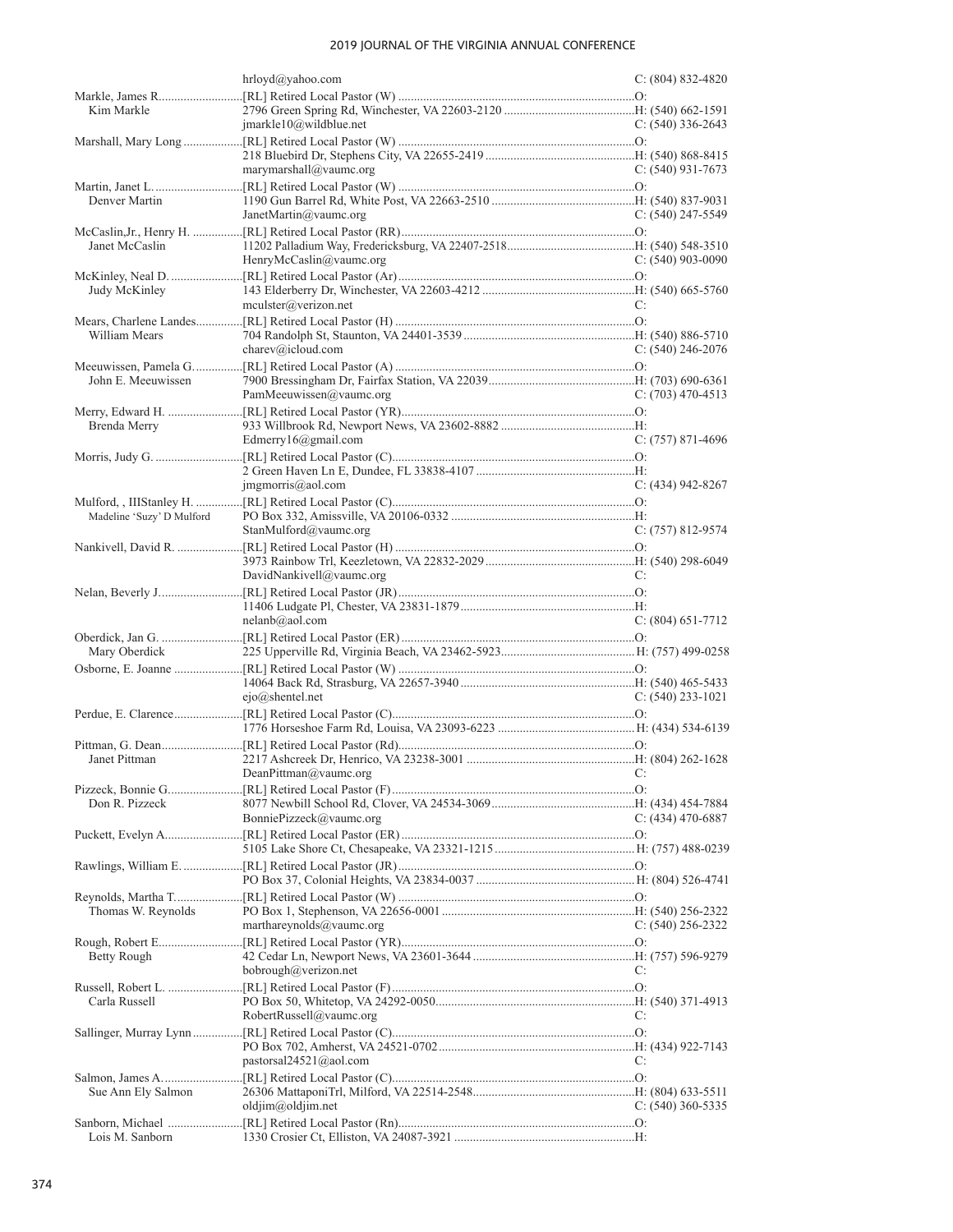| | | |
|---|---|---|
| | hrloyd@yahoo.com | C: (804) 832-4820 |
| Markle, James R. | [RL] Retired Local Pastor (W) | O: |
| Kim Markle | 2796 Green Spring Rd, Winchester, VA 22603-2120 | H: (540) 662-1591 |
| | jmarkle10@wildblue.net | C: (540) 336-2643 |
| Marshall, Mary Long | [RL] Retired Local Pastor (W) | O: |
| | 218 Bluebird Dr, Stephens City, VA 22655-2419 | H: (540) 868-8415 |
| | marymarshall@vaumc.org | C: (540) 931-7673 |
| Martin, Janet L. | [RL] Retired Local Pastor (W) | O: |
| Denver Martin | 1190 Gun Barrel Rd, White Post, VA 22663-2510 | H: (540) 837-9031 |
| | JanetMartin@vaumc.org | C: (540) 247-5549 |
| McCaslin,Jr., Henry H. | [RL] Retired Local Pastor (RR) | O: |
| Janet McCaslin | 11202 Palladium Way, Fredericksburg, VA 22407-2518 | H: (540) 548-3510 |
| | HenryMcCaslin@vaumc.org | C: (540) 903-0090 |
| McKinley, Neal D. | [RL] Retired Local Pastor (Ar) | O: |
| Judy McKinley | 143 Elderberry Dr, Winchester, VA 22603-4212 | H: (540) 665-5760 |
| | mculster@verizon.net | C: |
| Mears, Charlene Landes | [RL] Retired Local Pastor (H) | O: |
| William Mears | 704 Randolph St, Staunton, VA 24401-3539 | H: (540) 886-5710 |
| | charev@icloud.com | C: (540) 246-2076 |
| Meeuwissen, Pamela G. | [RL] Retired Local Pastor (A) | O: |
| John E. Meeuwissen | 7900 Bressingham Dr, Fairfax Station, VA 22039 | H: (703) 690-6361 |
| | PamMeeuwissen@vaumc.org | C: (703) 470-4513 |
| Merry, Edward H. | [RL] Retired Local Pastor (YR) | O: |
| Brenda Merry | 933 Willbrook Rd, Newport News, VA 23602-8882 | H: |
| | Edmerry16@gmail.com | C: (757) 871-4696 |
| Morris, Judy G. | [RL] Retired Local Pastor (C) | O: |
| | 2 Green Haven Ln E, Dundee, FL 33838-4107 | H: |
| | jmgmorris@aol.com | C: (434) 942-8267 |
| Mulford, , IIIStanley H. | [RL] Retired Local Pastor (C) | O: |
| Madeline 'Suzy' D Mulford | PO Box 332, Amissville, VA 20106-0332 | H: |
| | StanMulford@vaumc.org | C: (757) 812-9574 |
| Nankivell, David R. | [RL] Retired Local Pastor (H) | O: |
| | 3973 Rainbow Trl, Keezletown, VA 22832-2029 | H: (540) 298-6049 |
| | DavidNankivell@vaumc.org | C: |
| Nelan, Beverly J. | [RL] Retired Local Pastor (JR) | O: |
| | 11406 Ludgate Pl, Chester, VA 23831-1879 | H: |
| | nelanb@aol.com | C: (804) 651-7712 |
| Oberdick, Jan G. | [RL] Retired Local Pastor (ER) | O: |
| Mary Oberdick | 225 Upperville Rd, Virginia Beach, VA 23462-5923 | H: (757) 499-0258 |
| Osborne, E. Joanne | [RL] Retired Local Pastor (W) | O: |
| | 14064 Back Rd, Strasburg, VA 22657-3940 | H: (540) 465-5433 |
| | ejo@shentel.net | C: (540) 233-1021 |
| Perdue, E. Clarence | [RL] Retired Local Pastor (C) | O: |
| | 1776 Horseshoe Farm Rd, Louisa, VA 23093-6223 | H: (434) 534-6139 |
| Pittman, G. Dean | [RL] Retired Local Pastor (Rd) | O: |
| Janet Pittman | 2217 Ashcreek Dr, Henrico, VA 23238-3001 | H: (804) 262-1628 |
| | DeanPittman@vaumc.org | C: |
| Pizzeck, Bonnie G. | [RL] Retired Local Pastor (F) | O: |
| Don R. Pizzeck | 8077 Newbill School Rd, Clover, VA 24534-3069 | H: (434) 454-7884 |
| | BonniePizzeck@vaumc.org | C: (434) 470-6887 |
| Puckett, Evelyn A. | [RL] Retired Local Pastor (ER) | O: |
| | 5105 Lake Shore Ct, Chesapeake, VA 23321-1215 | H: (757) 488-0239 |
| Rawlings, William E. | [RL] Retired Local Pastor (JR) | O: |
| | PO Box 37, Colonial Heights, VA 23834-0037 | H: (804) 526-4741 |
| Reynolds, Martha T. | [RL] Retired Local Pastor (W) | O: |
| Thomas W. Reynolds | PO Box 1, Stephenson, VA 22656-0001 | H: (540) 256-2322 |
| | marthareynolds@vaumc.org | C: (540) 256-2322 |
| Rough, Robert E. | [RL] Retired Local Pastor (YR) | O: |
| Betty Rough | 42 Cedar Ln, Newport News, VA 23601-3644 | H: (757) 596-9279 |
| | bobrough@verizon.net | C: |
| Russell, Robert L. | [RL] Retired Local Pastor (F) | O: |
| Carla Russell | PO Box 50, Whitetop, VA 24292-0050 | H: (540) 371-4913 |
| | RobertRussell@vaumc.org | C: |
| Sallinger, Murray Lynn | [RL] Retired Local Pastor (C) | O: |
| | PO Box 702, Amherst, VA 24521-0702 | H: (434) 922-7143 |
| | pastorsal24521@aol.com | C: |
| Salmon, James A. | [RL] Retired Local Pastor (C) | O: |
| Sue Ann Ely Salmon | 26306 MattaponiTrl, Milford, VA 22514-2548 | H: (804) 633-5511 |
| | oldjim@oldjim.net | C: (540) 360-5335 |
| Sanborn, Michael | [RL] Retired Local Pastor (Rn) | O: |
| Lois M. Sanborn | 1330 Crosier Ct, Elliston, VA 24087-3921 | H: |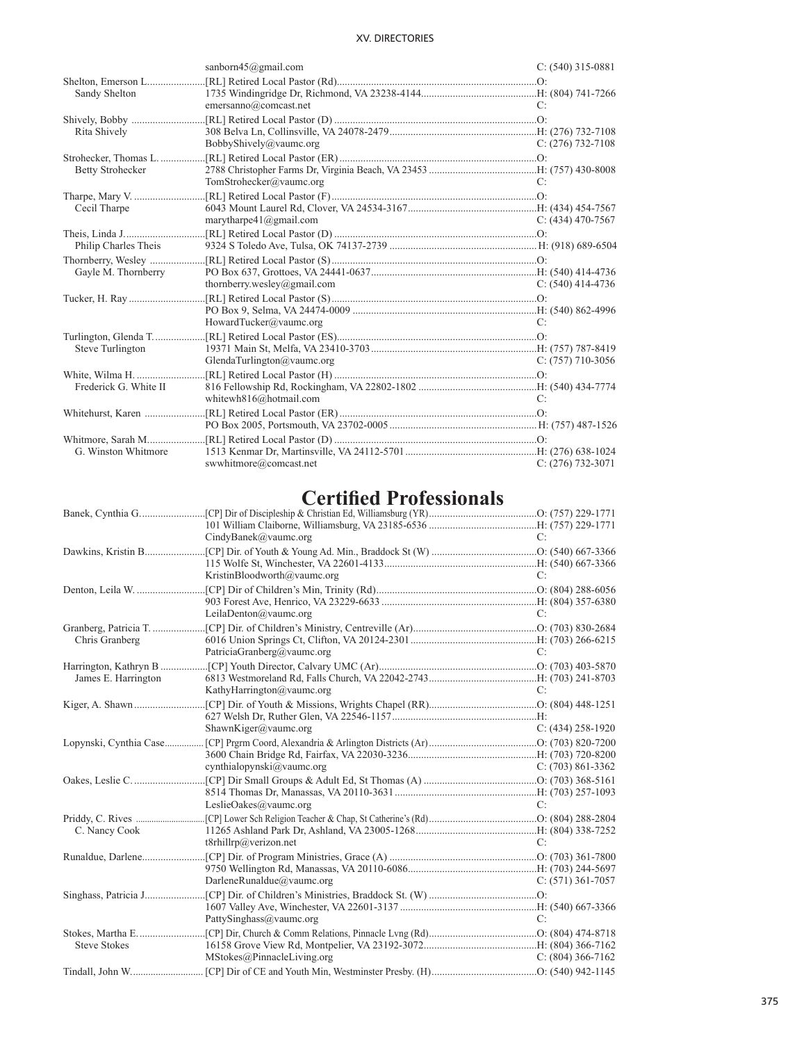| | | |
|---|---|---|
| | sanborn45@gmail.com | C: (540) 315-0881 |
| Shelton, Emerson L. | [RL] Retired Local Pastor (Rd) | O: |
| Sandy Shelton | 1735 Windingridge Dr, Richmond, VA 23238-4144 | H: (804) 741-7266 |
| | emersanno@comcast.net | C: |
| Shively, Bobby | [RL] Retired Local Pastor (D) | O: |
| Rita Shively | 308 Belva Ln, Collinsville, VA 24078-2479 | H: (276) 732-7108 |
| | BobbyShively@vaumc.org | C: (276) 732-7108 |
| Strohecker, Thomas L. | [RL] Retired Local Pastor (ER) | O: |
| Betty Strohecker | 2788 Christopher Farms Dr, Virginia Beach, VA 23453 | H: (757) 430-8008 |
| | TomStrohecker@vaumc.org | C: |
| Tharpe, Mary V. | [RL] Retired Local Pastor (F) | O: |
| Cecil Tharpe | 6043 Mount Laurel Rd, Clover, VA 24534-3167 | H: (434) 454-7567 |
| | marytharpe41@gmail.com | C: (434) 470-7567 |
| Theis, Linda J. | [RL] Retired Local Pastor (D) | O: |
| Philip Charles Theis | 9324 S Toledo Ave, Tulsa, OK 74137-2739 | H: (918) 689-6504 |
| Thornberry, Wesley | [RL] Retired Local Pastor (S) | O: |
| Gayle M. Thornberry | PO Box 637, Grottoes, VA 24441-0637 | H: (540) 414-4736 |
| | thornberry.wesley@gmail.com | C: (540) 414-4736 |
| Tucker, H. Ray | [RL] Retired Local Pastor (S) | O: |
| | PO Box 9, Selma, VA 24474-0009 | H: (540) 862-4996 |
| | HowardTucker@vaumc.org | C: |
| Turlington, Glenda T. | [RL] Retired Local Pastor (ES) | O: |
| Steve Turlington | 19371 Main St, Melfa, VA 23410-3703 | H: (757) 787-8419 |
| | GlendaTurlington@vaumc.org | C: (757) 710-3056 |
| White, Wilma H. | [RL] Retired Local Pastor (H) | O: |
| Frederick G. White II | 816 Fellowship Rd, Rockingham, VA 22802-1802 | H: (540) 434-7774 |
| | whitewh816@hotmail.com | C: |
| Whitehurst, Karen | [RL] Retired Local Pastor (ER) | O: |
| | PO Box 2005, Portsmouth, VA 23702-0005 | H: (757) 487-1526 |
| Whitmore, Sarah M. | [RL] Retired Local Pastor (D) | O: |
| G. Winston Whitmore | 1513 Kenmar Dr, Martinsville, VA 24112-5701 | H: (276) 638-1024 |
| | swwhitmore@comcast.net | C: (276) 732-3071 |

# Certified Professionals

| | | |
|---|---|---|
| Banek, Cynthia G. | [CP] Dir of Discipleship & Christian Ed, Williamsburg (YR) | O: (757) 229-1771 |
| | 101 William Claiborne, Williamsburg, VA 23185-6536 | H: (757) 229-1771 |
| | CindyBanek@vaumc.org | C: |
| Dawkins, Kristin B. | [CP] Dir. of Youth & Young Ad. Min., Braddock St (W) | O: (540) 667-3366 |
| | 115 Wolfe St, Winchester, VA 22601-4133 | H: (540) 667-3366 |
| | KristinBloodworth@vaumc.org | C: |
| Denton, Leila W. | [CP] Dir of Children's Min, Trinity (Rd) | O: (804) 288-6056 |
| | 903 Forest Ave, Henrico, VA 23229-6633 | H: (804) 357-6380 |
| | LeilaDenton@vaumc.org | C: |
| Granberg, Patricia T. | [CP] Dir. of Children's Ministry, Centreville (Ar) | O: (703) 830-2684 |
| Chris Granberg | 6016 Union Springs Ct, Clifton, VA 20124-2301 | H: (703) 266-6215 |
| | PatriciaGranberg@vaumc.org | C: |
| Harrington, Kathryn B | [CP] Youth Director, Calvary UMC (Ar) | O: (703) 403-5870 |
| James E. Harrington | 6813 Westmoreland Rd, Falls Church, VA 22042-2743 | H: (703) 241-8703 |
| | KathyHarrington@vaumc.org | C: |
| Kiger, A. Shawn | [CP] Dir. of Youth & Missions, Wrights Chapel (RR) | O: (804) 448-1251 |
| | 627 Welsh Dr, Ruther Glen, VA 22546-1157 | H: |
| | ShawnKiger@vaumc.org | C: (434) 258-1920 |
| Lopynski, Cynthia Case | [CP] Prgrm Coord, Alexandria & Arlington Districts (Ar) | O: (703) 820-7200 |
| | 3600 Chain Bridge Rd, Fairfax, VA 22030-3236 | H: (703) 720-8200 |
| | cynthialopynski@vaumc.org | C: (703) 861-3362 |
| Oakes, Leslie C. | [CP] Dir Small Groups & Adult Ed, St Thomas (A) | O: (703) 368-5161 |
| | 8514 Thomas Dr, Manassas, VA 20110-3631 | H: (703) 257-1093 |
| | LeslieOakes@vaumc.org | C: |
| Priddy, C. Rives | [CP] Lower Sch Religion Teacher & Chap, St Catherine's (Rd) | O: (804) 288-2804 |
| C. Nancy Cook | 11265 Ashland Park Dr, Ashland, VA 23005-1268 | H: (804) 338-7252 |
| | t8rhillrp@verizon.net | C: |
| Runaldue, Darlene | [CP] Dir. of Program Ministries, Grace (A) | O: (703) 361-7800 |
| | 9750 Wellington Rd, Manassas, VA 20110-6086 | H: (703) 244-5697 |
| | DarleneRunaldue@vaumc.org | C: (571) 361-7057 |
| Singhass, Patricia J. | [CP] Dir. of Children's Ministries, Braddock St. (W) | O: |
| | 1607 Valley Ave, Winchester, VA 22601-3137 | H: (540) 667-3366 |
| | PattySinghass@vaumc.org | C: |
| Stokes, Martha E. | [CP] Dir, Church & Comm Relations, Pinnacle Lvng (Rd) | O: (804) 474-8718 |
| Steve Stokes | 16158 Grove View Rd, Montpelier, VA 23192-3072 | H: (804) 366-7162 |
| | MStokes@PinnacleLiving.org | C: (804) 366-7162 |
| Tindall, John W. | [CP] Dir of CE and Youth Min, Westminster Presby. (H) | O: (540) 942-1145 |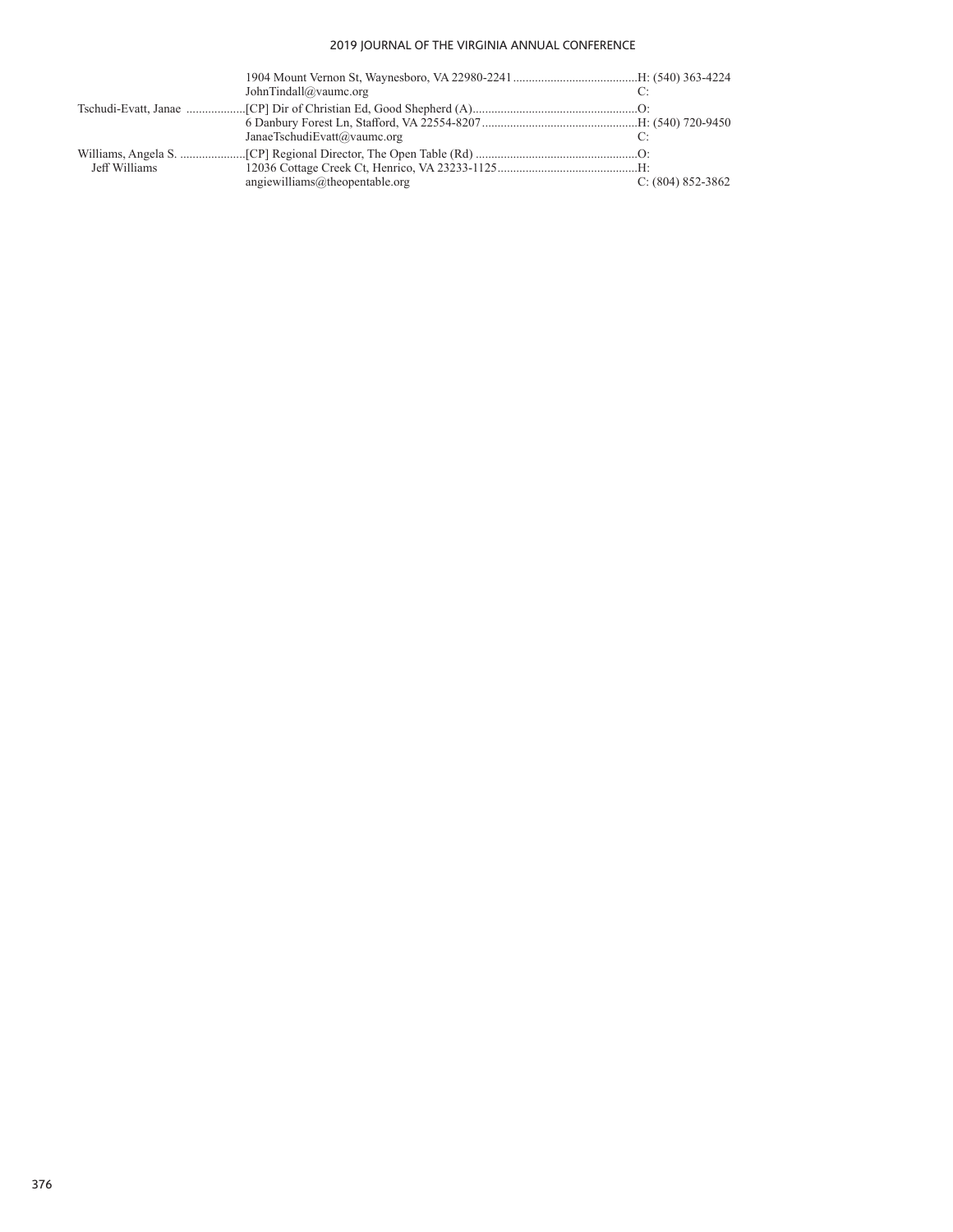| | | |
|---|---|---|
| | 1904 Mount Vernon St, Waynesboro, VA 22980-2241 | H: (540) 363-4224 |
| | JohnTindall@vaumc.org | C: |
| Tschudi-Evatt, Janae | [CP] Dir of Christian Ed, Good Shepherd (A) | O: |
| | 6 Danbury Forest Ln, Stafford, VA 22554-8207 | H: (540) 720-9450 |
| | JanaeTschudiEvatt@vaumc.org | C: |
| Williams, Angela S. | [CP] Regional Director, The Open Table (Rd) | O: |
| Jeff Williams | 12036 Cottage Creek Ct, Henrico, VA 23233-1125 | H: |
| | angiewilliams@theopentable.org | C: (804) 852-3862 |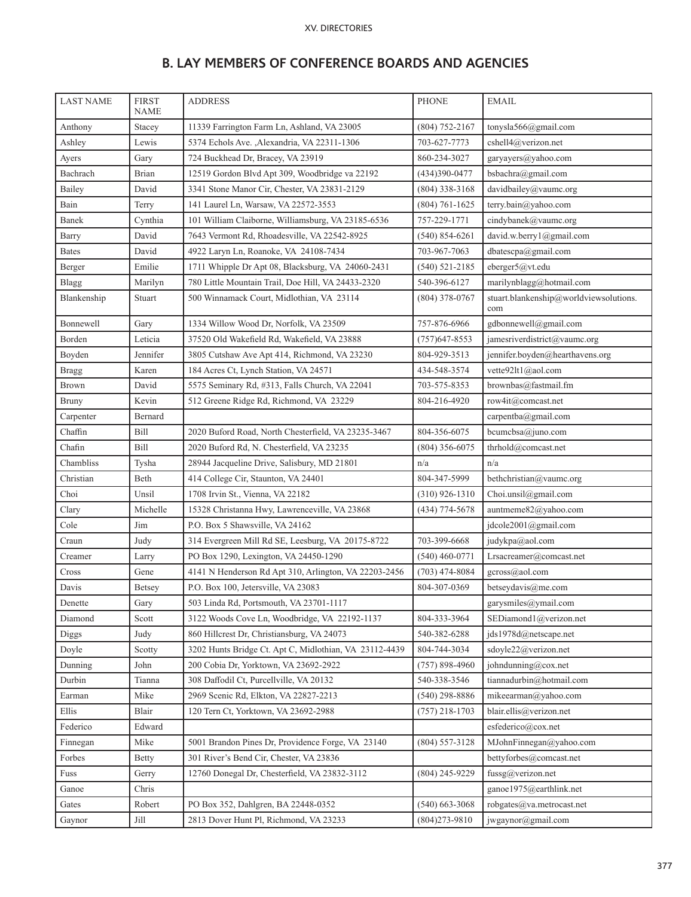## B. LAY MEMBERS OF CONFERENCE BOARDS AND AGENCIES

| LAST NAME | FIRST NAME | ADDRESS | PHONE | EMAIL |
|---|---|---|---|---|
| Anthony | Stacey | 11339 Farrington Farm Ln, Ashland, VA 23005 | (804) 752-2167 | tonysla566@gmail.com |
| Ashley | Lewis | 5374 Echols Ave. ,Alexandria, VA 22311-1306 | 703-627-7773 | cshell4@verizon.net |
| Ayers | Gary | 724 Buckhead Dr, Bracey, VA 23919 | 860-234-3027 | garyayers@yahoo.com |
| Bachrach | Brian | 12519 Gordon Blvd Apt 309, Woodbridge va 22192 | (434)390-0477 | bsbachra@gmail.com |
| Bailey | David | 3341 Stone Manor Cir, Chester, VA 23831-2129 | (804) 338-3168 | davidbailey@vaumc.org |
| Bain | Terry | 141 Laurel Ln, Warsaw, VA 22572-3553 | (804) 761-1625 | terry.bain@yahoo.com |
| Banek | Cynthia | 101 William Claiborne, Williamsburg, VA 23185-6536 | 757-229-1771 | cindybanek@vaumc.org |
| Barry | David | 7643 Vermont Rd, Rhoadesville, VA 22542-8925 | (540) 854-6261 | david.w.berry1@gmail.com |
| Bates | David | 4922 Laryn Ln, Roanoke, VA 24108-7434 | 703-967-7063 | dbatescpa@gmail.com |
| Berger | Emilie | 1711 Whipple Dr Apt 08, Blacksburg, VA 24060-2431 | (540) 521-2185 | eberger5@vt.edu |
| Blagg | Marilyn | 780 Little Mountain Trail, Doe Hill, VA 24433-2320 | 540-396-6127 | marilynblagg@hotmail.com |
| Blankenship | Stuart | 500 Winnamack Court, Midlothian, VA 23114 | (804) 378-0767 | stuart.blankenship@worldviewsolutions.com |
| Bonnewell | Gary | 1334 Willow Wood Dr, Norfolk, VA 23509 | 757-876-6966 | gdbonnewell@gmail.com |
| Borden | Leticia | 37520 Old Wakefield Rd, Wakefield, VA 23888 | (757)647-8553 | jamesriverdistrict@vaumc.org |
| Boyden | Jennifer | 3805 Cutshaw Ave Apt 414, Richmond, VA 23230 | 804-929-3513 | jennifer.boyden@hearthavens.org |
| Bragg | Karen | 184 Acres Ct, Lynch Station, VA 24571 | 434-548-3574 | vette92lt1@aol.com |
| Brown | David | 5575 Seminary Rd, #313, Falls Church, VA 22041 | 703-575-8353 | brownbas@fastmail.fm |
| Bruny | Kevin | 512 Greene Ridge Rd, Richmond, VA 23229 | 804-216-4920 | row4it@comcast.net |
| Carpenter | Bernard | | | carpentba@gmail.com |
| Chaffin | Bill | 2020 Buford Road, North Chesterfield, VA 23235-3467 | 804-356-6075 | bcumcbsa@juno.com |
| Chafin | Bill | 2020 Buford Rd, N. Chesterfield, VA 23235 | (804) 356-6075 | thrhold@comcast.net |
| Chambliss | Tysha | 28944 Jacqueline Drive, Salisbury, MD 21801 | n/a | n/a |
| Christian | Beth | 414 College Cir, Staunton, VA 24401 | 804-347-5999 | bethchristian@vaumc.org |
| Choi | Unsil | 1708 Irvin St., Vienna, VA 22182 | (310) 926-1310 | Choi.unsil@gmail.com |
| Clary | Michelle | 15328 Christanna Hwy, Lawrenceville, VA 23868 | (434) 774-5678 | auntmeme82@yahoo.com |
| Cole | Jim | P.O. Box 5 Shawsville, VA 24162 | | jdcole2001@gmail.com |
| Craun | Judy | 314 Evergreen Mill Rd SE, Leesburg, VA 20175-8722 | 703-399-6668 | judykpa@aol.com |
| Creamer | Larry | PO Box 1290, Lexington, VA 24450-1290 | (540) 460-0771 | Lrsacreamer@comcast.net |
| Cross | Gene | 4141 N Henderson Rd Apt 310, Arlington, VA 22203-2456 | (703) 474-8084 | gcross@aol.com |
| Davis | Betsey | P.O. Box 100, Jetersville, VA 23083 | 804-307-0369 | betseydavis@me.com |
| Denette | Gary | 503 Linda Rd, Portsmouth, VA 23701-1117 | | garysmiles@ymail.com |
| Diamond | Scott | 3122 Woods Cove Ln, Woodbridge, VA 22192-1137 | 804-333-3964 | SEDiamond1@verizon.net |
| Diggs | Judy | 860 Hillcrest Dr, Christiansburg, VA 24073 | 540-382-6288 | jds1978d@netscape.net |
| Doyle | Scotty | 3202 Hunts Bridge Ct. Apt C, Midlothian, VA 23112-4439 | 804-744-3034 | sdoyle22@verizon.net |
| Dunning | John | 200 Cobia Dr, Yorktown, VA 23692-2922 | (757) 898-4960 | johndunning@cox.net |
| Durbin | Tianna | 308 Daffodil Ct, Purcellville, VA 20132 | 540-338-3546 | tiannadurbin@hotmail.com |
| Earman | Mike | 2969 Scenic Rd, Elkton, VA 22827-2213 | (540) 298-8886 | mikeearman@yahoo.com |
| Ellis | Blair | 120 Tern Ct, Yorktown, VA 23692-2988 | (757) 218-1703 | blair.ellis@verizon.net |
| Federico | Edward | | | esfederico@cox.net |
| Finnegan | Mike | 5001 Brandon Pines Dr, Providence Forge, VA 23140 | (804) 557-3128 | MJohnFinnegan@yahoo.com |
| Forbes | Betty | 301 River's Bend Cir, Chester, VA 23836 | | bettyforbes@comcast.net |
| Fuss | Gerry | 12760 Donegal Dr, Chesterfield, VA 23832-3112 | (804) 245-9229 | fussg@verizon.net |
| Ganoe | Chris | | | ganoe1975@earthlink.net |
| Gates | Robert | PO Box 352, Dahlgren, BA 22448-0352 | (540) 663-3068 | robgates@va.metrocast.net |
| Gaynor | Jill | 2813 Dover Hunt Pl, Richmond, VA 23233 | (804)273-9810 | jwgaynor@gmail.com |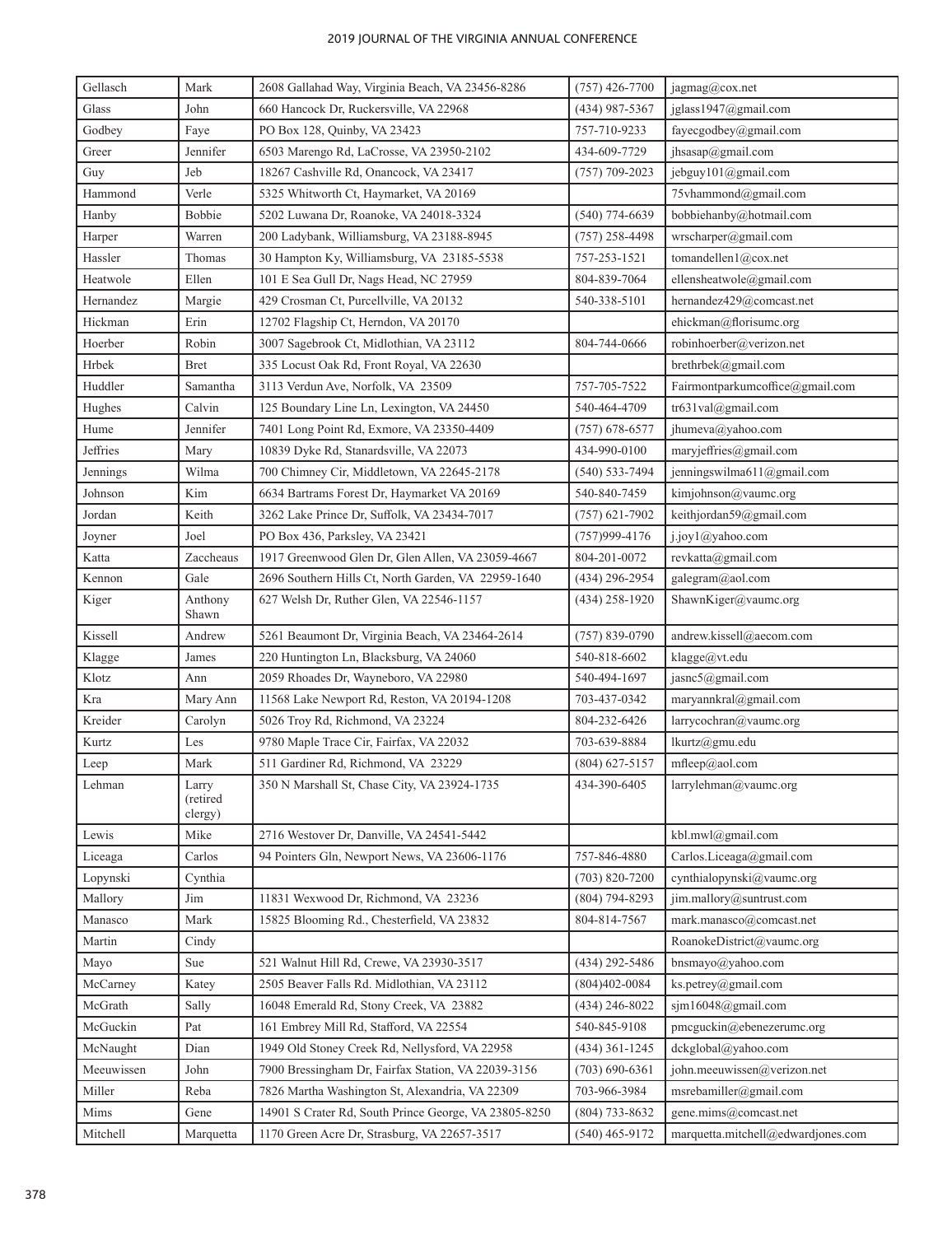| Gellasch | Mark | 2608 Gallahad Way, Virginia Beach, VA 23456-8286 | (757) 426-7700 | jagmag@cox.net |
|---|---|---|---|---|
| Glass | John | 660 Hancock Dr, Ruckersville, VA 22968 | (434) 987-5367 | jglass1947@gmail.com |
| Godbey | Faye | PO Box 128, Quinby, VA 23423 | 757-710-9233 | fayecgodbey@gmail.com |
| Greer | Jennifer | 6503 Marengo Rd, LaCrosse, VA 23950-2102 | 434-609-7729 | jhsasap@gmail.com |
| Guy | Jeb | 18267 Cashville Rd, Onancock, VA 23417 | (757) 709-2023 | jebguy101@gmail.com |
| Hammond | Verle | 5325 Whitworth Ct, Haymarket, VA 20169 | | 75vhammond@gmail.com |
| Hanby | Bobbie | 5202 Luwana Dr, Roanoke, VA 24018-3324 | (540) 774-6639 | bobbiehanby@hotmail.com |
| Harper | Warren | 200 Ladybank, Williamsburg, VA 23188-8945 | (757) 258-4498 | wrscharper@gmail.com |
| Hassler | Thomas | 30 Hampton Ky, Williamsburg, VA 23185-5538 | 757-253-1521 | tomandellen1@cox.net |
| Heatwole | Ellen | 101 E Sea Gull Dr, Nags Head, NC 27959 | 804-839-7064 | ellensheatwole@gmail.com |
| Hernandez | Margie | 429 Crosman Ct, Purcellville, VA 20132 | 540-338-5101 | hernandez429@comcast.net |
| Hickman | Erin | 12702 Flagship Ct, Herndon, VA 20170 | | ehickman@florisumc.org |
| Hoerber | Robin | 3007 Sagebrook Ct, Midlothian, VA 23112 | 804-744-0666 | robinhoerber@verizon.net |
| Hrbek | Bret | 335 Locust Oak Rd, Front Royal, VA 22630 | | brethrbek@gmail.com |
| Huddler | Samantha | 3113 Verdun Ave, Norfolk, VA 23509 | 757-705-7522 | Fairmontparkumcoffice@gmail.com |
| Hughes | Calvin | 125 Boundary Line Ln, Lexington, VA 24450 | 540-464-4709 | tr631val@gmail.com |
| Hume | Jennifer | 7401 Long Point Rd, Exmore, VA 23350-4409 | (757) 678-6577 | jhumeva@yahoo.com |
| Jeffries | Mary | 10839 Dyke Rd, Stanardsville, VA 22073 | 434-990-0100 | maryjeffries@gmail.com |
| Jennings | Wilma | 700 Chimney Cir, Middletown, VA 22645-2178 | (540) 533-7494 | jenningswilma611@gmail.com |
| Johnson | Kim | 6634 Bartrams Forest Dr, Haymarket VA 20169 | 540-840-7459 | kimjohnson@vaumc.org |
| Jordan | Keith | 3262 Lake Prince Dr, Suffolk, VA 23434-7017 | (757) 621-7902 | keithjordan59@gmail.com |
| Joyner | Joel | PO Box 436, Parksley, VA 23421 | (757)999-4176 | j.joy1@yahoo.com |
| Katta | Zaccheaus | 1917 Greenwood Glen Dr, Glen Allen, VA 23059-4667 | 804-201-0072 | revkatta@gmail.com |
| Kennon | Gale | 2696 Southern Hills Ct, North Garden, VA 22959-1640 | (434) 296-2954 | galegram@aol.com |
| Kiger | Anthony Shawn | 627 Welsh Dr, Ruther Glen, VA 22546-1157 | (434) 258-1920 | ShawnKiger@vaumc.org |
| Kissell | Andrew | 5261 Beaumont Dr, Virginia Beach, VA 23464-2614 | (757) 839-0790 | andrew.kissell@aecom.com |
| Klagge | James | 220 Huntington Ln, Blacksburg, VA 24060 | 540-818-6602 | klagge@vt.edu |
| Klotz | Ann | 2059 Rhoades Dr, Wayneboro, VA 22980 | 540-494-1697 | jasnc5@gmail.com |
| Kra | Mary Ann | 11568 Lake Newport Rd, Reston, VA 20194-1208 | 703-437-0342 | maryannkral@gmail.com |
| Kreider | Carolyn | 5026 Troy Rd, Richmond, VA 23224 | 804-232-6426 | larrycochran@vaumc.org |
| Kurtz | Les | 9780 Maple Trace Cir, Fairfax, VA 22032 | 703-639-8884 | lkurtz@gmu.edu |
| Leep | Mark | 511 Gardiner Rd, Richmond, VA 23229 | (804) 627-5157 | mfleep@aol.com |
| Lehman | Larry (retired clergy) | 350 N Marshall St, Chase City, VA 23924-1735 | 434-390-6405 | larrylehman@vaumc.org |
| Lewis | Mike | 2716 Westover Dr, Danville, VA 24541-5442 | | kbl.mwl@gmail.com |
| Liceaga | Carlos | 94 Pointers Gln, Newport News, VA 23606-1176 | 757-846-4880 | Carlos.Liceaga@gmail.com |
| Lopynski | Cynthia | | (703) 820-7200 | cynthialopynski@vaumc.org |
| Mallory | Jim | 11831 Wexwood Dr, Richmond, VA 23236 | (804) 794-8293 | jim.mallory@suntrust.com |
| Manasco | Mark | 15825 Blooming Rd., Chesterfield, VA 23832 | 804-814-7567 | mark.manasco@comcast.net |
| Martin | Cindy | | | RoanokeDistrict@vaumc.org |
| Mayo | Sue | 521 Walnut Hill Rd, Crewe, VA 23930-3517 | (434) 292-5486 | bnsmayo@yahoo.com |
| McCarney | Katey | 2505 Beaver Falls Rd. Midlothian, VA 23112 | (804)402-0084 | ks.petrey@gmail.com |
| McGrath | Sally | 16048 Emerald Rd, Stony Creek, VA 23882 | (434) 246-8022 | sjm16048@gmail.com |
| McGuckin | Pat | 161 Embrey Mill Rd, Stafford, VA 22554 | 540-845-9108 | pmcguckin@ebenezerumc.org |
| McNaught | Dian | 1949 Old Stoney Creek Rd, Nellysford, VA 22958 | (434) 361-1245 | dckglobal@yahoo.com |
| Meeuwissen | John | 7900 Bressingham Dr, Fairfax Station, VA 22039-3156 | (703) 690-6361 | john.meeuwissen@verizon.net |
| Miller | Reba | 7826 Martha Washington St, Alexandria, VA 22309 | 703-966-3984 | msrebamiller@gmail.com |
| Mims | Gene | 14901 S Crater Rd, South Prince George, VA 23805-8250 | (804) 733-8632 | gene.mims@comcast.net |
| Mitchell | Marquetta | 1170 Green Acre Dr, Strasburg, VA 22657-3517 | (540) 465-9172 | marquetta.mitchell@edwardjones.com |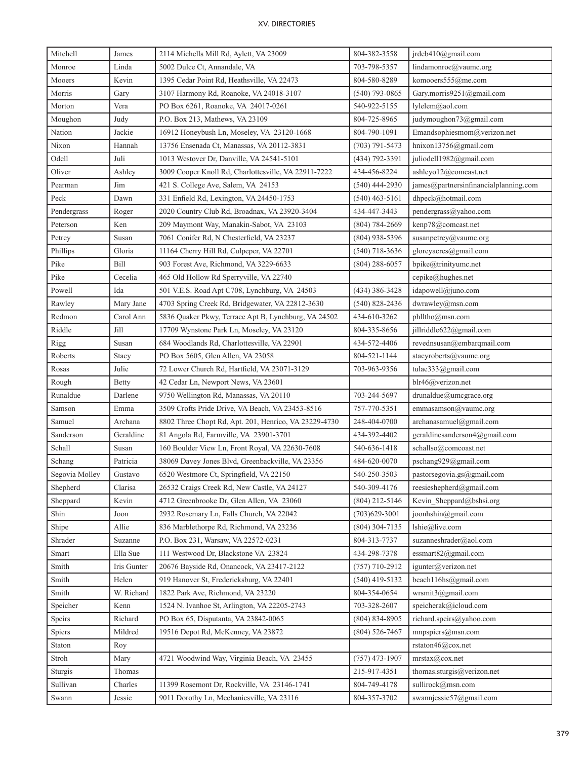| Mitchell | James | 2114 Michells Mill Rd, Aylett, VA 23009 | 804-382-3558 | jrdeb410@gmail.com |
|---|---|---|---|---|
| Monroe | Linda | 5002 Dulce Ct, Annandale, VA | 703-798-5357 | lindamonroe@vaumc.org |
| Mooers | Kevin | 1395 Cedar Point Rd, Heathsville, VA 22473 | 804-580-8289 | komooers555@me.com |
| Morris | Gary | 3107 Harmony Rd, Roanoke, VA 24018-3107 | (540) 793-0865 | Gary.morris9251@gmail.com |
| Morton | Vera | PO Box 6261, Roanoke, VA 24017-0261 | 540-922-5155 | lylelem@aol.com |
| Moughon | Judy | P.O. Box 213, Mathews, VA 23109 | 804-725-8965 | judymoughon73@gmail.com |
| Nation | Jackie | 16912 Honeybush Ln, Moseley, VA 23120-1668 | 804-790-1091 | Emandsophiesmom@verizon.net |
| Nixon | Hannah | 13756 Ensenada Ct, Manassas, VA 20112-3831 | (703) 791-5473 | hnixon13756@gmail.com |
| Odell | Juli | 1013 Westover Dr, Danville, VA 24541-5101 | (434) 792-3391 | juliodell1982@gmail.com |
| Oliver | Ashley | 3009 Cooper Knoll Rd, Charlottesville, VA 22911-7222 | 434-456-8224 | ashleyo12@comcast.net |
| Pearman | Jim | 421 S. College Ave, Salem, VA 24153 | (540) 444-2930 | james@partnersinfinancialplanning.com |
| Peck | Dawn | 331 Enfield Rd, Lexington, VA 24450-1753 | (540) 463-5161 | dhpeck@hotmail.com |
| Pendergrass | Roger | 2020 Country Club Rd, Broadnax, VA 23920-3404 | 434-447-3443 | pendergrass@yahoo.com |
| Peterson | Ken | 209 Maymont Way, Manakin-Sabot, VA 23103 | (804) 784-2669 | kenp78@comcast.net |
| Petrey | Susan | 7061 Conifer Rd, N Chesterfield, VA 23237 | (804) 938-5396 | susanpetrey@vaumc.org |
| Phillips | Gloria | 11164 Cherry Hill Rd, Culpeper, VA 22701 | (540) 718-3636 | gloreyacres@gmail.com |
| Pike | Bill | 903 Forest Ave, Richmond, VA 3229-6633 | (804) 288-6057 | bpike@trinityumc.net |
| Pike | Cecelia | 465 Old Hollow Rd Sperryville, VA 22740 | | cepike@hughes.net |
| Powell | Ida | 501 V.E.S. Road Apt C708, Lynchburg, VA 24503 | (434) 386-3428 | idapowell@juno.com |
| Rawley | Mary Jane | 4703 Spring Creek Rd, Bridgewater, VA 22812-3630 | (540) 828-2436 | dwrawley@msn.com |
| Redmon | Carol Ann | 5836 Quaker Pkwy, Terrace Apt B, Lynchburg, VA 24502 | 434-610-3262 | phlltho@msn.com |
| Riddle | Jill | 17709 Wynstone Park Ln, Moseley, VA 23120 | 804-335-8656 | jillriddle622@gmail.com |
| Rigg | Susan | 684 Woodlands Rd, Charlottesville, VA 22901 | 434-572-4406 | revednsusan@embarqmail.com |
| Roberts | Stacy | PO Box 5605, Glen Allen, VA 23058 | 804-521-1144 | stacyroberts@vaumc.org |
| Rosas | Julie | 72 Lower Church Rd, Hartfield, VA 23071-3129 | 703-963-9356 | tulae333@gmail.com |
| Rough | Betty | 42 Cedar Ln, Newport News, VA 23601 | | blr46@verizon.net |
| Runaldue | Darlene | 9750 Wellington Rd, Manassas, VA 20110 | 703-244-5697 | drunaldue@umcgrace.org |
| Samson | Emma | 3509 Crofts Pride Drive, VA Beach, VA 23453-8516 | 757-770-5351 | emmasamson@vaumc.org |
| Samuel | Archana | 8802 Three Chopt Rd, Apt. 201, Henrico, VA 23229-4730 | 248-404-0700 | archanasamuel@gmail.com |
| Sanderson | Geraldine | 81 Angola Rd, Farmville, VA 23901-3701 | 434-392-4402 | geraldinesanderson4@gmail.com |
| Schall | Susan | 160 Boulder View Ln, Front Royal, VA 22630-7608 | 540-636-1418 | schallso@comcoast.net |
| Schang | Patricia | 38069 Davey Jones Blvd, Greenbackville, VA 23356 | 484-620-0070 | pschang929@gmail.com |
| Segovia Molley | Gustavo | 6520 Westmore Ct, Springfield, VA 22150 | 540-250-3503 | pastorsegovia.gs@gmail.com |
| Shepherd | Clarisa | 26532 Craigs Creek Rd, New Castle, VA 24127 | 540-309-4176 | reesieshepherd@gmail.com |
| Sheppard | Kevin | 4712 Greenbrooke Dr, Glen Allen, VA 23060 | (804) 212-5146 | Kevin_Sheppard@bshsi.org |
| Shin | Joon | 2932 Rosemary Ln, Falls Church, VA 22042 | (703)629-3001 | joonhshin@gmail.com |
| Shipe | Allie | 836 Marblethorpe Rd, Richmond, VA 23236 | (804) 304-7135 | lshie@live.com |
| Shrader | Suzanne | P.O. Box 231, Warsaw, VA 22572-0231 | 804-313-7737 | suzanneshrader@aol.com |
| Smart | Ella Sue | 111 Westwood Dr, Blackstone VA 23824 | 434-298-7378 | essmart82@gmail.com |
| Smith | Iris Gunter | 20676 Bayside Rd, Onancock, VA 23417-2122 | (757) 710-2912 | igunter@verizon.net |
| Smith | Helen | 919 Hanover St, Fredericksburg, VA 22401 | (540) 419-5132 | beach116hs@gmail.com |
| Smith | W. Richard | 1822 Park Ave, Richmond, VA 23220 | 804-354-0654 | wrsmit3@gmail.com |
| Speicher | Kenn | 1524 N. Ivanhoe St, Arlington, VA 22205-2743 | 703-328-2607 | speicherak@icloud.com |
| Speirs | Richard | PO Box 65, Disputanta, VA 23842-0065 | (804) 834-8905 | richard.speirs@yahoo.com |
| Spiers | Mildred | 19516 Depot Rd, McKenney, VA 23872 | (804) 526-7467 | mnpspiers@msn.com |
| Staton | Roy | | | rstaton46@cox.net |
| Stroh | Mary | 4721 Woodwind Way, Virginia Beach, VA 23455 | (757) 473-1907 | mrstax@cox.net |
| Sturgis | Thomas | | 215-917-4351 | thomas.sturgis@verizon.net |
| Sullivan | Charles | 11399 Rosemont Dr, Rockville, VA 23146-1741 | 804-749-4178 | sullirock@msn.com |
| Swann | Jessie | 9011 Dorothy Ln, Mechanicsville, VA 23116 | 804-357-3702 | swannjessie57@gmail.com |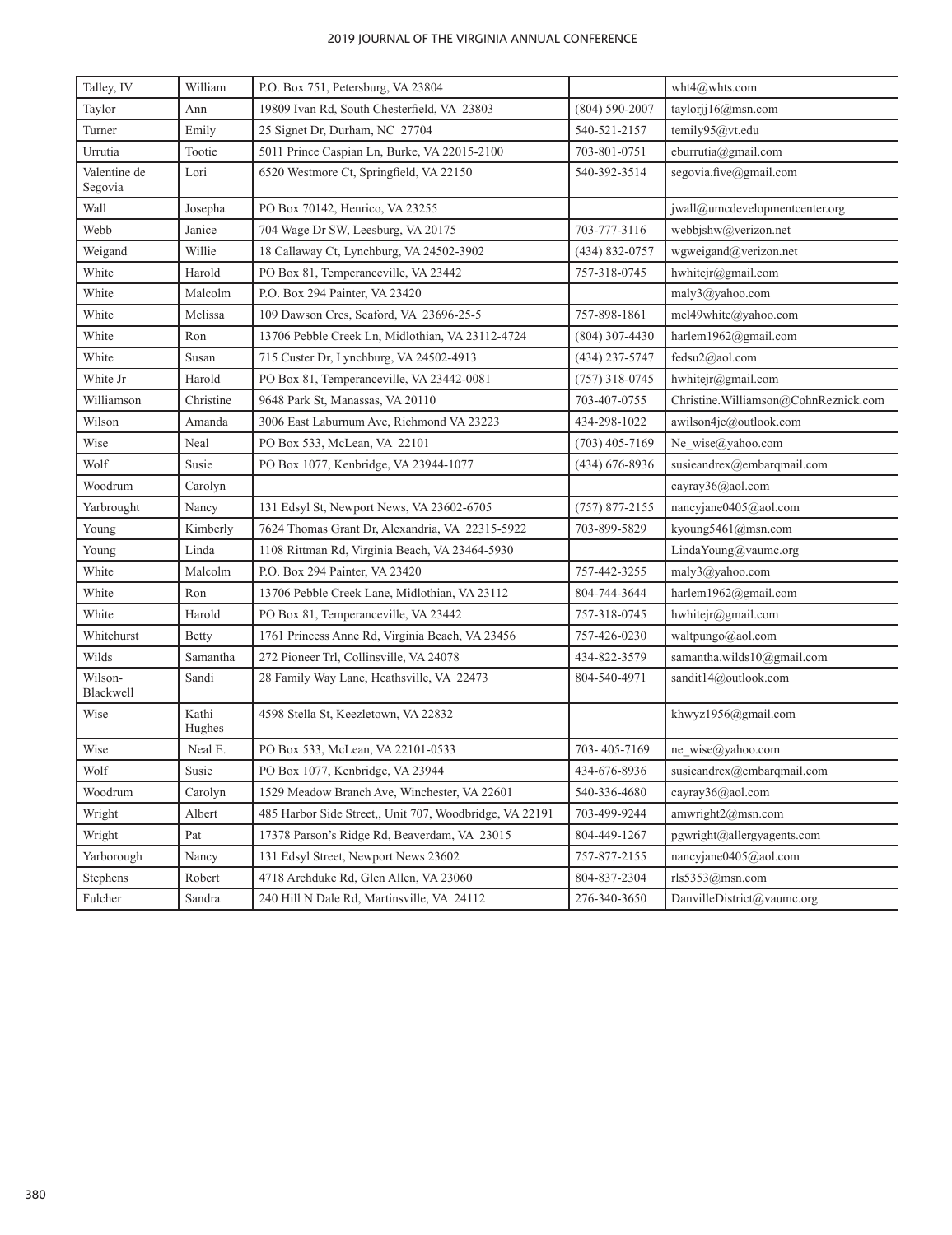| Talley, IV | William | P.O. Box 751, Petersburg, VA 23804 | | wht4@whts.com |
|---|---|---|---|---|
| Taylor | Ann | 19809 Ivan Rd, South Chesterfield, VA 23803 | (804) 590-2007 | taylorjj16@msn.com |
| Turner | Emily | 25 Signet Dr, Durham, NC 27704 | 540-521-2157 | temily95@vt.edu |
| Urrutia | Tootie | 5011 Prince Caspian Ln, Burke, VA 22015-2100 | 703-801-0751 | eburrutia@gmail.com |
| Valentine de Segovia | Lori | 6520 Westmore Ct, Springfield, VA 22150 | 540-392-3514 | segovia.five@gmail.com |
| Wall | Josepha | PO Box 70142, Henrico, VA 23255 | | jwall@umcdevelopmentcenter.org |
| Webb | Janice | 704 Wage Dr SW, Leesburg, VA 20175 | 703-777-3116 | webbjshw@verizon.net |
| Weigand | Willie | 18 Callaway Ct, Lynchburg, VA 24502-3902 | (434) 832-0757 | wgweigand@verizon.net |
| White | Harold | PO Box 81, Temperanceville, VA 23442 | 757-318-0745 | hwhitejr@gmail.com |
| White | Malcolm | P.O. Box 294 Painter, VA 23420 | | maly3@yahoo.com |
| White | Melissa | 109 Dawson Cres, Seaford, VA 23696-25-5 | 757-898-1861 | mel49white@yahoo.com |
| White | Ron | 13706 Pebble Creek Ln, Midlothian, VA 23112-4724 | (804) 307-4430 | harlem1962@gmail.com |
| White | Susan | 715 Custer Dr, Lynchburg, VA 24502-4913 | (434) 237-5747 | fedsu2@aol.com |
| White Jr | Harold | PO Box 81, Temperanceville, VA 23442-0081 | (757) 318-0745 | hwhitejr@gmail.com |
| Williamson | Christine | 9648 Park St, Manassas, VA 20110 | 703-407-0755 | Christine.Williamson@CohnReznick.com |
| Wilson | Amanda | 3006 East Laburnum Ave, Richmond VA 23223 | 434-298-1022 | awilson4jc@outlook.com |
| Wise | Neal | PO Box 533, McLean, VA 22101 | (703) 405-7169 | Ne_wise@yahoo.com |
| Wolf | Susie | PO Box 1077, Kenbridge, VA 23944-1077 | (434) 676-8936 | susieandrex@embarqmail.com |
| Woodrum | Carolyn | | | cayray36@aol.com |
| Yarbrought | Nancy | 131 Edsyl St, Newport News, VA 23602-6705 | (757) 877-2155 | nancyjane0405@aol.com |
| Young | Kimberly | 7624 Thomas Grant Dr, Alexandria, VA 22315-5922 | 703-899-5829 | kyoung5461@msn.com |
| Young | Linda | 1108 Rittman Rd, Virginia Beach, VA 23464-5930 | | LindaYoung@vaumc.org |
| White | Malcolm | P.O. Box 294 Painter, VA 23420 | 757-442-3255 | maly3@yahoo.com |
| White | Ron | 13706 Pebble Creek Lane, Midlothian, VA 23112 | 804-744-3644 | harlem1962@gmail.com |
| White | Harold | PO Box 81, Temperanceville, VA 23442 | 757-318-0745 | hwhitejr@gmail.com |
| Whitehurst | Betty | 1761 Princess Anne Rd, Virginia Beach, VA 23456 | 757-426-0230 | waltpungo@aol.com |
| Wilds | Samantha | 272 Pioneer Trl, Collinsville, VA 24078 | 434-822-3579 | samantha.wilds10@gmail.com |
| Wilson-Blackwell | Sandi | 28 Family Way Lane, Heathsville, VA 22473 | 804-540-4971 | sandit14@outlook.com |
| Wise | Kathi Hughes | 4598 Stella St, Keezletown, VA 22832 | | khwyz1956@gmail.com |
| Wise | Neal E. | PO Box 533, McLean, VA 22101-0533 | 703- 405-7169 | ne_wise@yahoo.com |
| Wolf | Susie | PO Box 1077, Kenbridge, VA 23944 | 434-676-8936 | susieandrex@embarqmail.com |
| Woodrum | Carolyn | 1529 Meadow Branch Ave, Winchester, VA 22601 | 540-336-4680 | cayray36@aol.com |
| Wright | Albert | 485 Harbor Side Street,, Unit 707, Woodbridge, VA 22191 | 703-499-9244 | amwright2@msn.com |
| Wright | Pat | 17378 Parson's Ridge Rd, Beaverdam, VA 23015 | 804-449-1267 | pgwright@allergyagents.com |
| Yarborough | Nancy | 131 Edsyl Street, Newport News 23602 | 757-877-2155 | nancyjane0405@aol.com |
| Stephens | Robert | 4718 Archduke Rd, Glen Allen, VA 23060 | 804-837-2304 | rls5353@msn.com |
| Fulcher | Sandra | 240 Hill N Dale Rd, Martinsville, VA 24112 | 276-340-3650 | DanvilleDistrict@vaumc.org |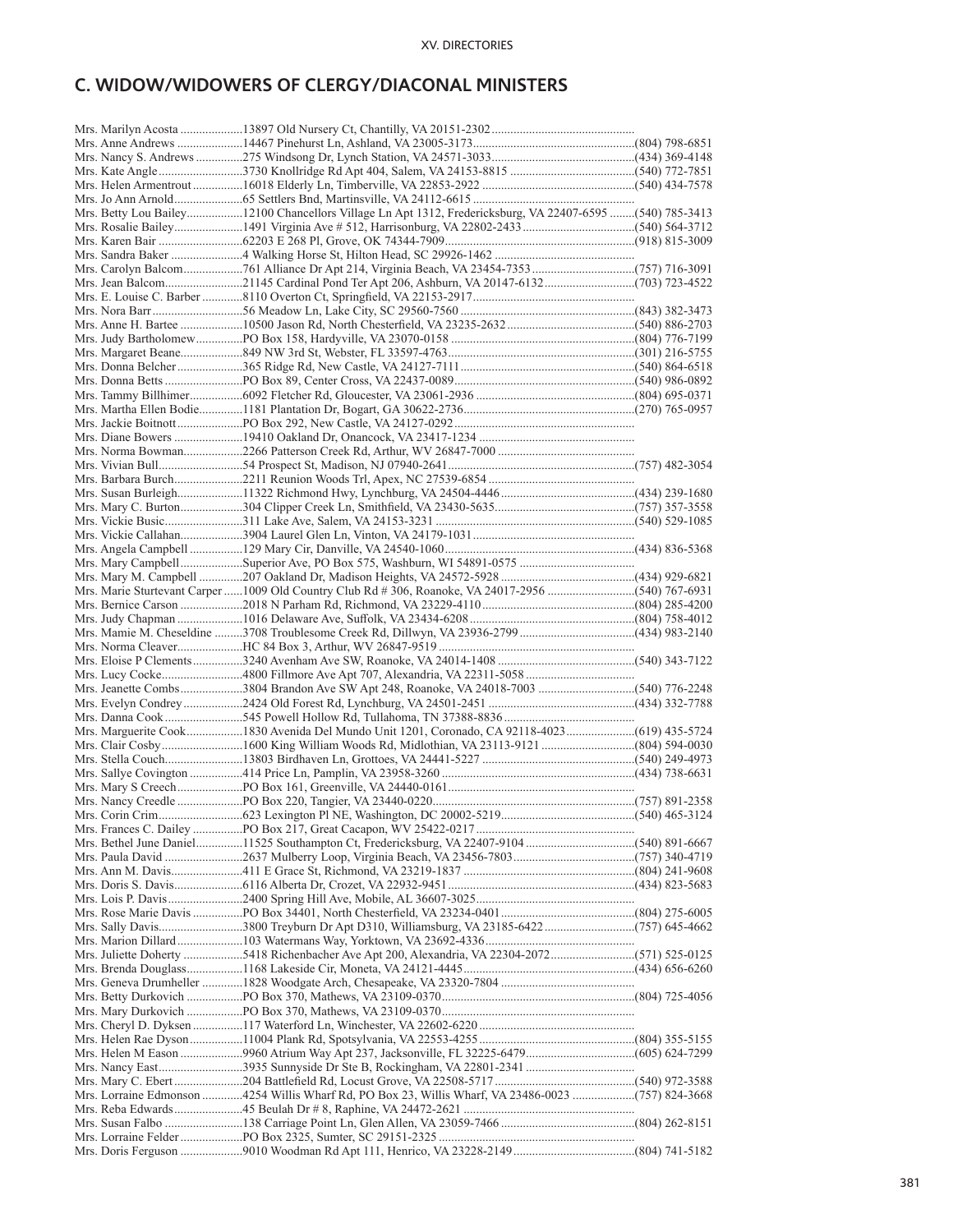## C. WIDOW/WIDOWERS OF CLERGY/DIACONAL MINISTERS

| Name | Address | Phone |
|---|---|---|
| Mrs. Marilyn Acosta | 13897 Old Nursery Ct, Chantilly, VA 20151-2302 | |
| Mrs. Anne Andrews | 14467 Pinehurst Ln, Ashland, VA 23005-3173 | (804) 798-6851 |
| Mrs. Nancy S. Andrews | 275 Windsong Dr, Lynch Station, VA 24571-3033 | (434) 369-4148 |
| Mrs. Kate Angle | 3730 Knollridge Rd Apt 404, Salem, VA 24153-8815 | (540) 772-7851 |
| Mrs. Helen Armentrout | 16018 Elderly Ln, Timberville, VA 22853-2922 | (540) 434-7578 |
| Mrs. Jo Ann Arnold | 65 Settlers Bnd, Martinsville, VA 24112-6615 | |
| Mrs. Betty Lou Bailey | 12100 Chancellors Village Ln Apt 1312, Fredericksburg, VA 22407-6595 | (540) 785-3413 |
| Mrs. Rosalie Bailey | 1491 Virginia Ave # 512, Harrisonburg, VA 22802-2433 | (540) 564-3712 |
| Mrs. Karen Bair | 62203 E 268 Pl, Grove, OK 74344-7909 | (918) 815-3009 |
| Mrs. Sandra Baker | 4 Walking Horse St, Hilton Head, SC 29926-1462 | |
| Mrs. Carolyn Balcom | 761 Alliance Dr Apt 214, Virginia Beach, VA 23454-7353 | (757) 716-3091 |
| Mrs. Jean Balcom | 21145 Cardinal Pond Ter Apt 206, Ashburn, VA 20147-6132 | (703) 723-4522 |
| Mrs. E. Louise C. Barber | 8110 Overton Ct, Springfield, VA 22153-2917 | |
| Mrs. Nora Barr | 56 Meadow Ln, Lake City, SC 29560-7560 | (843) 382-3473 |
| Mrs. Anne H. Bartee | 10500 Jason Rd, North Chesterfield, VA 23235-2632 | (540) 886-2703 |
| Mrs. Judy Bartholomew | PO Box 158, Hardyville, VA 23070-0158 | (804) 776-7199 |
| Mrs. Margaret Beane | 849 NW 3rd St, Webster, FL 33597-4763 | (301) 216-5755 |
| Mrs. Donna Belcher | 365 Ridge Rd, New Castle, VA 24127-7111 | (540) 864-6518 |
| Mrs. Donna Betts | PO Box 89, Center Cross, VA 22437-0089 | (540) 986-0892 |
| Mrs. Tammy Billhimer | 6092 Fletcher Rd, Gloucester, VA 23061-2936 | (804) 695-0371 |
| Mrs. Martha Ellen Bodie | 1181 Plantation Dr, Bogart, GA 30622-2736 | (270) 765-0957 |
| Mrs. Jackie Boitnott | PO Box 292, New Castle, VA 24127-0292 | |
| Mrs. Diane Bowers | 19410 Oakland Dr, Onancock, VA 23417-1234 | |
| Mrs. Norma Bowman | 2266 Patterson Creek Rd, Arthur, WV 26847-7000 | |
| Mrs. Vivian Bull | 54 Prospect St, Madison, NJ 07940-2641 | (757) 482-3054 |
| Mrs. Barbara Burch | 2211 Reunion Woods Trl, Apex, NC 27539-6854 | |
| Mrs. Susan Burleigh | 11322 Richmond Hwy, Lynchburg, VA 24504-4446 | (434) 239-1680 |
| Mrs. Mary C. Burton | 304 Clipper Creek Ln, Smithfield, VA 23430-5635 | (757) 357-3558 |
| Mrs. Vickie Busic | 311 Lake Ave, Salem, VA 24153-3231 | (540) 529-1085 |
| Mrs. Vickie Callahan | 3904 Laurel Glen Ln, Vinton, VA 24179-1031 | |
| Mrs. Angela Campbell | 129 Mary Cir, Danville, VA 24540-1060 | (434) 836-5368 |
| Mrs. Mary Campbell | Superior Ave, PO Box 575, Washburn, WI 54891-0575 | |
| Mrs. Mary M. Campbell | 207 Oakland Dr, Madison Heights, VA 24572-5928 | (434) 929-6821 |
| Mrs. Marie Sturtevant Carper | 1009 Old Country Club Rd # 306, Roanoke, VA 24017-2956 | (540) 767-6931 |
| Mrs. Bernice Carson | 2018 N Parham Rd, Richmond, VA 23229-4110 | (804) 285-4200 |
| Mrs. Judy Chapman | 1016 Delaware Ave, Suffolk, VA 23434-6208 | (804) 758-4012 |
| Mrs. Mamie M. Cheseldine | 3708 Troublesome Creek Rd, Dillwyn, VA 23936-2799 | (434) 983-2140 |
| Mrs. Norma Cleaver | HC 84 Box 3, Arthur, WV 26847-9519 | |
| Mrs. Eloise P Clements | 3240 Avenham Ave SW, Roanoke, VA 24014-1408 | (540) 343-7122 |
| Mrs. Lucy Cocke | 4800 Fillmore Ave Apt 707, Alexandria, VA 22311-5058 | |
| Mrs. Jeanette Combs | 3804 Brandon Ave SW Apt 248, Roanoke, VA 24018-7003 | (540) 776-2248 |
| Mrs. Evelyn Condrey | 2424 Old Forest Rd, Lynchburg, VA 24501-2451 | (434) 332-7788 |
| Mrs. Danna Cook | 545 Powell Hollow Rd, Tullahoma, TN 37388-8836 | |
| Mrs. Marguerite Cook | 1830 Avenida Del Mundo Unit 1201, Coronado, CA 92118-4023 | (619) 435-5724 |
| Mrs. Clair Cosby | 1600 King William Woods Rd, Midlothian, VA 23113-9121 | (804) 594-0030 |
| Mrs. Stella Couch | 13803 Birdhaven Ln, Grottoes, VA 24441-5227 | (540) 249-4973 |
| Mrs. Sallye Covington | 414 Price Ln, Pamplin, VA 23958-3260 | (434) 738-6631 |
| Mrs. Mary S Creech | PO Box 161, Greenville, VA 24440-0161 | |
| Mrs. Nancy Creedle | PO Box 220, Tangier, VA 23440-0220 | (757) 891-2358 |
| Mrs. Corin Crim | 623 Lexington Pl NE, Washington, DC 20002-5219 | (540) 465-3124 |
| Mrs. Frances C. Dailey | PO Box 217, Great Cacapon, WV 25422-0217 | |
| Mrs. Bethel June Daniel | 11525 Southampton Ct, Fredericksburg, VA 22407-9104 | (540) 891-6667 |
| Mrs. Paula David | 2637 Mulberry Loop, Virginia Beach, VA 23456-7803 | (757) 340-4719 |
| Mrs. Ann M. Davis | 411 E Grace St, Richmond, VA 23219-1837 | (804) 241-9608 |
| Mrs. Doris S. Davis | 6116 Alberta Dr, Crozet, VA 22932-9451 | (434) 823-5683 |
| Mrs. Lois P. Davis | 2400 Spring Hill Ave, Mobile, AL 36607-3025 | |
| Mrs. Rose Marie Davis | PO Box 34401, North Chesterfield, VA 23234-0401 | (804) 275-6005 |
| Mrs. Sally Davis | 3800 Treyburn Dr Apt D310, Williamsburg, VA 23185-6422 | (757) 645-4662 |
| Mrs. Marion Dillard | 103 Watermans Way, Yorktown, VA 23692-4336 | |
| Mrs. Juliette Doherty | 5418 Richenbacher Ave Apt 200, Alexandria, VA 22304-2072 | (571) 525-0125 |
| Mrs. Brenda Douglass | 1168 Lakeside Cir, Moneta, VA 24121-4445 | (434) 656-6260 |
| Mrs. Geneva Drumheller | 1828 Woodgate Arch, Chesapeake, VA 23320-7804 | |
| Mrs. Betty Durkovich | PO Box 370, Mathews, VA 23109-0370 | (804) 725-4056 |
| Mrs. Mary Durkovich | PO Box 370, Mathews, VA 23109-0370 | |
| Mrs. Cheryl D. Dyksen | 117 Waterford Ln, Winchester, VA 22602-6220 | |
| Mrs. Helen Rae Dyson | 11004 Plank Rd, Spotsylvania, VA 22553-4255 | (804) 355-5155 |
| Mrs. Helen M Eason | 9960 Atrium Way Apt 237, Jacksonville, FL 32225-6479 | (605) 624-7299 |
| Mrs. Nancy East | 3935 Sunnyside Dr Ste B, Rockingham, VA 22801-2341 | |
| Mrs. Mary C. Ebert | 204 Battlefield Rd, Locust Grove, VA 22508-5717 | (540) 972-3588 |
| Mrs. Lorraine Edmonson | 4254 Willis Wharf Rd, PO Box 23, Willis Wharf, VA 23486-0023 | (757) 824-3668 |
| Mrs. Reba Edwards | 45 Beulah Dr # 8, Raphine, VA 24472-2621 | |
| Mrs. Susan Falbo | 138 Carriage Point Ln, Glen Allen, VA 23059-7466 | (804) 262-8151 |
| Mrs. Lorraine Felder | PO Box 2325, Sumter, SC 29151-2325 | |
| Mrs. Doris Ferguson | 9010 Woodman Rd Apt 111, Henrico, VA 23228-2149 | (804) 741-5182 |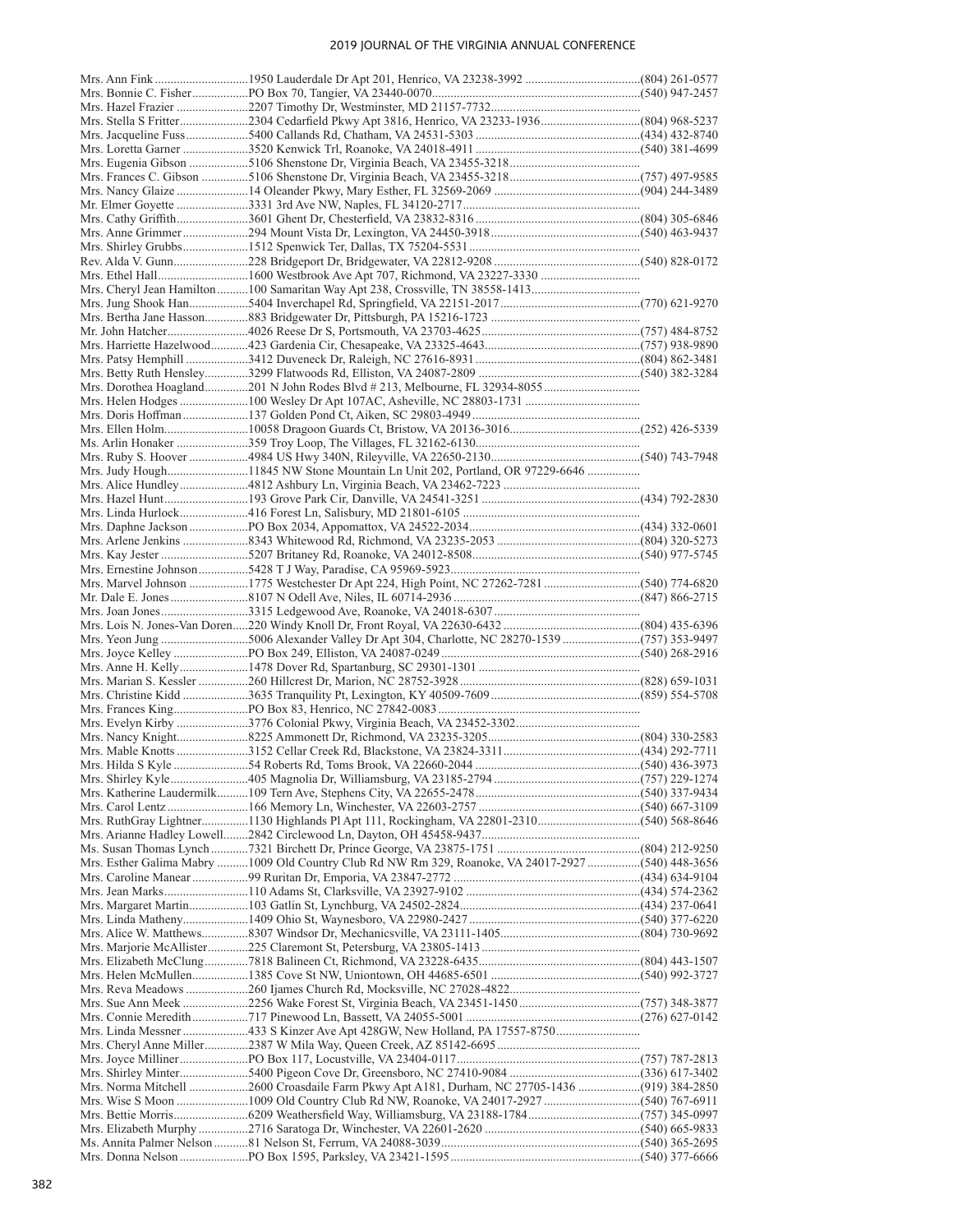| Name | Address | Phone |
|---|---|---|
| Mrs. Ann Fink | 1950 Lauderdale Dr Apt 201, Henrico, VA 23238-3992 | (804) 261-0577 |
| Mrs. Bonnie C. Fisher | PO Box 70, Tangier, VA 23440-0070 | (540) 947-2457 |
| Mrs. Hazel Frazier | 2207 Timothy Dr, Westminster, MD 21157-7732 | |
| Mrs. Stella S Fritter | 2304 Cedarfield Pkwy Apt 3816, Henrico, VA 23233-1936 | (804) 968-5237 |
| Mrs. Jacqueline Fuss | 5400 Callands Rd, Chatham, VA 24531-5303 | (434) 432-8740 |
| Mrs. Loretta Garner | 3520 Kenwick Trl, Roanoke, VA 24018-4911 | (540) 381-4699 |
| Mrs. Eugenia Gibson | 5106 Shenstone Dr, Virginia Beach, VA 23455-3218 | |
| Mrs. Frances C. Gibson | 5106 Shenstone Dr, Virginia Beach, VA 23455-3218 | (757) 497-9585 |
| Mrs. Nancy Glaize | 14 Oleander Pkwy, Mary Esther, FL 32569-2069 | (904) 244-3489 |
| Mr. Elmer Goyette | 3331 3rd Ave NW, Naples, FL 34120-2717 | |
| Mrs. Cathy Griffith | 3601 Ghent Dr, Chesterfield, VA 23832-8316 | (804) 305-6846 |
| Mrs. Anne Grimmer | 294 Mount Vista Dr, Lexington, VA 24450-3918 | (540) 463-9437 |
| Mrs. Shirley Grubbs | 1512 Spenwick Ter, Dallas, TX 75204-5531 | |
| Rev. Alda V. Gunn | 228 Bridgeport Dr, Bridgewater, VA 22812-9208 | (540) 828-0172 |
| Mrs. Ethel Hall | 1600 Westbrook Ave Apt 707, Richmond, VA 23227-3330 | |
| Mrs. Cheryl Jean Hamilton | 100 Samaritan Way Apt 238, Crossville, TN 38558-1413 | |
| Mrs. Jung Shook Han | 5404 Inverchapel Rd, Springfield, VA 22151-2017 | (770) 621-9270 |
| Mrs. Bertha Jane Hasson | 883 Bridgewater Dr, Pittsburgh, PA 15216-1723 | |
| Mr. John Hatcher | 4026 Reese Dr S, Portsmouth, VA 23703-4625 | (757) 484-8752 |
| Mrs. Harriette Hazelwood | 423 Gardenia Cir, Chesapeake, VA 23325-4643 | (757) 938-9890 |
| Mrs. Patsy Hemphill | 3412 Duveneck Dr, Raleigh, NC 27616-8931 | (804) 862-3481 |
| Mrs. Betty Ruth Hensley | 3299 Flatwoods Rd, Elliston, VA 24087-2809 | (540) 382-3284 |
| Mrs. Dorothea Hoagland | 201 N John Rodes Blvd # 213, Melbourne, FL 32934-8055 | |
| Mrs. Helen Hodges | 100 Wesley Dr Apt 107AC, Asheville, NC 28803-1731 | |
| Mrs. Doris Hoffman | 137 Golden Pond Ct, Aiken, SC 29803-4949 | |
| Mrs. Ellen Holm | 10058 Dragoon Guards Ct, Bristow, VA 20136-3016 | (252) 426-5339 |
| Ms. Arlin Honaker | 359 Troy Loop, The Villages, FL 32162-6130 | |
| Mrs. Ruby S. Hoover | 4984 US Hwy 340N, Rileyville, VA 22650-2130 | (540) 743-7948 |
| Mrs. Judy Hough | 11845 NW Stone Mountain Ln Unit 202, Portland, OR 97229-6646 | |
| Mrs. Alice Hundley | 4812 Ashbury Ln, Virginia Beach, VA 23462-7223 | |
| Mrs. Hazel Hunt | 193 Grove Park Cir, Danville, VA 24541-3251 | (434) 792-2830 |
| Mrs. Linda Hurlock | 416 Forest Ln, Salisbury, MD 21801-6105 | |
| Mrs. Daphne Jackson | PO Box 2034, Appomattox, VA 24522-2034 | (434) 332-0601 |
| Mrs. Arlene Jenkins | 8343 Whitewood Rd, Richmond, VA 23235-2053 | (804) 320-5273 |
| Mrs. Kay Jester | 5207 Britaney Rd, Roanoke, VA 24012-8508 | (540) 977-5745 |
| Mrs. Ernestine Johnson | 5428 T J Way, Paradise, CA 95969-5923 | |
| Mrs. Marvel Johnson | 1775 Westchester Dr Apt 224, High Point, NC 27262-7281 | (540) 774-6820 |
| Mr. Dale E. Jones | 8107 N Odell Ave, Niles, IL 60714-2936 | (847) 866-2715 |
| Mrs. Joan Jones | 3315 Ledgewood Ave, Roanoke, VA 24018-6307 | |
| Mrs. Lois N. Jones-Van Doren | 220 Windy Knoll Dr, Front Royal, VA 22630-6432 | (804) 435-6396 |
| Mrs. Yeon Jung | 5006 Alexander Valley Dr Apt 304, Charlotte, NC 28270-1539 | (757) 353-9497 |
| Mrs. Joyce Kelley | PO Box 249, Elliston, VA 24087-0249 | (540) 268-2916 |
| Mrs. Anne H. Kelly | 1478 Dover Rd, Spartanburg, SC 29301-1301 | |
| Mrs. Marian S. Kessler | 260 Hillcrest Dr, Marion, NC 28752-3928 | (828) 659-1031 |
| Mrs. Christine Kidd | 3635 Tranquility Pt, Lexington, KY 40509-7609 | (859) 554-5708 |
| Mrs. Frances King | PO Box 83, Henrico, NC 27842-0083 | |
| Mrs. Evelyn Kirby | 3776 Colonial Pkwy, Virginia Beach, VA 23452-3302 | |
| Mrs. Nancy Knight | 8225 Ammonett Dr, Richmond, VA 23235-3205 | (804) 330-2583 |
| Mrs. Mable Knotts | 3152 Cellar Creek Rd, Blackstone, VA 23824-3311 | (434) 292-7711 |
| Mrs. Hilda S Kyle | 54 Roberts Rd, Toms Brook, VA 22660-2044 | (540) 436-3973 |
| Mrs. Shirley Kyle | 405 Magnolia Dr, Williamsburg, VA 23185-2794 | (757) 229-1274 |
| Mrs. Katherine Laudermilk | 109 Tern Ave, Stephens City, VA 22655-2478 | (540) 337-9434 |
| Mrs. Carol Lentz | 166 Memory Ln, Winchester, VA 22603-2757 | (540) 667-3109 |
| Mrs. RuthGray Lightner | 1130 Highlands Pl Apt 111, Rockingham, VA 22801-2310 | (540) 568-8646 |
| Mrs. Arianne Hadley Lowell | 2842 Circlewood Ln, Dayton, OH 45458-9437 | |
| Ms. Susan Thomas Lynch | 7321 Birchett Dr, Prince George, VA 23875-1751 | (804) 212-9250 |
| Mrs. Esther Galima Mabry | 1009 Old Country Club Rd NW Rm 329, Roanoke, VA 24017-2927 | (540) 448-3656 |
| Mrs. Caroline Manear | 99 Ruritan Dr, Emporia, VA 23847-2772 | (434) 634-9104 |
| Mrs. Jean Marks | 110 Adams St, Clarksville, VA 23927-9102 | (434) 574-2362 |
| Mrs. Margaret Martin | 103 Gatlin St, Lynchburg, VA 24502-2824 | (434) 237-0641 |
| Mrs. Linda Matheny | 1409 Ohio St, Waynesboro, VA 22980-2427 | (540) 377-6220 |
| Mrs. Alice W. Matthews | 8307 Windsor Dr, Mechanicsville, VA 23111-1405 | (804) 730-9692 |
| Mrs. Marjorie McAllister | 225 Claremont St, Petersburg, VA 23805-1413 | |
| Mrs. Elizabeth McClung | 7818 Balineen Ct, Richmond, VA 23228-6435 | (804) 443-1507 |
| Mrs. Helen McMullen | 1385 Cove St NW, Uniontown, OH 44685-6501 | (540) 992-3727 |
| Mrs. Reva Meadows | 260 Ijames Church Rd, Mocksville, NC 27028-4822 | |
| Mrs. Sue Ann Meek | 2256 Wake Forest St, Virginia Beach, VA 23451-1450 | (757) 348-3877 |
| Mrs. Connie Meredith | 717 Pinewood Ln, Bassett, VA 24055-5001 | (276) 627-0142 |
| Mrs. Linda Messner | 433 S Kinzer Ave Apt 428GW, New Holland, PA 17557-8750 | |
| Mrs. Cheryl Anne Miller | 2387 W Mila Way, Queen Creek, AZ 85142-6695 | |
| Mrs. Joyce Milliner | PO Box 117, Locustville, VA 23404-0117 | (757) 787-2813 |
| Mrs. Shirley Minter | 5400 Pigeon Cove Dr, Greensboro, NC 27410-9084 | (336) 617-3402 |
| Mrs. Norma Mitchell | 2600 Croasdaile Farm Pkwy Apt A181, Durham, NC 27705-1436 | (919) 384-2850 |
| Mrs. Wise S Moon | 1009 Old Country Club Rd NW, Roanoke, VA 24017-2927 | (540) 767-6911 |
| Mrs. Bettie Morris | 6209 Weathersfield Way, Williamsburg, VA 23188-1784 | (757) 345-0997 |
| Mrs. Elizabeth Murphy | 2716 Saratoga Dr, Winchester, VA 22601-2620 | (540) 665-9833 |
| Ms. Annita Palmer Nelson | 81 Nelson St, Ferrum, VA 24088-3039 | (540) 365-2695 |
| Mrs. Donna Nelson | PO Box 1595, Parksley, VA 23421-1595 | (540) 377-6666 |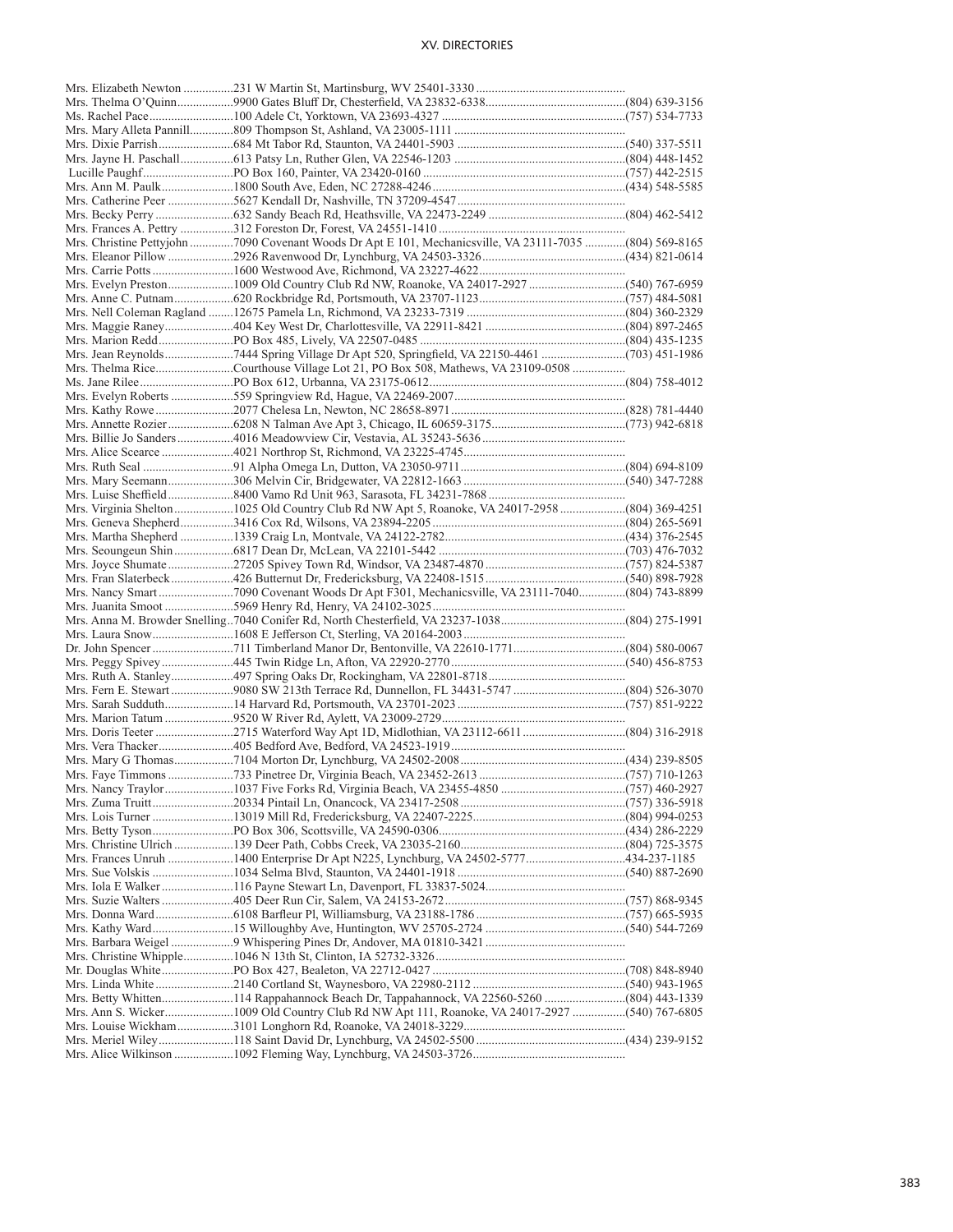Mrs. Elizabeth Newton ................231 W Martin St, Martinsburg, WV 25401-3330 ................................................

Mrs. Thelma O'Quinn..................9900 Gates Bluff Dr, Chesterfield, VA 23832-6338.............................................(804) 639-3156

Ms. Rachel Pace...........................100 Adele Ct, Yorktown, VA 23693-4327 ..........................................................(757) 534-7733

Mrs. Mary Alleta Pannill..............809 Thompson St, Ashland, VA 23005-1111 .......................................................

Mrs. Dixie Parrish........................684 Mt Tabor Rd, Staunton, VA 24401-5903 .....................................................(540) 337-5511

Mrs. Jayne H. Paschall.................613 Patsy Ln, Ruther Glen, VA 22546-1203 ......................................................(804) 448-1452

Lucille Paughf.............................PO Box 160, Painter, VA 23420-0160 ................................................................(757) 442-2515

Mrs. Ann M. Paulk.......................1800 South Ave, Eden, NC 27288-4246 .............................................................(434) 548-5585

Mrs. Catherine Peer .....................5627 Kendall Dr, Nashville, TN 37209-4547 .....................................................

Mrs. Becky Perry .........................632 Sandy Beach Rd, Heathsville, VA 22473-2249 ............................................(804) 462-5412

Mrs. Frances A. Pettry .................312 Foreston Dr, Forest, VA 24551-1410 ..........................................................

Mrs. Christine Pettyjohn ..............7090 Covenant Woods Dr Apt E 101, Mechanicsville, VA 23111-7035 .............(804) 569-8165

Mrs. Eleanor Pillow .....................2926 Ravenwood Dr, Lynchburg, VA 24503-3326.............................................(434) 821-0614

Mrs. Carrie Potts..........................1600 Westwood Ave, Richmond, VA 23227-4622..............................................

Mrs. Evelyn Preston.....................1009 Old Country Club Rd NW, Roanoke, VA 24017-2927 ...............................(540) 767-6959

Mrs. Anne C. Putnam...................620 Rockbridge Rd, Portsmouth, VA 23707-1123..............................................(757) 484-5081

Mrs. Nell Coleman Ragland ........12675 Pamela Ln, Richmond, VA 23233-7319 ..................................................(804) 360-2329

Mrs. Maggie Raney......................404 Key West Dr, Charlottesville, VA 22911-8421 ............................................(804) 897-2465

Mrs. Marion Redd........................PO Box 485, Lively, VA 22507-0485 .................................................................(804) 435-1235

Mrs. Jean Reynolds......................7444 Spring Village Dr Apt 520, Springfield, VA 22150-4461 ...........................(703) 451-1986

Mrs. Thelma Rice.........................Courthouse Village Lot 21, PO Box 508, Mathews, VA 23109-0508 .................

Ms. Jane Rilee..............................PO Box 612, Urbanna, VA 23175-0612..............................................................(804) 758-4012

Mrs. Evelyn Roberts ....................559 Springview Rd, Hague, VA 22469-2007......................................................

Mrs. Kathy Rowe.........................2077 Chelesa Ln, Newton, NC 28658-8971........................................................(828) 781-4440

Mrs. Annette Rozier.....................6208 N Talman Ave Apt 3, Chicago, IL 60659-3175..........................................(773) 942-6818

Mrs. Billie Jo Sanders..................4016 Meadowview Cir, Vestavia, AL 35243-5636 .............................................

Mrs. Alice Scearce .......................4021 Northrop St, Richmond, VA 23225-4745...................................................

Mrs. Ruth Seal .............................91 Alpha Omega Ln, Dutton, VA 23050-9711.....................................................(804) 694-8109

Mrs. Mary Seemann.....................306 Melvin Cir, Bridgewater, VA 22812-1663 ...................................................(540) 347-7288

Mrs. Luise Sheffield.....................8400 Vamo Rd Unit 963, Sarasota, FL 34231-7868 ...........................................

Mrs. Virginia Shelton...................1025 Old Country Club Rd NW Apt 5, Roanoke, VA 24017-2958 .....................(804) 369-4251

Mrs. Geneva Shepherd.................3416 Cox Rd, Wilsons, VA 23894-2205 .............................................................(804) 265-5691

Mrs. Martha Shepherd .................1339 Craig Ln, Montvale, VA 24122-2782.........................................................(434) 376-2545

Mrs. Seoungeun Shin...................6817 Dean Dr, McLean, VA 22101-5442 ...........................................................(703) 476-7032

Mrs. Joyce Shumate.....................27205 Spivey Town Rd, Windsor, VA 23487-4870 ............................................(757) 824-5387

Mrs. Fran Slaterbeck....................426 Butternut Dr, Fredericksburg, VA 22408-1515 ............................................(540) 898-7928

Mrs. Nancy Smart........................7090 Covenant Woods Dr Apt F301, Mechanicsville, VA 23111-7040...............(804) 743-8899

Mrs. Juanita Smoot ......................5969 Henry Rd, Henry, VA 24102-3025 .............................................................

Mrs. Anna M. Browder Snelling..7040 Conifer Rd, North Chesterfield, VA 23237-1038........................................(804) 275-1991

Mrs. Laura Snow..........................1608 E Jefferson Ct, Sterling, VA 20164-2003...................................................

Dr. John Spencer..........................711 Timberland Manor Dr, Bentonville, VA 22610-1771...................................(804) 580-0067

Mrs. Peggy Spivey.......................445 Twin Ridge Ln, Afton, VA 22920-2770.......................................................(540) 456-8753

Mrs. Ruth A. Stanley....................497 Spring Oaks Dr, Rockingham, VA 22801-8718...........................................

Mrs. Fern E. Stewart....................9080 SW 213th Terrace Rd, Dunnellon, FL 34431-5747 ...................................(804) 526-3070

Mrs. Sarah Sudduth......................14 Harvard Rd, Portsmouth, VA 23701-2023 .....................................................(757) 851-9222

Mrs. Marion Tatum ......................9520 W River Rd, Aylett, VA 23009-2729..........................................................

Mrs. Doris Teeter .........................2715 Waterford Way Apt 1D, Midlothian, VA 23112-6611 ................................(804) 316-2918

Mrs. Vera Thacker........................405 Bedford Ave, Bedford, VA 24523-1919.......................................................

Mrs. Mary G Thomas...................7104 Morton Dr, Lynchburg, VA 24502-2008....................................................(434) 239-8505

Mrs. Faye Timmons .....................733 Pinetree Dr, Virginia Beach, VA 23452-2613 ..............................................(757) 710-1263

Mrs. Nancy Traylor......................1037 Five Forks Rd, Virginia Beach, VA 23455-4850 ........................................(757) 460-2927

Mrs. Zuma Truitt..........................20334 Pintail Ln, Onancock, VA 23417-2508 ....................................................(757) 336-5918

Mrs. Lois Turner ..........................13019 Mill Rd, Fredericksburg, VA 22407-2225................................................(804) 994-0253

Mrs. Betty Tyson..........................PO Box 306, Scottsville, VA 24590-0306...........................................................(434) 286-2229

Mrs. Christine Ulrich ...................139 Deer Path, Cobbs Creek, VA 23035-2160....................................................(804) 725-3575

Mrs. Frances Unruh .....................1400 Enterprise Dr Apt N225, Lynchburg, VA 24502-5777................................434-237-1185

Mrs. Sue Volskis ..........................1034 Selma Blvd, Staunton, VA 24401-1918 .....................................................(540) 887-2690

Mrs. Iola E Walker.......................116 Payne Stewart Ln, Davenport, FL 33837-5024............................................

Mrs. Suzie Walters.......................405 Deer Run Cir, Salem, VA 24153-2672.........................................................(757) 868-9345

Mrs. Donna Ward.........................6108 Barfleur Pl, Williamsburg, VA 23188-1786 ................................................(757) 665-5935

Mrs. Kathy Ward..........................15 Willoughby Ave, Huntington, WV 25705-2724 ............................................(540) 544-7269

Mrs. Barbara Weigel ....................9 Whispering Pines Dr, Andover, MA 01810-3421 ............................................

Mrs. Christine Whipple................1046 N 13th St, Clinton, IA 52732-3326 ............................................................

Mr. Douglas White.......................PO Box 427, Bealeton, VA 22712-0427 .............................................................(708) 848-8940

Mrs. Linda White .........................2140 Cortland St, Waynesboro, VA 22980-2112 .................................................(540) 943-1965

Mrs. Betty Whitten.......................114 Rappahannock Beach Dr, Tappahannock, VA 22560-5260 ..........................(804) 443-1339

Mrs. Ann S. Wicker......................1009 Old Country Club Rd NW Apt 111, Roanoke, VA 24017-2927 .................(540) 767-6805

Mrs. Louise Wickham..................3101 Longhorn Rd, Roanoke, VA 24018-3229...................................................

Mrs. Meriel Wiley........................118 Saint David Dr, Lynchburg, VA 24502-5500 ................................................(434) 239-9152

Mrs. Alice Wilkinson ...................1092 Fleming Way, Lynchburg, VA 24503-3726.................................................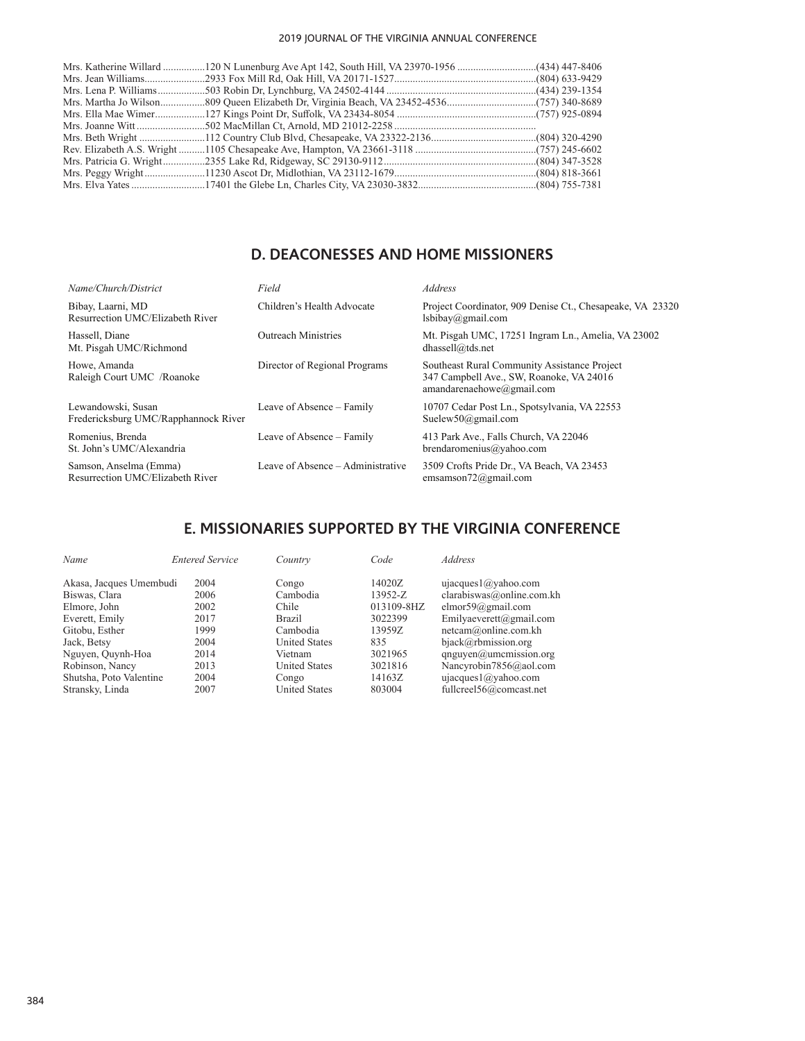| | | |
|---|---|---|
| Mrs. Katherine Willard | 120 N Lunenburg Ave Apt 142, South Hill, VA 23970-1956 | (434) 447-8406 |
| Mrs. Jean Williams | 2933 Fox Mill Rd, Oak Hill, VA 20171-1527 | (804) 633-9429 |
| Mrs. Lena P. Williams | 503 Robin Dr, Lynchburg, VA 24502-4144 | (434) 239-1354 |
| Mrs. Martha Jo Wilson | 809 Queen Elizabeth Dr, Virginia Beach, VA 23452-4536 | (757) 340-8689 |
| Mrs. Ella Mae Wimer | 127 Kings Point Dr, Suffolk, VA 23434-8054 | (757) 925-0894 |
| Mrs. Joanne Witt | 502 MacMillan Ct, Arnold, MD 21012-2258 | |
| Mrs. Beth Wright | 112 Country Club Blvd, Chesapeake, VA 23322-2136 | (804) 320-4290 |
| Rev. Elizabeth A.S. Wright | 1105 Chesapeake Ave, Hampton, VA 23661-3118 | (757) 245-6602 |
| Mrs. Patricia G. Wright | 2355 Lake Rd, Ridgeway, SC 29130-9112 | (804) 347-3528 |
| Mrs. Peggy Wright | 11230 Ascot Dr, Midlothian, VA 23112-1679 | (804) 818-3661 |
| Mrs. Elva Yates | 17401 the Glebe Ln, Charles City, VA 23030-3832 | (804) 755-7381 |

## D. DEACONESSES AND HOME MISSIONERS

| *Name/Church/District* | *Field* | *Address* |
|---|---|---|
| Bibay, Laarni, MD<br>Resurrection UMC/Elizabeth River | Children's Health Advocate | Project Coordinator, 909 Denise Ct., Chesapeake, VA 23320<br>lsbibay@gmail.com |
| Hassell, Diane<br>Mt. Pisgah UMC/Richmond | Outreach Ministries | Mt. Pisgah UMC, 17251 Ingram Ln., Amelia, VA 23002<br>dhassell@tds.net |
| Howe, Amanda<br>Raleigh Court UMC /Roanoke | Director of Regional Programs | Southeast Rural Community Assistance Project<br>347 Campbell Ave., SW, Roanoke, VA 24016<br>amandarenaehowe@gmail.com |
| Lewandowski, Susan<br>Fredericksburg UMC/Rapphannock River | Leave of Absence – Family | 10707 Cedar Post Ln., Spotsylvania, VA 22553<br>Suelew50@gmail.com |
| Romenius, Brenda<br>St. John's UMC/Alexandria | Leave of Absence – Family | 413 Park Ave., Falls Church, VA 22046<br>brendaromenius@yahoo.com |
| Samson, Anselma (Emma)<br>Resurrection UMC/Elizabeth River | Leave of Absence – Administrative | 3509 Crofts Pride Dr., VA Beach, VA 23453<br>emsamson72@gmail.com |

## E. MISSIONARIES SUPPORTED BY THE VIRGINIA CONFERENCE

| *Name* | *Entered Service* | *Country* | *Code* | *Address* |
|---|---|---|---|---|
| Akasa, Jacques Umembudi | 2004 | Congo | 14020Z | ujacques1@yahoo.com |
| Biswas, Clara | 2006 | Cambodia | 13952-Z | clarabiswas@online.com.kh |
| Elmore, John | 2002 | Chile | 013109-8HZ | elmor59@gmail.com |
| Everett, Emily | 2017 | Brazil | 3022399 | Emilyaeverett@gmail.com |
| Gitobu, Esther | 1999 | Cambodia | 13959Z | netcam@online.com.kh |
| Jack, Betsy | 2004 | United States | 835 | bjack@rbmission.org |
| Nguyen, Quynh-Hoa | 2014 | Vietnam | 3021965 | qnguyen@umcmission.org |
| Robinson, Nancy | 2013 | United States | 3021816 | Nancyrobin7856@aol.com |
| Shutsha, Poto Valentine | 2004 | Congo | 14163Z | ujacques1@yahoo.com |
| Stransky, Linda | 2007 | United States | 803004 | fullcreel56@comcast.net |